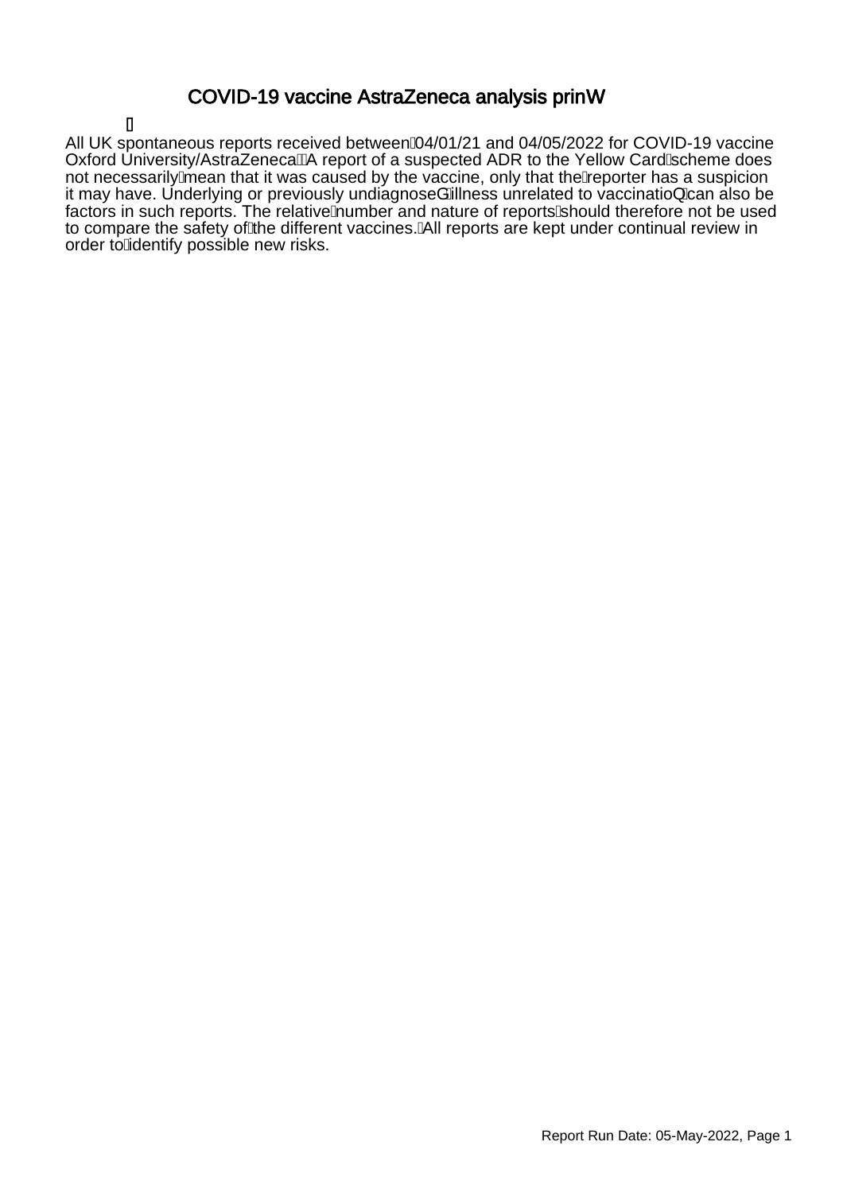# COVID-19 vaccine AstraZeneca analysis prinW

All UK spontaneous reports received between 04/01/21 and 04/05/2022 for COVID-19 vaccine Oxford University/AstraZeneca. A report of a suspected ADR to the Yellow Card scheme does not necessarily mean that it was caused by the vaccine, only that the reporter has a suspicion it may have. Underlying or previously undiagnoseG illness unrelated to vaccinatioQ can also be factors in such reports. The relative number and nature of reports should therefore not be used to compare the safety of the different vaccines. All reports are kept under continual review in order to identify possible new risks.

Report Run Date: 05-May-2022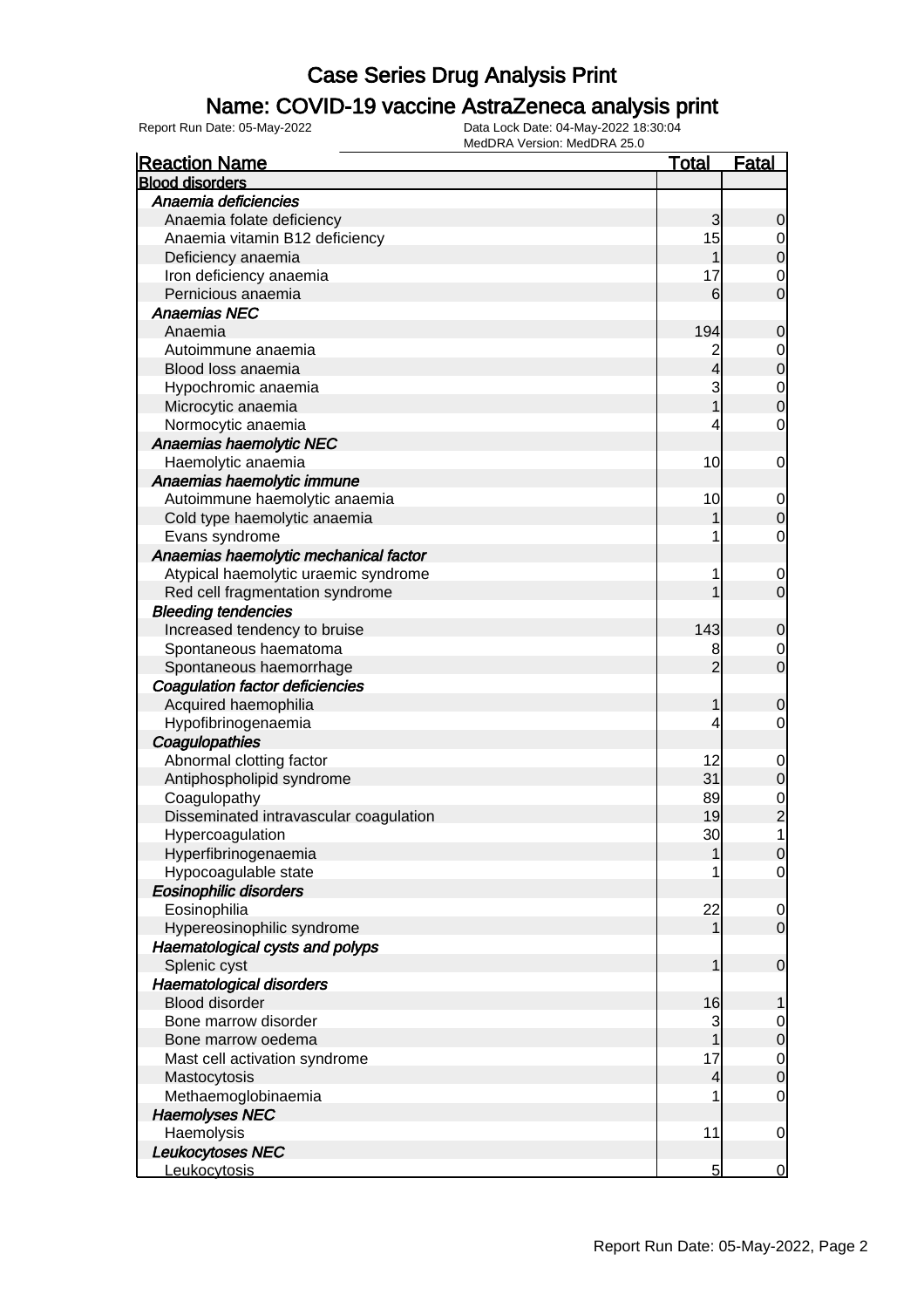# Case Series Drug Analysis Print

## Name: COVID-19 vaccine AstraZeneca analysis print

Report Run Date: 05-May-2022

Data Lock Date: 04-May-2022 18:30:04

MedDRA Version: MedDRA 25.0

| Reaction Name | Total | Fatal |
|---|---|---|
| **Blood disorders** | | |
| *Anaemia deficiencies* | | |
| Anaemia folate deficiency | 3 | 0 |
| Anaemia vitamin B12 deficiency | 15 | 0 |
| Deficiency anaemia | 1 | 0 |
| Iron deficiency anaemia | 17 | 0 |
| Pernicious anaemia | 6 | 0 |
| *Anaemias NEC* | | |
| Anaemia | 194 | 0 |
| Autoimmune anaemia | 2 | 0 |
| Blood loss anaemia | 4 | 0 |
| Hypochromic anaemia | 3 | 0 |
| Microcytic anaemia | 1 | 0 |
| Normocytic anaemia | 4 | 0 |
| *Anaemias haemolytic NEC* | | |
| Haemolytic anaemia | 10 | 0 |
| *Anaemias haemolytic immune* | | |
| Autoimmune haemolytic anaemia | 10 | 0 |
| Cold type haemolytic anaemia | 1 | 0 |
| Evans syndrome | 1 | 0 |
| *Anaemias haemolytic mechanical factor* | | |
| Atypical haemolytic uraemic syndrome | 1 | 0 |
| Red cell fragmentation syndrome | 1 | 0 |
| *Bleeding tendencies* | | |
| Increased tendency to bruise | 143 | 0 |
| Spontaneous haematoma | 8 | 0 |
| Spontaneous haemorrhage | 2 | 0 |
| *Coagulation factor deficiencies* | | |
| Acquired haemophilia | 1 | 0 |
| Hypofibrinogenaemia | 4 | 0 |
| *Coagulopathies* | | |
| Abnormal clotting factor | 12 | 0 |
| Antiphospholipid syndrome | 31 | 0 |
| Coagulopathy | 89 | 0 |
| Disseminated intravascular coagulation | 19 | 2 |
| Hypercoagulation | 30 | 1 |
| Hyperfibrinogenaemia | 1 | 0 |
| Hypocoagulable state | 1 | 0 |
| *Eosinophilic disorders* | | |
| Eosinophilia | 22 | 0 |
| Hypereosinophilic syndrome | 1 | 0 |
| *Haematological cysts and polyps* | | |
| Splenic cyst | 1 | 0 |
| *Haematological disorders* | | |
| Blood disorder | 16 | 1 |
| Bone marrow disorder | 3 | 0 |
| Bone marrow oedema | 1 | 0 |
| Mast cell activation syndrome | 17 | 0 |
| Mastocytosis | 4 | 0 |
| Methaemoglobinaemia | 1 | 0 |
| *Haemolyses NEC* | | |
| Haemolysis | 11 | 0 |
| *Leukocytoses NEC* | | |
| Leukocytosis | 5 | 0 |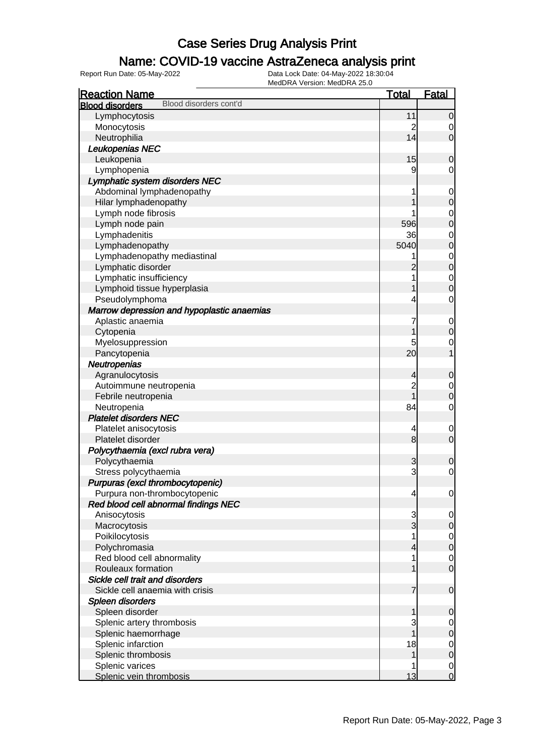# Case Series Drug Analysis Print

## Name: COVID-19 vaccine AstraZeneca analysis print

Report Run Date: 05-May-2022 | Data Lock Date: 04-May-2022 18:30:04 | MedDRA Version: MedDRA 25.0

| Reaction Name | Total | Fatal |
|---|---|---|
| **Blood disorders** Blood disorders cont'd | | |
| Lymphocytosis | 11 | 0 |
| Monocytosis | 2 | 0 |
| Neutrophilia | 14 | 0 |
| ***Leukopenias NEC*** | | |
| Leukopenia | 15 | 0 |
| Lymphopenia | 9 | 0 |
| ***Lymphatic system disorders NEC*** | | |
| Abdominal lymphadenopathy | 1 | 0 |
| Hilar lymphadenopathy | 1 | 0 |
| Lymph node fibrosis | 1 | 0 |
| Lymph node pain | 596 | 0 |
| Lymphadenitis | 36 | 0 |
| Lymphadenopathy | 5040 | 0 |
| Lymphadenopathy mediastinal | 1 | 0 |
| Lymphatic disorder | 2 | 0 |
| Lymphatic insufficiency | 1 | 0 |
| Lymphoid tissue hyperplasia | 1 | 0 |
| Pseudolymphoma | 4 | 0 |
| ***Marrow depression and hypoplastic anaemias*** | | |
| Aplastic anaemia | 7 | 0 |
| Cytopenia | 1 | 0 |
| Myelosuppression | 5 | 0 |
| Pancytopenia | 20 | 1 |
| ***Neutropenias*** | | |
| Agranulocytosis | 4 | 0 |
| Autoimmune neutropenia | 2 | 0 |
| Febrile neutropenia | 1 | 0 |
| Neutropenia | 84 | 0 |
| ***Platelet disorders NEC*** | | |
| Platelet anisocytosis | 4 | 0 |
| Platelet disorder | 8 | 0 |
| ***Polycythaemia (excl rubra vera)*** | | |
| Polycythaemia | 3 | 0 |
| Stress polycythaemia | 3 | 0 |
| ***Purpuras (excl thrombocytopenic)*** | | |
| Purpura non-thrombocytopenic | 4 | 0 |
| ***Red blood cell abnormal findings NEC*** | | |
| Anisocytosis | 3 | 0 |
| Macrocytosis | 3 | 0 |
| Poikilocytosis | 1 | 0 |
| Polychromasia | 4 | 0 |
| Red blood cell abnormality | 1 | 0 |
| Rouleaux formation | 1 | 0 |
| ***Sickle cell trait and disorders*** | | |
| Sickle cell anaemia with crisis | 7 | 0 |
| ***Spleen disorders*** | | |
| Spleen disorder | 1 | 0 |
| Splenic artery thrombosis | 3 | 0 |
| Splenic haemorrhage | 1 | 0 |
| Splenic infarction | 18 | 0 |
| Splenic thrombosis | 1 | 0 |
| Splenic varices | 1 | 0 |
| Splenic vein thrombosis | 13 | 0 |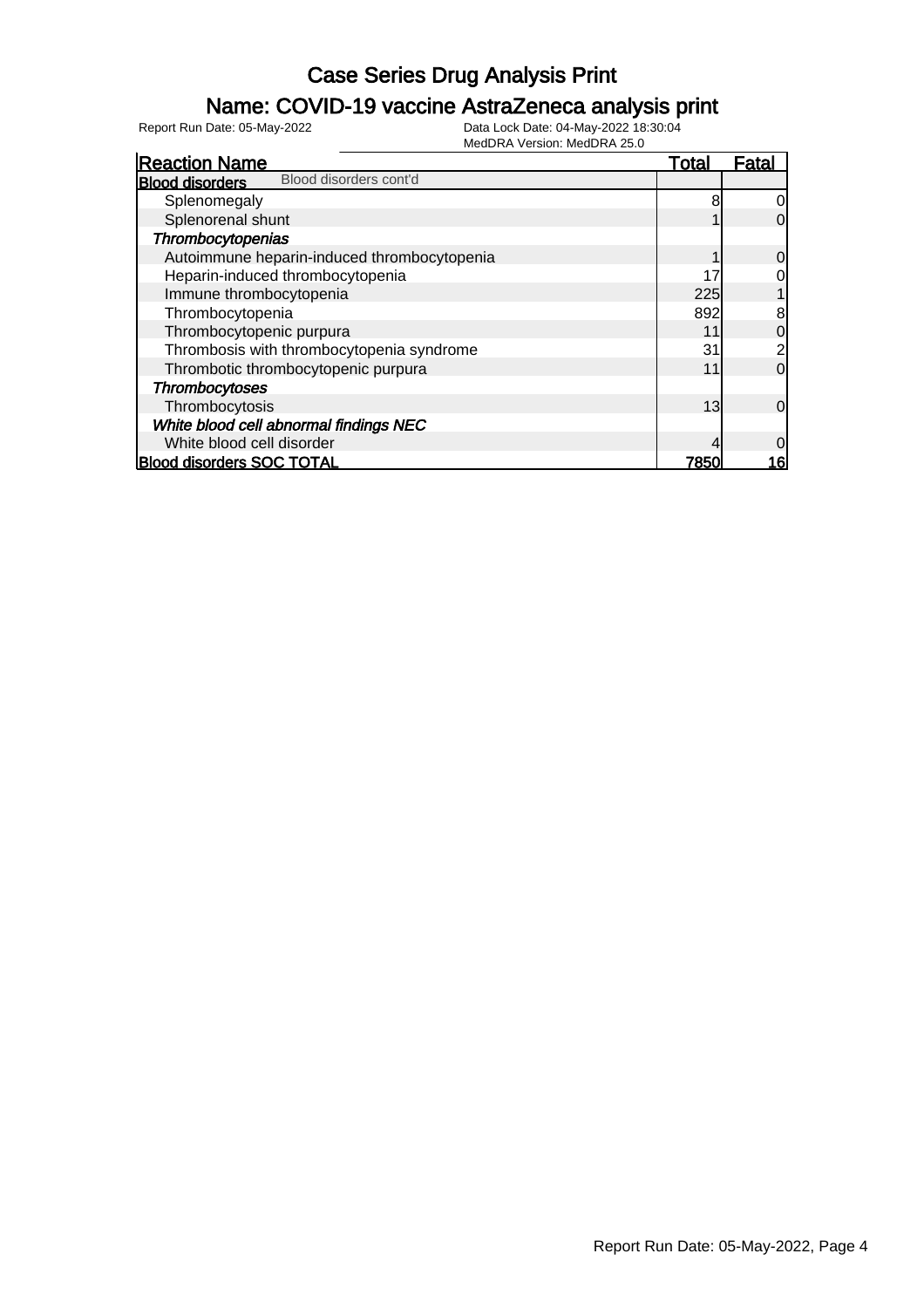# Case Series Drug Analysis Print

## Name: COVID-19 vaccine AstraZeneca analysis print

Report Run Date: 05-May-2022  Data Lock Date: 04-May-2022 18:30:04
MedDRA Version: MedDRA 25.0

| Reaction Name | Total | Fatal |
|---|---|---|
| **Blood disorders** Blood disorders cont'd | | |
| Splenomegaly | 8 | 0 |
| Splenorenal shunt | 1 | 0 |
| ***Thrombocytopenias*** | | |
| Autoimmune heparin-induced thrombocytopenia | 1 | 0 |
| Heparin-induced thrombocytopenia | 17 | 0 |
| Immune thrombocytopenia | 225 | 1 |
| Thrombocytopenia | 892 | 8 |
| Thrombocytopenic purpura | 11 | 0 |
| Thrombosis with thrombocytopenia syndrome | 31 | 2 |
| Thrombotic thrombocytopenic purpura | 11 | 0 |
| ***Thrombocytoses*** | | |
| Thrombocytosis | 13 | 0 |
| ***White blood cell abnormal findings NEC*** | | |
| White blood cell disorder | 4 | 0 |
| **Blood disorders SOC TOTAL** | **7850** | **16** |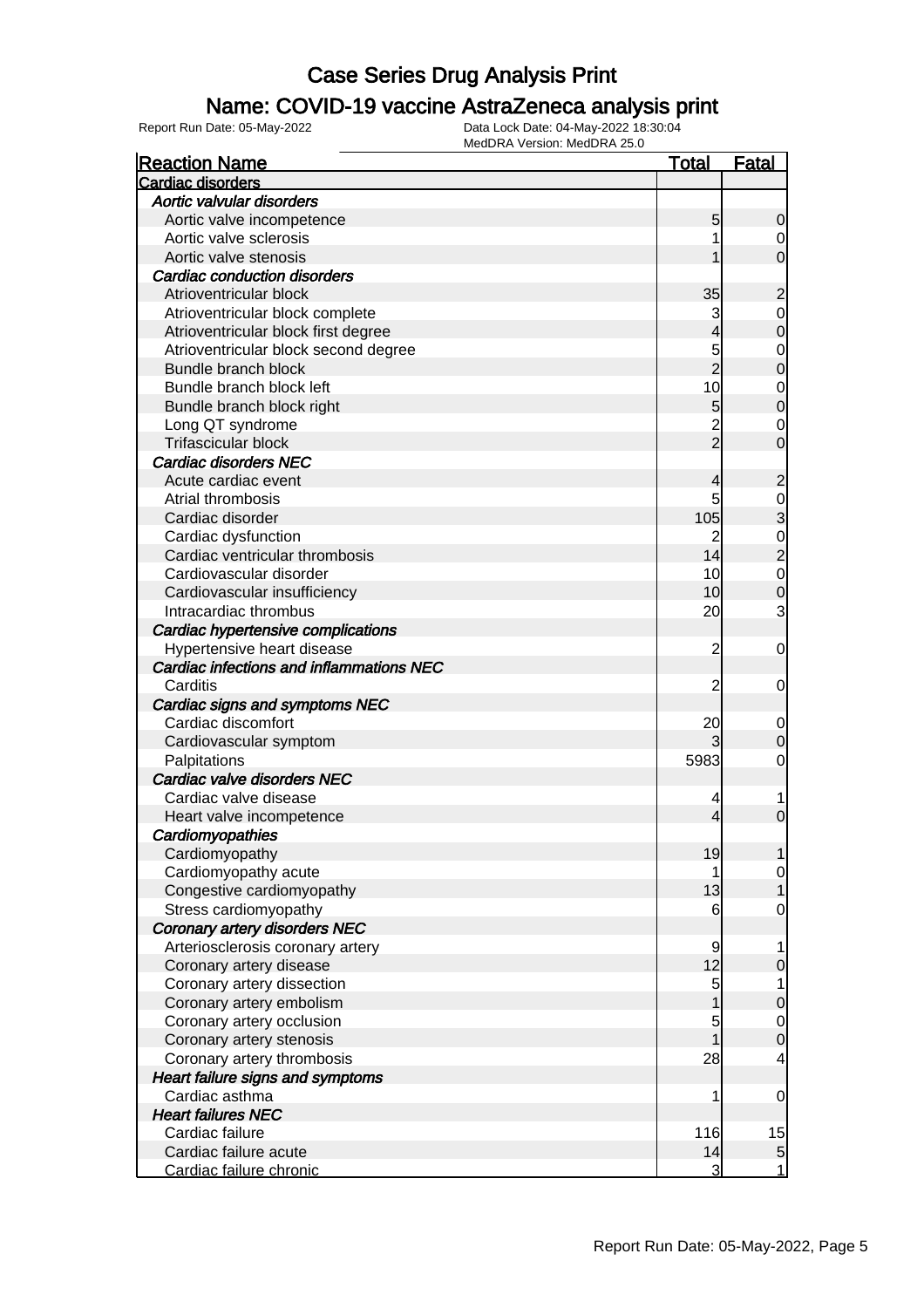# Case Series Drug Analysis Print

## Name: COVID-19 vaccine AstraZeneca analysis print

Report Run Date: 05-May-2022

Data Lock Date: 04-May-2022 18:30:04
MedDRA Version: MedDRA 25.0

| Reaction Name | Total | Fatal |
|---|---|---|
| **Cardiac disorders** | | |
| ***Aortic valvular disorders*** | | |
| Aortic valve incompetence | 5 | 0 |
| Aortic valve sclerosis | 1 | 0 |
| Aortic valve stenosis | 1 | 0 |
| ***Cardiac conduction disorders*** | | |
| Atrioventricular block | 35 | 2 |
| Atrioventricular block complete | 3 | 0 |
| Atrioventricular block first degree | 4 | 0 |
| Atrioventricular block second degree | 5 | 0 |
| Bundle branch block | 2 | 0 |
| Bundle branch block left | 10 | 0 |
| Bundle branch block right | 5 | 0 |
| Long QT syndrome | 2 | 0 |
| Trifascicular block | 2 | 0 |
| ***Cardiac disorders NEC*** | | |
| Acute cardiac event | 4 | 2 |
| Atrial thrombosis | 5 | 0 |
| Cardiac disorder | 105 | 3 |
| Cardiac dysfunction | 2 | 0 |
| Cardiac ventricular thrombosis | 14 | 2 |
| Cardiovascular disorder | 10 | 0 |
| Cardiovascular insufficiency | 10 | 0 |
| Intracardiac thrombus | 20 | 3 |
| ***Cardiac hypertensive complications*** | | |
| Hypertensive heart disease | 2 | 0 |
| ***Cardiac infections and inflammations NEC*** | | |
| Carditis | 2 | 0 |
| ***Cardiac signs and symptoms NEC*** | | |
| Cardiac discomfort | 20 | 0 |
| Cardiovascular symptom | 3 | 0 |
| Palpitations | 5983 | 0 |
| ***Cardiac valve disorders NEC*** | | |
| Cardiac valve disease | 4 | 1 |
| Heart valve incompetence | 4 | 0 |
| ***Cardiomyopathies*** | | |
| Cardiomyopathy | 19 | 1 |
| Cardiomyopathy acute | 1 | 0 |
| Congestive cardiomyopathy | 13 | 1 |
| Stress cardiomyopathy | 6 | 0 |
| ***Coronary artery disorders NEC*** | | |
| Arteriosclerosis coronary artery | 9 | 1 |
| Coronary artery disease | 12 | 0 |
| Coronary artery dissection | 5 | 1 |
| Coronary artery embolism | 1 | 0 |
| Coronary artery occlusion | 5 | 0 |
| Coronary artery stenosis | 1 | 0 |
| Coronary artery thrombosis | 28 | 4 |
| ***Heart failure signs and symptoms*** | | |
| Cardiac asthma | 1 | 0 |
| ***Heart failures NEC*** | | |
| Cardiac failure | 116 | 15 |
| Cardiac failure acute | 14 | 5 |
| Cardiac failure chronic | 3 | 1 |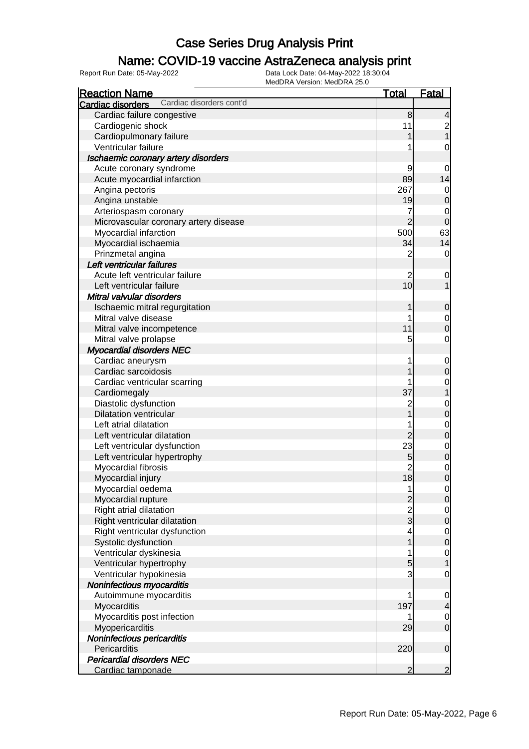# Case Series Drug Analysis Print

## Name: COVID-19 vaccine AstraZeneca analysis print

Report Run Date: 05-May-2022
Data Lock Date: 04-May-2022 18:30:04
MedDRA Version: MedDRA 25.0

| Reaction Name | Total | Fatal |
|---|---|---|
| **Cardiac disorders** Cardiac disorders cont'd | | |
| Cardiac failure congestive | 8 | 4 |
| Cardiogenic shock | 11 | 2 |
| Cardiopulmonary failure | 1 | 1 |
| Ventricular failure | 1 | 0 |
| ***Ischaemic coronary artery disorders*** | | |
| Acute coronary syndrome | 9 | 0 |
| Acute myocardial infarction | 89 | 14 |
| Angina pectoris | 267 | 0 |
| Angina unstable | 19 | 0 |
| Arteriospasm coronary | 7 | 0 |
| Microvascular coronary artery disease | 2 | 0 |
| Myocardial infarction | 500 | 63 |
| Myocardial ischaemia | 34 | 14 |
| Prinzmetal angina | 2 | 0 |
| ***Left ventricular failures*** | | |
| Acute left ventricular failure | 2 | 0 |
| Left ventricular failure | 10 | 1 |
| ***Mitral valvular disorders*** | | |
| Ischaemic mitral regurgitation | 1 | 0 |
| Mitral valve disease | 1 | 0 |
| Mitral valve incompetence | 11 | 0 |
| Mitral valve prolapse | 5 | 0 |
| ***Myocardial disorders NEC*** | | |
| Cardiac aneurysm | 1 | 0 |
| Cardiac sarcoidosis | 1 | 0 |
| Cardiac ventricular scarring | 1 | 0 |
| Cardiomegaly | 37 | 1 |
| Diastolic dysfunction | 2 | 0 |
| Dilatation ventricular | 1 | 0 |
| Left atrial dilatation | 1 | 0 |
| Left ventricular dilatation | 2 | 0 |
| Left ventricular dysfunction | 23 | 0 |
| Left ventricular hypertrophy | 5 | 0 |
| Myocardial fibrosis | 2 | 0 |
| Myocardial injury | 18 | 0 |
| Myocardial oedema | 1 | 0 |
| Myocardial rupture | 2 | 0 |
| Right atrial dilatation | 2 | 0 |
| Right ventricular dilatation | 3 | 0 |
| Right ventricular dysfunction | 4 | 0 |
| Systolic dysfunction | 1 | 0 |
| Ventricular dyskinesia | 1 | 0 |
| Ventricular hypertrophy | 5 | 1 |
| Ventricular hypokinesia | 3 | 0 |
| ***Noninfectious myocarditis*** | | |
| Autoimmune myocarditis | 1 | 0 |
| Myocarditis | 197 | 4 |
| Myocarditis post infection | 1 | 0 |
| Myopericarditis | 29 | 0 |
| ***Noninfectious pericarditis*** | | |
| Pericarditis | 220 | 0 |
| ***Pericardial disorders NEC*** | | |
| Cardiac tamponade | 2 | 2 |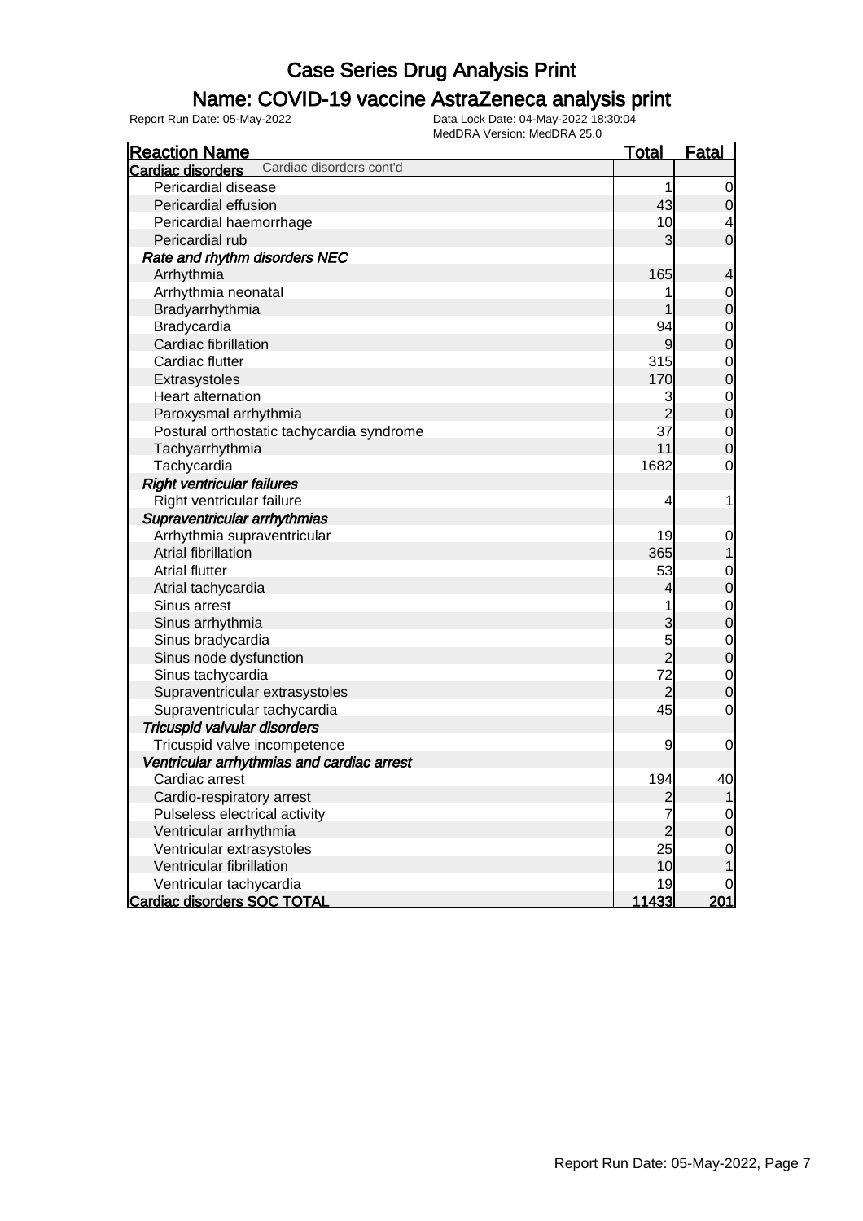# Case Series Drug Analysis Print

## Name: COVID-19 vaccine AstraZeneca analysis print

Report Run Date: 05-May-2022    Data Lock Date: 04-May-2022 18:30:04
MedDRA Version: MedDRA 25.0

| Reaction Name | Total | Fatal |
|---|---|---|
| **Cardiac disorders** Cardiac disorders cont'd | | |
| Pericardial disease | 1 | 0 |
| Pericardial effusion | 43 | 0 |
| Pericardial haemorrhage | 10 | 4 |
| Pericardial rub | 3 | 0 |
| ***Rate and rhythm disorders NEC*** | | |
| Arrhythmia | 165 | 4 |
| Arrhythmia neonatal | 1 | 0 |
| Bradyarrhythmia | 1 | 0 |
| Bradycardia | 94 | 0 |
| Cardiac fibrillation | 9 | 0 |
| Cardiac flutter | 315 | 0 |
| Extrasystoles | 170 | 0 |
| Heart alternation | 3 | 0 |
| Paroxysmal arrhythmia | 2 | 0 |
| Postural orthostatic tachycardia syndrome | 37 | 0 |
| Tachyarrhythmia | 11 | 0 |
| Tachycardia | 1682 | 0 |
| ***Right ventricular failures*** | | |
| Right ventricular failure | 4 | 1 |
| ***Supraventricular arrhythmias*** | | |
| Arrhythmia supraventricular | 19 | 0 |
| Atrial fibrillation | 365 | 1 |
| Atrial flutter | 53 | 0 |
| Atrial tachycardia | 4 | 0 |
| Sinus arrest | 1 | 0 |
| Sinus arrhythmia | 3 | 0 |
| Sinus bradycardia | 5 | 0 |
| Sinus node dysfunction | 2 | 0 |
| Sinus tachycardia | 72 | 0 |
| Supraventricular extrasystoles | 2 | 0 |
| Supraventricular tachycardia | 45 | 0 |
| ***Tricuspid valvular disorders*** | | |
| Tricuspid valve incompetence | 9 | 0 |
| ***Ventricular arrhythmias and cardiac arrest*** | | |
| Cardiac arrest | 194 | 40 |
| Cardio-respiratory arrest | 2 | 1 |
| Pulseless electrical activity | 7 | 0 |
| Ventricular arrhythmia | 2 | 0 |
| Ventricular extrasystoles | 25 | 0 |
| Ventricular fibrillation | 10 | 1 |
| Ventricular tachycardia | 19 | 0 |
| **Cardiac disorders SOC TOTAL** | **11433** | **201** |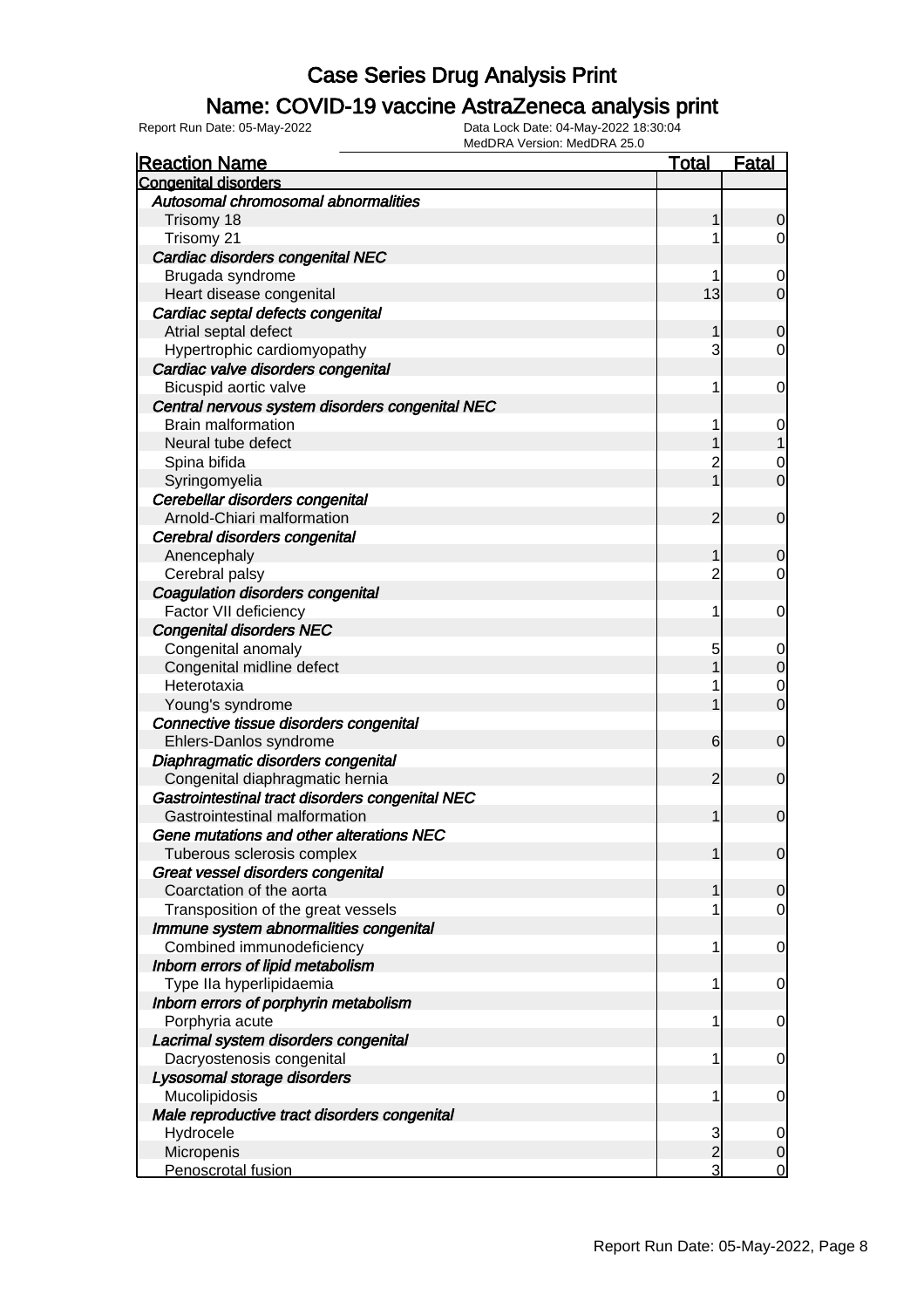# Case Series Drug Analysis Print

## Name: COVID-19 vaccine AstraZeneca analysis print

Report Run Date: 05-May-2022    Data Lock Date: 04-May-2022 18:30:04
MedDRA Version: MedDRA 25.0

| Reaction Name | Total | Fatal |
|---|---|---|
| **Congenital disorders** | | |
| *Autosomal chromosomal abnormalities* | | |
| Trisomy 18 | 1 | 0 |
| Trisomy 21 | 1 | 0 |
| *Cardiac disorders congenital NEC* | | |
| Brugada syndrome | 1 | 0 |
| Heart disease congenital | 13 | 0 |
| *Cardiac septal defects congenital* | | |
| Atrial septal defect | 1 | 0 |
| Hypertrophic cardiomyopathy | 3 | 0 |
| *Cardiac valve disorders congenital* | | |
| Bicuspid aortic valve | 1 | 0 |
| *Central nervous system disorders congenital NEC* | | |
| Brain malformation | 1 | 0 |
| Neural tube defect | 1 | 1 |
| Spina bifida | 2 | 0 |
| Syringomyelia | 1 | 0 |
| *Cerebellar disorders congenital* | | |
| Arnold-Chiari malformation | 2 | 0 |
| *Cerebral disorders congenital* | | |
| Anencephaly | 1 | 0 |
| Cerebral palsy | 2 | 0 |
| *Coagulation disorders congenital* | | |
| Factor VII deficiency | 1 | 0 |
| *Congenital disorders NEC* | | |
| Congenital anomaly | 5 | 0 |
| Congenital midline defect | 1 | 0 |
| Heterotaxia | 1 | 0 |
| Young's syndrome | 1 | 0 |
| *Connective tissue disorders congenital* | | |
| Ehlers-Danlos syndrome | 6 | 0 |
| *Diaphragmatic disorders congenital* | | |
| Congenital diaphragmatic hernia | 2 | 0 |
| *Gastrointestinal tract disorders congenital NEC* | | |
| Gastrointestinal malformation | 1 | 0 |
| *Gene mutations and other alterations NEC* | | |
| Tuberous sclerosis complex | 1 | 0 |
| *Great vessel disorders congenital* | | |
| Coarctation of the aorta | 1 | 0 |
| Transposition of the great vessels | 1 | 0 |
| *Immune system abnormalities congenital* | | |
| Combined immunodeficiency | 1 | 0 |
| *Inborn errors of lipid metabolism* | | |
| Type IIa hyperlipidaemia | 1 | 0 |
| *Inborn errors of porphyrin metabolism* | | |
| Porphyria acute | 1 | 0 |
| *Lacrimal system disorders congenital* | | |
| Dacryostenosis congenital | 1 | 0 |
| *Lysosomal storage disorders* | | |
| Mucolipidosis | 1 | 0 |
| *Male reproductive tract disorders congenital* | | |
| Hydrocele | 3 | 0 |
| Micropenis | 2 | 0 |
| Penoscrotal fusion | 3 | 0 |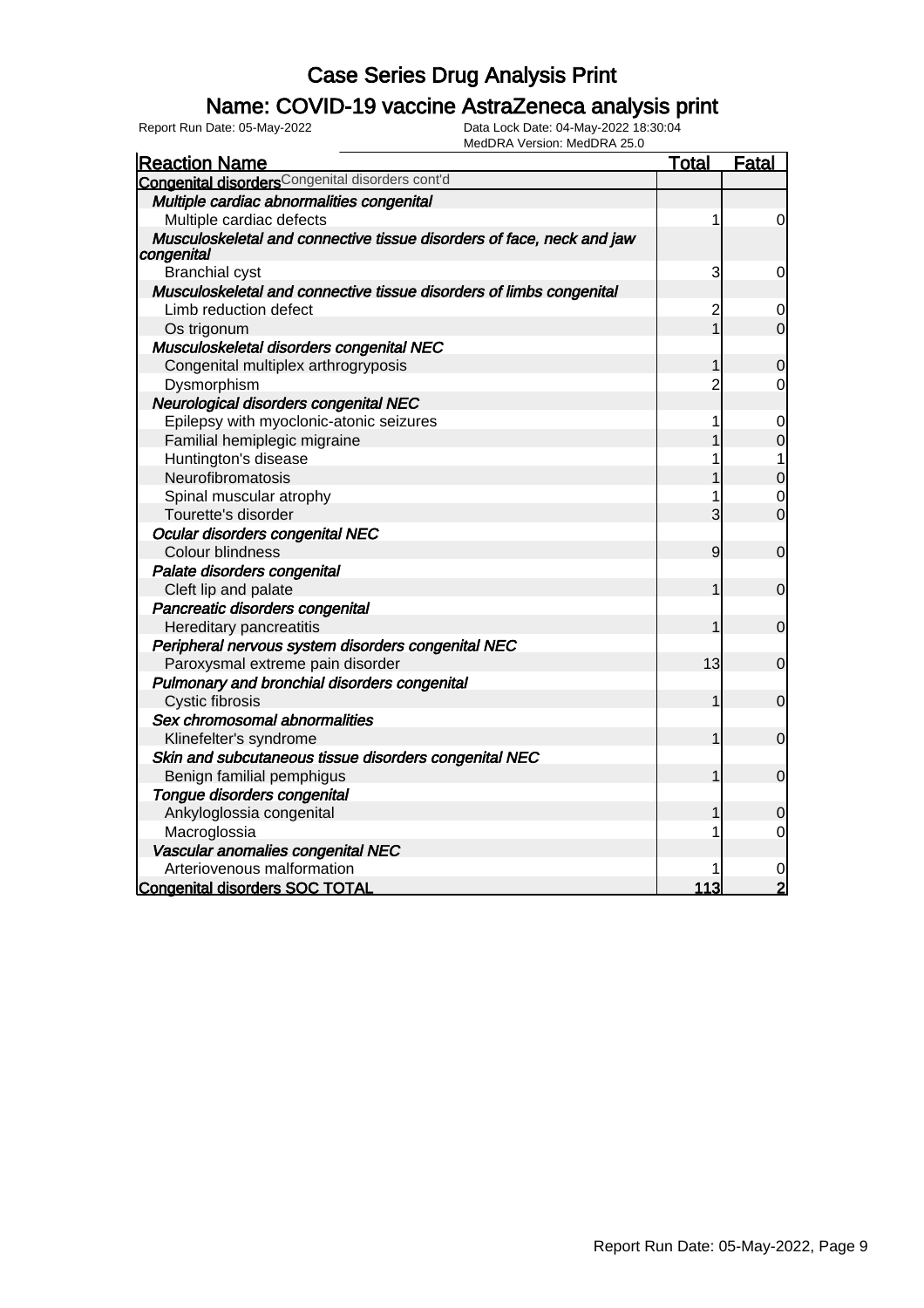# Case Series Drug Analysis Print

## Name: COVID-19 vaccine AstraZeneca analysis print

Report Run Date: 05-May-2022
Data Lock Date: 04-May-2022 18:30:04
MedDRA Version: MedDRA 25.0

| Reaction Name | Total | Fatal |
|---|---|---|
| **Congenital disorders** Congenital disorders cont'd | | |
| ***Multiple cardiac abnormalities congenital*** | | |
| Multiple cardiac defects | 1 | 0 |
| ***Musculoskeletal and connective tissue disorders of face, neck and jaw congenital*** | | |
| Branchial cyst | 3 | 0 |
| ***Musculoskeletal and connective tissue disorders of limbs congenital*** | | |
| Limb reduction defect | 2 | 0 |
| Os trigonum | 1 | 0 |
| ***Musculoskeletal disorders congenital NEC*** | | |
| Congenital multiplex arthrogryposis | 1 | 0 |
| Dysmorphism | 2 | 0 |
| ***Neurological disorders congenital NEC*** | | |
| Epilepsy with myoclonic-atonic seizures | 1 | 0 |
| Familial hemiplegic migraine | 1 | 0 |
| Huntington's disease | 1 | 1 |
| Neurofibromatosis | 1 | 0 |
| Spinal muscular atrophy | 1 | 0 |
| Tourette's disorder | 3 | 0 |
| ***Ocular disorders congenital NEC*** | | |
| Colour blindness | 9 | 0 |
| ***Palate disorders congenital*** | | |
| Cleft lip and palate | 1 | 0 |
| ***Pancreatic disorders congenital*** | | |
| Hereditary pancreatitis | 1 | 0 |
| ***Peripheral nervous system disorders congenital NEC*** | | |
| Paroxysmal extreme pain disorder | 13 | 0 |
| ***Pulmonary and bronchial disorders congenital*** | | |
| Cystic fibrosis | 1 | 0 |
| ***Sex chromosomal abnormalities*** | | |
| Klinefelter's syndrome | 1 | 0 |
| ***Skin and subcutaneous tissue disorders congenital NEC*** | | |
| Benign familial pemphigus | 1 | 0 |
| ***Tongue disorders congenital*** | | |
| Ankyloglossia congenital | 1 | 0 |
| Macroglossia | 1 | 0 |
| ***Vascular anomalies congenital NEC*** | | |
| Arteriovenous malformation | 1 | 0 |
| **Congenital disorders SOC TOTAL** | **113** | **2** |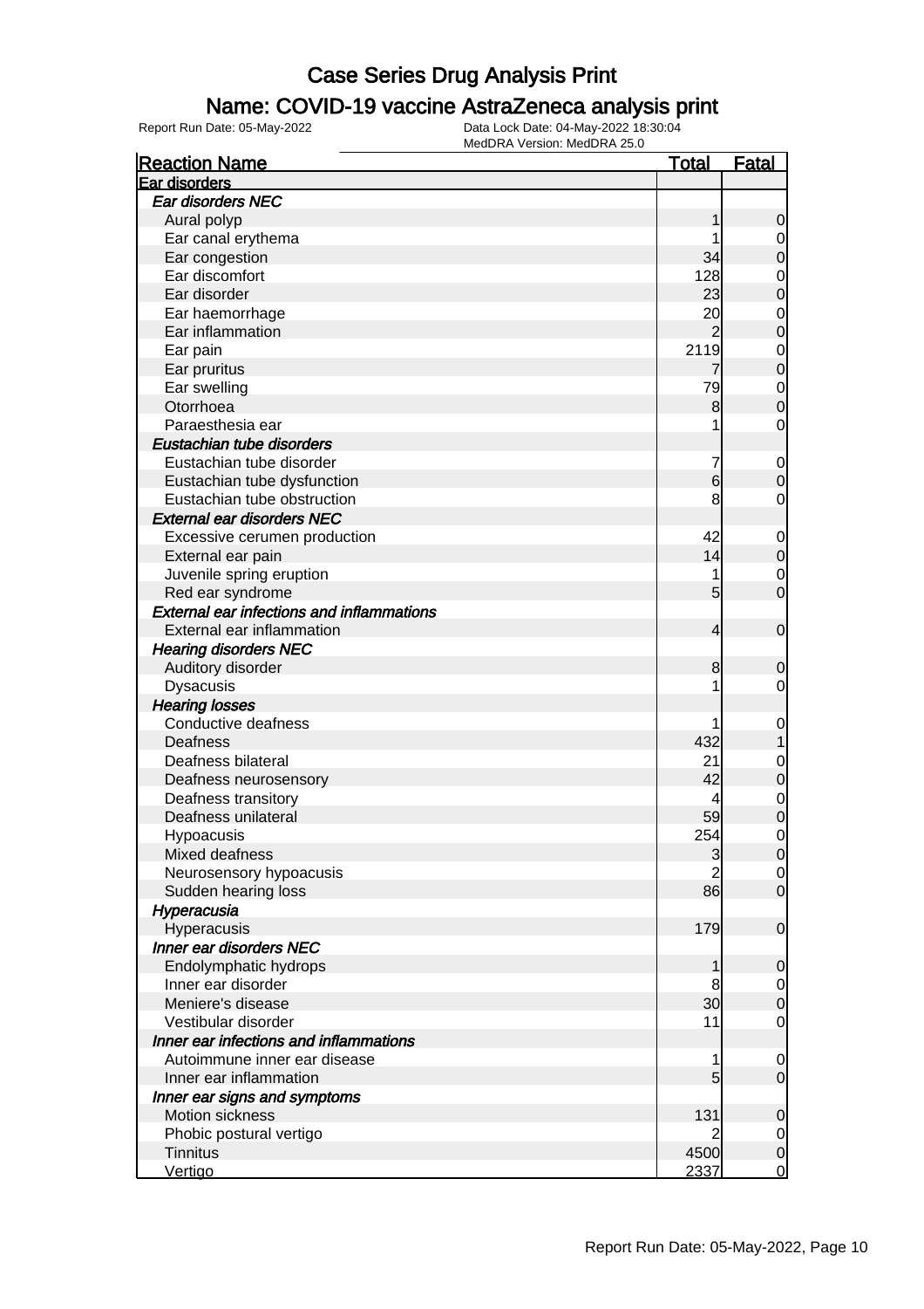# Case Series Drug Analysis Print

## Name: COVID-19 vaccine AstraZeneca analysis print

Report Run Date: 05-May-2022

Data Lock Date: 04-May-2022 18:30:04

MedDRA Version: MedDRA 25.0

| Reaction Name | Total | Fatal |
|---|---|---|
| **Ear disorders** | | |
| ***Ear disorders NEC*** | | |
| Aural polyp | 1 | 0 |
| Ear canal erythema | 1 | 0 |
| Ear congestion | 34 | 0 |
| Ear discomfort | 128 | 0 |
| Ear disorder | 23 | 0 |
| Ear haemorrhage | 20 | 0 |
| Ear inflammation | 2 | 0 |
| Ear pain | 2119 | 0 |
| Ear pruritus | 7 | 0 |
| Ear swelling | 79 | 0 |
| Otorrhoea | 8 | 0 |
| Paraesthesia ear | 1 | 0 |
| ***Eustachian tube disorders*** | | |
| Eustachian tube disorder | 7 | 0 |
| Eustachian tube dysfunction | 6 | 0 |
| Eustachian tube obstruction | 8 | 0 |
| ***External ear disorders NEC*** | | |
| Excessive cerumen production | 42 | 0 |
| External ear pain | 14 | 0 |
| Juvenile spring eruption | 1 | 0 |
| Red ear syndrome | 5 | 0 |
| ***External ear infections and inflammations*** | | |
| External ear inflammation | 4 | 0 |
| ***Hearing disorders NEC*** | | |
| Auditory disorder | 8 | 0 |
| Dysacusis | 1 | 0 |
| ***Hearing losses*** | | |
| Conductive deafness | 1 | 0 |
| Deafness | 432 | 1 |
| Deafness bilateral | 21 | 0 |
| Deafness neurosensory | 42 | 0 |
| Deafness transitory | 4 | 0 |
| Deafness unilateral | 59 | 0 |
| Hypoacusis | 254 | 0 |
| Mixed deafness | 3 | 0 |
| Neurosensory hypoacusis | 2 | 0 |
| Sudden hearing loss | 86 | 0 |
| ***Hyperacusia*** | | |
| Hyperacusis | 179 | 0 |
| ***Inner ear disorders NEC*** | | |
| Endolymphatic hydrops | 1 | 0 |
| Inner ear disorder | 8 | 0 |
| Meniere's disease | 30 | 0 |
| Vestibular disorder | 11 | 0 |
| ***Inner ear infections and inflammations*** | | |
| Autoimmune inner ear disease | 1 | 0 |
| Inner ear inflammation | 5 | 0 |
| ***Inner ear signs and symptoms*** | | |
| Motion sickness | 131 | 0 |
| Phobic postural vertigo | 2 | 0 |
| Tinnitus | 4500 | 0 |
| Vertigo | 2337 | 0 |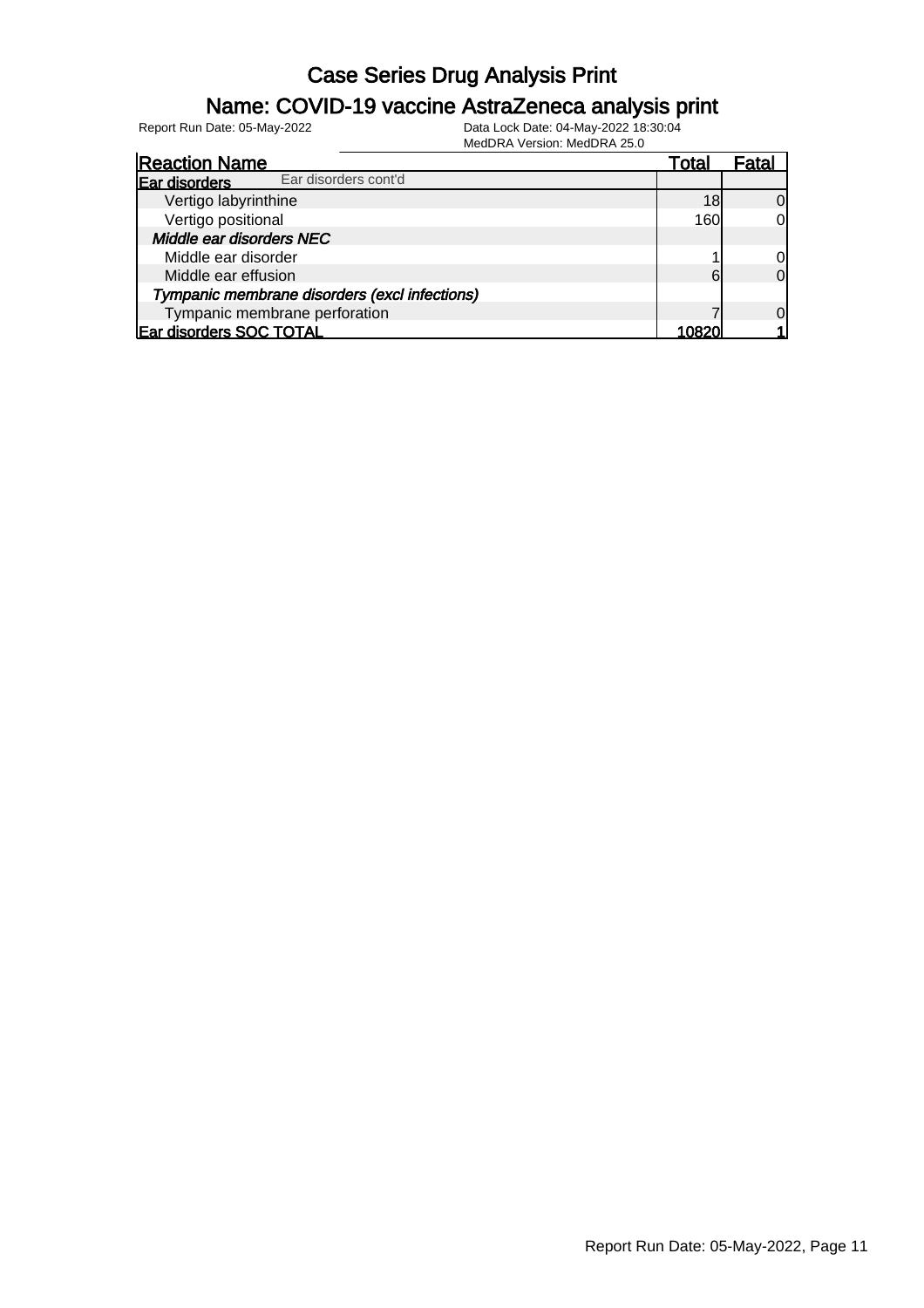# Case Series Drug Analysis Print

## Name: COVID-19 vaccine AstraZeneca analysis print

Report Run Date: 05-May-2022

Data Lock Date: 04-May-2022 18:30:04

MedDRA Version: MedDRA 25.0

| Reaction Name | Total | Fatal |
|---|---|---|
| **Ear disorders** Ear disorders cont'd | | |
| Vertigo labyrinthine | 18 | 0 |
| Vertigo positional | 160 | 0 |
| ***Middle ear disorders NEC*** | | |
| Middle ear disorder | 1 | 0 |
| Middle ear effusion | 6 | 0 |
| ***Tympanic membrane disorders (excl infections)*** | | |
| Tympanic membrane perforation | 7 | 0 |
| **Ear disorders SOC TOTAL** | **10820** | **1** |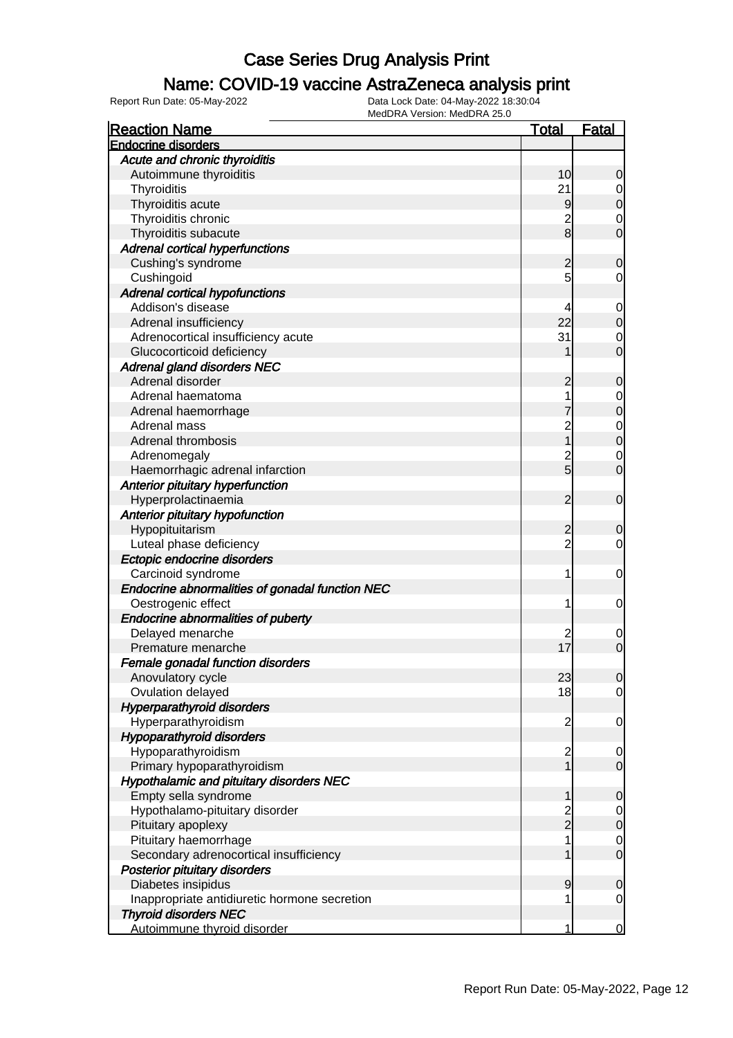# Case Series Drug Analysis Print

## Name: COVID-19 vaccine AstraZeneca analysis print

Report Run Date: 05-May-2022

Data Lock Date: 04-May-2022 18:30:04
MedDRA Version: MedDRA 25.0

| Reaction Name | Total | Fatal |
|---|---|---|
| **Endocrine disorders** | | |
| *Acute and chronic thyroiditis* | | |
| Autoimmune thyroiditis | 10 | 0 |
| Thyroiditis | 21 | 0 |
| Thyroiditis acute | 9 | 0 |
| Thyroiditis chronic | 2 | 0 |
| Thyroiditis subacute | 8 | 0 |
| *Adrenal cortical hyperfunctions* | | |
| Cushing's syndrome | 2 | 0 |
| Cushingoid | 5 | 0 |
| *Adrenal cortical hypofunctions* | | |
| Addison's disease | 4 | 0 |
| Adrenal insufficiency | 22 | 0 |
| Adrenocortical insufficiency acute | 31 | 0 |
| Glucocorticoid deficiency | 1 | 0 |
| *Adrenal gland disorders NEC* | | |
| Adrenal disorder | 2 | 0 |
| Adrenal haematoma | 1 | 0 |
| Adrenal haemorrhage | 7 | 0 |
| Adrenal mass | 2 | 0 |
| Adrenal thrombosis | 1 | 0 |
| Adrenomegaly | 2 | 0 |
| Haemorrhagic adrenal infarction | 5 | 0 |
| *Anterior pituitary hyperfunction* | | |
| Hyperprolactinaemia | 2 | 0 |
| *Anterior pituitary hypofunction* | | |
| Hypopituitarism | 2 | 0 |
| Luteal phase deficiency | 2 | 0 |
| *Ectopic endocrine disorders* | | |
| Carcinoid syndrome | 1 | 0 |
| *Endocrine abnormalities of gonadal function NEC* | | |
| Oestrogenic effect | 1 | 0 |
| *Endocrine abnormalities of puberty* | | |
| Delayed menarche | 2 | 0 |
| Premature menarche | 17 | 0 |
| *Female gonadal function disorders* | | |
| Anovulatory cycle | 23 | 0 |
| Ovulation delayed | 18 | 0 |
| *Hyperparathyroid disorders* | | |
| Hyperparathyroidism | 2 | 0 |
| *Hypoparathyroid disorders* | | |
| Hypoparathyroidism | 2 | 0 |
| Primary hypoparathyroidism | 1 | 0 |
| *Hypothalamic and pituitary disorders NEC* | | |
| Empty sella syndrome | 1 | 0 |
| Hypothalamo-pituitary disorder | 2 | 0 |
| Pituitary apoplexy | 2 | 0 |
| Pituitary haemorrhage | 1 | 0 |
| Secondary adrenocortical insufficiency | 1 | 0 |
| *Posterior pituitary disorders* | | |
| Diabetes insipidus | 9 | 0 |
| Inappropriate antidiuretic hormone secretion | 1 | 0 |
| *Thyroid disorders NEC* | | |
| Autoimmune thyroid disorder | 1 | 0 |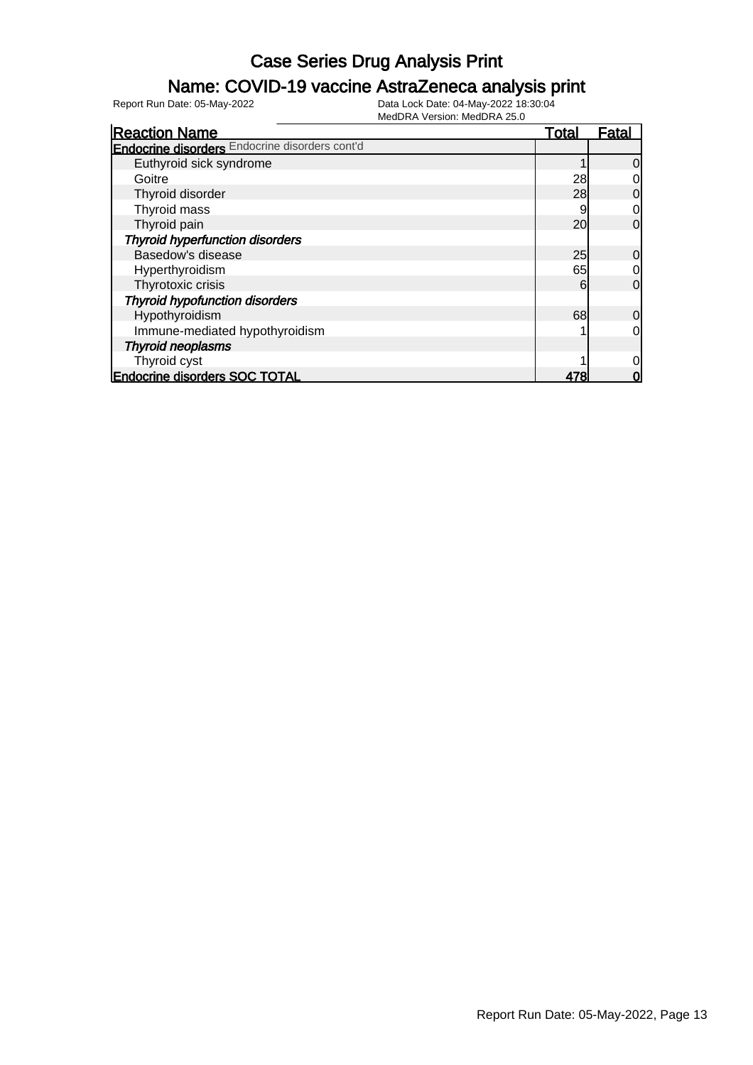# Case Series Drug Analysis Print

## Name: COVID-19 vaccine AstraZeneca analysis print

Report Run Date: 05-May-2022

Data Lock Date: 04-May-2022 18:30:04

MedDRA Version: MedDRA 25.0

| Reaction Name | Total | Fatal |
|---|---|---|
| **Endocrine disorders** Endocrine disorders cont'd | | |
| Euthyroid sick syndrome | 1 | 0 |
| Goitre | 28 | 0 |
| Thyroid disorder | 28 | 0 |
| Thyroid mass | 9 | 0 |
| Thyroid pain | 20 | 0 |
| ***Thyroid hyperfunction disorders*** | | |
| Basedow's disease | 25 | 0 |
| Hyperthyroidism | 65 | 0 |
| Thyrotoxic crisis | 6 | 0 |
| ***Thyroid hypofunction disorders*** | | |
| Hypothyroidism | 68 | 0 |
| Immune-mediated hypothyroidism | 1 | 0 |
| ***Thyroid neoplasms*** | | |
| Thyroid cyst | 1 | 0 |
| **Endocrine disorders SOC TOTAL** | **478** | **0** |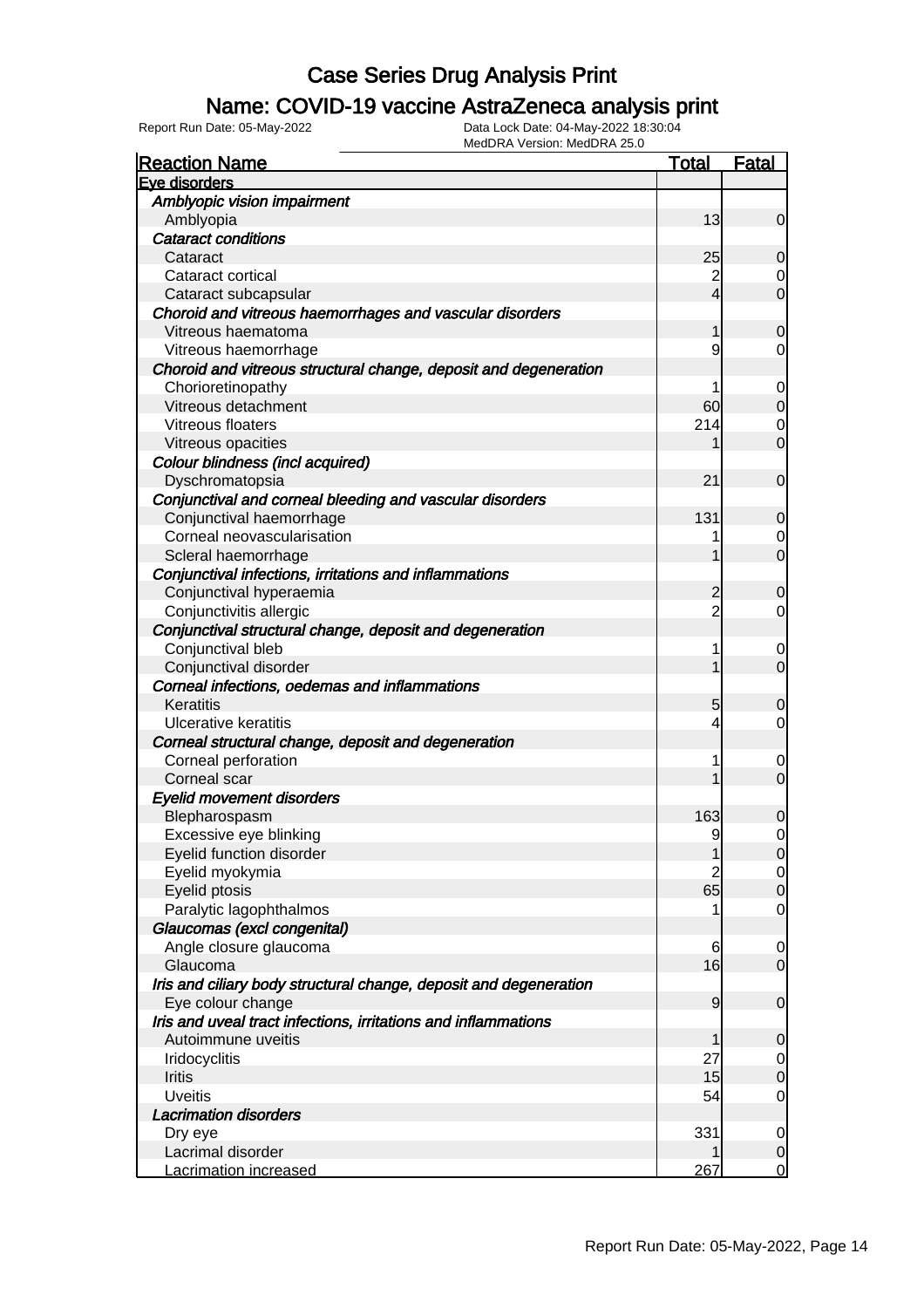# Case Series Drug Analysis Print

## Name: COVID-19 vaccine AstraZeneca analysis print

Report Run Date: 05-May-2022    Data Lock Date: 04-May-2022 18:30:04
MedDRA Version: MedDRA 25.0

| Reaction Name | Total | Fatal |
|---|---|---|
| **Eye disorders** | | |
| *Amblyopic vision impairment* | | |
| Amblyopia | 13 | 0 |
| *Cataract conditions* | | |
| Cataract | 25 | 0 |
| Cataract cortical | 2 | 0 |
| Cataract subcapsular | 4 | 0 |
| *Choroid and vitreous haemorrhages and vascular disorders* | | |
| Vitreous haematoma | 1 | 0 |
| Vitreous haemorrhage | 9 | 0 |
| *Choroid and vitreous structural change, deposit and degeneration* | | |
| Chorioretinopathy | 1 | 0 |
| Vitreous detachment | 60 | 0 |
| Vitreous floaters | 214 | 0 |
| Vitreous opacities | 1 | 0 |
| *Colour blindness (incl acquired)* | | |
| Dyschromatopsia | 21 | 0 |
| *Conjunctival and corneal bleeding and vascular disorders* | | |
| Conjunctival haemorrhage | 131 | 0 |
| Corneal neovascularisation | 1 | 0 |
| Scleral haemorrhage | 1 | 0 |
| *Conjunctival infections, irritations and inflammations* | | |
| Conjunctival hyperaemia | 2 | 0 |
| Conjunctivitis allergic | 2 | 0 |
| *Conjunctival structural change, deposit and degeneration* | | |
| Conjunctival bleb | 1 | 0 |
| Conjunctival disorder | 1 | 0 |
| *Corneal infections, oedemas and inflammations* | | |
| Keratitis | 5 | 0 |
| Ulcerative keratitis | 4 | 0 |
| *Corneal structural change, deposit and degeneration* | | |
| Corneal perforation | 1 | 0 |
| Corneal scar | 1 | 0 |
| *Eyelid movement disorders* | | |
| Blepharospasm | 163 | 0 |
| Excessive eye blinking | 9 | 0 |
| Eyelid function disorder | 1 | 0 |
| Eyelid myokymia | 2 | 0 |
| Eyelid ptosis | 65 | 0 |
| Paralytic lagophthalmos | 1 | 0 |
| *Glaucomas (excl congenital)* | | |
| Angle closure glaucoma | 6 | 0 |
| Glaucoma | 16 | 0 |
| *Iris and ciliary body structural change, deposit and degeneration* | | |
| Eye colour change | 9 | 0 |
| *Iris and uveal tract infections, irritations and inflammations* | | |
| Autoimmune uveitis | 1 | 0 |
| Iridocyclitis | 27 | 0 |
| Iritis | 15 | 0 |
| Uveitis | 54 | 0 |
| *Lacrimation disorders* | | |
| Dry eye | 331 | 0 |
| Lacrimal disorder | 1 | 0 |
| Lacrimation increased | 267 | 0 |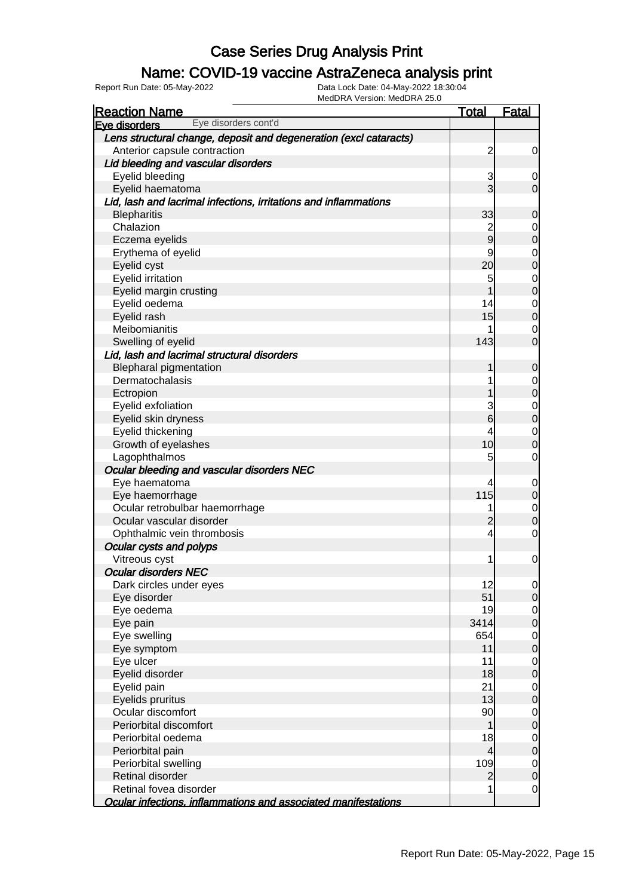# Case Series Drug Analysis Print

## Name: COVID-19 vaccine AstraZeneca analysis print

Report Run Date: 05-May-2022

Data Lock Date: 04-May-2022 18:30:04

MedDRA Version: MedDRA 25.0

| Reaction Name | Total | Fatal |
|---|---|---|
| **Eye disorders** Eye disorders cont'd | | |
| ***Lens structural change, deposit and degeneration (excl cataracts)*** | | |
| Anterior capsule contraction | 2 | 0 |
| ***Lid bleeding and vascular disorders*** | | |
| Eyelid bleeding | 3 | 0 |
| Eyelid haematoma | 3 | 0 |
| ***Lid, lash and lacrimal infections, irritations and inflammations*** | | |
| Blepharitis | 33 | 0 |
| Chalazion | 2 | 0 |
| Eczema eyelids | 9 | 0 |
| Erythema of eyelid | 9 | 0 |
| Eyelid cyst | 20 | 0 |
| Eyelid irritation | 5 | 0 |
| Eyelid margin crusting | 1 | 0 |
| Eyelid oedema | 14 | 0 |
| Eyelid rash | 15 | 0 |
| Meibomianitis | 1 | 0 |
| Swelling of eyelid | 143 | 0 |
| ***Lid, lash and lacrimal structural disorders*** | | |
| Blepharal pigmentation | 1 | 0 |
| Dermatochalasis | 1 | 0 |
| Ectropion | 1 | 0 |
| Eyelid exfoliation | 3 | 0 |
| Eyelid skin dryness | 6 | 0 |
| Eyelid thickening | 4 | 0 |
| Growth of eyelashes | 10 | 0 |
| Lagophthalmos | 5 | 0 |
| ***Ocular bleeding and vascular disorders NEC*** | | |
| Eye haematoma | 4 | 0 |
| Eye haemorrhage | 115 | 0 |
| Ocular retrobulbar haemorrhage | 1 | 0 |
| Ocular vascular disorder | 2 | 0 |
| Ophthalmic vein thrombosis | 4 | 0 |
| ***Ocular cysts and polyps*** | | |
| Vitreous cyst | 1 | 0 |
| ***Ocular disorders NEC*** | | |
| Dark circles under eyes | 12 | 0 |
| Eye disorder | 51 | 0 |
| Eye oedema | 19 | 0 |
| Eye pain | 3414 | 0 |
| Eye swelling | 654 | 0 |
| Eye symptom | 11 | 0 |
| Eye ulcer | 11 | 0 |
| Eyelid disorder | 18 | 0 |
| Eyelid pain | 21 | 0 |
| Eyelids pruritus | 13 | 0 |
| Ocular discomfort | 90 | 0 |
| Periorbital discomfort | 1 | 0 |
| Periorbital oedema | 18 | 0 |
| Periorbital pain | 4 | 0 |
| Periorbital swelling | 109 | 0 |
| Retinal disorder | 2 | 0 |
| Retinal fovea disorder | 1 | 0 |
| ***Ocular infections, inflammations and associated manifestations*** | | |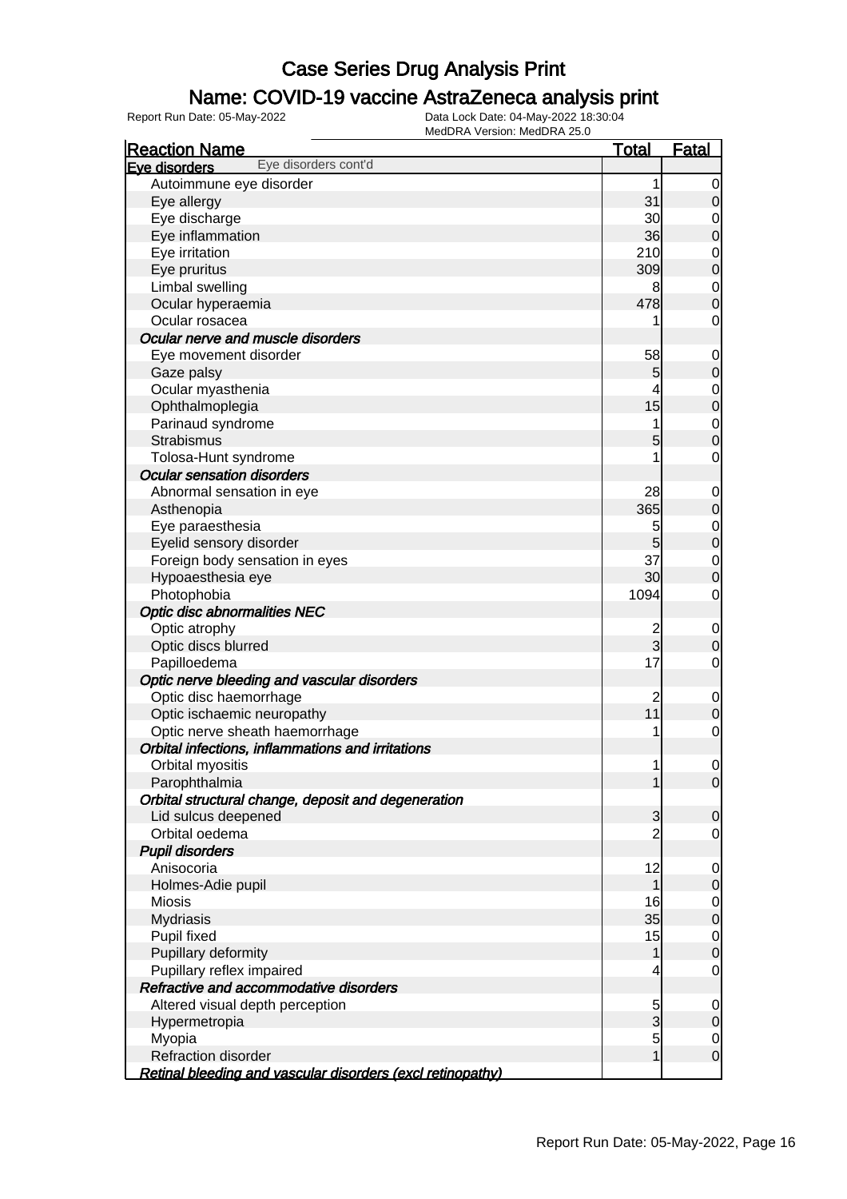# Case Series Drug Analysis Print

## Name: COVID-19 vaccine AstraZeneca analysis print

Report Run Date: 05-May-2022    Data Lock Date: 04-May-2022 18:30:04
MedDRA Version: MedDRA 25.0

| Reaction Name | Total | Fatal |
|---|---|---|
| **Eye disorders** Eye disorders cont'd | | |
| Autoimmune eye disorder | 1 | 0 |
| Eye allergy | 31 | 0 |
| Eye discharge | 30 | 0 |
| Eye inflammation | 36 | 0 |
| Eye irritation | 210 | 0 |
| Eye pruritus | 309 | 0 |
| Limbal swelling | 8 | 0 |
| Ocular hyperaemia | 478 | 0 |
| Ocular rosacea | 1 | 0 |
| ***Ocular nerve and muscle disorders*** | | |
| Eye movement disorder | 58 | 0 |
| Gaze palsy | 5 | 0 |
| Ocular myasthenia | 4 | 0 |
| Ophthalmoplegia | 15 | 0 |
| Parinaud syndrome | 1 | 0 |
| Strabismus | 5 | 0 |
| Tolosa-Hunt syndrome | 1 | 0 |
| ***Ocular sensation disorders*** | | |
| Abnormal sensation in eye | 28 | 0 |
| Asthenopia | 365 | 0 |
| Eye paraesthesia | 5 | 0 |
| Eyelid sensory disorder | 5 | 0 |
| Foreign body sensation in eyes | 37 | 0 |
| Hypoaesthesia eye | 30 | 0 |
| Photophobia | 1094 | 0 |
| ***Optic disc abnormalities NEC*** | | |
| Optic atrophy | 2 | 0 |
| Optic discs blurred | 3 | 0 |
| Papilloedema | 17 | 0 |
| ***Optic nerve bleeding and vascular disorders*** | | |
| Optic disc haemorrhage | 2 | 0 |
| Optic ischaemic neuropathy | 11 | 0 |
| Optic nerve sheath haemorrhage | 1 | 0 |
| ***Orbital infections, inflammations and irritations*** | | |
| Orbital myositis | 1 | 0 |
| Parophthalmia | 1 | 0 |
| ***Orbital structural change, deposit and degeneration*** | | |
| Lid sulcus deepened | 3 | 0 |
| Orbital oedema | 2 | 0 |
| ***Pupil disorders*** | | |
| Anisocoria | 12 | 0 |
| Holmes-Adie pupil | 1 | 0 |
| Miosis | 16 | 0 |
| Mydriasis | 35 | 0 |
| Pupil fixed | 15 | 0 |
| Pupillary deformity | 1 | 0 |
| Pupillary reflex impaired | 4 | 0 |
| ***Refractive and accommodative disorders*** | | |
| Altered visual depth perception | 5 | 0 |
| Hypermetropia | 3 | 0 |
| Myopia | 5 | 0 |
| Refraction disorder | 1 | 0 |
| ***Retinal bleeding and vascular disorders (excl retinopathy)*** | | |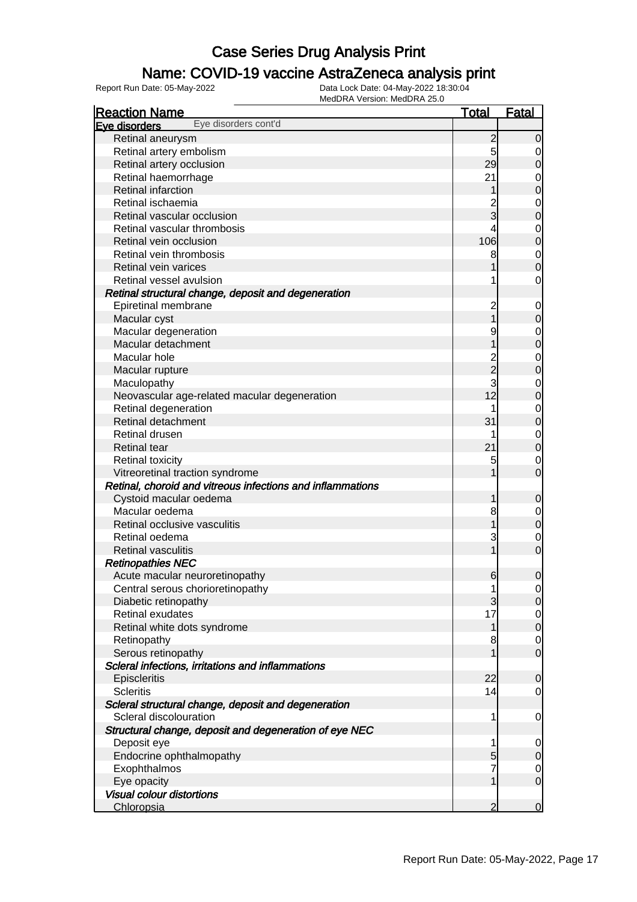# Case Series Drug Analysis Print

## Name: COVID-19 vaccine AstraZeneca analysis print

Report Run Date: 05-May-2022    Data Lock Date: 04-May-2022 18:30:04
MedDRA Version: MedDRA 25.0

| Reaction Name | Total | Fatal |
|---|---|---|
| **Eye disorders** Eye disorders cont'd | | |
| Retinal aneurysm | 2 | 0 |
| Retinal artery embolism | 5 | 0 |
| Retinal artery occlusion | 29 | 0 |
| Retinal haemorrhage | 21 | 0 |
| Retinal infarction | 1 | 0 |
| Retinal ischaemia | 2 | 0 |
| Retinal vascular occlusion | 3 | 0 |
| Retinal vascular thrombosis | 4 | 0 |
| Retinal vein occlusion | 106 | 0 |
| Retinal vein thrombosis | 8 | 0 |
| Retinal vein varices | 1 | 0 |
| Retinal vessel avulsion | 1 | 0 |
| ***Retinal structural change, deposit and degeneration*** | | |
| Epiretinal membrane | 2 | 0 |
| Macular cyst | 1 | 0 |
| Macular degeneration | 9 | 0 |
| Macular detachment | 1 | 0 |
| Macular hole | 2 | 0 |
| Macular rupture | 2 | 0 |
| Maculopathy | 3 | 0 |
| Neovascular age-related macular degeneration | 12 | 0 |
| Retinal degeneration | 1 | 0 |
| Retinal detachment | 31 | 0 |
| Retinal drusen | 1 | 0 |
| Retinal tear | 21 | 0 |
| Retinal toxicity | 5 | 0 |
| Vitreoretinal traction syndrome | 1 | 0 |
| ***Retinal, choroid and vitreous infections and inflammations*** | | |
| Cystoid macular oedema | 1 | 0 |
| Macular oedema | 8 | 0 |
| Retinal occlusive vasculitis | 1 | 0 |
| Retinal oedema | 3 | 0 |
| Retinal vasculitis | 1 | 0 |
| ***Retinopathies NEC*** | | |
| Acute macular neuroretinopathy | 6 | 0 |
| Central serous chorioretinopathy | 1 | 0 |
| Diabetic retinopathy | 3 | 0 |
| Retinal exudates | 17 | 0 |
| Retinal white dots syndrome | 1 | 0 |
| Retinopathy | 8 | 0 |
| Serous retinopathy | 1 | 0 |
| ***Scleral infections, irritations and inflammations*** | | |
| Episcleritis | 22 | 0 |
| Scleritis | 14 | 0 |
| ***Scleral structural change, deposit and degeneration*** | | |
| Scleral discolouration | 1 | 0 |
| ***Structural change, deposit and degeneration of eye NEC*** | | |
| Deposit eye | 1 | 0 |
| Endocrine ophthalmopathy | 5 | 0 |
| Exophthalmos | 7 | 0 |
| Eye opacity | 1 | 0 |
| ***Visual colour distortions*** | | |
| Chloropsia | 2 | 0 |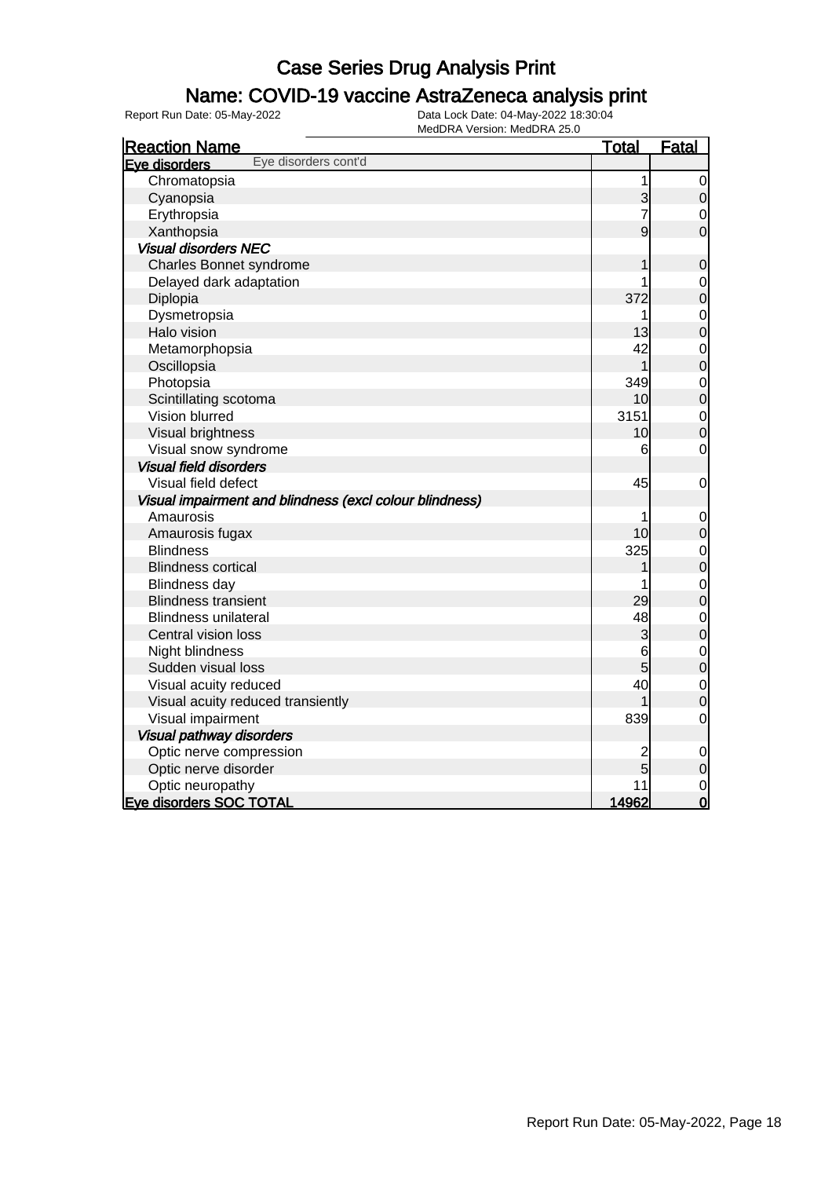# Case Series Drug Analysis Print

## Name: COVID-19 vaccine AstraZeneca analysis print

Report Run Date: 05-May-2022

Data Lock Date: 04-May-2022 18:30:04
MedDRA Version: MedDRA 25.0

| Reaction Name | Total | Fatal |
|---|---|---|
| **Eye disorders** Eye disorders cont'd | | |
| Chromatopsia | 1 | 0 |
| Cyanopsia | 3 | 0 |
| Erythropsia | 7 | 0 |
| Xanthopsia | 9 | 0 |
| ***Visual disorders NEC*** | | |
| Charles Bonnet syndrome | 1 | 0 |
| Delayed dark adaptation | 1 | 0 |
| Diplopia | 372 | 0 |
| Dysmetropsia | 1 | 0 |
| Halo vision | 13 | 0 |
| Metamorphopsia | 42 | 0 |
| Oscillopsia | 1 | 0 |
| Photopsia | 349 | 0 |
| Scintillating scotoma | 10 | 0 |
| Vision blurred | 3151 | 0 |
| Visual brightness | 10 | 0 |
| Visual snow syndrome | 6 | 0 |
| ***Visual field disorders*** | | |
| Visual field defect | 45 | 0 |
| ***Visual impairment and blindness (excl colour blindness)*** | | |
| Amaurosis | 1 | 0 |
| Amaurosis fugax | 10 | 0 |
| Blindness | 325 | 0 |
| Blindness cortical | 1 | 0 |
| Blindness day | 1 | 0 |
| Blindness transient | 29 | 0 |
| Blindness unilateral | 48 | 0 |
| Central vision loss | 3 | 0 |
| Night blindness | 6 | 0 |
| Sudden visual loss | 5 | 0 |
| Visual acuity reduced | 40 | 0 |
| Visual acuity reduced transiently | 1 | 0 |
| Visual impairment | 839 | 0 |
| ***Visual pathway disorders*** | | |
| Optic nerve compression | 2 | 0 |
| Optic nerve disorder | 5 | 0 |
| Optic neuropathy | 11 | 0 |
| **Eye disorders SOC TOTAL** | **14962** | **0** |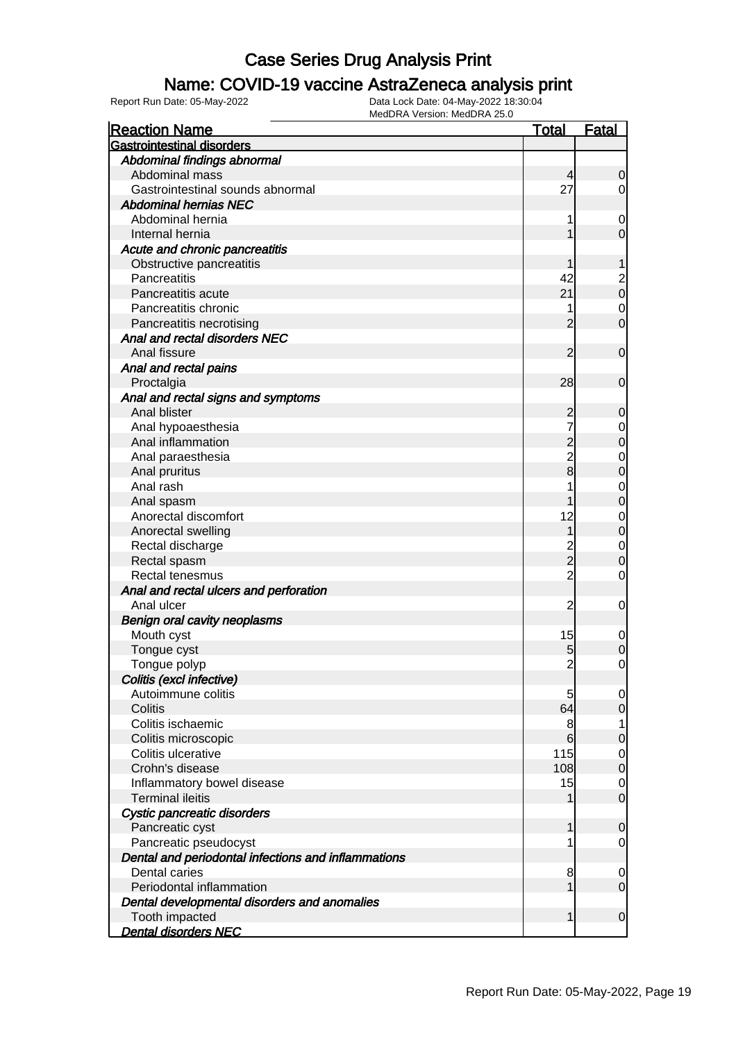# Case Series Drug Analysis Print

## Name: COVID-19 vaccine AstraZeneca analysis print

Report Run Date: 05-May-2022

Data Lock Date: 04-May-2022 18:30:04

MedDRA Version: MedDRA 25.0

| Reaction Name | Total | Fatal |
|---|---|---|
| **Gastrointestinal disorders** | | |
| *Abdominal findings abnormal* | | |
| Abdominal mass | 4 | 0 |
| Gastrointestinal sounds abnormal | 27 | 0 |
| *Abdominal hernias NEC* | | |
| Abdominal hernia | 1 | 0 |
| Internal hernia | 1 | 0 |
| *Acute and chronic pancreatitis* | | |
| Obstructive pancreatitis | 1 | 1 |
| Pancreatitis | 42 | 2 |
| Pancreatitis acute | 21 | 0 |
| Pancreatitis chronic | 1 | 0 |
| Pancreatitis necrotising | 2 | 0 |
| *Anal and rectal disorders NEC* | | |
| Anal fissure | 2 | 0 |
| *Anal and rectal pains* | | |
| Proctalgia | 28 | 0 |
| *Anal and rectal signs and symptoms* | | |
| Anal blister | 2 | 0 |
| Anal hypoaesthesia | 7 | 0 |
| Anal inflammation | 2 | 0 |
| Anal paraesthesia | 2 | 0 |
| Anal pruritus | 8 | 0 |
| Anal rash | 1 | 0 |
| Anal spasm | 1 | 0 |
| Anorectal discomfort | 12 | 0 |
| Anorectal swelling | 1 | 0 |
| Rectal discharge | 2 | 0 |
| Rectal spasm | 2 | 0 |
| Rectal tenesmus | 2 | 0 |
| *Anal and rectal ulcers and perforation* | | |
| Anal ulcer | 2 | 0 |
| *Benign oral cavity neoplasms* | | |
| Mouth cyst | 15 | 0 |
| Tongue cyst | 5 | 0 |
| Tongue polyp | 2 | 0 |
| *Colitis (excl infective)* | | |
| Autoimmune colitis | 5 | 0 |
| Colitis | 64 | 0 |
| Colitis ischaemic | 8 | 1 |
| Colitis microscopic | 6 | 0 |
| Colitis ulcerative | 115 | 0 |
| Crohn's disease | 108 | 0 |
| Inflammatory bowel disease | 15 | 0 |
| Terminal ileitis | 1 | 0 |
| *Cystic pancreatic disorders* | | |
| Pancreatic cyst | 1 | 0 |
| Pancreatic pseudocyst | 1 | 0 |
| *Dental and periodontal infections and inflammations* | | |
| Dental caries | 8 | 0 |
| Periodontal inflammation | 1 | 0 |
| *Dental developmental disorders and anomalies* | | |
| Tooth impacted | 1 | 0 |
| *Dental disorders NEC* | | |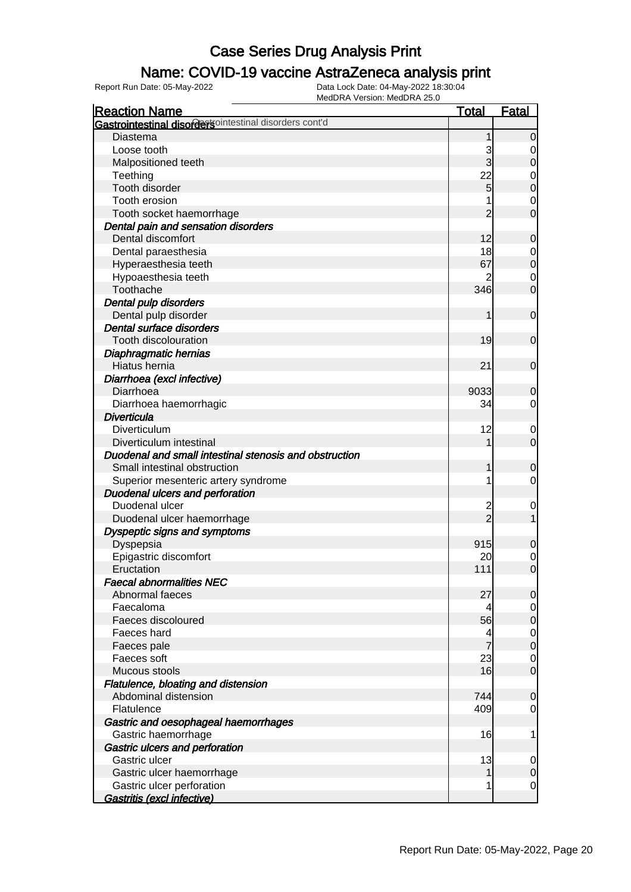# Case Series Drug Analysis Print

## Name: COVID-19 vaccine AstraZeneca analysis print

Report Run Date: 05-May-2022
Data Lock Date: 04-May-2022 18:30:04
MedDRA Version: MedDRA 25.0

| Reaction Name | Total | Fatal |
|---|---|---|
| **Gastrointestinal disorders** Gastrointestinal disorders cont'd | | |
| Diastema | 1 | 0 |
| Loose tooth | 3 | 0 |
| Malpositioned teeth | 3 | 0 |
| Teething | 22 | 0 |
| Tooth disorder | 5 | 0 |
| Tooth erosion | 1 | 0 |
| Tooth socket haemorrhage | 2 | 0 |
| ***Dental pain and sensation disorders*** | | |
| Dental discomfort | 12 | 0 |
| Dental paraesthesia | 18 | 0 |
| Hyperaesthesia teeth | 67 | 0 |
| Hypoaesthesia teeth | 2 | 0 |
| Toothache | 346 | 0 |
| ***Dental pulp disorders*** | | |
| Dental pulp disorder | 1 | 0 |
| ***Dental surface disorders*** | | |
| Tooth discolouration | 19 | 0 |
| ***Diaphragmatic hernias*** | | |
| Hiatus hernia | 21 | 0 |
| ***Diarrhoea (excl infective)*** | | |
| Diarrhoea | 9033 | 0 |
| Diarrhoea haemorrhagic | 34 | 0 |
| ***Diverticula*** | | |
| Diverticulum | 12 | 0 |
| Diverticulum intestinal | 1 | 0 |
| ***Duodenal and small intestinal stenosis and obstruction*** | | |
| Small intestinal obstruction | 1 | 0 |
| Superior mesenteric artery syndrome | 1 | 0 |
| ***Duodenal ulcers and perforation*** | | |
| Duodenal ulcer | 2 | 0 |
| Duodenal ulcer haemorrhage | 2 | 1 |
| ***Dyspeptic signs and symptoms*** | | |
| Dyspepsia | 915 | 0 |
| Epigastric discomfort | 20 | 0 |
| Eructation | 111 | 0 |
| ***Faecal abnormalities NEC*** | | |
| Abnormal faeces | 27 | 0 |
| Faecaloma | 4 | 0 |
| Faeces discoloured | 56 | 0 |
| Faeces hard | 4 | 0 |
| Faeces pale | 7 | 0 |
| Faeces soft | 23 | 0 |
| Mucous stools | 16 | 0 |
| ***Flatulence, bloating and distension*** | | |
| Abdominal distension | 744 | 0 |
| Flatulence | 409 | 0 |
| ***Gastric and oesophageal haemorrhages*** | | |
| Gastric haemorrhage | 16 | 1 |
| ***Gastric ulcers and perforation*** | | |
| Gastric ulcer | 13 | 0 |
| Gastric ulcer haemorrhage | 1 | 0 |
| Gastric ulcer perforation | 1 | 0 |
| ***Gastritis (excl infective)*** | | |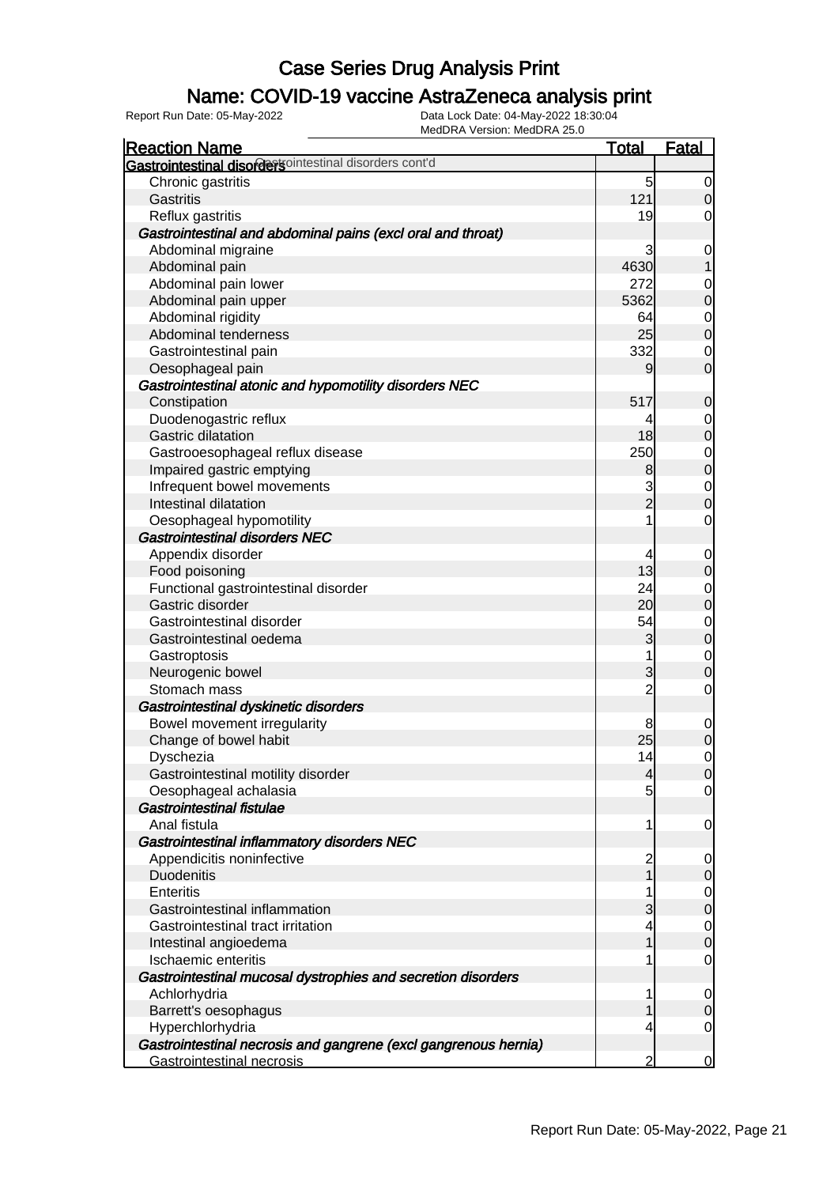# Case Series Drug Analysis Print

## Name: COVID-19 vaccine AstraZeneca analysis print

Report Run Date: 05-May-2022    Data Lock Date: 04-May-2022 18:30:04
MedDRA Version: MedDRA 25.0

| Reaction Name | Total | Fatal |
|---|---|---|
| **Gastrointestinal disorders** Gastrointestinal disorders cont'd | | |
| Chronic gastritis | 5 | 0 |
| Gastritis | 121 | 0 |
| Reflux gastritis | 19 | 0 |
| ***Gastrointestinal and abdominal pains (excl oral and throat)*** | | |
| Abdominal migraine | 3 | 0 |
| Abdominal pain | 4630 | 1 |
| Abdominal pain lower | 272 | 0 |
| Abdominal pain upper | 5362 | 0 |
| Abdominal rigidity | 64 | 0 |
| Abdominal tenderness | 25 | 0 |
| Gastrointestinal pain | 332 | 0 |
| Oesophageal pain | 9 | 0 |
| ***Gastrointestinal atonic and hypomotility disorders NEC*** | | |
| Constipation | 517 | 0 |
| Duodenogastric reflux | 4 | 0 |
| Gastric dilatation | 18 | 0 |
| Gastrooesophageal reflux disease | 250 | 0 |
| Impaired gastric emptying | 8 | 0 |
| Infrequent bowel movements | 3 | 0 |
| Intestinal dilatation | 2 | 0 |
| Oesophageal hypomotility | 1 | 0 |
| ***Gastrointestinal disorders NEC*** | | |
| Appendix disorder | 4 | 0 |
| Food poisoning | 13 | 0 |
| Functional gastrointestinal disorder | 24 | 0 |
| Gastric disorder | 20 | 0 |
| Gastrointestinal disorder | 54 | 0 |
| Gastrointestinal oedema | 3 | 0 |
| Gastroptosis | 1 | 0 |
| Neurogenic bowel | 3 | 0 |
| Stomach mass | 2 | 0 |
| ***Gastrointestinal dyskinetic disorders*** | | |
| Bowel movement irregularity | 8 | 0 |
| Change of bowel habit | 25 | 0 |
| Dyschezia | 14 | 0 |
| Gastrointestinal motility disorder | 4 | 0 |
| Oesophageal achalasia | 5 | 0 |
| ***Gastrointestinal fistulae*** | | |
| Anal fistula | 1 | 0 |
| ***Gastrointestinal inflammatory disorders NEC*** | | |
| Appendicitis noninfective | 2 | 0 |
| Duodenitis | 1 | 0 |
| Enteritis | 1 | 0 |
| Gastrointestinal inflammation | 3 | 0 |
| Gastrointestinal tract irritation | 4 | 0 |
| Intestinal angioedema | 1 | 0 |
| Ischaemic enteritis | 1 | 0 |
| ***Gastrointestinal mucosal dystrophies and secretion disorders*** | | |
| Achlorhydria | 1 | 0 |
| Barrett's oesophagus | 1 | 0 |
| Hyperchlorhydria | 4 | 0 |
| ***Gastrointestinal necrosis and gangrene (excl gangrenous hernia)*** | | |
| Gastrointestinal necrosis | 2 | 0 |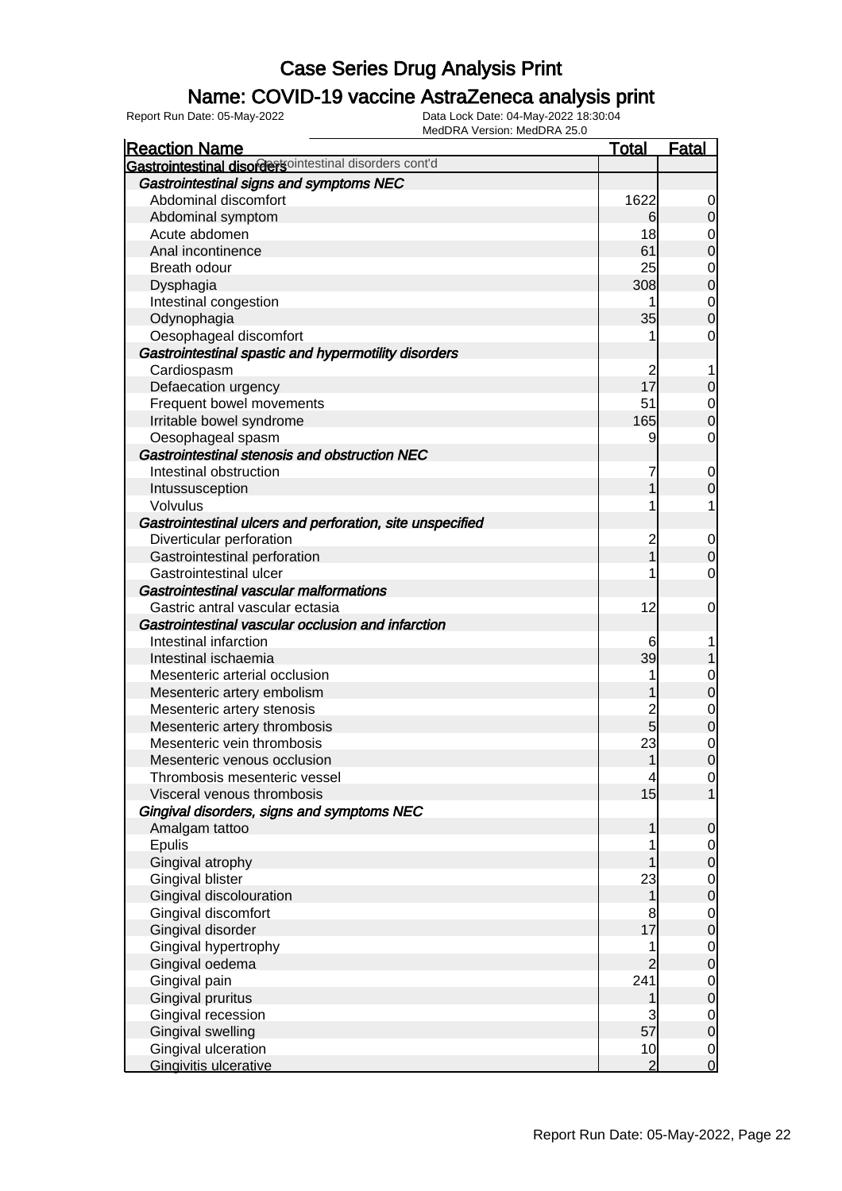# Case Series Drug Analysis Print

## Name: COVID-19 vaccine AstraZeneca analysis print

Report Run Date: 05-May-2022 | Data Lock Date: 04-May-2022 18:30:04 | MedDRA Version: MedDRA 25.0

| Reaction Name | Total | Fatal |
|---|---|---|
| **Gastrointestinal disorders** Gastrointestinal disorders cont'd | | |
| ***Gastrointestinal signs and symptoms NEC*** | | |
| Abdominal discomfort | 1622 | 0 |
| Abdominal symptom | 6 | 0 |
| Acute abdomen | 18 | 0 |
| Anal incontinence | 61 | 0 |
| Breath odour | 25 | 0 |
| Dysphagia | 308 | 0 |
| Intestinal congestion | 1 | 0 |
| Odynophagia | 35 | 0 |
| Oesophageal discomfort | 1 | 0 |
| ***Gastrointestinal spastic and hypermotility disorders*** | | |
| Cardiospasm | 2 | 1 |
| Defaecation urgency | 17 | 0 |
| Frequent bowel movements | 51 | 0 |
| Irritable bowel syndrome | 165 | 0 |
| Oesophageal spasm | 9 | 0 |
| ***Gastrointestinal stenosis and obstruction NEC*** | | |
| Intestinal obstruction | 7 | 0 |
| Intussusception | 1 | 0 |
| Volvulus | 1 | 1 |
| ***Gastrointestinal ulcers and perforation, site unspecified*** | | |
| Diverticular perforation | 2 | 0 |
| Gastrointestinal perforation | 1 | 0 |
| Gastrointestinal ulcer | 1 | 0 |
| ***Gastrointestinal vascular malformations*** | | |
| Gastric antral vascular ectasia | 12 | 0 |
| ***Gastrointestinal vascular occlusion and infarction*** | | |
| Intestinal infarction | 6 | 1 |
| Intestinal ischaemia | 39 | 1 |
| Mesenteric arterial occlusion | 1 | 0 |
| Mesenteric artery embolism | 1 | 0 |
| Mesenteric artery stenosis | 2 | 0 |
| Mesenteric artery thrombosis | 5 | 0 |
| Mesenteric vein thrombosis | 23 | 0 |
| Mesenteric venous occlusion | 1 | 0 |
| Thrombosis mesenteric vessel | 4 | 0 |
| Visceral venous thrombosis | 15 | 1 |
| ***Gingival disorders, signs and symptoms NEC*** | | |
| Amalgam tattoo | 1 | 0 |
| Epulis | 1 | 0 |
| Gingival atrophy | 1 | 0 |
| Gingival blister | 23 | 0 |
| Gingival discolouration | 1 | 0 |
| Gingival discomfort | 8 | 0 |
| Gingival disorder | 17 | 0 |
| Gingival hypertrophy | 1 | 0 |
| Gingival oedema | 2 | 0 |
| Gingival pain | 241 | 0 |
| Gingival pruritus | 1 | 0 |
| Gingival recession | 3 | 0 |
| Gingival swelling | 57 | 0 |
| Gingival ulceration | 10 | 0 |
| Gingivitis ulcerative | 2 | 0 |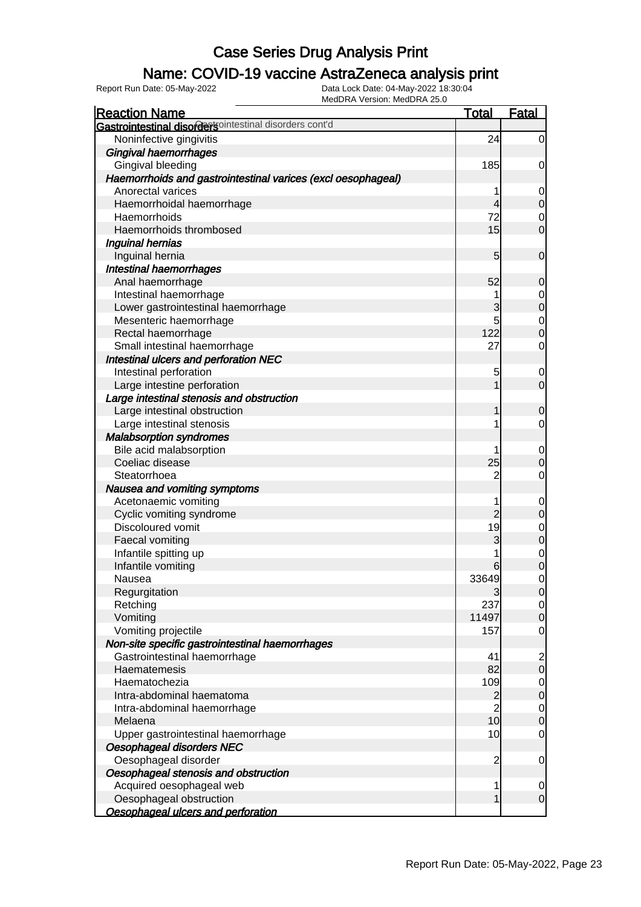# Case Series Drug Analysis Print

## Name: COVID-19 vaccine AstraZeneca analysis print

Report Run Date: 05-May-2022

Data Lock Date: 04-May-2022 18:30:04

MedDRA Version: MedDRA 25.0

| Reaction Name | Total | Fatal |
|---|---|---|
| **Gastrointestinal disorders** Gastrointestinal disorders cont'd | | |
| Noninfective gingivitis | 24 | 0 |
| ***Gingival haemorrhages*** | | |
| Gingival bleeding | 185 | 0 |
| ***Haemorrhoids and gastrointestinal varices (excl oesophageal)*** | | |
| Anorectal varices | 1 | 0 |
| Haemorrhoidal haemorrhage | 4 | 0 |
| Haemorrhoids | 72 | 0 |
| Haemorrhoids thrombosed | 15 | 0 |
| ***Inguinal hernias*** | | |
| Inguinal hernia | 5 | 0 |
| ***Intestinal haemorrhages*** | | |
| Anal haemorrhage | 52 | 0 |
| Intestinal haemorrhage | 1 | 0 |
| Lower gastrointestinal haemorrhage | 3 | 0 |
| Mesenteric haemorrhage | 5 | 0 |
| Rectal haemorrhage | 122 | 0 |
| Small intestinal haemorrhage | 27 | 0 |
| ***Intestinal ulcers and perforation NEC*** | | |
| Intestinal perforation | 5 | 0 |
| Large intestine perforation | 1 | 0 |
| ***Large intestinal stenosis and obstruction*** | | |
| Large intestinal obstruction | 1 | 0 |
| Large intestinal stenosis | 1 | 0 |
| ***Malabsorption syndromes*** | | |
| Bile acid malabsorption | 1 | 0 |
| Coeliac disease | 25 | 0 |
| Steatorrhoea | 2 | 0 |
| ***Nausea and vomiting symptoms*** | | |
| Acetonaemic vomiting | 1 | 0 |
| Cyclic vomiting syndrome | 2 | 0 |
| Discoloured vomit | 19 | 0 |
| Faecal vomiting | 3 | 0 |
| Infantile spitting up | 1 | 0 |
| Infantile vomiting | 6 | 0 |
| Nausea | 33649 | 0 |
| Regurgitation | 3 | 0 |
| Retching | 237 | 0 |
| Vomiting | 11497 | 0 |
| Vomiting projectile | 157 | 0 |
| ***Non-site specific gastrointestinal haemorrhages*** | | |
| Gastrointestinal haemorrhage | 41 | 2 |
| Haematemesis | 82 | 0 |
| Haematochezia | 109 | 0 |
| Intra-abdominal haematoma | 2 | 0 |
| Intra-abdominal haemorrhage | 2 | 0 |
| Melaena | 10 | 0 |
| Upper gastrointestinal haemorrhage | 10 | 0 |
| ***Oesophageal disorders NEC*** | | |
| Oesophageal disorder | 2 | 0 |
| ***Oesophageal stenosis and obstruction*** | | |
| Acquired oesophageal web | 1 | 0 |
| Oesophageal obstruction | 1 | 0 |
| ***Oesophageal ulcers and perforation*** | | |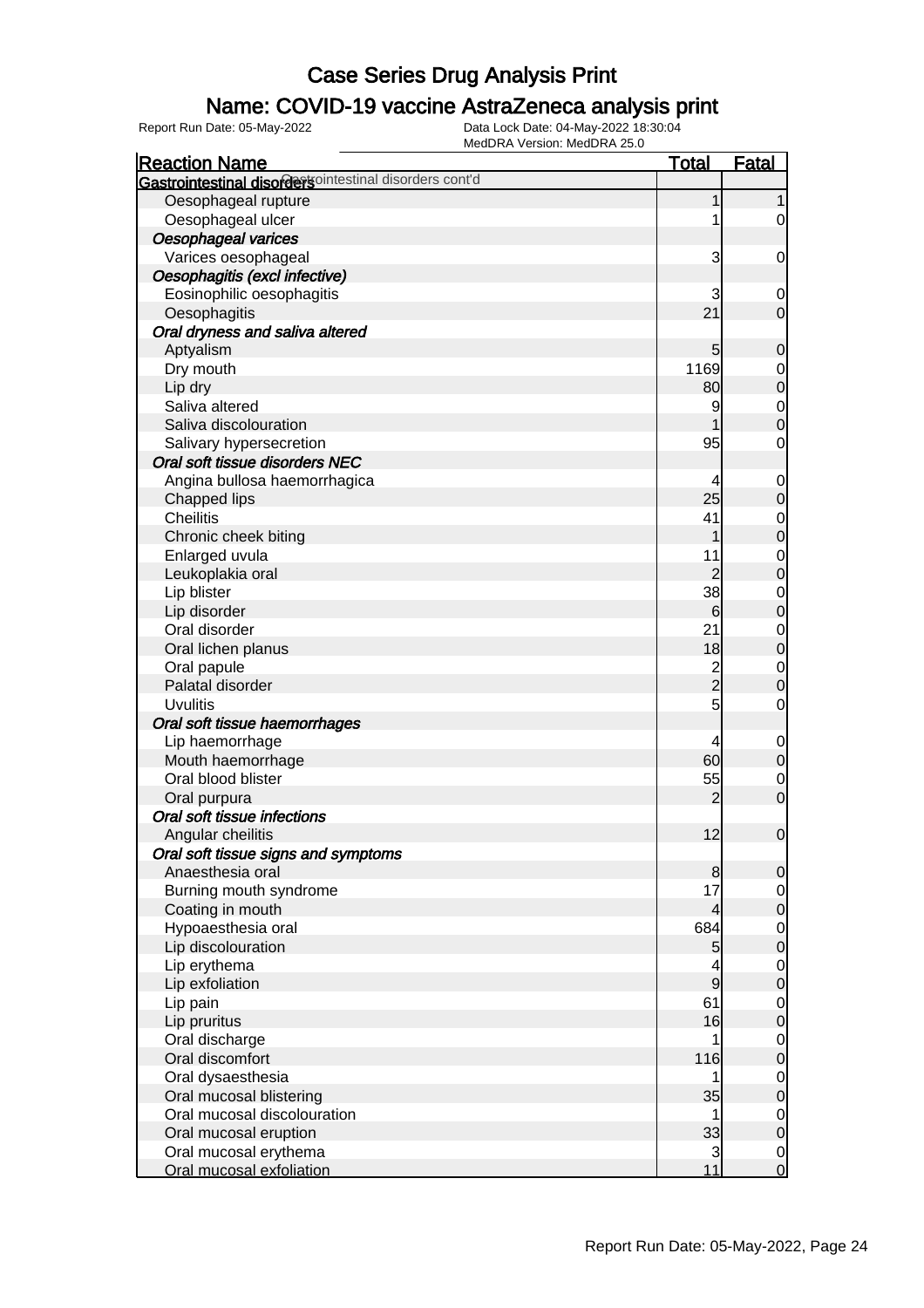# Case Series Drug Analysis Print

## Name: COVID-19 vaccine AstraZeneca analysis print

Report Run Date: 05-May-2022 | Data Lock Date: 04-May-2022 18:30:04 | MedDRA Version: MedDRA 25.0

| Reaction Name | Total | Fatal |
|---|---|---|
| **Gastrointestinal disorders** Gastrointestinal disorders cont'd | | |
| Oesophageal rupture | 1 | 1 |
| Oesophageal ulcer | 1 | 0 |
| *Oesophageal varices* | | |
| Varices oesophageal | 3 | 0 |
| *Oesophagitis (excl infective)* | | |
| Eosinophilic oesophagitis | 3 | 0 |
| Oesophagitis | 21 | 0 |
| *Oral dryness and saliva altered* | | |
| Aptyalism | 5 | 0 |
| Dry mouth | 1169 | 0 |
| Lip dry | 80 | 0 |
| Saliva altered | 9 | 0 |
| Saliva discolouration | 1 | 0 |
| Salivary hypersecretion | 95 | 0 |
| *Oral soft tissue disorders NEC* | | |
| Angina bullosa haemorrhagica | 4 | 0 |
| Chapped lips | 25 | 0 |
| Cheilitis | 41 | 0 |
| Chronic cheek biting | 1 | 0 |
| Enlarged uvula | 11 | 0 |
| Leukoplakia oral | 2 | 0 |
| Lip blister | 38 | 0 |
| Lip disorder | 6 | 0 |
| Oral disorder | 21 | 0 |
| Oral lichen planus | 18 | 0 |
| Oral papule | 2 | 0 |
| Palatal disorder | 2 | 0 |
| Uvulitis | 5 | 0 |
| *Oral soft tissue haemorrhages* | | |
| Lip haemorrhage | 4 | 0 |
| Mouth haemorrhage | 60 | 0 |
| Oral blood blister | 55 | 0 |
| Oral purpura | 2 | 0 |
| *Oral soft tissue infections* | | |
| Angular cheilitis | 12 | 0 |
| *Oral soft tissue signs and symptoms* | | |
| Anaesthesia oral | 8 | 0 |
| Burning mouth syndrome | 17 | 0 |
| Coating in mouth | 4 | 0 |
| Hypoaesthesia oral | 684 | 0 |
| Lip discolouration | 5 | 0 |
| Lip erythema | 4 | 0 |
| Lip exfoliation | 9 | 0 |
| Lip pain | 61 | 0 |
| Lip pruritus | 16 | 0 |
| Oral discharge | 1 | 0 |
| Oral discomfort | 116 | 0 |
| Oral dysaesthesia | 1 | 0 |
| Oral mucosal blistering | 35 | 0 |
| Oral mucosal discolouration | 1 | 0 |
| Oral mucosal eruption | 33 | 0 |
| Oral mucosal erythema | 3 | 0 |
| Oral mucosal exfoliation | 11 | 0 |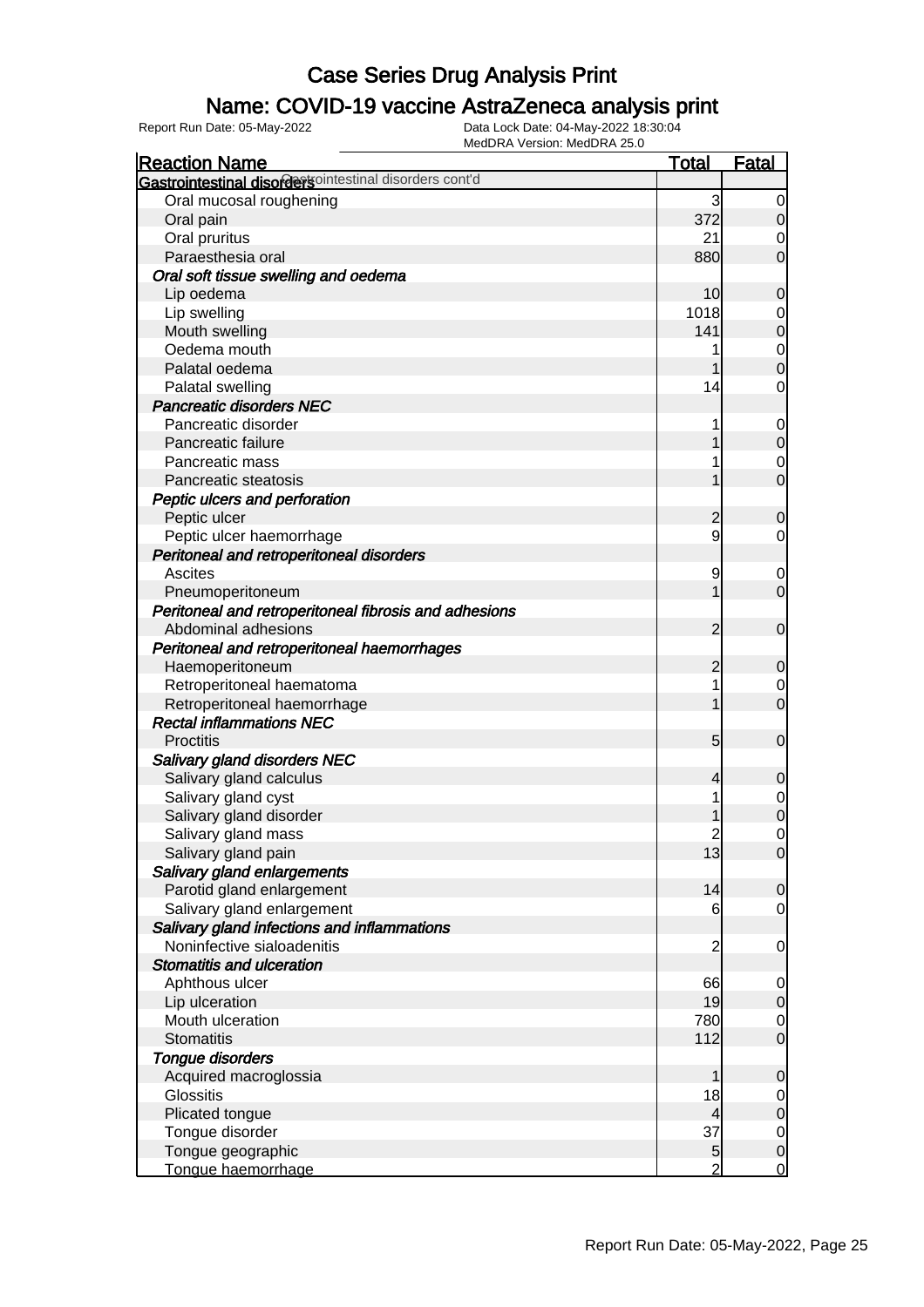# Case Series Drug Analysis Print

## Name: COVID-19 vaccine AstraZeneca analysis print

Report Run Date: 05-May-2022

Data Lock Date: 04-May-2022 18:30:04

MedDRA Version: MedDRA 25.0

| Reaction Name | Total | Fatal |
|---|---|---|
| **Gastrointestinal disorders** Gastrointestinal disorders cont'd | | |
| Oral mucosal roughening | 3 | 0 |
| Oral pain | 372 | 0 |
| Oral pruritus | 21 | 0 |
| Paraesthesia oral | 880 | 0 |
| ***Oral soft tissue swelling and oedema*** | | |
| Lip oedema | 10 | 0 |
| Lip swelling | 1018 | 0 |
| Mouth swelling | 141 | 0 |
| Oedema mouth | 1 | 0 |
| Palatal oedema | 1 | 0 |
| Palatal swelling | 14 | 0 |
| ***Pancreatic disorders NEC*** | | |
| Pancreatic disorder | 1 | 0 |
| Pancreatic failure | 1 | 0 |
| Pancreatic mass | 1 | 0 |
| Pancreatic steatosis | 1 | 0 |
| ***Peptic ulcers and perforation*** | | |
| Peptic ulcer | 2 | 0 |
| Peptic ulcer haemorrhage | 9 | 0 |
| ***Peritoneal and retroperitoneal disorders*** | | |
| Ascites | 9 | 0 |
| Pneumoperitoneum | 1 | 0 |
| ***Peritoneal and retroperitoneal fibrosis and adhesions*** | | |
| Abdominal adhesions | 2 | 0 |
| ***Peritoneal and retroperitoneal haemorrhages*** | | |
| Haemoperitoneum | 2 | 0 |
| Retroperitoneal haematoma | 1 | 0 |
| Retroperitoneal haemorrhage | 1 | 0 |
| ***Rectal inflammations NEC*** | | |
| Proctitis | 5 | 0 |
| ***Salivary gland disorders NEC*** | | |
| Salivary gland calculus | 4 | 0 |
| Salivary gland cyst | 1 | 0 |
| Salivary gland disorder | 1 | 0 |
| Salivary gland mass | 2 | 0 |
| Salivary gland pain | 13 | 0 |
| ***Salivary gland enlargements*** | | |
| Parotid gland enlargement | 14 | 0 |
| Salivary gland enlargement | 6 | 0 |
| ***Salivary gland infections and inflammations*** | | |
| Noninfective sialoadenitis | 2 | 0 |
| ***Stomatitis and ulceration*** | | |
| Aphthous ulcer | 66 | 0 |
| Lip ulceration | 19 | 0 |
| Mouth ulceration | 780 | 0 |
| Stomatitis | 112 | 0 |
| ***Tongue disorders*** | | |
| Acquired macroglossia | 1 | 0 |
| Glossitis | 18 | 0 |
| Plicated tongue | 4 | 0 |
| Tongue disorder | 37 | 0 |
| Tongue geographic | 5 | 0 |
| Tongue haemorrhage | 2 | 0 |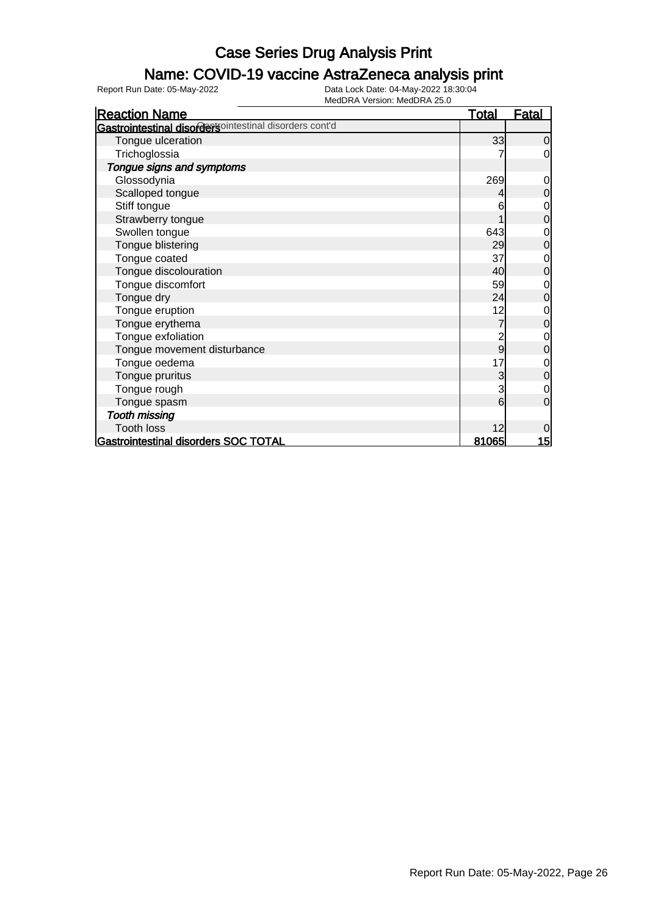# Case Series Drug Analysis Print

## Name: COVID-19 vaccine AstraZeneca analysis print

Report Run Date: 05-May-2022    Data Lock Date: 04-May-2022 18:30:04
MedDRA Version: MedDRA 25.0

| Reaction Name | Total | Fatal |
|---|---|---|
| **Gastrointestinal disorders** Gastrointestinal disorders cont'd | | |
| Tongue ulceration | 33 | 0 |
| Trichoglossia | 7 | 0 |
| *Tongue signs and symptoms* | | |
| Glossodynia | 269 | 0 |
| Scalloped tongue | 4 | 0 |
| Stiff tongue | 6 | 0 |
| Strawberry tongue | 1 | 0 |
| Swollen tongue | 643 | 0 |
| Tongue blistering | 29 | 0 |
| Tongue coated | 37 | 0 |
| Tongue discolouration | 40 | 0 |
| Tongue discomfort | 59 | 0 |
| Tongue dry | 24 | 0 |
| Tongue eruption | 12 | 0 |
| Tongue erythema | 7 | 0 |
| Tongue exfoliation | 2 | 0 |
| Tongue movement disturbance | 9 | 0 |
| Tongue oedema | 17 | 0 |
| Tongue pruritus | 3 | 0 |
| Tongue rough | 3 | 0 |
| Tongue spasm | 6 | 0 |
| *Tooth missing* | | |
| Tooth loss | 12 | 0 |
| **Gastrointestinal disorders SOC TOTAL** | **81065** | **15** |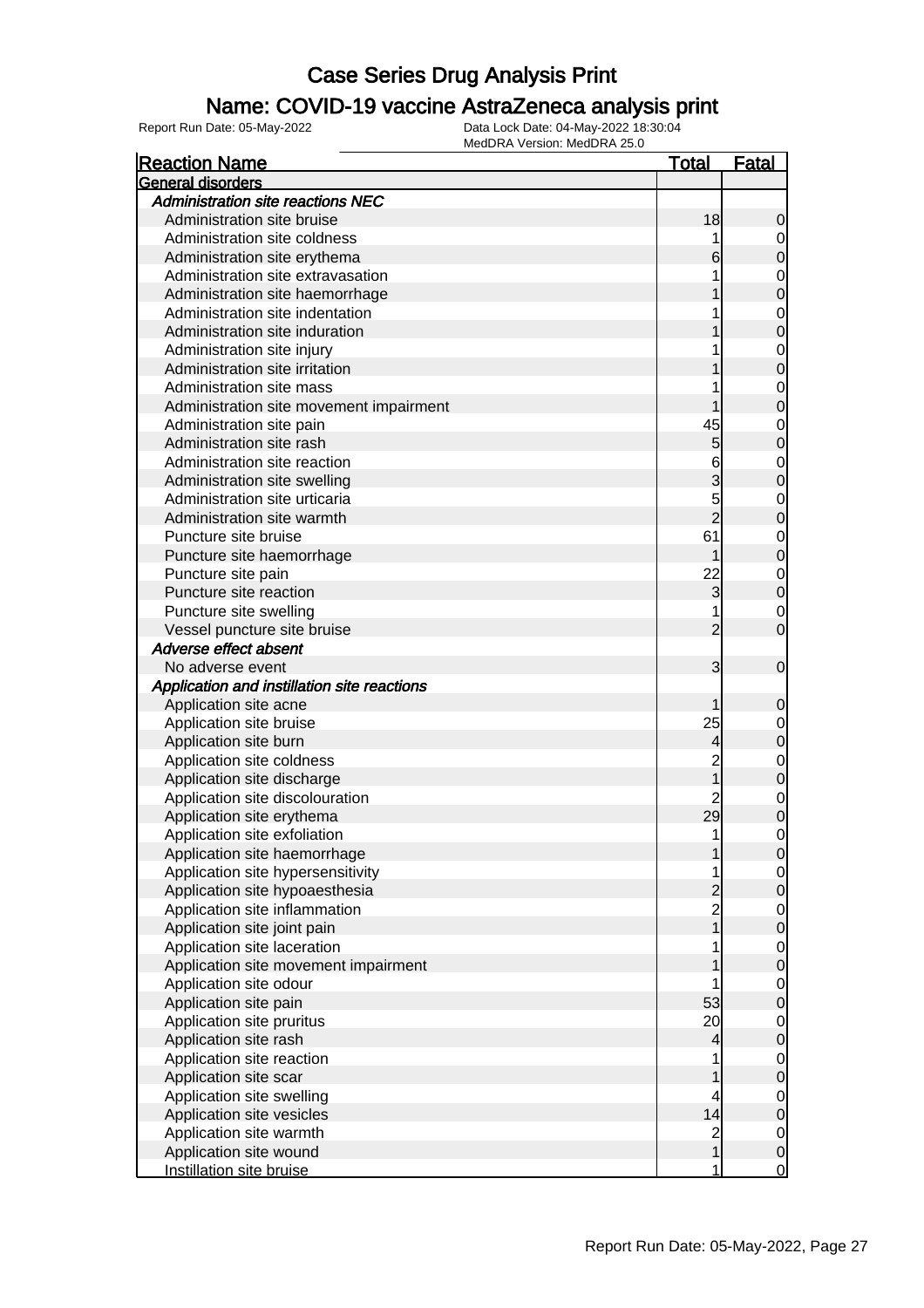# Case Series Drug Analysis Print

## Name: COVID-19 vaccine AstraZeneca analysis print

Report Run Date: 05-May-2022

Data Lock Date: 04-May-2022 18:30:04
MedDRA Version: MedDRA 25.0

| Reaction Name | Total | Fatal |
|---|---|---|
| **General disorders** | | |
| *Administration site reactions NEC* | | |
| Administration site bruise | 18 | 0 |
| Administration site coldness | 1 | 0 |
| Administration site erythema | 6 | 0 |
| Administration site extravasation | 1 | 0 |
| Administration site haemorrhage | 1 | 0 |
| Administration site indentation | 1 | 0 |
| Administration site induration | 1 | 0 |
| Administration site injury | 1 | 0 |
| Administration site irritation | 1 | 0 |
| Administration site mass | 1 | 0 |
| Administration site movement impairment | 1 | 0 |
| Administration site pain | 45 | 0 |
| Administration site rash | 5 | 0 |
| Administration site reaction | 6 | 0 |
| Administration site swelling | 3 | 0 |
| Administration site urticaria | 5 | 0 |
| Administration site warmth | 2 | 0 |
| Puncture site bruise | 61 | 0 |
| Puncture site haemorrhage | 1 | 0 |
| Puncture site pain | 22 | 0 |
| Puncture site reaction | 3 | 0 |
| Puncture site swelling | 1 | 0 |
| Vessel puncture site bruise | 2 | 0 |
| *Adverse effect absent* | | |
| No adverse event | 3 | 0 |
| *Application and instillation site reactions* | | |
| Application site acne | 1 | 0 |
| Application site bruise | 25 | 0 |
| Application site burn | 4 | 0 |
| Application site coldness | 2 | 0 |
| Application site discharge | 1 | 0 |
| Application site discolouration | 2 | 0 |
| Application site erythema | 29 | 0 |
| Application site exfoliation | 1 | 0 |
| Application site haemorrhage | 1 | 0 |
| Application site hypersensitivity | 1 | 0 |
| Application site hypoaesthesia | 2 | 0 |
| Application site inflammation | 2 | 0 |
| Application site joint pain | 1 | 0 |
| Application site laceration | 1 | 0 |
| Application site movement impairment | 1 | 0 |
| Application site odour | 1 | 0 |
| Application site pain | 53 | 0 |
| Application site pruritus | 20 | 0 |
| Application site rash | 4 | 0 |
| Application site reaction | 1 | 0 |
| Application site scar | 1 | 0 |
| Application site swelling | 4 | 0 |
| Application site vesicles | 14 | 0 |
| Application site warmth | 2 | 0 |
| Application site wound | 1 | 0 |
| Instillation site bruise | 1 | 0 |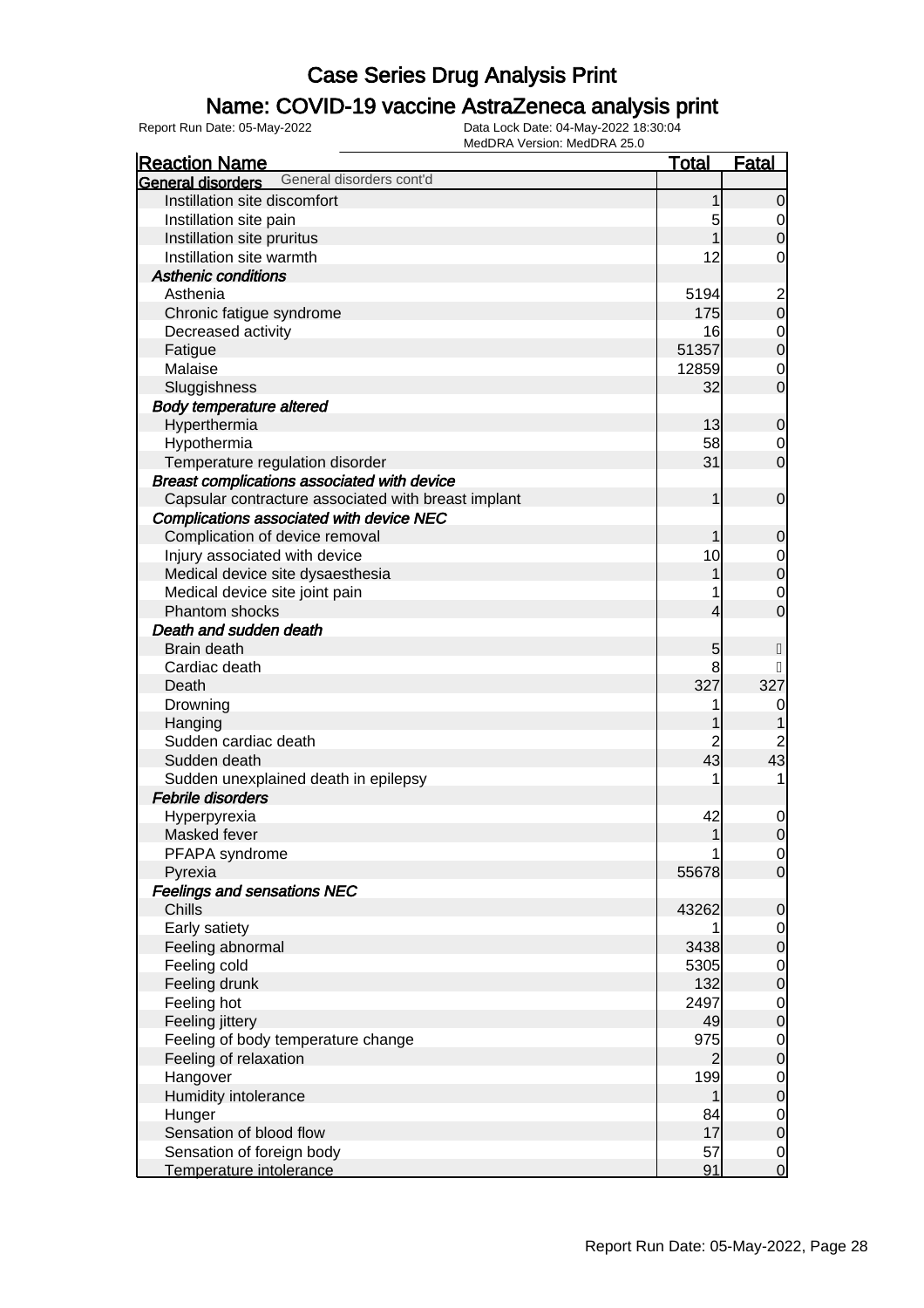# Case Series Drug Analysis Print

## Name: COVID-19 vaccine AstraZeneca analysis print

Report Run Date: 05-May-2022

Data Lock Date: 04-May-2022 18:30:04

MedDRA Version: MedDRA 25.0

| Reaction Name | Total | Fatal |
|---|---|---|
| **General disorders** General disorders cont'd | | |
| Instillation site discomfort | 1 | 0 |
| Instillation site pain | 5 | 0 |
| Instillation site pruritus | 1 | 0 |
| Instillation site warmth | 12 | 0 |
| ***Asthenic conditions*** | | |
| Asthenia | 5194 | 2 |
| Chronic fatigue syndrome | 175 | 0 |
| Decreased activity | 16 | 0 |
| Fatigue | 51357 | 0 |
| Malaise | 12859 | 0 |
| Sluggishness | 32 | 0 |
| ***Body temperature altered*** | | |
| Hyperthermia | 13 | 0 |
| Hypothermia | 58 | 0 |
| Temperature regulation disorder | 31 | 0 |
| ***Breast complications associated with device*** | | |
| Capsular contracture associated with breast implant | 1 | 0 |
| ***Complications associated with device NEC*** | | |
| Complication of device removal | 1 | 0 |
| Injury associated with device | 10 | 0 |
| Medical device site dysaesthesia | 1 | 0 |
| Medical device site joint pain | 1 | 0 |
| Phantom shocks | 4 | 0 |
| ***Death and sudden death*** | | |
| Brain death | 5 | |
| Cardiac death | 8 | |
| Death | 327 | 327 |
| Drowning | 1 | 0 |
| Hanging | 1 | 1 |
| Sudden cardiac death | 2 | 2 |
| Sudden death | 43 | 43 |
| Sudden unexplained death in epilepsy | 1 | 1 |
| ***Febrile disorders*** | | |
| Hyperpyrexia | 42 | 0 |
| Masked fever | 1 | 0 |
| PFAPA syndrome | 1 | 0 |
| Pyrexia | 55678 | 0 |
| ***Feelings and sensations NEC*** | | |
| Chills | 43262 | 0 |
| Early satiety | 1 | 0 |
| Feeling abnormal | 3438 | 0 |
| Feeling cold | 5305 | 0 |
| Feeling drunk | 132 | 0 |
| Feeling hot | 2497 | 0 |
| Feeling jittery | 49 | 0 |
| Feeling of body temperature change | 975 | 0 |
| Feeling of relaxation | 2 | 0 |
| Hangover | 199 | 0 |
| Humidity intolerance | 1 | 0 |
| Hunger | 84 | 0 |
| Sensation of blood flow | 17 | 0 |
| Sensation of foreign body | 57 | 0 |
| Temperature intolerance | 91 | 0 |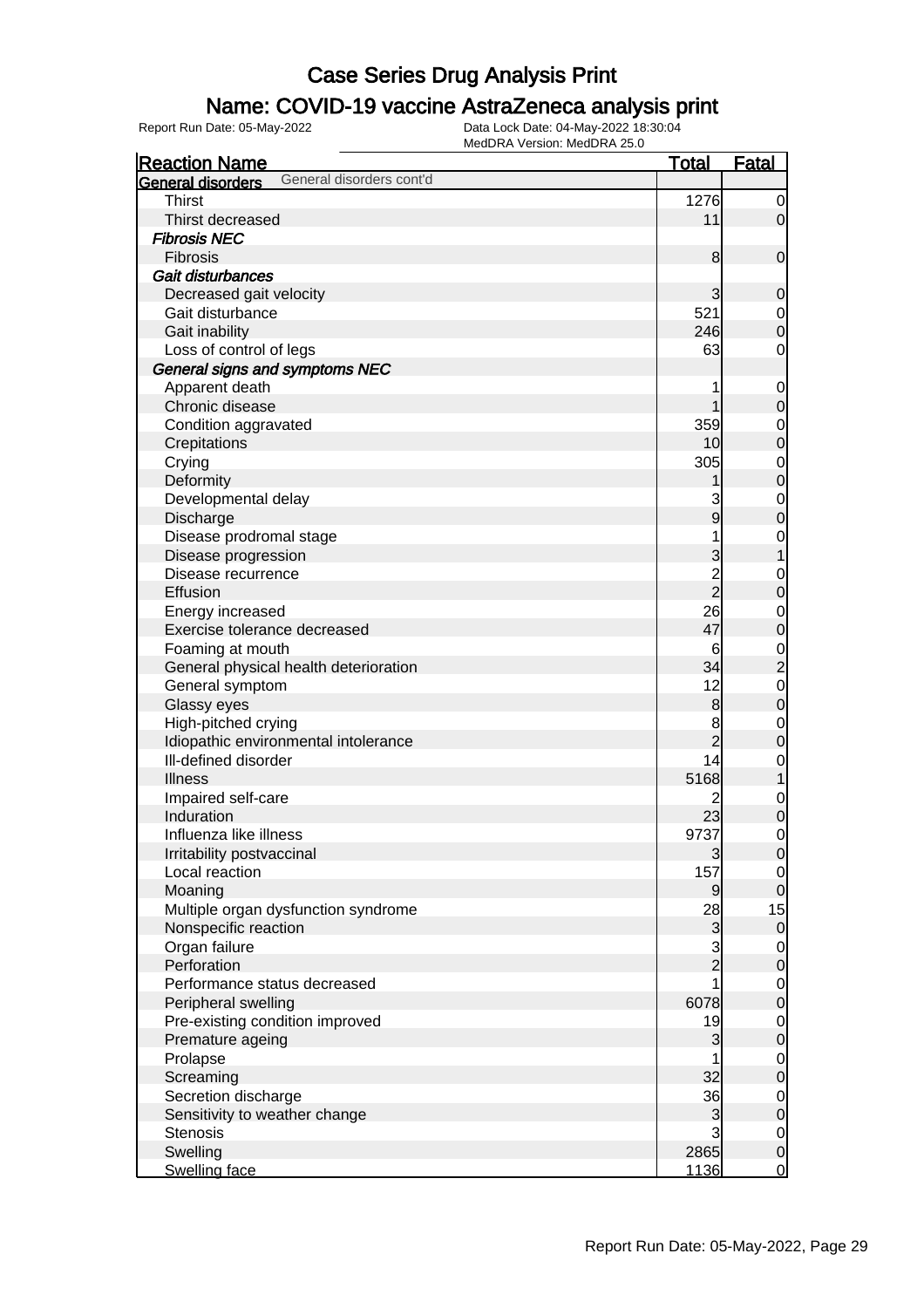# Case Series Drug Analysis Print

## Name: COVID-19 vaccine AstraZeneca analysis print

Report Run Date: 05-May-2022

Data Lock Date: 04-May-2022 18:30:04

MedDRA Version: MedDRA 25.0

| Reaction Name | Total | Fatal |
|---|---|---|
| **General disorders** General disorders cont'd | | |
| Thirst | 1276 | 0 |
| Thirst decreased | 11 | 0 |
| ***Fibrosis NEC*** | | |
| Fibrosis | 8 | 0 |
| ***Gait disturbances*** | | |
| Decreased gait velocity | 3 | 0 |
| Gait disturbance | 521 | 0 |
| Gait inability | 246 | 0 |
| Loss of control of legs | 63 | 0 |
| ***General signs and symptoms NEC*** | | |
| Apparent death | 1 | 0 |
| Chronic disease | 1 | 0 |
| Condition aggravated | 359 | 0 |
| Crepitations | 10 | 0 |
| Crying | 305 | 0 |
| Deformity | 1 | 0 |
| Developmental delay | 3 | 0 |
| Discharge | 9 | 0 |
| Disease prodromal stage | 1 | 0 |
| Disease progression | 3 | 1 |
| Disease recurrence | 2 | 0 |
| Effusion | 2 | 0 |
| Energy increased | 26 | 0 |
| Exercise tolerance decreased | 47 | 0 |
| Foaming at mouth | 6 | 0 |
| General physical health deterioration | 34 | 2 |
| General symptom | 12 | 0 |
| Glassy eyes | 8 | 0 |
| High-pitched crying | 8 | 0 |
| Idiopathic environmental intolerance | 2 | 0 |
| Ill-defined disorder | 14 | 0 |
| Illness | 5168 | 1 |
| Impaired self-care | 2 | 0 |
| Induration | 23 | 0 |
| Influenza like illness | 9737 | 0 |
| Irritability postvaccinal | 3 | 0 |
| Local reaction | 157 | 0 |
| Moaning | 9 | 0 |
| Multiple organ dysfunction syndrome | 28 | 15 |
| Nonspecific reaction | 3 | 0 |
| Organ failure | 3 | 0 |
| Perforation | 2 | 0 |
| Performance status decreased | 1 | 0 |
| Peripheral swelling | 6078 | 0 |
| Pre-existing condition improved | 19 | 0 |
| Premature ageing | 3 | 0 |
| Prolapse | 1 | 0 |
| Screaming | 32 | 0 |
| Secretion discharge | 36 | 0 |
| Sensitivity to weather change | 3 | 0 |
| Stenosis | 3 | 0 |
| Swelling | 2865 | 0 |
| Swelling face | 1136 | 0 |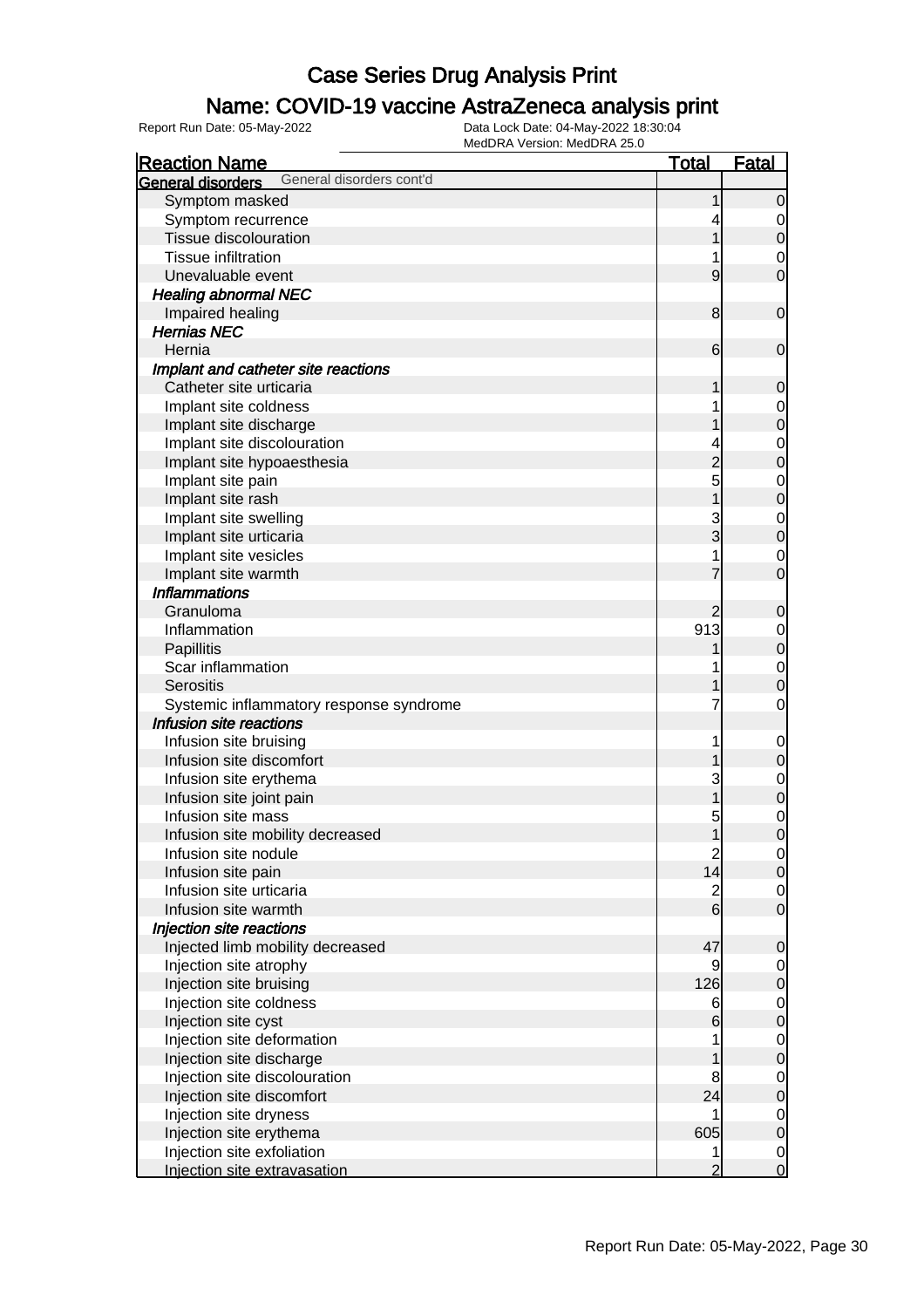# Case Series Drug Analysis Print

## Name: COVID-19 vaccine AstraZeneca analysis print

Report Run Date: 05-May-2022    Data Lock Date: 04-May-2022 18:30:04    MedDRA Version: MedDRA 25.0

| Reaction Name | Total | Fatal |
|---|---|---|
| **General disorders** General disorders cont'd | | |
| Symptom masked | 1 | 0 |
| Symptom recurrence | 4 | 0 |
| Tissue discolouration | 1 | 0 |
| Tissue infiltration | 1 | 0 |
| Unevaluable event | 9 | 0 |
| ***Healing abnormal NEC*** | | |
| Impaired healing | 8 | 0 |
| ***Hernias NEC*** | | |
| Hernia | 6 | 0 |
| ***Implant and catheter site reactions*** | | |
| Catheter site urticaria | 1 | 0 |
| Implant site coldness | 1 | 0 |
| Implant site discharge | 1 | 0 |
| Implant site discolouration | 4 | 0 |
| Implant site hypoaesthesia | 2 | 0 |
| Implant site pain | 5 | 0 |
| Implant site rash | 1 | 0 |
| Implant site swelling | 3 | 0 |
| Implant site urticaria | 3 | 0 |
| Implant site vesicles | 1 | 0 |
| Implant site warmth | 7 | 0 |
| ***Inflammations*** | | |
| Granuloma | 2 | 0 |
| Inflammation | 913 | 0 |
| Papillitis | 1 | 0 |
| Scar inflammation | 1 | 0 |
| Serositis | 1 | 0 |
| Systemic inflammatory response syndrome | 7 | 0 |
| ***Infusion site reactions*** | | |
| Infusion site bruising | 1 | 0 |
| Infusion site discomfort | 1 | 0 |
| Infusion site erythema | 3 | 0 |
| Infusion site joint pain | 1 | 0 |
| Infusion site mass | 5 | 0 |
| Infusion site mobility decreased | 1 | 0 |
| Infusion site nodule | 2 | 0 |
| Infusion site pain | 14 | 0 |
| Infusion site urticaria | 2 | 0 |
| Infusion site warmth | 6 | 0 |
| ***Injection site reactions*** | | |
| Injected limb mobility decreased | 47 | 0 |
| Injection site atrophy | 9 | 0 |
| Injection site bruising | 126 | 0 |
| Injection site coldness | 6 | 0 |
| Injection site cyst | 6 | 0 |
| Injection site deformation | 1 | 0 |
| Injection site discharge | 1 | 0 |
| Injection site discolouration | 8 | 0 |
| Injection site discomfort | 24 | 0 |
| Injection site dryness | 1 | 0 |
| Injection site erythema | 605 | 0 |
| Injection site exfoliation | 1 | 0 |
| Injection site extravasation | 2 | 0 |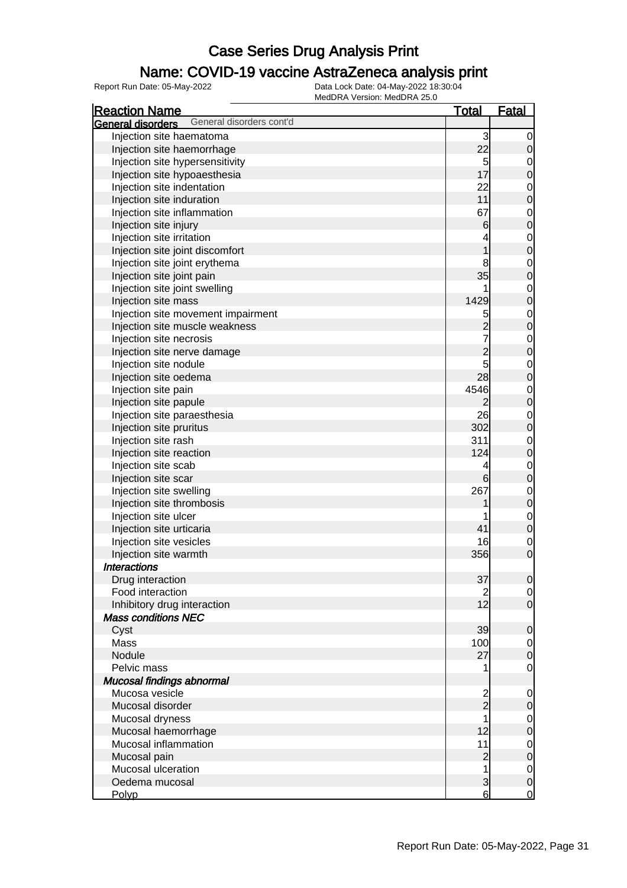# Case Series Drug Analysis Print

## Name: COVID-19 vaccine AstraZeneca analysis print

Report Run Date: 05-May-2022
Data Lock Date: 04-May-2022 18:30:04
MedDRA Version: MedDRA 25.0

| Reaction Name | Total | Fatal |
|---|---|---|
| **General disorders** General disorders cont'd | | |
| Injection site haematoma | 3 | 0 |
| Injection site haemorrhage | 22 | 0 |
| Injection site hypersensitivity | 5 | 0 |
| Injection site hypoaesthesia | 17 | 0 |
| Injection site indentation | 22 | 0 |
| Injection site induration | 11 | 0 |
| Injection site inflammation | 67 | 0 |
| Injection site injury | 6 | 0 |
| Injection site irritation | 4 | 0 |
| Injection site joint discomfort | 1 | 0 |
| Injection site joint erythema | 8 | 0 |
| Injection site joint pain | 35 | 0 |
| Injection site joint swelling | 1 | 0 |
| Injection site mass | 1429 | 0 |
| Injection site movement impairment | 5 | 0 |
| Injection site muscle weakness | 2 | 0 |
| Injection site necrosis | 7 | 0 |
| Injection site nerve damage | 2 | 0 |
| Injection site nodule | 5 | 0 |
| Injection site oedema | 28 | 0 |
| Injection site pain | 4546 | 0 |
| Injection site papule | 2 | 0 |
| Injection site paraesthesia | 26 | 0 |
| Injection site pruritus | 302 | 0 |
| Injection site rash | 311 | 0 |
| Injection site reaction | 124 | 0 |
| Injection site scab | 4 | 0 |
| Injection site scar | 6 | 0 |
| Injection site swelling | 267 | 0 |
| Injection site thrombosis | 1 | 0 |
| Injection site ulcer | 1 | 0 |
| Injection site urticaria | 41 | 0 |
| Injection site vesicles | 16 | 0 |
| Injection site warmth | 356 | 0 |
| ***Interactions*** | | |
| Drug interaction | 37 | 0 |
| Food interaction | 2 | 0 |
| Inhibitory drug interaction | 12 | 0 |
| ***Mass conditions NEC*** | | |
| Cyst | 39 | 0 |
| Mass | 100 | 0 |
| Nodule | 27 | 0 |
| Pelvic mass | 1 | 0 |
| ***Mucosal findings abnormal*** | | |
| Mucosa vesicle | 2 | 0 |
| Mucosal disorder | 2 | 0 |
| Mucosal dryness | 1 | 0 |
| Mucosal haemorrhage | 12 | 0 |
| Mucosal inflammation | 11 | 0 |
| Mucosal pain | 2 | 0 |
| Mucosal ulceration | 1 | 0 |
| Oedema mucosal | 3 | 0 |
| Polyp | 6 | 0 |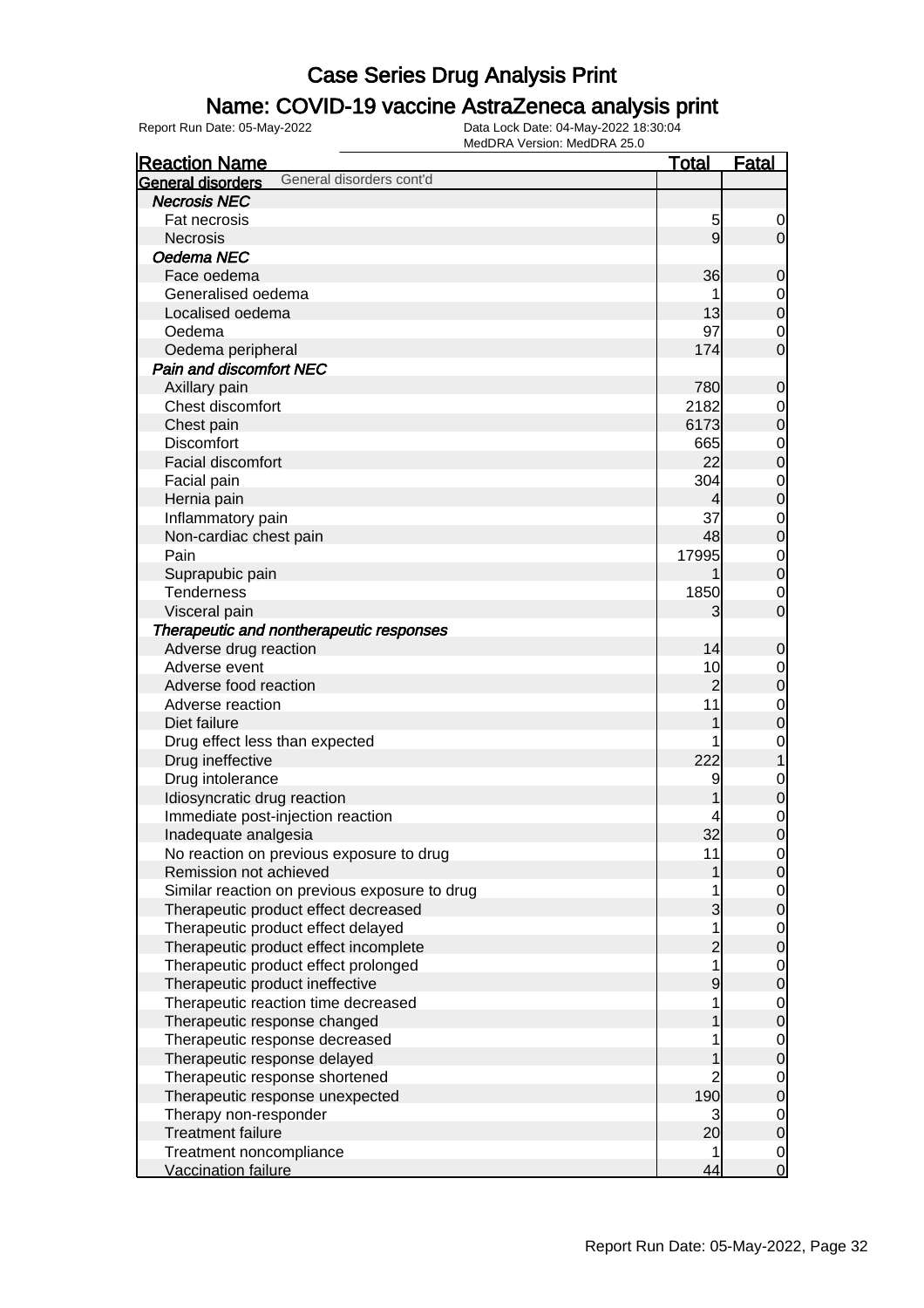# Case Series Drug Analysis Print

## Name: COVID-19 vaccine AstraZeneca analysis print

Report Run Date: 05-May-2022    Data Lock Date: 04-May-2022 18:30:04
MedDRA Version: MedDRA 25.0

| Reaction Name | Total | Fatal |
|---|---|---|
| **General disorders** General disorders cont'd | | |
| ***Necrosis NEC*** | | |
| Fat necrosis | 5 | 0 |
| Necrosis | 9 | 0 |
| ***Oedema NEC*** | | |
| Face oedema | 36 | 0 |
| Generalised oedema | 1 | 0 |
| Localised oedema | 13 | 0 |
| Oedema | 97 | 0 |
| Oedema peripheral | 174 | 0 |
| ***Pain and discomfort NEC*** | | |
| Axillary pain | 780 | 0 |
| Chest discomfort | 2182 | 0 |
| Chest pain | 6173 | 0 |
| Discomfort | 665 | 0 |
| Facial discomfort | 22 | 0 |
| Facial pain | 304 | 0 |
| Hernia pain | 4 | 0 |
| Inflammatory pain | 37 | 0 |
| Non-cardiac chest pain | 48 | 0 |
| Pain | 17995 | 0 |
| Suprapubic pain | 1 | 0 |
| Tenderness | 1850 | 0 |
| Visceral pain | 3 | 0 |
| ***Therapeutic and nontherapeutic responses*** | | |
| Adverse drug reaction | 14 | 0 |
| Adverse event | 10 | 0 |
| Adverse food reaction | 2 | 0 |
| Adverse reaction | 11 | 0 |
| Diet failure | 1 | 0 |
| Drug effect less than expected | 1 | 0 |
| Drug ineffective | 222 | 1 |
| Drug intolerance | 9 | 0 |
| Idiosyncratic drug reaction | 1 | 0 |
| Immediate post-injection reaction | 4 | 0 |
| Inadequate analgesia | 32 | 0 |
| No reaction on previous exposure to drug | 11 | 0 |
| Remission not achieved | 1 | 0 |
| Similar reaction on previous exposure to drug | 1 | 0 |
| Therapeutic product effect decreased | 3 | 0 |
| Therapeutic product effect delayed | 1 | 0 |
| Therapeutic product effect incomplete | 2 | 0 |
| Therapeutic product effect prolonged | 1 | 0 |
| Therapeutic product ineffective | 9 | 0 |
| Therapeutic reaction time decreased | 1 | 0 |
| Therapeutic response changed | 1 | 0 |
| Therapeutic response decreased | 1 | 0 |
| Therapeutic response delayed | 1 | 0 |
| Therapeutic response shortened | 2 | 0 |
| Therapeutic response unexpected | 190 | 0 |
| Therapy non-responder | 3 | 0 |
| Treatment failure | 20 | 0 |
| Treatment noncompliance | 1 | 0 |
| Vaccination failure | 44 | 0 |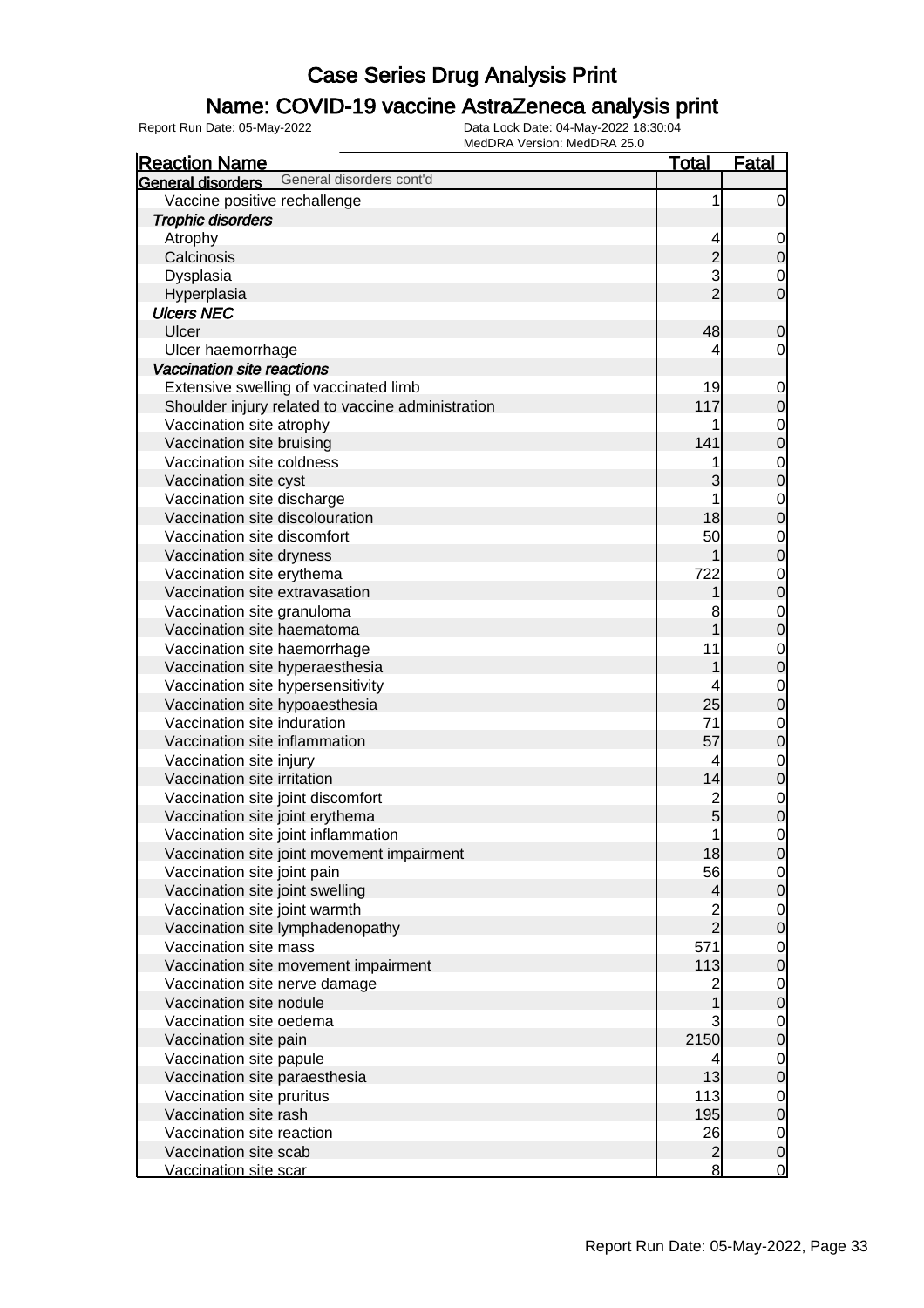# Case Series Drug Analysis Print

## Name: COVID-19 vaccine AstraZeneca analysis print

Report Run Date: 05-May-2022

Data Lock Date: 04-May-2022 18:30:04

MedDRA Version: MedDRA 25.0

| Reaction Name | Total | Fatal |
|---|---|---|
| **General disorders** General disorders cont'd | | |
| Vaccine positive rechallenge | 1 | 0 |
| ***Trophic disorders*** | | |
| Atrophy | 4 | 0 |
| Calcinosis | 2 | 0 |
| Dysplasia | 3 | 0 |
| Hyperplasia | 2 | 0 |
| ***Ulcers NEC*** | | |
| Ulcer | 48 | 0 |
| Ulcer haemorrhage | 4 | 0 |
| ***Vaccination site reactions*** | | |
| Extensive swelling of vaccinated limb | 19 | 0 |
| Shoulder injury related to vaccine administration | 117 | 0 |
| Vaccination site atrophy | 1 | 0 |
| Vaccination site bruising | 141 | 0 |
| Vaccination site coldness | 1 | 0 |
| Vaccination site cyst | 3 | 0 |
| Vaccination site discharge | 1 | 0 |
| Vaccination site discolouration | 18 | 0 |
| Vaccination site discomfort | 50 | 0 |
| Vaccination site dryness | 1 | 0 |
| Vaccination site erythema | 722 | 0 |
| Vaccination site extravasation | 1 | 0 |
| Vaccination site granuloma | 8 | 0 |
| Vaccination site haematoma | 1 | 0 |
| Vaccination site haemorrhage | 11 | 0 |
| Vaccination site hyperaesthesia | 1 | 0 |
| Vaccination site hypersensitivity | 4 | 0 |
| Vaccination site hypoaesthesia | 25 | 0 |
| Vaccination site induration | 71 | 0 |
| Vaccination site inflammation | 57 | 0 |
| Vaccination site injury | 4 | 0 |
| Vaccination site irritation | 14 | 0 |
| Vaccination site joint discomfort | 2 | 0 |
| Vaccination site joint erythema | 5 | 0 |
| Vaccination site joint inflammation | 1 | 0 |
| Vaccination site joint movement impairment | 18 | 0 |
| Vaccination site joint pain | 56 | 0 |
| Vaccination site joint swelling | 4 | 0 |
| Vaccination site joint warmth | 2 | 0 |
| Vaccination site lymphadenopathy | 2 | 0 |
| Vaccination site mass | 571 | 0 |
| Vaccination site movement impairment | 113 | 0 |
| Vaccination site nerve damage | 2 | 0 |
| Vaccination site nodule | 1 | 0 |
| Vaccination site oedema | 3 | 0 |
| Vaccination site pain | 2150 | 0 |
| Vaccination site papule | 4 | 0 |
| Vaccination site paraesthesia | 13 | 0 |
| Vaccination site pruritus | 113 | 0 |
| Vaccination site rash | 195 | 0 |
| Vaccination site reaction | 26 | 0 |
| Vaccination site scab | 2 | 0 |
| Vaccination site scar | 8 | 0 |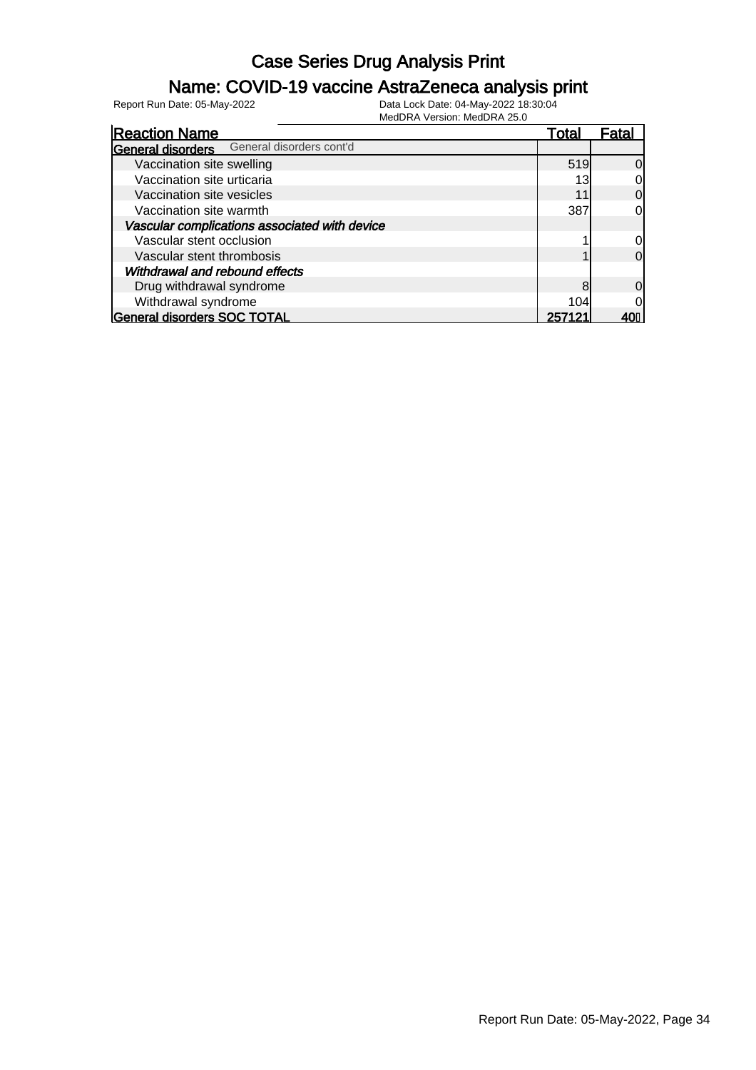# Case Series Drug Analysis Print

## Name: COVID-19 vaccine AstraZeneca analysis print

Report Run Date: 05-May-2022

Data Lock Date: 04-May-2022 18:30:04

MedDRA Version: MedDRA 25.0

| Reaction Name | Total | Fatal |
|---|---|---|
| **General disorders** General disorders cont'd | | |
| Vaccination site swelling | 519 | 0 |
| Vaccination site urticaria | 13 | 0 |
| Vaccination site vesicles | 11 | 0 |
| Vaccination site warmth | 387 | 0 |
| ***Vascular complications associated with device*** | | |
| Vascular stent occlusion | 1 | 0 |
| Vascular stent thrombosis | 1 | 0 |
| ***Withdrawal and rebound effects*** | | |
| Drug withdrawal syndrome | 8 | 0 |
| Withdrawal syndrome | 104 | 0 |
| **General disorders SOC TOTAL** | **257121** | **401** |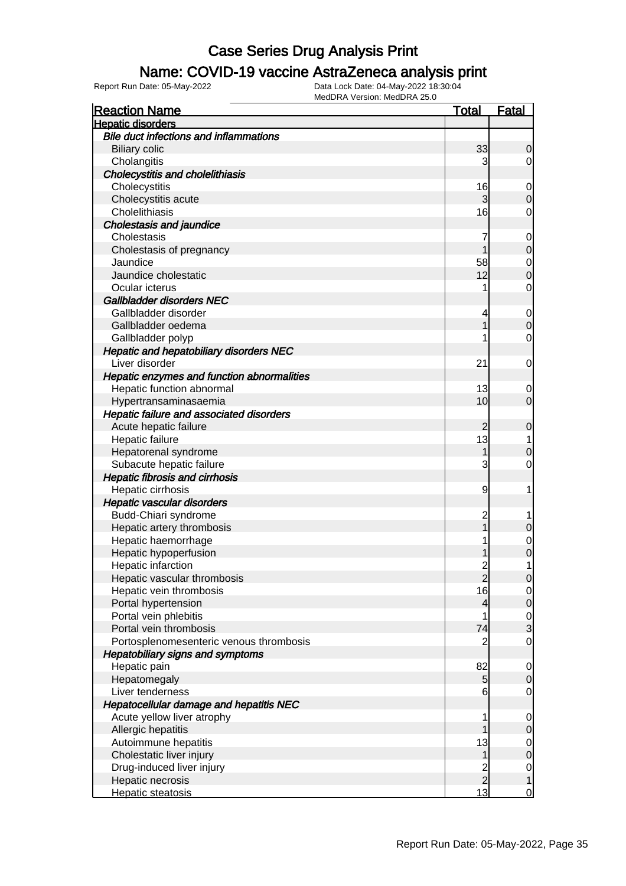# Case Series Drug Analysis Print

## Name: COVID-19 vaccine AstraZeneca analysis print

Report Run Date: 05-May-2022

Data Lock Date: 04-May-2022 18:30:04

MedDRA Version: MedDRA 25.0

| Reaction Name | Total | Fatal |
|---|---|---|
| **Hepatic disorders** | | |
| ***Bile duct infections and inflammations*** | | |
| Biliary colic | 33 | 0 |
| Cholangitis | 3 | 0 |
| ***Cholecystitis and cholelithiasis*** | | |
| Cholecystitis | 16 | 0 |
| Cholecystitis acute | 3 | 0 |
| Cholelithiasis | 16 | 0 |
| ***Cholestasis and jaundice*** | | |
| Cholestasis | 7 | 0 |
| Cholestasis of pregnancy | 1 | 0 |
| Jaundice | 58 | 0 |
| Jaundice cholestatic | 12 | 0 |
| Ocular icterus | 1 | 0 |
| ***Gallbladder disorders NEC*** | | |
| Gallbladder disorder | 4 | 0 |
| Gallbladder oedema | 1 | 0 |
| Gallbladder polyp | 1 | 0 |
| ***Hepatic and hepatobiliary disorders NEC*** | | |
| Liver disorder | 21 | 0 |
| ***Hepatic enzymes and function abnormalities*** | | |
| Hepatic function abnormal | 13 | 0 |
| Hypertransaminasaemia | 10 | 0 |
| ***Hepatic failure and associated disorders*** | | |
| Acute hepatic failure | 2 | 0 |
| Hepatic failure | 13 | 1 |
| Hepatorenal syndrome | 1 | 0 |
| Subacute hepatic failure | 3 | 0 |
| ***Hepatic fibrosis and cirrhosis*** | | |
| Hepatic cirrhosis | 9 | 1 |
| ***Hepatic vascular disorders*** | | |
| Budd-Chiari syndrome | 2 | 1 |
| Hepatic artery thrombosis | 1 | 0 |
| Hepatic haemorrhage | 1 | 0 |
| Hepatic hypoperfusion | 1 | 0 |
| Hepatic infarction | 2 | 1 |
| Hepatic vascular thrombosis | 2 | 0 |
| Hepatic vein thrombosis | 16 | 0 |
| Portal hypertension | 4 | 0 |
| Portal vein phlebitis | 1 | 0 |
| Portal vein thrombosis | 74 | 3 |
| Portosplenomesenteric venous thrombosis | 2 | 0 |
| ***Hepatobiliary signs and symptoms*** | | |
| Hepatic pain | 82 | 0 |
| Hepatomegaly | 5 | 0 |
| Liver tenderness | 6 | 0 |
| ***Hepatocellular damage and hepatitis NEC*** | | |
| Acute yellow liver atrophy | 1 | 0 |
| Allergic hepatitis | 1 | 0 |
| Autoimmune hepatitis | 13 | 0 |
| Cholestatic liver injury | 1 | 0 |
| Drug-induced liver injury | 2 | 0 |
| Hepatic necrosis | 2 | 1 |
| Hepatic steatosis | 13 | 0 |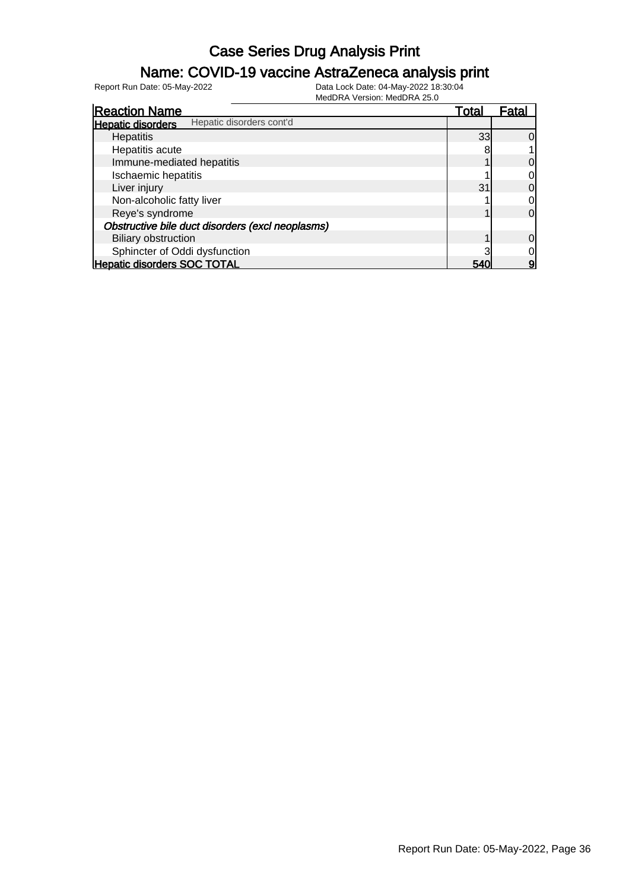# Case Series Drug Analysis Print

## Name: COVID-19 vaccine AstraZeneca analysis print

Report Run Date: 05-May-2022

Data Lock Date: 04-May-2022 18:30:04
MedDRA Version: MedDRA 25.0

| Reaction Name | Total | Fatal |
|---|---|---|
| **Hepatic disorders** Hepatic disorders cont'd | | |
| Hepatitis | 33 | 0 |
| Hepatitis acute | 8 | 1 |
| Immune-mediated hepatitis | 1 | 0 |
| Ischaemic hepatitis | 1 | 0 |
| Liver injury | 31 | 0 |
| Non-alcoholic fatty liver | 1 | 0 |
| Reye's syndrome | 1 | 0 |
| *Obstructive bile duct disorders (excl neoplasms)* | | |
| Biliary obstruction | 1 | 0 |
| Sphincter of Oddi dysfunction | 3 | 0 |
| **Hepatic disorders SOC TOTAL** | **540** | **9** |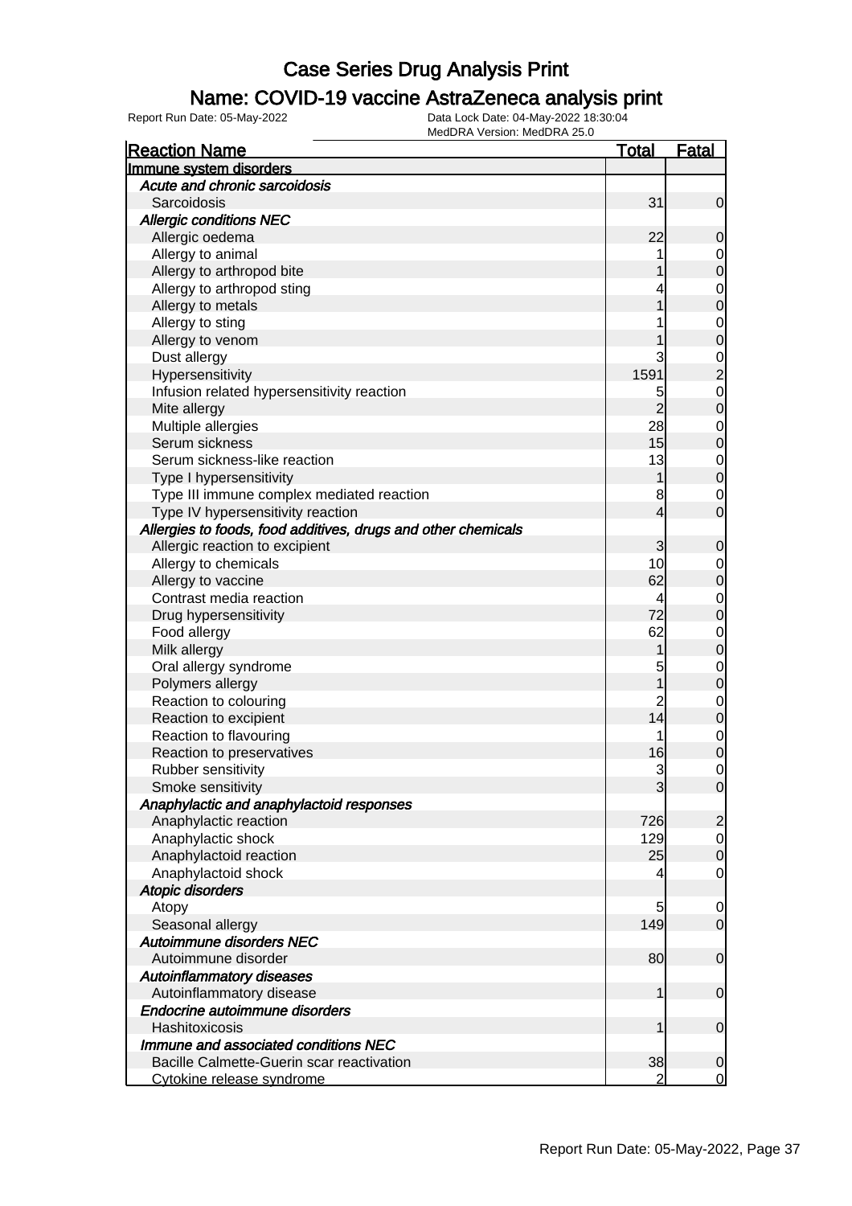# Case Series Drug Analysis Print

## Name: COVID-19 vaccine AstraZeneca analysis print

Report Run Date: 05-May-2022    Data Lock Date: 04-May-2022 18:30:04
MedDRA Version: MedDRA 25.0

| Reaction Name | Total | Fatal |
|---|---|---|
| **Immune system disorders** | | |
| *Acute and chronic sarcoidosis* | | |
| Sarcoidosis | 31 | 0 |
| *Allergic conditions NEC* | | |
| Allergic oedema | 22 | 0 |
| Allergy to animal | 1 | 0 |
| Allergy to arthropod bite | 1 | 0 |
| Allergy to arthropod sting | 4 | 0 |
| Allergy to metals | 1 | 0 |
| Allergy to sting | 1 | 0 |
| Allergy to venom | 1 | 0 |
| Dust allergy | 3 | 0 |
| Hypersensitivity | 1591 | 2 |
| Infusion related hypersensitivity reaction | 5 | 0 |
| Mite allergy | 2 | 0 |
| Multiple allergies | 28 | 0 |
| Serum sickness | 15 | 0 |
| Serum sickness-like reaction | 13 | 0 |
| Type I hypersensitivity | 1 | 0 |
| Type III immune complex mediated reaction | 8 | 0 |
| Type IV hypersensitivity reaction | 4 | 0 |
| *Allergies to foods, food additives, drugs and other chemicals* | | |
| Allergic reaction to excipient | 3 | 0 |
| Allergy to chemicals | 10 | 0 |
| Allergy to vaccine | 62 | 0 |
| Contrast media reaction | 4 | 0 |
| Drug hypersensitivity | 72 | 0 |
| Food allergy | 62 | 0 |
| Milk allergy | 1 | 0 |
| Oral allergy syndrome | 5 | 0 |
| Polymers allergy | 1 | 0 |
| Reaction to colouring | 2 | 0 |
| Reaction to excipient | 14 | 0 |
| Reaction to flavouring | 1 | 0 |
| Reaction to preservatives | 16 | 0 |
| Rubber sensitivity | 3 | 0 |
| Smoke sensitivity | 3 | 0 |
| *Anaphylactic and anaphylactoid responses* | | |
| Anaphylactic reaction | 726 | 2 |
| Anaphylactic shock | 129 | 0 |
| Anaphylactoid reaction | 25 | 0 |
| Anaphylactoid shock | 4 | 0 |
| *Atopic disorders* | | |
| Atopy | 5 | 0 |
| Seasonal allergy | 149 | 0 |
| *Autoimmune disorders NEC* | | |
| Autoimmune disorder | 80 | 0 |
| *Autoinflammatory diseases* | | |
| Autoinflammatory disease | 1 | 0 |
| *Endocrine autoimmune disorders* | | |
| Hashitoxicosis | 1 | 0 |
| *Immune and associated conditions NEC* | | |
| Bacille Calmette-Guerin scar reactivation | 38 | 0 |
| Cytokine release syndrome | 2 | 0 |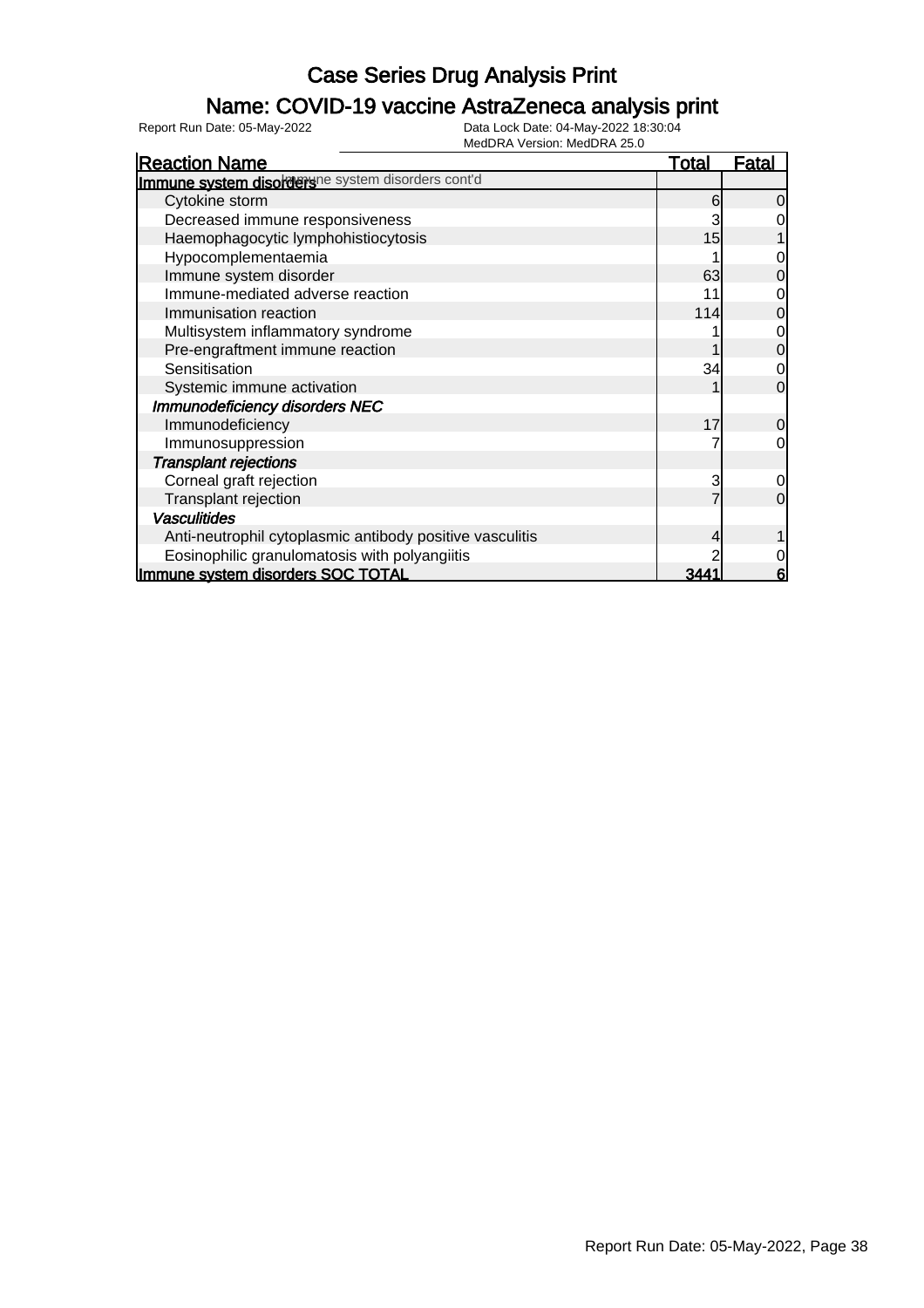# Case Series Drug Analysis Print

## Name: COVID-19 vaccine AstraZeneca analysis print

Report Run Date: 05-May-2022 Data Lock Date: 04-May-2022 18:30:04
MedDRA Version: MedDRA 25.0

| Reaction Name | Total | Fatal |
|---|---|---|
| **Immune system disorders** Immune system disorders cont'd | | |
| Cytokine storm | 6 | 0 |
| Decreased immune responsiveness | 3 | 0 |
| Haemophagocytic lymphohistiocytosis | 15 | 1 |
| Hypocomplementaemia | 1 | 0 |
| Immune system disorder | 63 | 0 |
| Immune-mediated adverse reaction | 11 | 0 |
| Immunisation reaction | 114 | 0 |
| Multisystem inflammatory syndrome | 1 | 0 |
| Pre-engraftment immune reaction | 1 | 0 |
| Sensitisation | 34 | 0 |
| Systemic immune activation | 1 | 0 |
| ***Immunodeficiency disorders NEC*** | | |
| Immunodeficiency | 17 | 0 |
| Immunosuppression | 7 | 0 |
| ***Transplant rejections*** | | |
| Corneal graft rejection | 3 | 0 |
| Transplant rejection | 7 | 0 |
| ***Vasculitides*** | | |
| Anti-neutrophil cytoplasmic antibody positive vasculitis | 4 | 1 |
| Eosinophilic granulomatosis with polyangiitis | 2 | 0 |
| **Immune system disorders SOC TOTAL** | **3441** | **6** |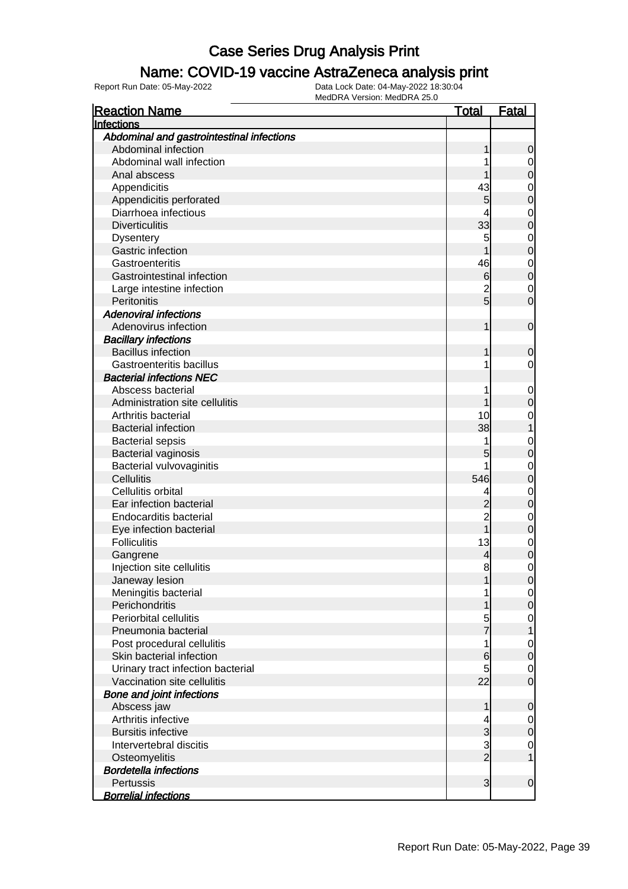# Case Series Drug Analysis Print

## Name: COVID-19 vaccine AstraZeneca analysis print

Report Run Date: 05-May-2022    Data Lock Date: 04-May-2022 18:30:04
MedDRA Version: MedDRA 25.0

| Reaction Name | Total | Fatal |
|---|---|---|
| **Infections** | | |
| ***Abdominal and gastrointestinal infections*** | | |
| Abdominal infection | 1 | 0 |
| Abdominal wall infection | 1 | 0 |
| Anal abscess | 1 | 0 |
| Appendicitis | 43 | 0 |
| Appendicitis perforated | 5 | 0 |
| Diarrhoea infectious | 4 | 0 |
| Diverticulitis | 33 | 0 |
| Dysentery | 5 | 0 |
| Gastric infection | 1 | 0 |
| Gastroenteritis | 46 | 0 |
| Gastrointestinal infection | 6 | 0 |
| Large intestine infection | 2 | 0 |
| Peritonitis | 5 | 0 |
| ***Adenoviral infections*** | | |
| Adenovirus infection | 1 | 0 |
| ***Bacillary infections*** | | |
| Bacillus infection | 1 | 0 |
| Gastroenteritis bacillus | 1 | 0 |
| ***Bacterial infections NEC*** | | |
| Abscess bacterial | 1 | 0 |
| Administration site cellulitis | 1 | 0 |
| Arthritis bacterial | 10 | 0 |
| Bacterial infection | 38 | 1 |
| Bacterial sepsis | 1 | 0 |
| Bacterial vaginosis | 5 | 0 |
| Bacterial vulvovaginitis | 1 | 0 |
| Cellulitis | 546 | 0 |
| Cellulitis orbital | 4 | 0 |
| Ear infection bacterial | 2 | 0 |
| Endocarditis bacterial | 2 | 0 |
| Eye infection bacterial | 1 | 0 |
| Folliculitis | 13 | 0 |
| Gangrene | 4 | 0 |
| Injection site cellulitis | 8 | 0 |
| Janeway lesion | 1 | 0 |
| Meningitis bacterial | 1 | 0 |
| Perichondritis | 1 | 0 |
| Periorbital cellulitis | 5 | 0 |
| Pneumonia bacterial | 7 | 1 |
| Post procedural cellulitis | 1 | 0 |
| Skin bacterial infection | 6 | 0 |
| Urinary tract infection bacterial | 5 | 0 |
| Vaccination site cellulitis | 22 | 0 |
| ***Bone and joint infections*** | | |
| Abscess jaw | 1 | 0 |
| Arthritis infective | 4 | 0 |
| Bursitis infective | 3 | 0 |
| Intervertebral discitis | 3 | 0 |
| Osteomyelitis | 2 | 1 |
| ***Bordetella infections*** | | |
| Pertussis | 3 | 0 |
| ***Borrelial infections*** | | |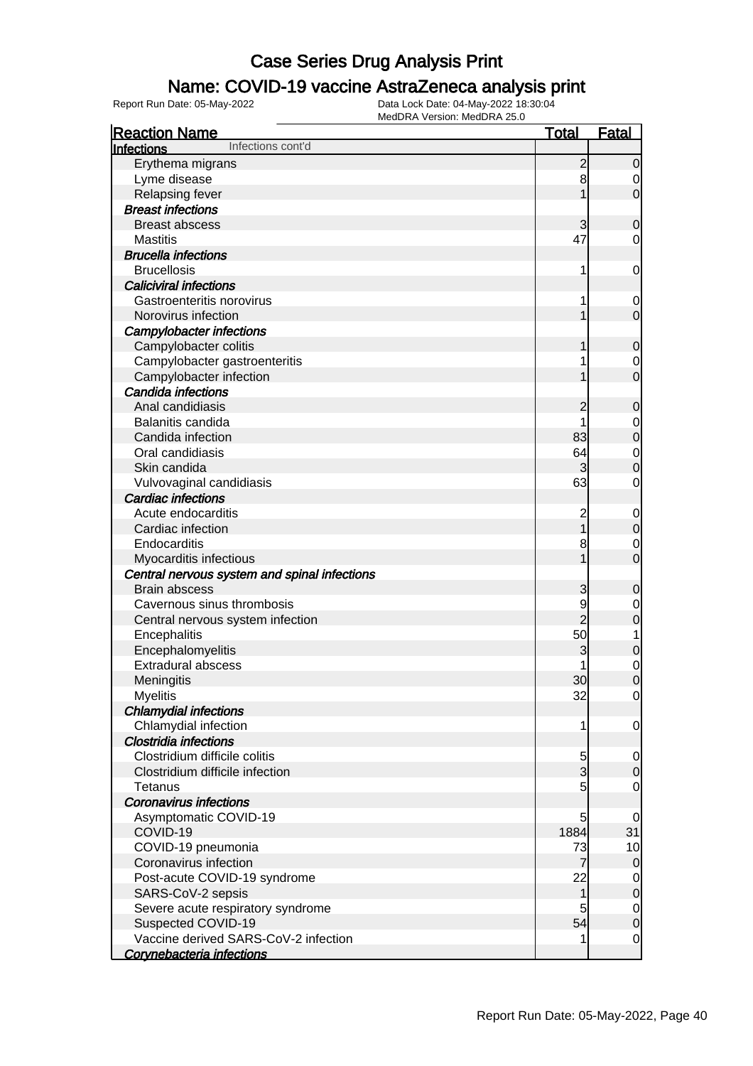# Case Series Drug Analysis Print

## Name: COVID-19 vaccine AstraZeneca analysis print

Report Run Date: 05-May-2022
Data Lock Date: 04-May-2022 18:30:04
MedDRA Version: MedDRA 25.0

| Reaction Name | Total | Fatal |
|---|---|---|
| **Infections** Infections cont'd | | |
| Erythema migrans | 2 | 0 |
| Lyme disease | 8 | 0 |
| Relapsing fever | 1 | 0 |
| ***Breast infections*** | | |
| Breast abscess | 3 | 0 |
| Mastitis | 47 | 0 |
| ***Brucella infections*** | | |
| Brucellosis | 1 | 0 |
| ***Caliciviral infections*** | | |
| Gastroenteritis norovirus | 1 | 0 |
| Norovirus infection | 1 | 0 |
| ***Campylobacter infections*** | | |
| Campylobacter colitis | 1 | 0 |
| Campylobacter gastroenteritis | 1 | 0 |
| Campylobacter infection | 1 | 0 |
| ***Candida infections*** | | |
| Anal candidiasis | 2 | 0 |
| Balanitis candida | 1 | 0 |
| Candida infection | 83 | 0 |
| Oral candidiasis | 64 | 0 |
| Skin candida | 3 | 0 |
| Vulvovaginal candidiasis | 63 | 0 |
| ***Cardiac infections*** | | |
| Acute endocarditis | 2 | 0 |
| Cardiac infection | 1 | 0 |
| Endocarditis | 8 | 0 |
| Myocarditis infectious | 1 | 0 |
| ***Central nervous system and spinal infections*** | | |
| Brain abscess | 3 | 0 |
| Cavernous sinus thrombosis | 9 | 0 |
| Central nervous system infection | 2 | 0 |
| Encephalitis | 50 | 1 |
| Encephalomyelitis | 3 | 0 |
| Extradural abscess | 1 | 0 |
| Meningitis | 30 | 0 |
| Myelitis | 32 | 0 |
| ***Chlamydial infections*** | | |
| Chlamydial infection | 1 | 0 |
| ***Clostridia infections*** | | |
| Clostridium difficile colitis | 5 | 0 |
| Clostridium difficile infection | 3 | 0 |
| Tetanus | 5 | 0 |
| ***Coronavirus infections*** | | |
| Asymptomatic COVID-19 | 5 | 0 |
| COVID-19 | 1884 | 31 |
| COVID-19 pneumonia | 73 | 10 |
| Coronavirus infection | 7 | 0 |
| Post-acute COVID-19 syndrome | 22 | 0 |
| SARS-CoV-2 sepsis | 1 | 0 |
| Severe acute respiratory syndrome | 5 | 0 |
| Suspected COVID-19 | 54 | 0 |
| Vaccine derived SARS-CoV-2 infection | 1 | 0 |
| ***Corynebacteria infections*** | | |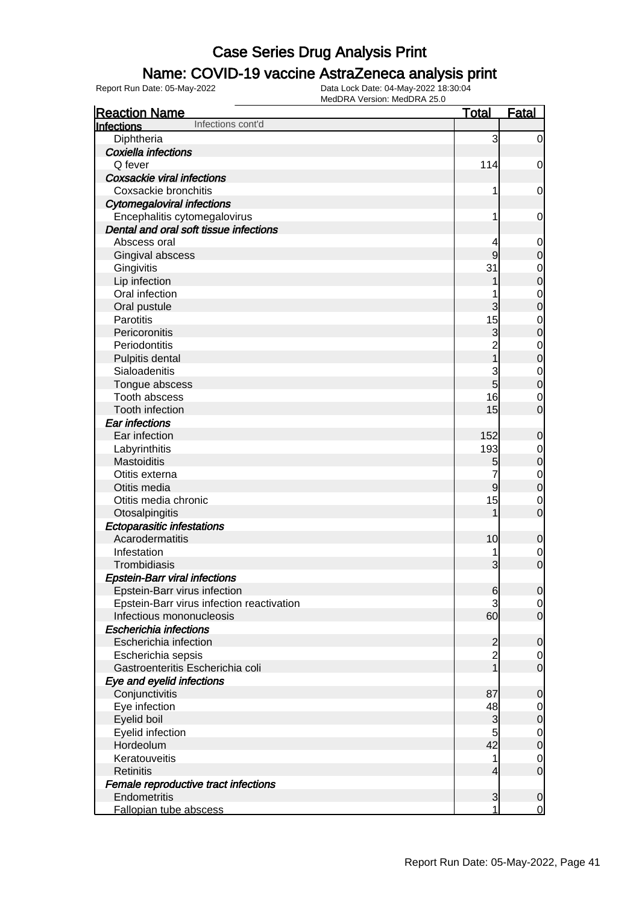# Case Series Drug Analysis Print

## Name: COVID-19 vaccine AstraZeneca analysis print

Report Run Date: 05-May-2022

Data Lock Date: 04-May-2022 18:30:04
MedDRA Version: MedDRA 25.0

| Reaction Name | Total | Fatal |
|---|---|---|
| **Infections** Infections cont'd | | |
| Diphtheria | 3 | 0 |
| *Coxiella infections* | | |
| Q fever | 114 | 0 |
| *Coxsackie viral infections* | | |
| Coxsackie bronchitis | 1 | 0 |
| *Cytomegaloviral infections* | | |
| Encephalitis cytomegalovirus | 1 | 0 |
| *Dental and oral soft tissue infections* | | |
| Abscess oral | 4 | 0 |
| Gingival abscess | 9 | 0 |
| Gingivitis | 31 | 0 |
| Lip infection | 1 | 0 |
| Oral infection | 1 | 0 |
| Oral pustule | 3 | 0 |
| Parotitis | 15 | 0 |
| Pericoronitis | 3 | 0 |
| Periodontitis | 2 | 0 |
| Pulpitis dental | 1 | 0 |
| Sialoadenitis | 3 | 0 |
| Tongue abscess | 5 | 0 |
| Tooth abscess | 16 | 0 |
| Tooth infection | 15 | 0 |
| *Ear infections* | | |
| Ear infection | 152 | 0 |
| Labyrinthitis | 193 | 0 |
| Mastoiditis | 5 | 0 |
| Otitis externa | 7 | 0 |
| Otitis media | 9 | 0 |
| Otitis media chronic | 15 | 0 |
| Otosalpingitis | 1 | 0 |
| *Ectoparasitic infestations* | | |
| Acarodermatitis | 10 | 0 |
| Infestation | 1 | 0 |
| Trombidiasis | 3 | 0 |
| *Epstein-Barr viral infections* | | |
| Epstein-Barr virus infection | 6 | 0 |
| Epstein-Barr virus infection reactivation | 3 | 0 |
| Infectious mononucleosis | 60 | 0 |
| *Escherichia infections* | | |
| Escherichia infection | 2 | 0 |
| Escherichia sepsis | 2 | 0 |
| Gastroenteritis Escherichia coli | 1 | 0 |
| *Eye and eyelid infections* | | |
| Conjunctivitis | 87 | 0 |
| Eye infection | 48 | 0 |
| Eyelid boil | 3 | 0 |
| Eyelid infection | 5 | 0 |
| Hordeolum | 42 | 0 |
| Keratouveitis | 1 | 0 |
| Retinitis | 4 | 0 |
| *Female reproductive tract infections* | | |
| Endometritis | 3 | 0 |
| Fallopian tube abscess | 1 | 0 |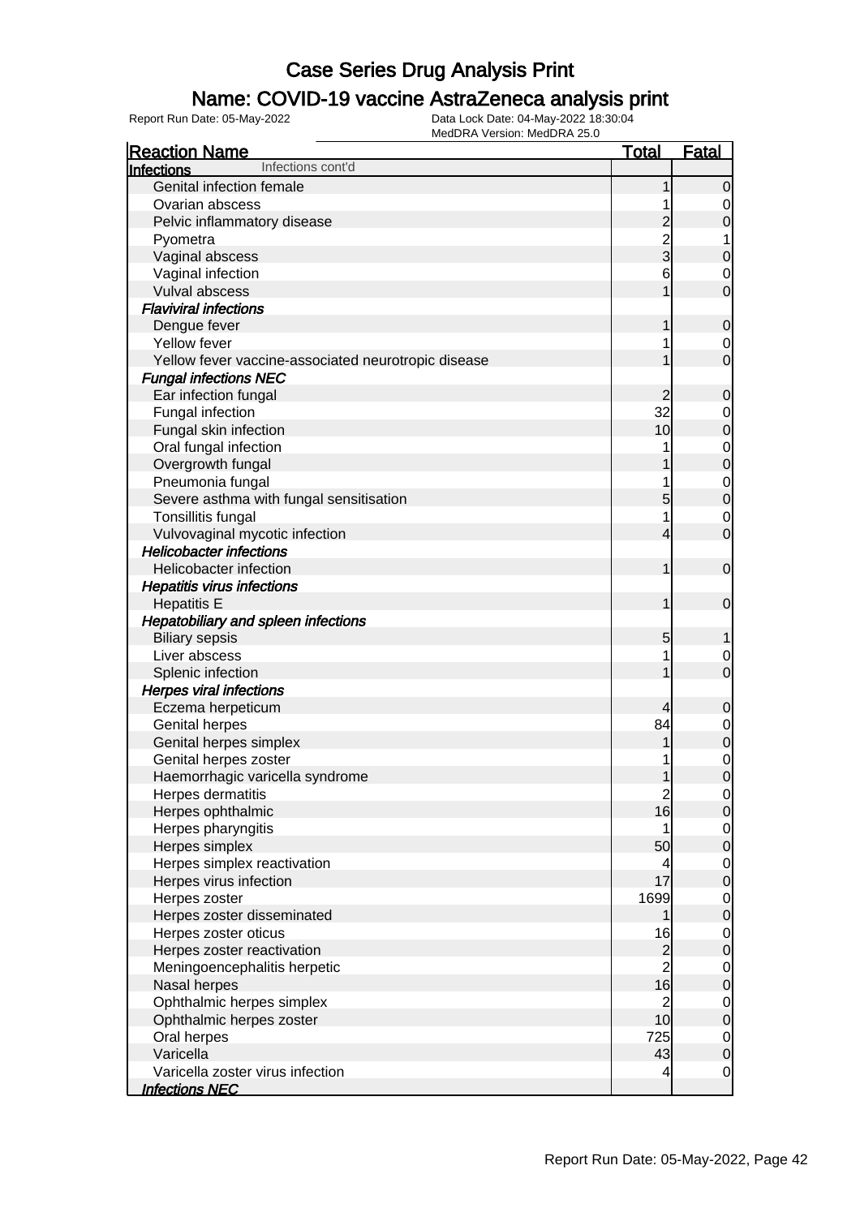# Case Series Drug Analysis Print

## Name: COVID-19 vaccine AstraZeneca analysis print

Report Run Date: 05-May-2022

Data Lock Date: 04-May-2022 18:30:04

MedDRA Version: MedDRA 25.0

| Reaction Name | Total | Fatal |
|---|---|---|
| **Infections** Infections cont'd | | |
| Genital infection female | 1 | 0 |
| Ovarian abscess | 1 | 0 |
| Pelvic inflammatory disease | 2 | 0 |
| Pyometra | 2 | 1 |
| Vaginal abscess | 3 | 0 |
| Vaginal infection | 6 | 0 |
| Vulval abscess | 1 | 0 |
| ***Flaviviral infections*** | | |
| Dengue fever | 1 | 0 |
| Yellow fever | 1 | 0 |
| Yellow fever vaccine-associated neurotropic disease | 1 | 0 |
| ***Fungal infections NEC*** | | |
| Ear infection fungal | 2 | 0 |
| Fungal infection | 32 | 0 |
| Fungal skin infection | 10 | 0 |
| Oral fungal infection | 1 | 0 |
| Overgrowth fungal | 1 | 0 |
| Pneumonia fungal | 1 | 0 |
| Severe asthma with fungal sensitisation | 5 | 0 |
| Tonsillitis fungal | 1 | 0 |
| Vulvovaginal mycotic infection | 4 | 0 |
| ***Helicobacter infections*** | | |
| Helicobacter infection | 1 | 0 |
| ***Hepatitis virus infections*** | | |
| Hepatitis E | 1 | 0 |
| ***Hepatobiliary and spleen infections*** | | |
| Biliary sepsis | 5 | 1 |
| Liver abscess | 1 | 0 |
| Splenic infection | 1 | 0 |
| ***Herpes viral infections*** | | |
| Eczema herpeticum | 4 | 0 |
| Genital herpes | 84 | 0 |
| Genital herpes simplex | 1 | 0 |
| Genital herpes zoster | 1 | 0 |
| Haemorrhagic varicella syndrome | 1 | 0 |
| Herpes dermatitis | 2 | 0 |
| Herpes ophthalmic | 16 | 0 |
| Herpes pharyngitis | 1 | 0 |
| Herpes simplex | 50 | 0 |
| Herpes simplex reactivation | 4 | 0 |
| Herpes virus infection | 17 | 0 |
| Herpes zoster | 1699 | 0 |
| Herpes zoster disseminated | 1 | 0 |
| Herpes zoster oticus | 16 | 0 |
| Herpes zoster reactivation | 2 | 0 |
| Meningoencephalitis herpetic | 2 | 0 |
| Nasal herpes | 16 | 0 |
| Ophthalmic herpes simplex | 2 | 0 |
| Ophthalmic herpes zoster | 10 | 0 |
| Oral herpes | 725 | 0 |
| Varicella | 43 | 0 |
| Varicella zoster virus infection | 4 | 0 |
| ***Infections NEC*** | | |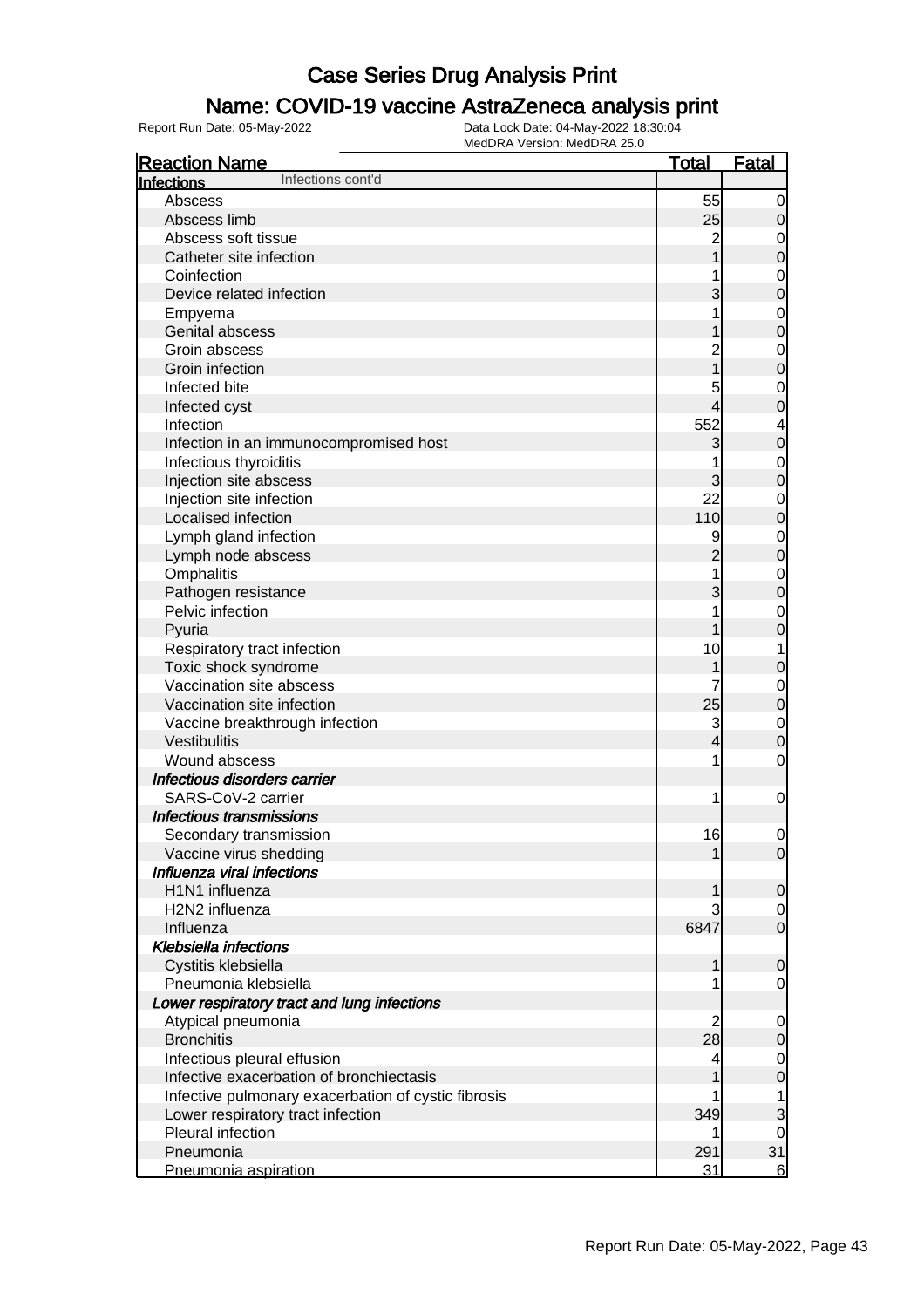# Case Series Drug Analysis Print

## Name: COVID-19 vaccine AstraZeneca analysis print

Report Run Date: 05-May-2022    Data Lock Date: 04-May-2022 18:30:04
MedDRA Version: MedDRA 25.0

| Reaction Name | Total | Fatal |
|---|---|---|
| **Infections** Infections cont'd | | |
| Abscess | 55 | 0 |
| Abscess limb | 25 | 0 |
| Abscess soft tissue | 2 | 0 |
| Catheter site infection | 1 | 0 |
| Coinfection | 1 | 0 |
| Device related infection | 3 | 0 |
| Empyema | 1 | 0 |
| Genital abscess | 1 | 0 |
| Groin abscess | 2 | 0 |
| Groin infection | 1 | 0 |
| Infected bite | 5 | 0 |
| Infected cyst | 4 | 0 |
| Infection | 552 | 4 |
| Infection in an immunocompromised host | 3 | 0 |
| Infectious thyroiditis | 1 | 0 |
| Injection site abscess | 3 | 0 |
| Injection site infection | 22 | 0 |
| Localised infection | 110 | 0 |
| Lymph gland infection | 9 | 0 |
| Lymph node abscess | 2 | 0 |
| Omphalitis | 1 | 0 |
| Pathogen resistance | 3 | 0 |
| Pelvic infection | 1 | 0 |
| Pyuria | 1 | 0 |
| Respiratory tract infection | 10 | 1 |
| Toxic shock syndrome | 1 | 0 |
| Vaccination site abscess | 7 | 0 |
| Vaccination site infection | 25 | 0 |
| Vaccine breakthrough infection | 3 | 0 |
| Vestibulitis | 4 | 0 |
| Wound abscess | 1 | 0 |
| ***Infectious disorders carrier*** | | |
| SARS-CoV-2 carrier | 1 | 0 |
| ***Infectious transmissions*** | | |
| Secondary transmission | 16 | 0 |
| Vaccine virus shedding | 1 | 0 |
| ***Influenza viral infections*** | | |
| H1N1 influenza | 1 | 0 |
| H2N2 influenza | 3 | 0 |
| Influenza | 6847 | 0 |
| ***Klebsiella infections*** | | |
| Cystitis klebsiella | 1 | 0 |
| Pneumonia klebsiella | 1 | 0 |
| ***Lower respiratory tract and lung infections*** | | |
| Atypical pneumonia | 2 | 0 |
| Bronchitis | 28 | 0 |
| Infectious pleural effusion | 4 | 0 |
| Infective exacerbation of bronchiectasis | 1 | 0 |
| Infective pulmonary exacerbation of cystic fibrosis | 1 | 1 |
| Lower respiratory tract infection | 349 | 3 |
| Pleural infection | 1 | 0 |
| Pneumonia | 291 | 31 |
| Pneumonia aspiration | 31 | 6 |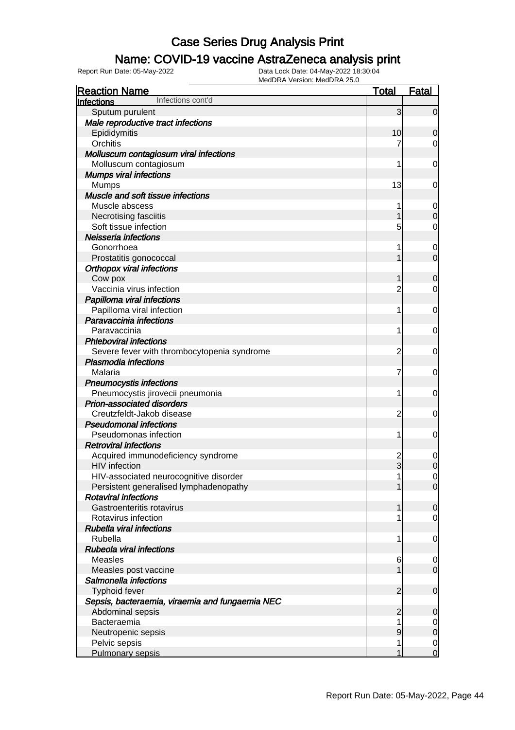# Case Series Drug Analysis Print

## Name: COVID-19 vaccine AstraZeneca analysis print

Report Run Date: 05-May-2022

Data Lock Date: 04-May-2022 18:30:04

MedDRA Version: MedDRA 25.0

| Reaction Name | Total | Fatal |
|---|---|---|
| **Infections** Infections cont'd | | |
| Sputum purulent | 3 | 0 |
| ***Male reproductive tract infections*** | | |
| Epididymitis | 10 | 0 |
| Orchitis | 7 | 0 |
| ***Molluscum contagiosum viral infections*** | | |
| Molluscum contagiosum | 1 | 0 |
| ***Mumps viral infections*** | | |
| Mumps | 13 | 0 |
| ***Muscle and soft tissue infections*** | | |
| Muscle abscess | 1 | 0 |
| Necrotising fasciitis | 1 | 0 |
| Soft tissue infection | 5 | 0 |
| ***Neisseria infections*** | | |
| Gonorrhoea | 1 | 0 |
| Prostatitis gonococcal | 1 | 0 |
| ***Orthopox viral infections*** | | |
| Cow pox | 1 | 0 |
| Vaccinia virus infection | 2 | 0 |
| ***Papilloma viral infections*** | | |
| Papilloma viral infection | 1 | 0 |
| ***Paravaccinia infections*** | | |
| Paravaccinia | 1 | 0 |
| ***Phleboviral infections*** | | |
| Severe fever with thrombocytopenia syndrome | 2 | 0 |
| ***Plasmodia infections*** | | |
| Malaria | 7 | 0 |
| ***Pneumocystis infections*** | | |
| Pneumocystis jirovecii pneumonia | 1 | 0 |
| ***Prion-associated disorders*** | | |
| Creutzfeldt-Jakob disease | 2 | 0 |
| ***Pseudomonal infections*** | | |
| Pseudomonas infection | 1 | 0 |
| ***Retroviral infections*** | | |
| Acquired immunodeficiency syndrome | 2 | 0 |
| HIV infection | 3 | 0 |
| HIV-associated neurocognitive disorder | 1 | 0 |
| Persistent generalised lymphadenopathy | 1 | 0 |
| ***Rotaviral infections*** | | |
| Gastroenteritis rotavirus | 1 | 0 |
| Rotavirus infection | 1 | 0 |
| ***Rubella viral infections*** | | |
| Rubella | 1 | 0 |
| ***Rubeola viral infections*** | | |
| Measles | 6 | 0 |
| Measles post vaccine | 1 | 0 |
| ***Salmonella infections*** | | |
| Typhoid fever | 2 | 0 |
| ***Sepsis, bacteraemia, viraemia and fungaemia NEC*** | | |
| Abdominal sepsis | 2 | 0 |
| Bacteraemia | 1 | 0 |
| Neutropenic sepsis | 9 | 0 |
| Pelvic sepsis | 1 | 0 |
| Pulmonary sepsis | 1 | 0 |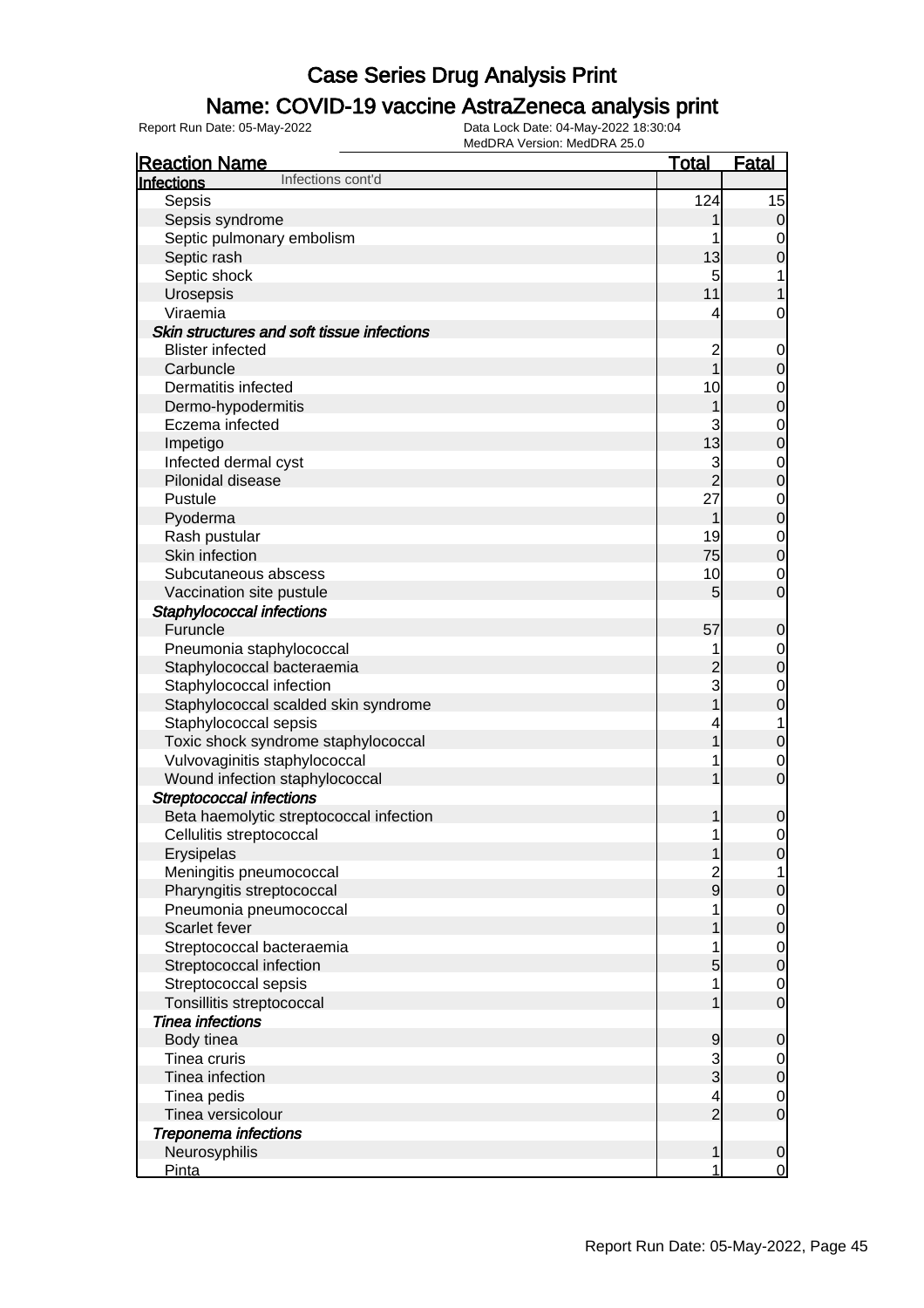# Case Series Drug Analysis Print

## Name: COVID-19 vaccine AstraZeneca analysis print

Report Run Date: 05-May-2022

Data Lock Date: 04-May-2022 18:30:04

MedDRA Version: MedDRA 25.0

| Reaction Name | Total | Fatal |
|---|---|---|
| **Infections** Infections cont'd | | |
| Sepsis | 124 | 15 |
| Sepsis syndrome | 1 | 0 |
| Septic pulmonary embolism | 1 | 0 |
| Septic rash | 13 | 0 |
| Septic shock | 5 | 1 |
| Urosepsis | 11 | 1 |
| Viraemia | 4 | 0 |
| ***Skin structures and soft tissue infections*** | | |
| Blister infected | 2 | 0 |
| Carbuncle | 1 | 0 |
| Dermatitis infected | 10 | 0 |
| Dermo-hypodermitis | 1 | 0 |
| Eczema infected | 3 | 0 |
| Impetigo | 13 | 0 |
| Infected dermal cyst | 3 | 0 |
| Pilonidal disease | 2 | 0 |
| Pustule | 27 | 0 |
| Pyoderma | 1 | 0 |
| Rash pustular | 19 | 0 |
| Skin infection | 75 | 0 |
| Subcutaneous abscess | 10 | 0 |
| Vaccination site pustule | 5 | 0 |
| ***Staphylococcal infections*** | | |
| Furuncle | 57 | 0 |
| Pneumonia staphylococcal | 1 | 0 |
| Staphylococcal bacteraemia | 2 | 0 |
| Staphylococcal infection | 3 | 0 |
| Staphylococcal scalded skin syndrome | 1 | 0 |
| Staphylococcal sepsis | 4 | 1 |
| Toxic shock syndrome staphylococcal | 1 | 0 |
| Vulvovaginitis staphylococcal | 1 | 0 |
| Wound infection staphylococcal | 1 | 0 |
| ***Streptococcal infections*** | | |
| Beta haemolytic streptococcal infection | 1 | 0 |
| Cellulitis streptococcal | 1 | 0 |
| Erysipelas | 1 | 0 |
| Meningitis pneumococcal | 2 | 1 |
| Pharyngitis streptococcal | 9 | 0 |
| Pneumonia pneumococcal | 1 | 0 |
| Scarlet fever | 1 | 0 |
| Streptococcal bacteraemia | 1 | 0 |
| Streptococcal infection | 5 | 0 |
| Streptococcal sepsis | 1 | 0 |
| Tonsillitis streptococcal | 1 | 0 |
| ***Tinea infections*** | | |
| Body tinea | 9 | 0 |
| Tinea cruris | 3 | 0 |
| Tinea infection | 3 | 0 |
| Tinea pedis | 4 | 0 |
| Tinea versicolour | 2 | 0 |
| ***Treponema infections*** | | |
| Neurosyphilis | 1 | 0 |
| Pinta | 1 | 0 |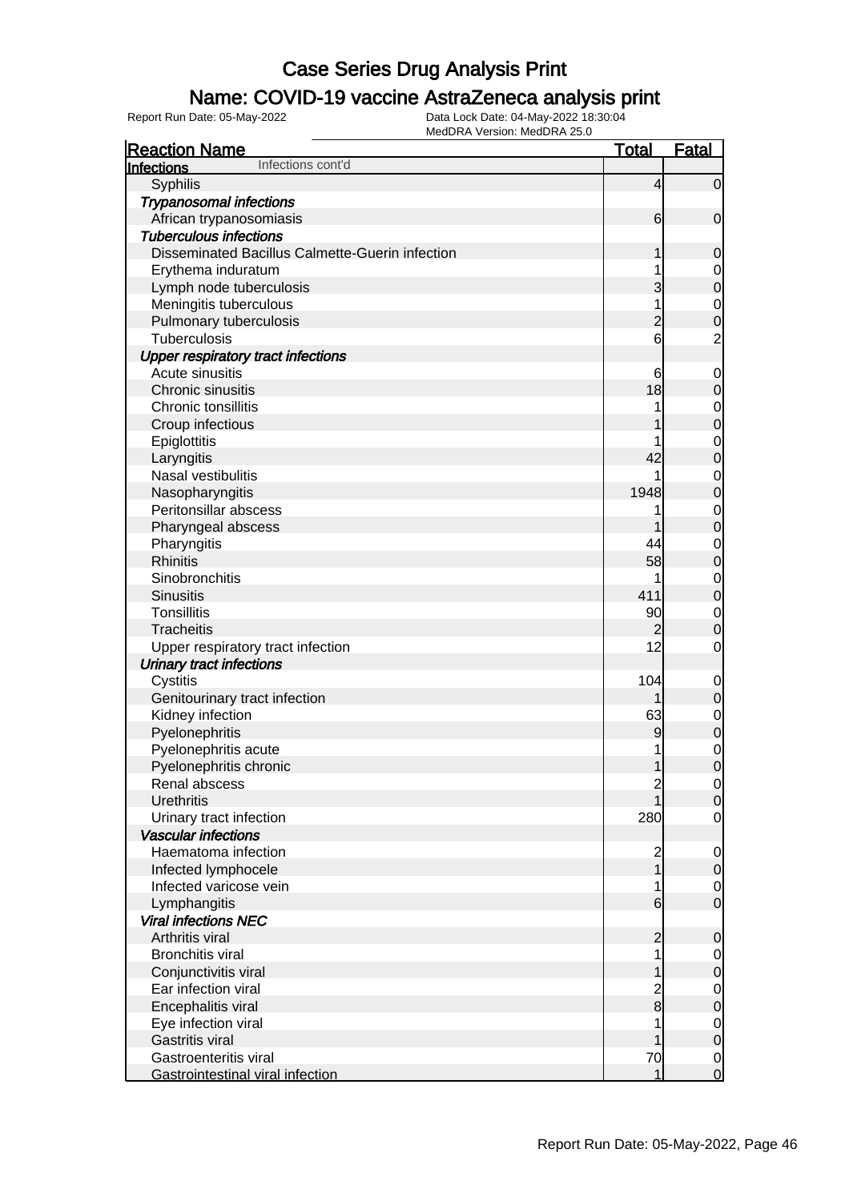# Case Series Drug Analysis Print

## Name: COVID-19 vaccine AstraZeneca analysis print

Report Run Date: 05-May-2022
Data Lock Date: 04-May-2022 18:30:04
MedDRA Version: MedDRA 25.0

| Reaction Name | Total | Fatal |
|---|---|---|
| **Infections** Infections cont'd | | |
| Syphilis | 4 | 0 |
| ***Trypanosomal infections*** | | |
| African trypanosomiasis | 6 | 0 |
| ***Tuberculous infections*** | | |
| Disseminated Bacillus Calmette-Guerin infection | 1 | 0 |
| Erythema induratum | 1 | 0 |
| Lymph node tuberculosis | 3 | 0 |
| Meningitis tuberculous | 1 | 0 |
| Pulmonary tuberculosis | 2 | 0 |
| Tuberculosis | 6 | 2 |
| ***Upper respiratory tract infections*** | | |
| Acute sinusitis | 6 | 0 |
| Chronic sinusitis | 18 | 0 |
| Chronic tonsillitis | 1 | 0 |
| Croup infectious | 1 | 0 |
| Epiglottitis | 1 | 0 |
| Laryngitis | 42 | 0 |
| Nasal vestibulitis | 1 | 0 |
| Nasopharyngitis | 1948 | 0 |
| Peritonsillar abscess | 1 | 0 |
| Pharyngeal abscess | 1 | 0 |
| Pharyngitis | 44 | 0 |
| Rhinitis | 58 | 0 |
| Sinobronchitis | 1 | 0 |
| Sinusitis | 411 | 0 |
| Tonsillitis | 90 | 0 |
| Tracheitis | 2 | 0 |
| Upper respiratory tract infection | 12 | 0 |
| ***Urinary tract infections*** | | |
| Cystitis | 104 | 0 |
| Genitourinary tract infection | 1 | 0 |
| Kidney infection | 63 | 0 |
| Pyelonephritis | 9 | 0 |
| Pyelonephritis acute | 1 | 0 |
| Pyelonephritis chronic | 1 | 0 |
| Renal abscess | 2 | 0 |
| Urethritis | 1 | 0 |
| Urinary tract infection | 280 | 0 |
| ***Vascular infections*** | | |
| Haematoma infection | 2 | 0 |
| Infected lymphocele | 1 | 0 |
| Infected varicose vein | 1 | 0 |
| Lymphangitis | 6 | 0 |
| ***Viral infections NEC*** | | |
| Arthritis viral | 2 | 0 |
| Bronchitis viral | 1 | 0 |
| Conjunctivitis viral | 1 | 0 |
| Ear infection viral | 2 | 0 |
| Encephalitis viral | 8 | 0 |
| Eye infection viral | 1 | 0 |
| Gastritis viral | 1 | 0 |
| Gastroenteritis viral | 70 | 0 |
| Gastrointestinal viral infection | 1 | 0 |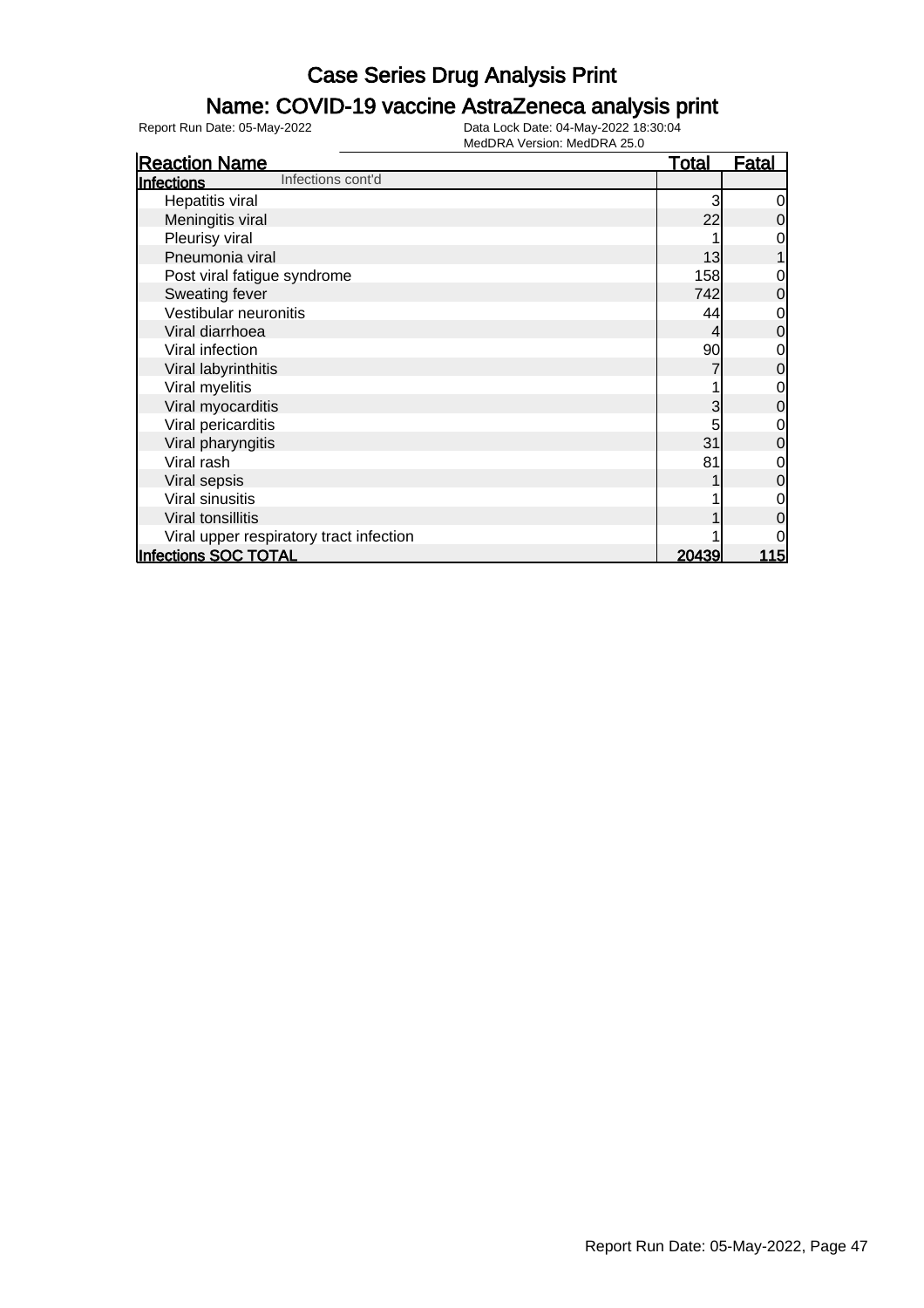# Case Series Drug Analysis Print

## Name: COVID-19 vaccine AstraZeneca analysis print

Report Run Date: 05-May-2022

Data Lock Date: 04-May-2022 18:30:04

MedDRA Version: MedDRA 25.0

| Reaction Name | Total | Fatal |
|---|---|---|
| **Infections** Infections cont'd | | |
| Hepatitis viral | 3 | 0 |
| Meningitis viral | 22 | 0 |
| Pleurisy viral | 1 | 0 |
| Pneumonia viral | 13 | 1 |
| Post viral fatigue syndrome | 158 | 0 |
| Sweating fever | 742 | 0 |
| Vestibular neuronitis | 44 | 0 |
| Viral diarrhoea | 4 | 0 |
| Viral infection | 90 | 0 |
| Viral labyrinthitis | 7 | 0 |
| Viral myelitis | 1 | 0 |
| Viral myocarditis | 3 | 0 |
| Viral pericarditis | 5 | 0 |
| Viral pharyngitis | 31 | 0 |
| Viral rash | 81 | 0 |
| Viral sepsis | 1 | 0 |
| Viral sinusitis | 1 | 0 |
| Viral tonsillitis | 1 | 0 |
| Viral upper respiratory tract infection | 1 | 0 |
| **Infections SOC TOTAL** | **20439** | **115** |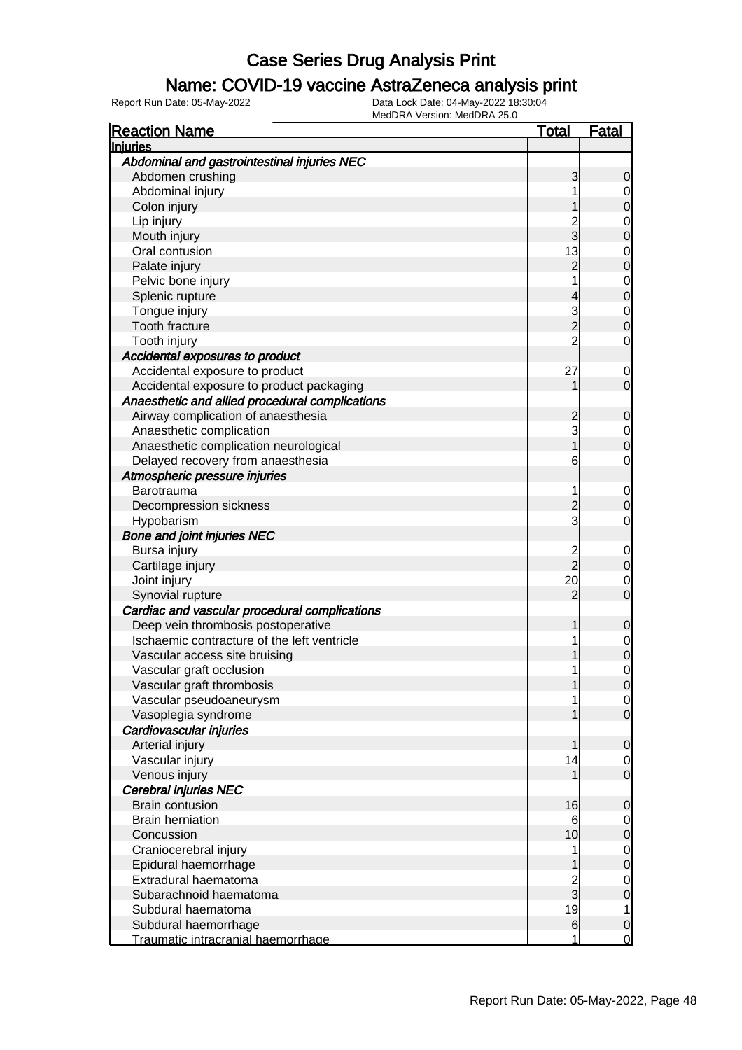# Case Series Drug Analysis Print

## Name: COVID-19 vaccine AstraZeneca analysis print

Report Run Date: 05-May-2022    Data Lock Date: 04-May-2022 18:30:04
MedDRA Version: MedDRA 25.0

| Reaction Name | Total | Fatal |
|---|---|---|
| **Injuries** | | |
| *Abdominal and gastrointestinal injuries NEC* | | |
| Abdomen crushing | 3 | 0 |
| Abdominal injury | 1 | 0 |
| Colon injury | 1 | 0 |
| Lip injury | 2 | 0 |
| Mouth injury | 3 | 0 |
| Oral contusion | 13 | 0 |
| Palate injury | 2 | 0 |
| Pelvic bone injury | 1 | 0 |
| Splenic rupture | 4 | 0 |
| Tongue injury | 3 | 0 |
| Tooth fracture | 2 | 0 |
| Tooth injury | 2 | 0 |
| *Accidental exposures to product* | | |
| Accidental exposure to product | 27 | 0 |
| Accidental exposure to product packaging | 1 | 0 |
| *Anaesthetic and allied procedural complications* | | |
| Airway complication of anaesthesia | 2 | 0 |
| Anaesthetic complication | 3 | 0 |
| Anaesthetic complication neurological | 1 | 0 |
| Delayed recovery from anaesthesia | 6 | 0 |
| *Atmospheric pressure injuries* | | |
| Barotrauma | 1 | 0 |
| Decompression sickness | 2 | 0 |
| Hypobarism | 3 | 0 |
| *Bone and joint injuries NEC* | | |
| Bursa injury | 2 | 0 |
| Cartilage injury | 2 | 0 |
| Joint injury | 20 | 0 |
| Synovial rupture | 2 | 0 |
| *Cardiac and vascular procedural complications* | | |
| Deep vein thrombosis postoperative | 1 | 0 |
| Ischaemic contracture of the left ventricle | 1 | 0 |
| Vascular access site bruising | 1 | 0 |
| Vascular graft occlusion | 1 | 0 |
| Vascular graft thrombosis | 1 | 0 |
| Vascular pseudoaneurysm | 1 | 0 |
| Vasoplegia syndrome | 1 | 0 |
| *Cardiovascular injuries* | | |
| Arterial injury | 1 | 0 |
| Vascular injury | 14 | 0 |
| Venous injury | 1 | 0 |
| *Cerebral injuries NEC* | | |
| Brain contusion | 16 | 0 |
| Brain herniation | 6 | 0 |
| Concussion | 10 | 0 |
| Craniocerebral injury | 1 | 0 |
| Epidural haemorrhage | 1 | 0 |
| Extradural haematoma | 2 | 0 |
| Subarachnoid haematoma | 3 | 0 |
| Subdural haematoma | 19 | 1 |
| Subdural haemorrhage | 6 | 0 |
| Traumatic intracranial haemorrhage | 1 | 0 |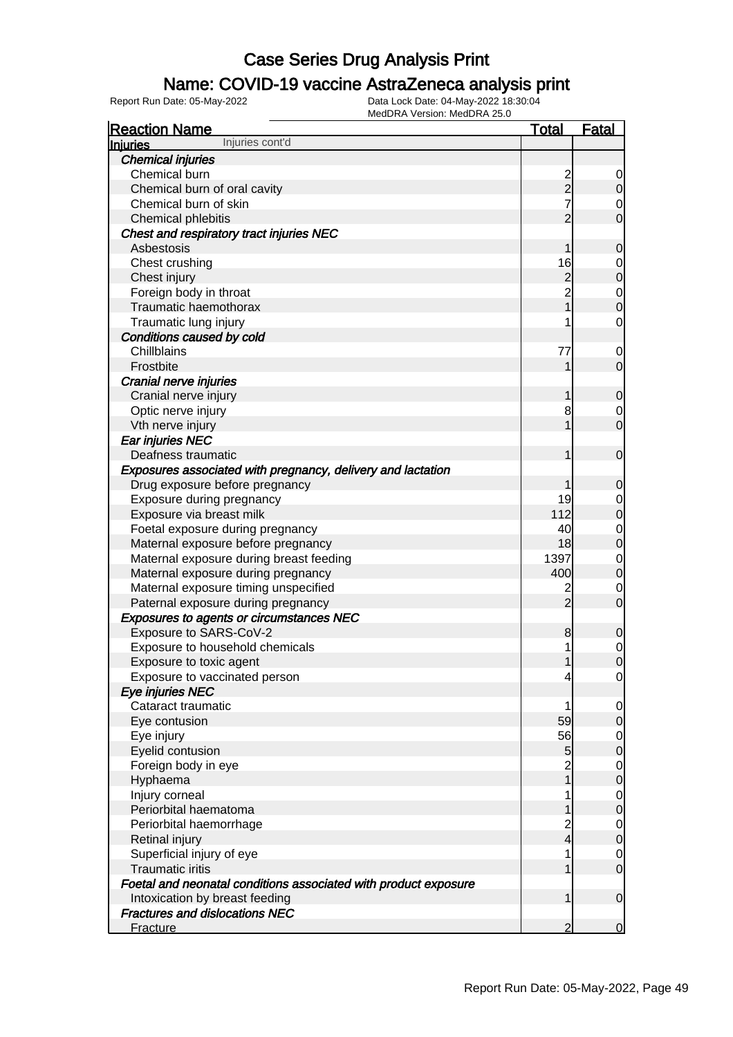# Case Series Drug Analysis Print

## Name: COVID-19 vaccine AstraZeneca analysis print

Report Run Date: 05-May-2022 | Data Lock Date: 04-May-2022 18:30:04 | MedDRA Version: MedDRA 25.0

| Reaction Name | Total | Fatal |
|---|---|---|
| **Injuries** Injuries cont'd | | |
| ***Chemical injuries*** | | |
| Chemical burn | 2 | 0 |
| Chemical burn of oral cavity | 2 | 0 |
| Chemical burn of skin | 7 | 0 |
| Chemical phlebitis | 2 | 0 |
| ***Chest and respiratory tract injuries NEC*** | | |
| Asbestosis | 1 | 0 |
| Chest crushing | 16 | 0 |
| Chest injury | 2 | 0 |
| Foreign body in throat | 2 | 0 |
| Traumatic haemothorax | 1 | 0 |
| Traumatic lung injury | 1 | 0 |
| ***Conditions caused by cold*** | | |
| Chillblains | 77 | 0 |
| Frostbite | 1 | 0 |
| ***Cranial nerve injuries*** | | |
| Cranial nerve injury | 1 | 0 |
| Optic nerve injury | 8 | 0 |
| Vth nerve injury | 1 | 0 |
| ***Ear injuries NEC*** | | |
| Deafness traumatic | 1 | 0 |
| ***Exposures associated with pregnancy, delivery and lactation*** | | |
| Drug exposure before pregnancy | 1 | 0 |
| Exposure during pregnancy | 19 | 0 |
| Exposure via breast milk | 112 | 0 |
| Foetal exposure during pregnancy | 40 | 0 |
| Maternal exposure before pregnancy | 18 | 0 |
| Maternal exposure during breast feeding | 1397 | 0 |
| Maternal exposure during pregnancy | 400 | 0 |
| Maternal exposure timing unspecified | 2 | 0 |
| Paternal exposure during pregnancy | 2 | 0 |
| ***Exposures to agents or circumstances NEC*** | | |
| Exposure to SARS-CoV-2 | 8 | 0 |
| Exposure to household chemicals | 1 | 0 |
| Exposure to toxic agent | 1 | 0 |
| Exposure to vaccinated person | 4 | 0 |
| ***Eye injuries NEC*** | | |
| Cataract traumatic | 1 | 0 |
| Eye contusion | 59 | 0 |
| Eye injury | 56 | 0 |
| Eyelid contusion | 5 | 0 |
| Foreign body in eye | 2 | 0 |
| Hyphaema | 1 | 0 |
| Injury corneal | 1 | 0 |
| Periorbital haematoma | 1 | 0 |
| Periorbital haemorrhage | 2 | 0 |
| Retinal injury | 4 | 0 |
| Superficial injury of eye | 1 | 0 |
| Traumatic iritis | 1 | 0 |
| ***Foetal and neonatal conditions associated with product exposure*** | | |
| Intoxication by breast feeding | 1 | 0 |
| ***Fractures and dislocations NEC*** | | |
| Fracture | 2 | 0 |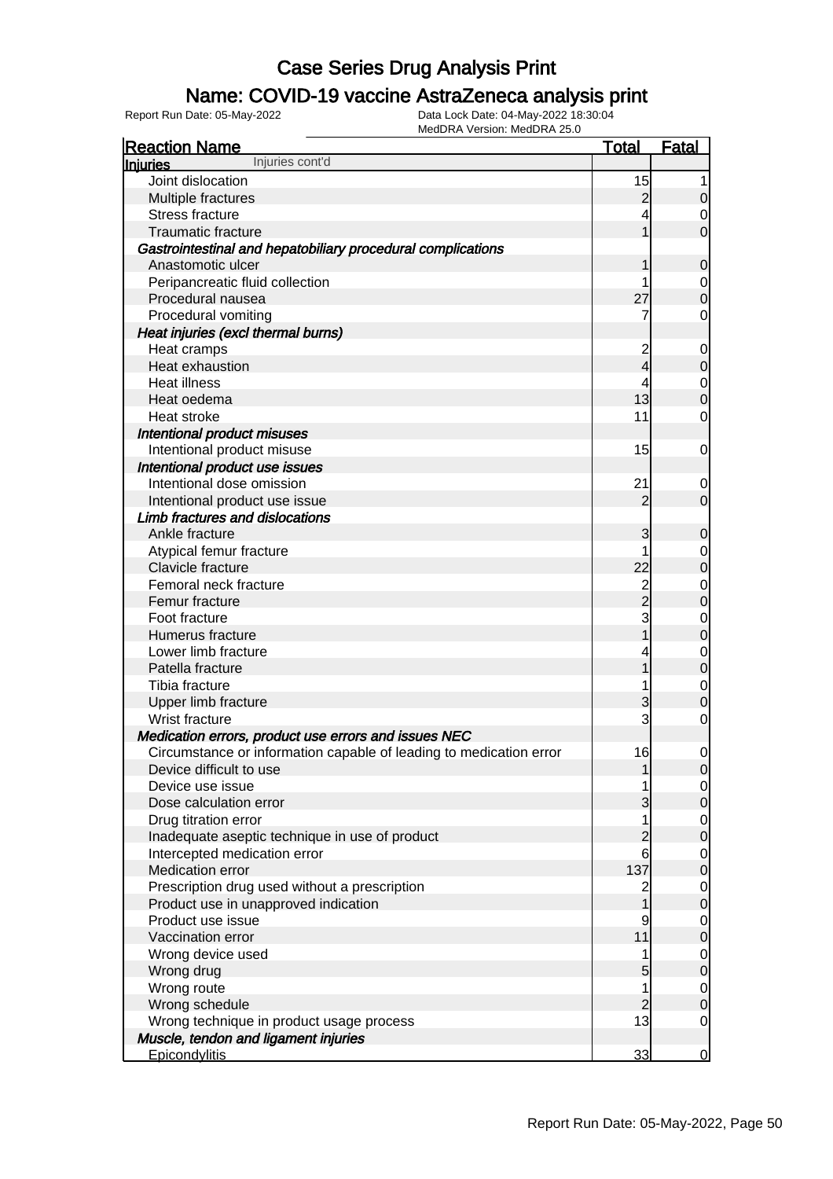# Case Series Drug Analysis Print

## Name: COVID-19 vaccine AstraZeneca analysis print

Report Run Date: 05-May-2022 | Data Lock Date: 04-May-2022 18:30:04 | MedDRA Version: MedDRA 25.0

| Reaction Name | Total | Fatal |
|---|---|---|
| **Injuries** Injuries cont'd | | |
| Joint dislocation | 15 | 1 |
| Multiple fractures | 2 | 0 |
| Stress fracture | 4 | 0 |
| Traumatic fracture | 1 | 0 |
| ***Gastrointestinal and hepatobiliary procedural complications*** | | |
| Anastomotic ulcer | 1 | 0 |
| Peripancreatic fluid collection | 1 | 0 |
| Procedural nausea | 27 | 0 |
| Procedural vomiting | 7 | 0 |
| ***Heat injuries (excl thermal burns)*** | | |
| Heat cramps | 2 | 0 |
| Heat exhaustion | 4 | 0 |
| Heat illness | 4 | 0 |
| Heat oedema | 13 | 0 |
| Heat stroke | 11 | 0 |
| ***Intentional product misuses*** | | |
| Intentional product misuse | 15 | 0 |
| ***Intentional product use issues*** | | |
| Intentional dose omission | 21 | 0 |
| Intentional product use issue | 2 | 0 |
| ***Limb fractures and dislocations*** | | |
| Ankle fracture | 3 | 0 |
| Atypical femur fracture | 1 | 0 |
| Clavicle fracture | 22 | 0 |
| Femoral neck fracture | 2 | 0 |
| Femur fracture | 2 | 0 |
| Foot fracture | 3 | 0 |
| Humerus fracture | 1 | 0 |
| Lower limb fracture | 4 | 0 |
| Patella fracture | 1 | 0 |
| Tibia fracture | 1 | 0 |
| Upper limb fracture | 3 | 0 |
| Wrist fracture | 3 | 0 |
| ***Medication errors, product use errors and issues NEC*** | | |
| Circumstance or information capable of leading to medication error | 16 | 0 |
| Device difficult to use | 1 | 0 |
| Device use issue | 1 | 0 |
| Dose calculation error | 3 | 0 |
| Drug titration error | 1 | 0 |
| Inadequate aseptic technique in use of product | 2 | 0 |
| Intercepted medication error | 6 | 0 |
| Medication error | 137 | 0 |
| Prescription drug used without a prescription | 2 | 0 |
| Product use in unapproved indication | 1 | 0 |
| Product use issue | 9 | 0 |
| Vaccination error | 11 | 0 |
| Wrong device used | 1 | 0 |
| Wrong drug | 5 | 0 |
| Wrong route | 1 | 0 |
| Wrong schedule | 2 | 0 |
| Wrong technique in product usage process | 13 | 0 |
| ***Muscle, tendon and ligament injuries*** | | |
| Epicondylitis | 33 | 0 |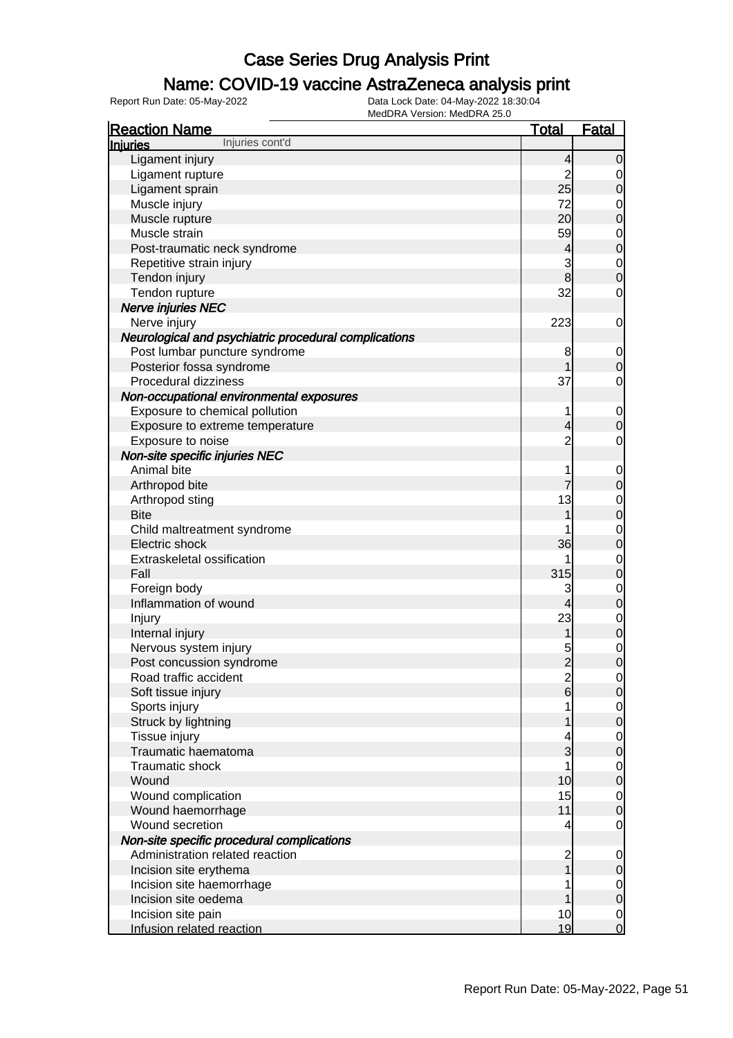# Case Series Drug Analysis Print

## Name: COVID-19 vaccine AstraZeneca analysis print

Report Run Date: 05-May-2022

Data Lock Date: 04-May-2022 18:30:04

MedDRA Version: MedDRA 25.0

| Reaction Name | Total | Fatal |
|---|---|---|
| **Injuries** Injuries cont'd | | |
| Ligament injury | 4 | 0 |
| Ligament rupture | 2 | 0 |
| Ligament sprain | 25 | 0 |
| Muscle injury | 72 | 0 |
| Muscle rupture | 20 | 0 |
| Muscle strain | 59 | 0 |
| Post-traumatic neck syndrome | 4 | 0 |
| Repetitive strain injury | 3 | 0 |
| Tendon injury | 8 | 0 |
| Tendon rupture | 32 | 0 |
| ***Nerve injuries NEC*** | | |
| Nerve injury | 223 | 0 |
| ***Neurological and psychiatric procedural complications*** | | |
| Post lumbar puncture syndrome | 8 | 0 |
| Posterior fossa syndrome | 1 | 0 |
| Procedural dizziness | 37 | 0 |
| ***Non-occupational environmental exposures*** | | |
| Exposure to chemical pollution | 1 | 0 |
| Exposure to extreme temperature | 4 | 0 |
| Exposure to noise | 2 | 0 |
| ***Non-site specific injuries NEC*** | | |
| Animal bite | 1 | 0 |
| Arthropod bite | 7 | 0 |
| Arthropod sting | 13 | 0 |
| Bite | 1 | 0 |
| Child maltreatment syndrome | 1 | 0 |
| Electric shock | 36 | 0 |
| Extraskeletal ossification | 1 | 0 |
| Fall | 315 | 0 |
| Foreign body | 3 | 0 |
| Inflammation of wound | 4 | 0 |
| Injury | 23 | 0 |
| Internal injury | 1 | 0 |
| Nervous system injury | 5 | 0 |
| Post concussion syndrome | 2 | 0 |
| Road traffic accident | 2 | 0 |
| Soft tissue injury | 6 | 0 |
| Sports injury | 1 | 0 |
| Struck by lightning | 1 | 0 |
| Tissue injury | 4 | 0 |
| Traumatic haematoma | 3 | 0 |
| Traumatic shock | 1 | 0 |
| Wound | 10 | 0 |
| Wound complication | 15 | 0 |
| Wound haemorrhage | 11 | 0 |
| Wound secretion | 4 | 0 |
| ***Non-site specific procedural complications*** | | |
| Administration related reaction | 2 | 0 |
| Incision site erythema | 1 | 0 |
| Incision site haemorrhage | 1 | 0 |
| Incision site oedema | 1 | 0 |
| Incision site pain | 10 | 0 |
| Infusion related reaction | 19 | 0 |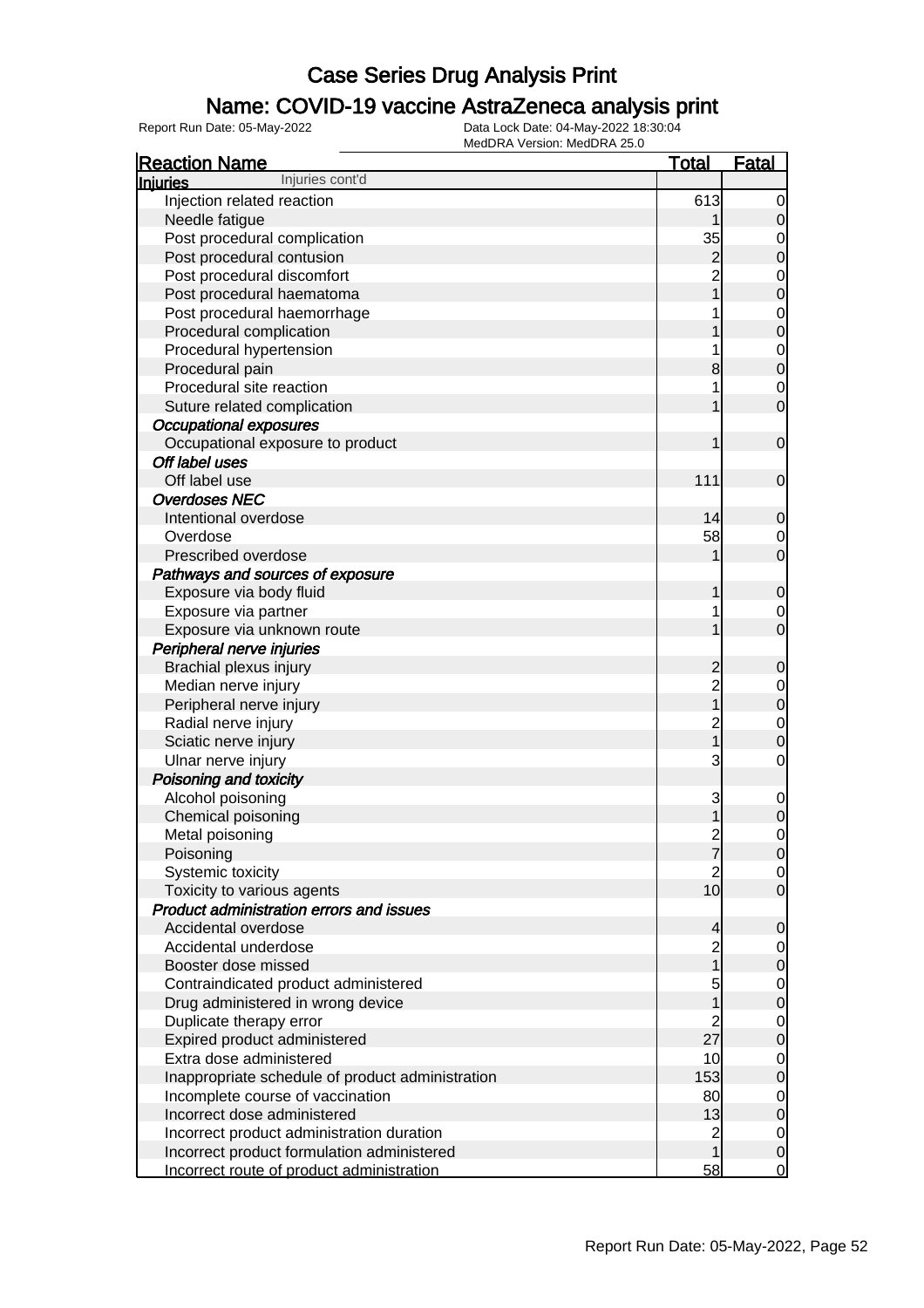# Case Series Drug Analysis Print

## Name: COVID-19 vaccine AstraZeneca analysis print

Report Run Date: 05-May-2022 | Data Lock Date: 04-May-2022 18:30:04 | MedDRA Version: MedDRA 25.0

| Reaction Name | Total | Fatal |
|---|---|---|
| **Injuries** Injuries cont'd | | |
| Injection related reaction | 613 | 0 |
| Needle fatigue | 1 | 0 |
| Post procedural complication | 35 | 0 |
| Post procedural contusion | 2 | 0 |
| Post procedural discomfort | 2 | 0 |
| Post procedural haematoma | 1 | 0 |
| Post procedural haemorrhage | 1 | 0 |
| Procedural complication | 1 | 0 |
| Procedural hypertension | 1 | 0 |
| Procedural pain | 8 | 0 |
| Procedural site reaction | 1 | 0 |
| Suture related complication | 1 | 0 |
| ***Occupational exposures*** | | |
| Occupational exposure to product | 1 | 0 |
| ***Off label uses*** | | |
| Off label use | 111 | 0 |
| ***Overdoses NEC*** | | |
| Intentional overdose | 14 | 0 |
| Overdose | 58 | 0 |
| Prescribed overdose | 1 | 0 |
| ***Pathways and sources of exposure*** | | |
| Exposure via body fluid | 1 | 0 |
| Exposure via partner | 1 | 0 |
| Exposure via unknown route | 1 | 0 |
| ***Peripheral nerve injuries*** | | |
| Brachial plexus injury | 2 | 0 |
| Median nerve injury | 2 | 0 |
| Peripheral nerve injury | 1 | 0 |
| Radial nerve injury | 2 | 0 |
| Sciatic nerve injury | 1 | 0 |
| Ulnar nerve injury | 3 | 0 |
| ***Poisoning and toxicity*** | | |
| Alcohol poisoning | 3 | 0 |
| Chemical poisoning | 1 | 0 |
| Metal poisoning | 2 | 0 |
| Poisoning | 7 | 0 |
| Systemic toxicity | 2 | 0 |
| Toxicity to various agents | 10 | 0 |
| ***Product administration errors and issues*** | | |
| Accidental overdose | 4 | 0 |
| Accidental underdose | 2 | 0 |
| Booster dose missed | 1 | 0 |
| Contraindicated product administered | 5 | 0 |
| Drug administered in wrong device | 1 | 0 |
| Duplicate therapy error | 2 | 0 |
| Expired product administered | 27 | 0 |
| Extra dose administered | 10 | 0 |
| Inappropriate schedule of product administration | 153 | 0 |
| Incomplete course of vaccination | 80 | 0 |
| Incorrect dose administered | 13 | 0 |
| Incorrect product administration duration | 2 | 0 |
| Incorrect product formulation administered | 1 | 0 |
| Incorrect route of product administration | 58 | 0 |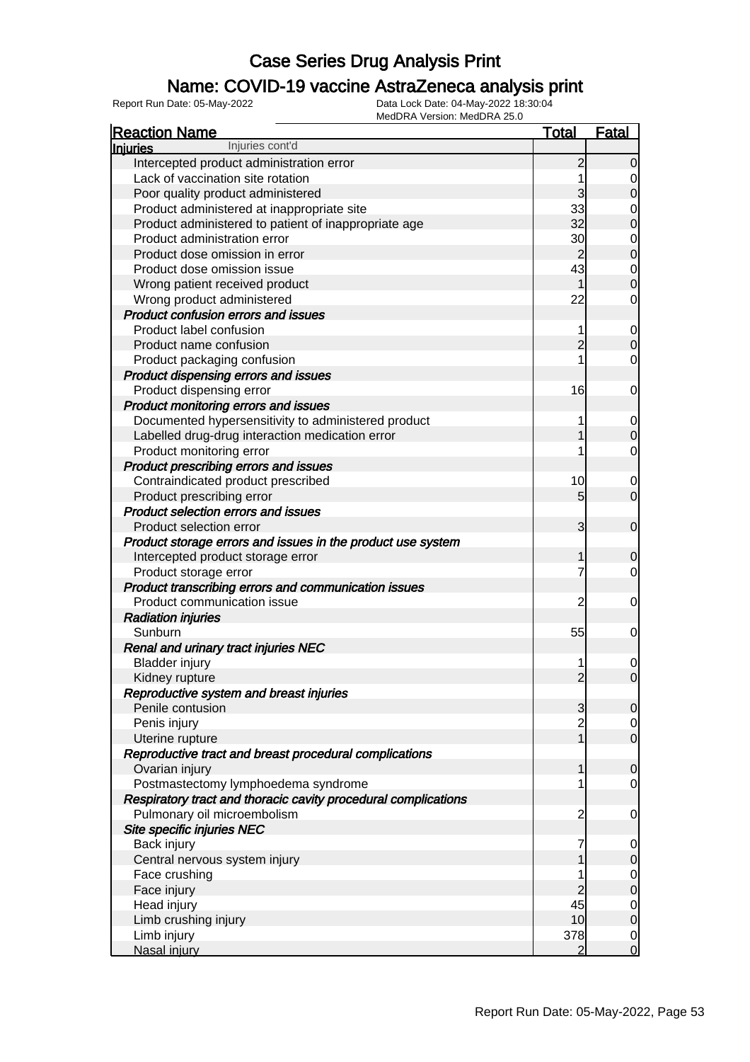# Case Series Drug Analysis Print

## Name: COVID-19 vaccine AstraZeneca analysis print

Report Run Date: 05-May-2022

Data Lock Date: 04-May-2022 18:30:04

MedDRA Version: MedDRA 25.0

| Reaction Name | Total | Fatal |
|---|---|---|
| **Injuries** Injuries cont'd | | |
| Intercepted product administration error | 2 | 0 |
| Lack of vaccination site rotation | 1 | 0 |
| Poor quality product administered | 3 | 0 |
| Product administered at inappropriate site | 33 | 0 |
| Product administered to patient of inappropriate age | 32 | 0 |
| Product administration error | 30 | 0 |
| Product dose omission in error | 2 | 0 |
| Product dose omission issue | 43 | 0 |
| Wrong patient received product | 1 | 0 |
| Wrong product administered | 22 | 0 |
| ***Product confusion errors and issues*** | | |
| Product label confusion | 1 | 0 |
| Product name confusion | 2 | 0 |
| Product packaging confusion | 1 | 0 |
| ***Product dispensing errors and issues*** | | |
| Product dispensing error | 16 | 0 |
| ***Product monitoring errors and issues*** | | |
| Documented hypersensitivity to administered product | 1 | 0 |
| Labelled drug-drug interaction medication error | 1 | 0 |
| Product monitoring error | 1 | 0 |
| ***Product prescribing errors and issues*** | | |
| Contraindicated product prescribed | 10 | 0 |
| Product prescribing error | 5 | 0 |
| ***Product selection errors and issues*** | | |
| Product selection error | 3 | 0 |
| ***Product storage errors and issues in the product use system*** | | |
| Intercepted product storage error | 1 | 0 |
| Product storage error | 7 | 0 |
| ***Product transcribing errors and communication issues*** | | |
| Product communication issue | 2 | 0 |
| ***Radiation injuries*** | | |
| Sunburn | 55 | 0 |
| ***Renal and urinary tract injuries NEC*** | | |
| Bladder injury | 1 | 0 |
| Kidney rupture | 2 | 0 |
| ***Reproductive system and breast injuries*** | | |
| Penile contusion | 3 | 0 |
| Penis injury | 2 | 0 |
| Uterine rupture | 1 | 0 |
| ***Reproductive tract and breast procedural complications*** | | |
| Ovarian injury | 1 | 0 |
| Postmastectomy lymphoedema syndrome | 1 | 0 |
| ***Respiratory tract and thoracic cavity procedural complications*** | | |
| Pulmonary oil microembolism | 2 | 0 |
| ***Site specific injuries NEC*** | | |
| Back injury | 7 | 0 |
| Central nervous system injury | 1 | 0 |
| Face crushing | 1 | 0 |
| Face injury | 2 | 0 |
| Head injury | 45 | 0 |
| Limb crushing injury | 10 | 0 |
| Limb injury | 378 | 0 |
| Nasal injury | 2 | 0 |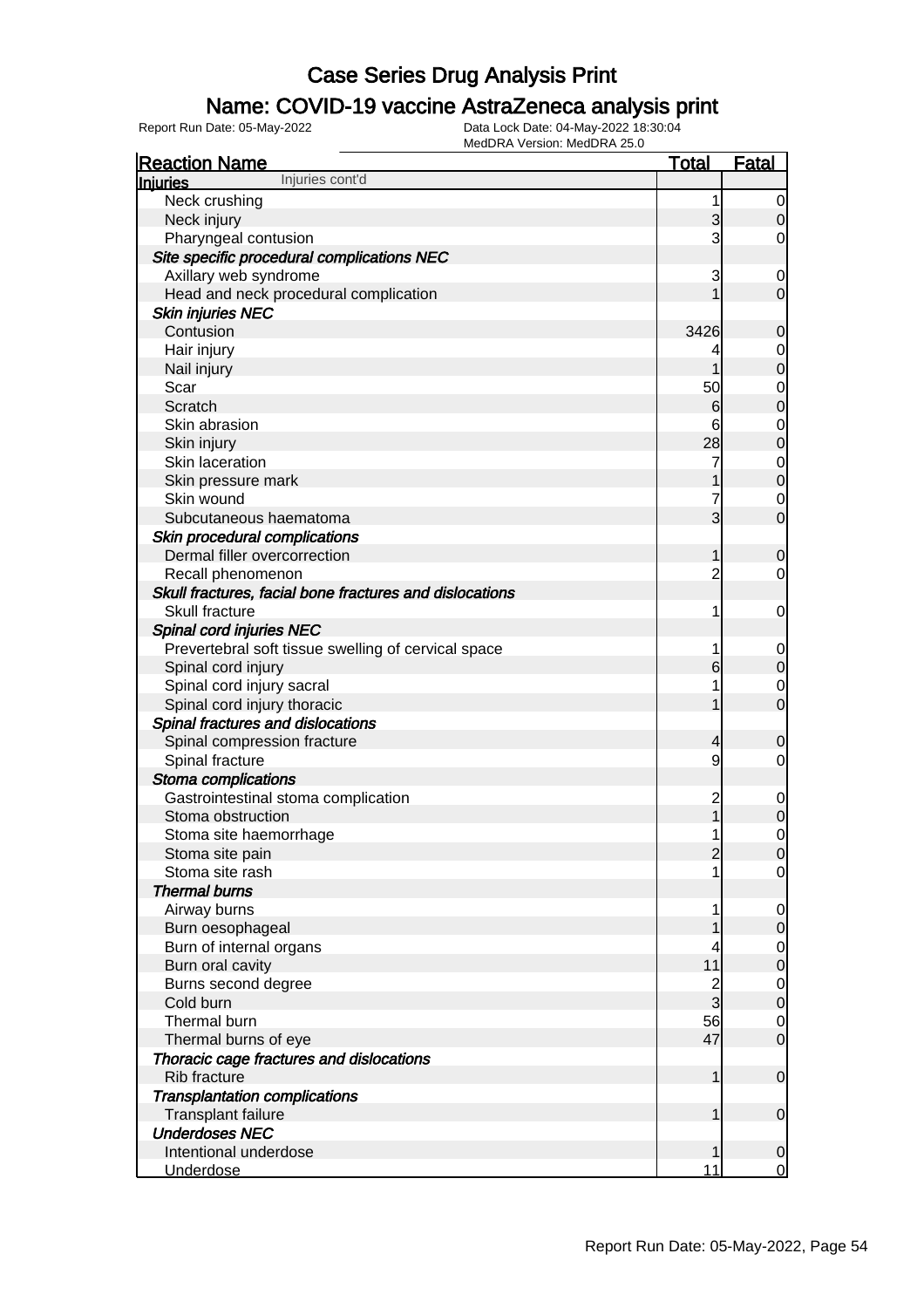# Case Series Drug Analysis Print

## Name: COVID-19 vaccine AstraZeneca analysis print

Report Run Date: 05-May-2022
Data Lock Date: 04-May-2022 18:30:04
MedDRA Version: MedDRA 25.0

| Reaction Name | Total | Fatal |
|---|---|---|
| **Injuries** Injuries cont'd | | |
| Neck crushing | 1 | 0 |
| Neck injury | 3 | 0 |
| Pharyngeal contusion | 3 | 0 |
| ***Site specific procedural complications NEC*** | | |
| Axillary web syndrome | 3 | 0 |
| Head and neck procedural complication | 1 | 0 |
| ***Skin injuries NEC*** | | |
| Contusion | 3426 | 0 |
| Hair injury | 4 | 0 |
| Nail injury | 1 | 0 |
| Scar | 50 | 0 |
| Scratch | 6 | 0 |
| Skin abrasion | 6 | 0 |
| Skin injury | 28 | 0 |
| Skin laceration | 7 | 0 |
| Skin pressure mark | 1 | 0 |
| Skin wound | 7 | 0 |
| Subcutaneous haematoma | 3 | 0 |
| ***Skin procedural complications*** | | |
| Dermal filler overcorrection | 1 | 0 |
| Recall phenomenon | 2 | 0 |
| ***Skull fractures, facial bone fractures and dislocations*** | | |
| Skull fracture | 1 | 0 |
| ***Spinal cord injuries NEC*** | | |
| Prevertebral soft tissue swelling of cervical space | 1 | 0 |
| Spinal cord injury | 6 | 0 |
| Spinal cord injury sacral | 1 | 0 |
| Spinal cord injury thoracic | 1 | 0 |
| ***Spinal fractures and dislocations*** | | |
| Spinal compression fracture | 4 | 0 |
| Spinal fracture | 9 | 0 |
| ***Stoma complications*** | | |
| Gastrointestinal stoma complication | 2 | 0 |
| Stoma obstruction | 1 | 0 |
| Stoma site haemorrhage | 1 | 0 |
| Stoma site pain | 2 | 0 |
| Stoma site rash | 1 | 0 |
| ***Thermal burns*** | | |
| Airway burns | 1 | 0 |
| Burn oesophageal | 1 | 0 |
| Burn of internal organs | 4 | 0 |
| Burn oral cavity | 11 | 0 |
| Burns second degree | 2 | 0 |
| Cold burn | 3 | 0 |
| Thermal burn | 56 | 0 |
| Thermal burns of eye | 47 | 0 |
| ***Thoracic cage fractures and dislocations*** | | |
| Rib fracture | 1 | 0 |
| ***Transplantation complications*** | | |
| Transplant failure | 1 | 0 |
| ***Underdoses NEC*** | | |
| Intentional underdose | 1 | 0 |
| Underdose | 11 | 0 |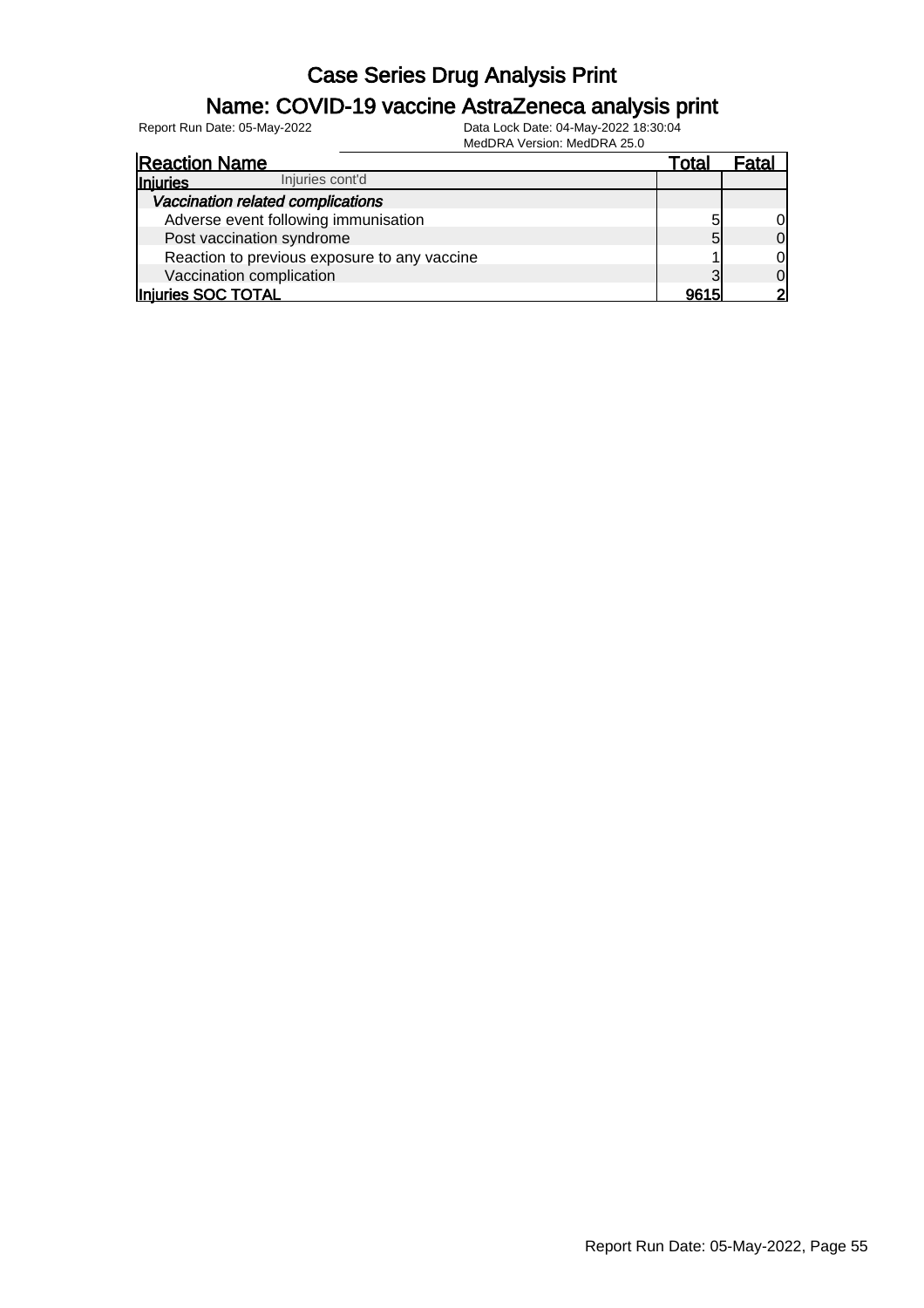# Case Series Drug Analysis Print

## Name: COVID-19 vaccine AstraZeneca analysis print

Report Run Date: 05-May-2022

Data Lock Date: 04-May-2022 18:30:04

MedDRA Version: MedDRA 25.0

| Reaction Name | Total | Fatal |
|---|---|---|
| **Injuries** Injuries cont'd | | |
| ***Vaccination related complications*** | | |
| Adverse event following immunisation | 5 | 0 |
| Post vaccination syndrome | 5 | 0 |
| Reaction to previous exposure to any vaccine | 1 | 0 |
| Vaccination complication | 3 | 0 |
| **Injuries SOC TOTAL** | **9615** | **2** |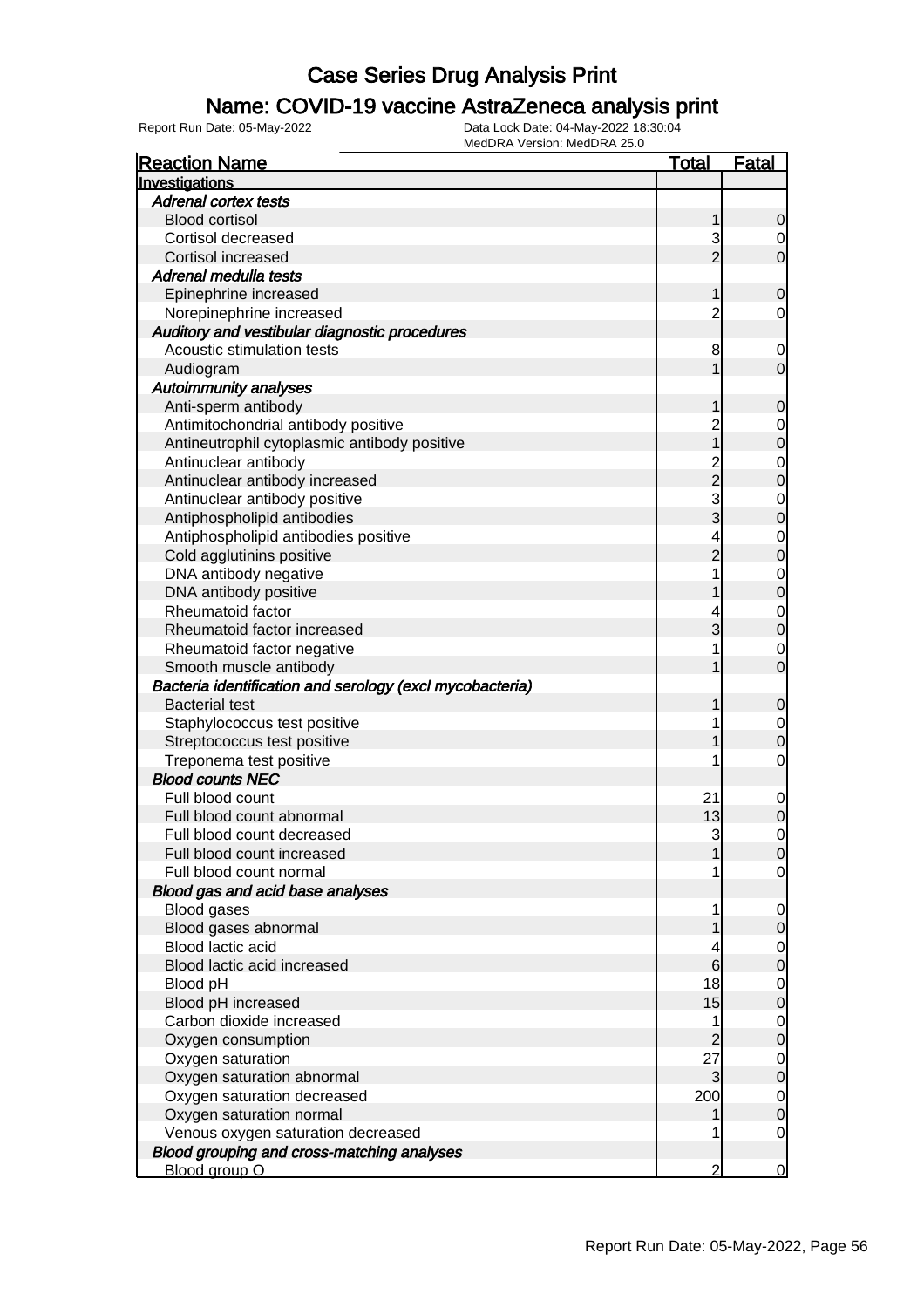# Case Series Drug Analysis Print

## Name: COVID-19 vaccine AstraZeneca analysis print

Report Run Date: 05-May-2022    Data Lock Date: 04-May-2022 18:30:04
MedDRA Version: MedDRA 25.0

| Reaction Name | Total | Fatal |
|---|---|---|
| **Investigations** | | |
| *Adrenal cortex tests* | | |
| Blood cortisol | 1 | 0 |
| Cortisol decreased | 3 | 0 |
| Cortisol increased | 2 | 0 |
| *Adrenal medulla tests* | | |
| Epinephrine increased | 1 | 0 |
| Norepinephrine increased | 2 | 0 |
| *Auditory and vestibular diagnostic procedures* | | |
| Acoustic stimulation tests | 8 | 0 |
| Audiogram | 1 | 0 |
| *Autoimmunity analyses* | | |
| Anti-sperm antibody | 1 | 0 |
| Antimitochondrial antibody positive | 2 | 0 |
| Antineutrophil cytoplasmic antibody positive | 1 | 0 |
| Antinuclear antibody | 2 | 0 |
| Antinuclear antibody increased | 2 | 0 |
| Antinuclear antibody positive | 3 | 0 |
| Antiphospholipid antibodies | 3 | 0 |
| Antiphospholipid antibodies positive | 4 | 0 |
| Cold agglutinins positive | 2 | 0 |
| DNA antibody negative | 1 | 0 |
| DNA antibody positive | 1 | 0 |
| Rheumatoid factor | 4 | 0 |
| Rheumatoid factor increased | 3 | 0 |
| Rheumatoid factor negative | 1 | 0 |
| Smooth muscle antibody | 1 | 0 |
| *Bacteria identification and serology (excl mycobacteria)* | | |
| Bacterial test | 1 | 0 |
| Staphylococcus test positive | 1 | 0 |
| Streptococcus test positive | 1 | 0 |
| Treponema test positive | 1 | 0 |
| *Blood counts NEC* | | |
| Full blood count | 21 | 0 |
| Full blood count abnormal | 13 | 0 |
| Full blood count decreased | 3 | 0 |
| Full blood count increased | 1 | 0 |
| Full blood count normal | 1 | 0 |
| *Blood gas and acid base analyses* | | |
| Blood gases | 1 | 0 |
| Blood gases abnormal | 1 | 0 |
| Blood lactic acid | 4 | 0 |
| Blood lactic acid increased | 6 | 0 |
| Blood pH | 18 | 0 |
| Blood pH increased | 15 | 0 |
| Carbon dioxide increased | 1 | 0 |
| Oxygen consumption | 2 | 0 |
| Oxygen saturation | 27 | 0 |
| Oxygen saturation abnormal | 3 | 0 |
| Oxygen saturation decreased | 200 | 0 |
| Oxygen saturation normal | 1 | 0 |
| Venous oxygen saturation decreased | 1 | 0 |
| *Blood grouping and cross-matching analyses* | | |
| Blood group O | 2 | 0 |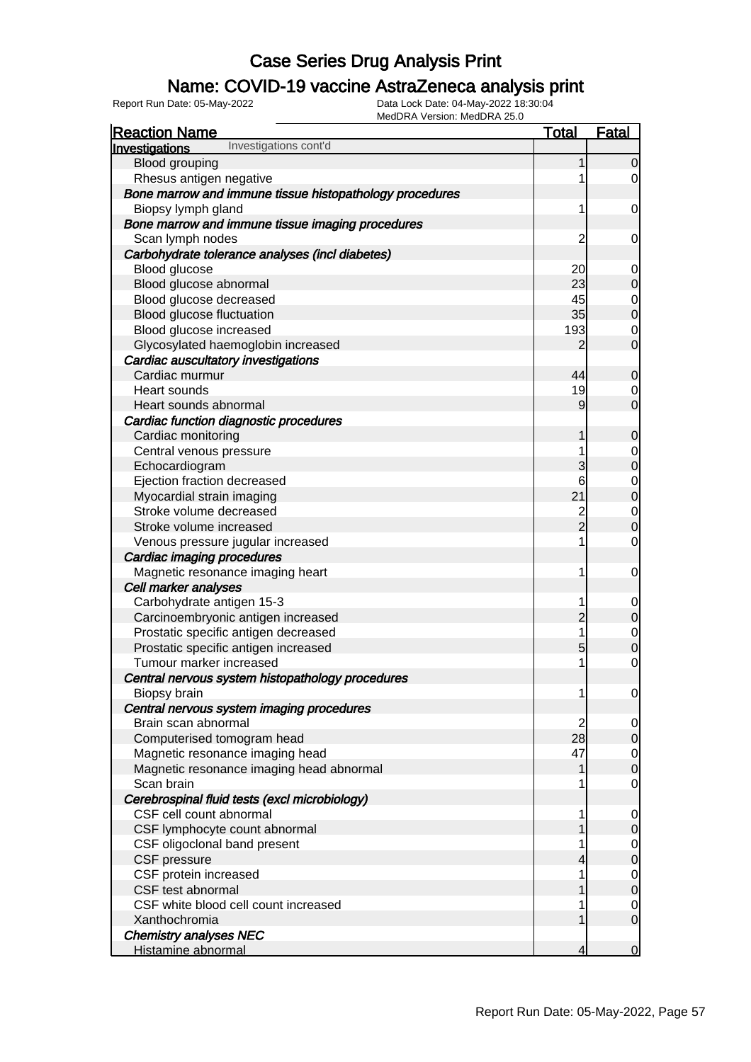# Case Series Drug Analysis Print

## Name: COVID-19 vaccine AstraZeneca analysis print

Report Run Date: 05-May-2022 | Data Lock Date: 04-May-2022 18:30:04 | MedDRA Version: MedDRA 25.0

| Reaction Name | Total | Fatal |
|---|---|---|
| **Investigations** Investigations cont'd | | |
| Blood grouping | 1 | 0 |
| Rhesus antigen negative | 1 | 0 |
| ***Bone marrow and immune tissue histopathology procedures*** | | |
| Biopsy lymph gland | 1 | 0 |
| ***Bone marrow and immune tissue imaging procedures*** | | |
| Scan lymph nodes | 2 | 0 |
| ***Carbohydrate tolerance analyses (incl diabetes)*** | | |
| Blood glucose | 20 | 0 |
| Blood glucose abnormal | 23 | 0 |
| Blood glucose decreased | 45 | 0 |
| Blood glucose fluctuation | 35 | 0 |
| Blood glucose increased | 193 | 0 |
| Glycosylated haemoglobin increased | 2 | 0 |
| ***Cardiac auscultatory investigations*** | | |
| Cardiac murmur | 44 | 0 |
| Heart sounds | 19 | 0 |
| Heart sounds abnormal | 9 | 0 |
| ***Cardiac function diagnostic procedures*** | | |
| Cardiac monitoring | 1 | 0 |
| Central venous pressure | 1 | 0 |
| Echocardiogram | 3 | 0 |
| Ejection fraction decreased | 6 | 0 |
| Myocardial strain imaging | 21 | 0 |
| Stroke volume decreased | 2 | 0 |
| Stroke volume increased | 2 | 0 |
| Venous pressure jugular increased | 1 | 0 |
| ***Cardiac imaging procedures*** | | |
| Magnetic resonance imaging heart | 1 | 0 |
| ***Cell marker analyses*** | | |
| Carbohydrate antigen 15-3 | 1 | 0 |
| Carcinoembryonic antigen increased | 2 | 0 |
| Prostatic specific antigen decreased | 1 | 0 |
| Prostatic specific antigen increased | 5 | 0 |
| Tumour marker increased | 1 | 0 |
| ***Central nervous system histopathology procedures*** | | |
| Biopsy brain | 1 | 0 |
| ***Central nervous system imaging procedures*** | | |
| Brain scan abnormal | 2 | 0 |
| Computerised tomogram head | 28 | 0 |
| Magnetic resonance imaging head | 47 | 0 |
| Magnetic resonance imaging head abnormal | 1 | 0 |
| Scan brain | 1 | 0 |
| ***Cerebrospinal fluid tests (excl microbiology)*** | | |
| CSF cell count abnormal | 1 | 0 |
| CSF lymphocyte count abnormal | 1 | 0 |
| CSF oligoclonal band present | 1 | 0 |
| CSF pressure | 4 | 0 |
| CSF protein increased | 1 | 0 |
| CSF test abnormal | 1 | 0 |
| CSF white blood cell count increased | 1 | 0 |
| Xanthochromia | 1 | 0 |
| ***Chemistry analyses NEC*** | | |
| Histamine abnormal | 4 | 0 |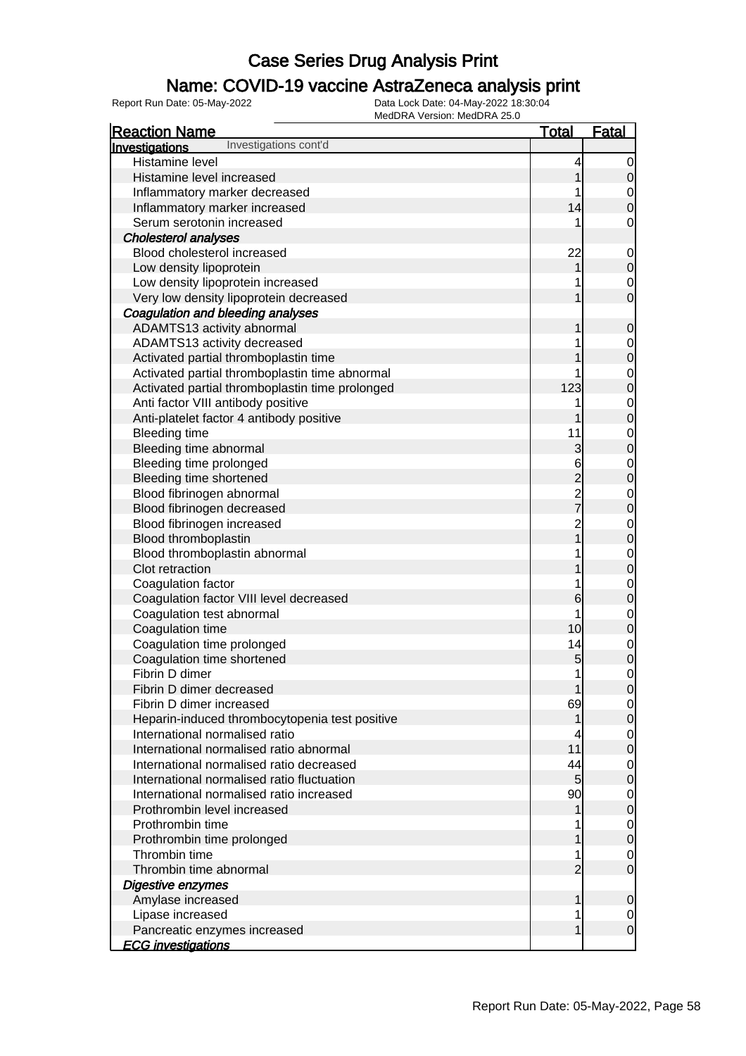# Case Series Drug Analysis Print

## Name: COVID-19 vaccine AstraZeneca analysis print

Report Run Date: 05-May-2022    Data Lock Date: 04-May-2022 18:30:04
MedDRA Version: MedDRA 25.0

| Reaction Name | Total | Fatal |
|---|---|---|
| **Investigations** Investigations cont'd | | |
| Histamine level | 4 | 0 |
| Histamine level increased | 1 | 0 |
| Inflammatory marker decreased | 1 | 0 |
| Inflammatory marker increased | 14 | 0 |
| Serum serotonin increased | 1 | 0 |
| ***Cholesterol analyses*** | | |
| Blood cholesterol increased | 22 | 0 |
| Low density lipoprotein | 1 | 0 |
| Low density lipoprotein increased | 1 | 0 |
| Very low density lipoprotein decreased | 1 | 0 |
| ***Coagulation and bleeding analyses*** | | |
| ADAMTS13 activity abnormal | 1 | 0 |
| ADAMTS13 activity decreased | 1 | 0 |
| Activated partial thromboplastin time | 1 | 0 |
| Activated partial thromboplastin time abnormal | 1 | 0 |
| Activated partial thromboplastin time prolonged | 123 | 0 |
| Anti factor VIII antibody positive | 1 | 0 |
| Anti-platelet factor 4 antibody positive | 1 | 0 |
| Bleeding time | 11 | 0 |
| Bleeding time abnormal | 3 | 0 |
| Bleeding time prolonged | 6 | 0 |
| Bleeding time shortened | 2 | 0 |
| Blood fibrinogen abnormal | 2 | 0 |
| Blood fibrinogen decreased | 7 | 0 |
| Blood fibrinogen increased | 2 | 0 |
| Blood thromboplastin | 1 | 0 |
| Blood thromboplastin abnormal | 1 | 0 |
| Clot retraction | 1 | 0 |
| Coagulation factor | 1 | 0 |
| Coagulation factor VIII level decreased | 6 | 0 |
| Coagulation test abnormal | 1 | 0 |
| Coagulation time | 10 | 0 |
| Coagulation time prolonged | 14 | 0 |
| Coagulation time shortened | 5 | 0 |
| Fibrin D dimer | 1 | 0 |
| Fibrin D dimer decreased | 1 | 0 |
| Fibrin D dimer increased | 69 | 0 |
| Heparin-induced thrombocytopenia test positive | 1 | 0 |
| International normalised ratio | 4 | 0 |
| International normalised ratio abnormal | 11 | 0 |
| International normalised ratio decreased | 44 | 0 |
| International normalised ratio fluctuation | 5 | 0 |
| International normalised ratio increased | 90 | 0 |
| Prothrombin level increased | 1 | 0 |
| Prothrombin time | 1 | 0 |
| Prothrombin time prolonged | 1 | 0 |
| Thrombin time | 1 | 0 |
| Thrombin time abnormal | 2 | 0 |
| ***Digestive enzymes*** | | |
| Amylase increased | 1 | 0 |
| Lipase increased | 1 | 0 |
| Pancreatic enzymes increased | 1 | 0 |
| ***ECG investigations*** | | |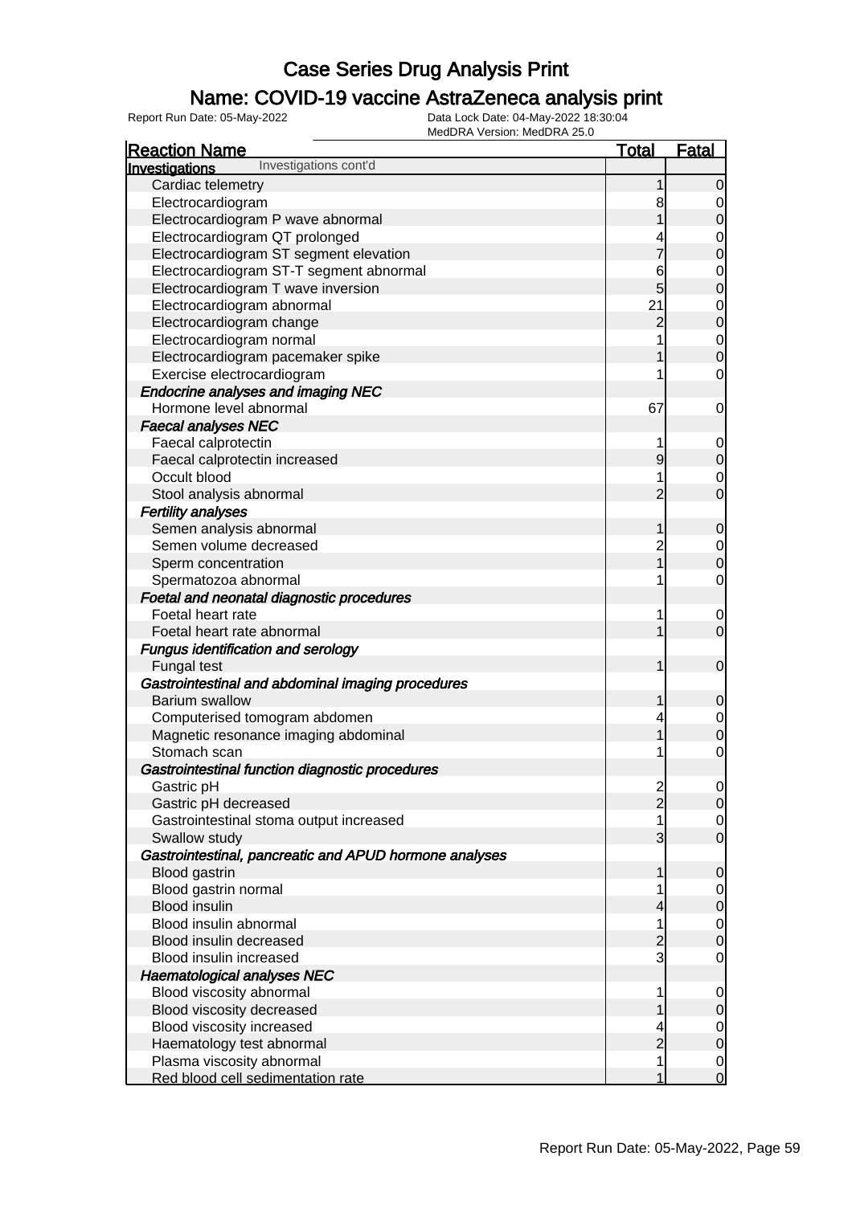# Case Series Drug Analysis Print

## Name: COVID-19 vaccine AstraZeneca analysis print

Report Run Date: 05-May-2022 | Data Lock Date: 04-May-2022 18:30:04 | MedDRA Version: MedDRA 25.0

| Reaction Name | Total | Fatal |
|---|---|---|
| **Investigations** Investigations cont'd | | |
| Cardiac telemetry | 1 | 0 |
| Electrocardiogram | 8 | 0 |
| Electrocardiogram P wave abnormal | 1 | 0 |
| Electrocardiogram QT prolonged | 4 | 0 |
| Electrocardiogram ST segment elevation | 7 | 0 |
| Electrocardiogram ST-T segment abnormal | 6 | 0 |
| Electrocardiogram T wave inversion | 5 | 0 |
| Electrocardiogram abnormal | 21 | 0 |
| Electrocardiogram change | 2 | 0 |
| Electrocardiogram normal | 1 | 0 |
| Electrocardiogram pacemaker spike | 1 | 0 |
| Exercise electrocardiogram | 1 | 0 |
| ***Endocrine analyses and imaging NEC*** | | |
| Hormone level abnormal | 67 | 0 |
| ***Faecal analyses NEC*** | | |
| Faecal calprotectin | 1 | 0 |
| Faecal calprotectin increased | 9 | 0 |
| Occult blood | 1 | 0 |
| Stool analysis abnormal | 2 | 0 |
| ***Fertility analyses*** | | |
| Semen analysis abnormal | 1 | 0 |
| Semen volume decreased | 2 | 0 |
| Sperm concentration | 1 | 0 |
| Spermatozoa abnormal | 1 | 0 |
| ***Foetal and neonatal diagnostic procedures*** | | |
| Foetal heart rate | 1 | 0 |
| Foetal heart rate abnormal | 1 | 0 |
| ***Fungus identification and serology*** | | |
| Fungal test | 1 | 0 |
| ***Gastrointestinal and abdominal imaging procedures*** | | |
| Barium swallow | 1 | 0 |
| Computerised tomogram abdomen | 4 | 0 |
| Magnetic resonance imaging abdominal | 1 | 0 |
| Stomach scan | 1 | 0 |
| ***Gastrointestinal function diagnostic procedures*** | | |
| Gastric pH | 2 | 0 |
| Gastric pH decreased | 2 | 0 |
| Gastrointestinal stoma output increased | 1 | 0 |
| Swallow study | 3 | 0 |
| ***Gastrointestinal, pancreatic and APUD hormone analyses*** | | |
| Blood gastrin | 1 | 0 |
| Blood gastrin normal | 1 | 0 |
| Blood insulin | 4 | 0 |
| Blood insulin abnormal | 1 | 0 |
| Blood insulin decreased | 2 | 0 |
| Blood insulin increased | 3 | 0 |
| ***Haematological analyses NEC*** | | |
| Blood viscosity abnormal | 1 | 0 |
| Blood viscosity decreased | 1 | 0 |
| Blood viscosity increased | 4 | 0 |
| Haematology test abnormal | 2 | 0 |
| Plasma viscosity abnormal | 1 | 0 |
| Red blood cell sedimentation rate | 1 | 0 |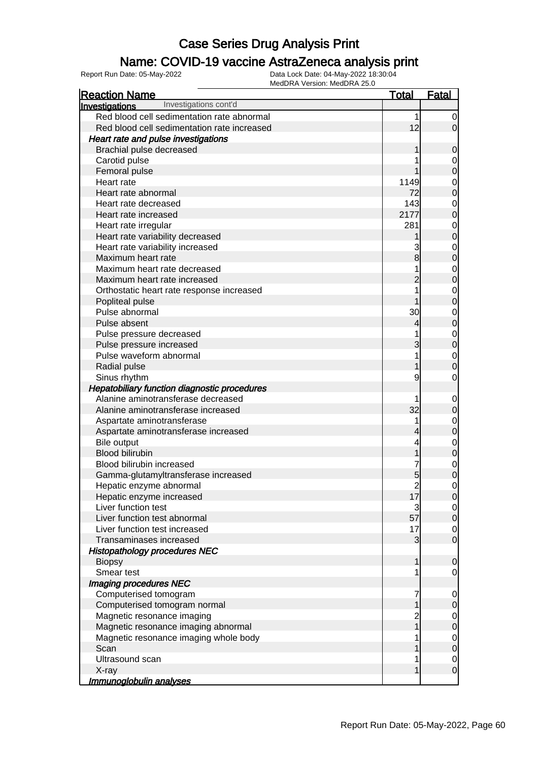# Case Series Drug Analysis Print

## Name: COVID-19 vaccine AstraZeneca analysis print

Report Run Date: 05-May-2022

Data Lock Date: 04-May-2022 18:30:04
MedDRA Version: MedDRA 25.0

| Reaction Name | Total | Fatal |
|---|---|---|
| **Investigations** Investigations cont'd | | |
| Red blood cell sedimentation rate abnormal | 1 | 0 |
| Red blood cell sedimentation rate increased | 12 | 0 |
| ***Heart rate and pulse investigations*** | | |
| Brachial pulse decreased | 1 | 0 |
| Carotid pulse | 1 | 0 |
| Femoral pulse | 1 | 0 |
| Heart rate | 1149 | 0 |
| Heart rate abnormal | 72 | 0 |
| Heart rate decreased | 143 | 0 |
| Heart rate increased | 2177 | 0 |
| Heart rate irregular | 281 | 0 |
| Heart rate variability decreased | 1 | 0 |
| Heart rate variability increased | 3 | 0 |
| Maximum heart rate | 8 | 0 |
| Maximum heart rate decreased | 1 | 0 |
| Maximum heart rate increased | 2 | 0 |
| Orthostatic heart rate response increased | 1 | 0 |
| Popliteal pulse | 1 | 0 |
| Pulse abnormal | 30 | 0 |
| Pulse absent | 4 | 0 |
| Pulse pressure decreased | 1 | 0 |
| Pulse pressure increased | 3 | 0 |
| Pulse waveform abnormal | 1 | 0 |
| Radial pulse | 1 | 0 |
| Sinus rhythm | 9 | 0 |
| ***Hepatobiliary function diagnostic procedures*** | | |
| Alanine aminotransferase decreased | 1 | 0 |
| Alanine aminotransferase increased | 32 | 0 |
| Aspartate aminotransferase | 1 | 0 |
| Aspartate aminotransferase increased | 4 | 0 |
| Bile output | 4 | 0 |
| Blood bilirubin | 1 | 0 |
| Blood bilirubin increased | 7 | 0 |
| Gamma-glutamyltransferase increased | 5 | 0 |
| Hepatic enzyme abnormal | 2 | 0 |
| Hepatic enzyme increased | 17 | 0 |
| Liver function test | 3 | 0 |
| Liver function test abnormal | 57 | 0 |
| Liver function test increased | 17 | 0 |
| Transaminases increased | 3 | 0 |
| ***Histopathology procedures NEC*** | | |
| Biopsy | 1 | 0 |
| Smear test | 1 | 0 |
| ***Imaging procedures NEC*** | | |
| Computerised tomogram | 7 | 0 |
| Computerised tomogram normal | 1 | 0 |
| Magnetic resonance imaging | 2 | 0 |
| Magnetic resonance imaging abnormal | 1 | 0 |
| Magnetic resonance imaging whole body | 1 | 0 |
| Scan | 1 | 0 |
| Ultrasound scan | 1 | 0 |
| X-ray | 1 | 0 |
| ***Immunoglobulin analyses*** | | |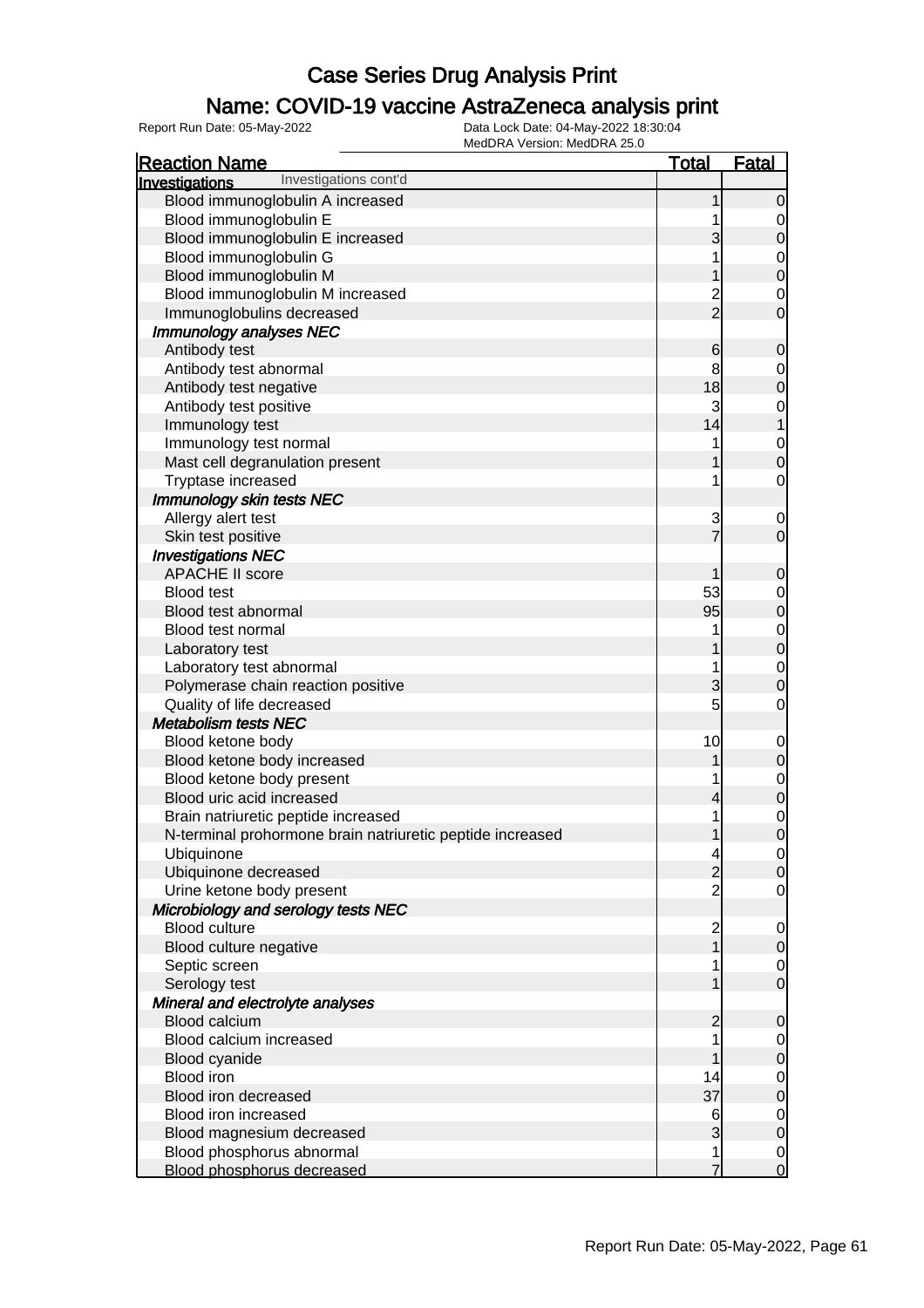# Case Series Drug Analysis Print

## Name: COVID-19 vaccine AstraZeneca analysis print

Report Run Date: 05-May-2022

Data Lock Date: 04-May-2022 18:30:04
MedDRA Version: MedDRA 25.0

| Reaction Name | Total | Fatal |
|---|---|---|
| **Investigations** Investigations cont'd | | |
| Blood immunoglobulin A increased | 1 | 0 |
| Blood immunoglobulin E | 1 | 0 |
| Blood immunoglobulin E increased | 3 | 0 |
| Blood immunoglobulin G | 1 | 0 |
| Blood immunoglobulin M | 1 | 0 |
| Blood immunoglobulin M increased | 2 | 0 |
| Immunoglobulins decreased | 2 | 0 |
| ***Immunology analyses NEC*** | | |
| Antibody test | 6 | 0 |
| Antibody test abnormal | 8 | 0 |
| Antibody test negative | 18 | 0 |
| Antibody test positive | 3 | 0 |
| Immunology test | 14 | 1 |
| Immunology test normal | 1 | 0 |
| Mast cell degranulation present | 1 | 0 |
| Tryptase increased | 1 | 0 |
| ***Immunology skin tests NEC*** | | |
| Allergy alert test | 3 | 0 |
| Skin test positive | 7 | 0 |
| ***Investigations NEC*** | | |
| APACHE II score | 1 | 0 |
| Blood test | 53 | 0 |
| Blood test abnormal | 95 | 0 |
| Blood test normal | 1 | 0 |
| Laboratory test | 1 | 0 |
| Laboratory test abnormal | 1 | 0 |
| Polymerase chain reaction positive | 3 | 0 |
| Quality of life decreased | 5 | 0 |
| ***Metabolism tests NEC*** | | |
| Blood ketone body | 10 | 0 |
| Blood ketone body increased | 1 | 0 |
| Blood ketone body present | 1 | 0 |
| Blood uric acid increased | 4 | 0 |
| Brain natriuretic peptide increased | 1 | 0 |
| N-terminal prohormone brain natriuretic peptide increased | 1 | 0 |
| Ubiquinone | 4 | 0 |
| Ubiquinone decreased | 2 | 0 |
| Urine ketone body present | 2 | 0 |
| ***Microbiology and serology tests NEC*** | | |
| Blood culture | 2 | 0 |
| Blood culture negative | 1 | 0 |
| Septic screen | 1 | 0 |
| Serology test | 1 | 0 |
| ***Mineral and electrolyte analyses*** | | |
| Blood calcium | 2 | 0 |
| Blood calcium increased | 1 | 0 |
| Blood cyanide | 1 | 0 |
| Blood iron | 14 | 0 |
| Blood iron decreased | 37 | 0 |
| Blood iron increased | 6 | 0 |
| Blood magnesium decreased | 3 | 0 |
| Blood phosphorus abnormal | 1 | 0 |
| Blood phosphorus decreased | 7 | 0 |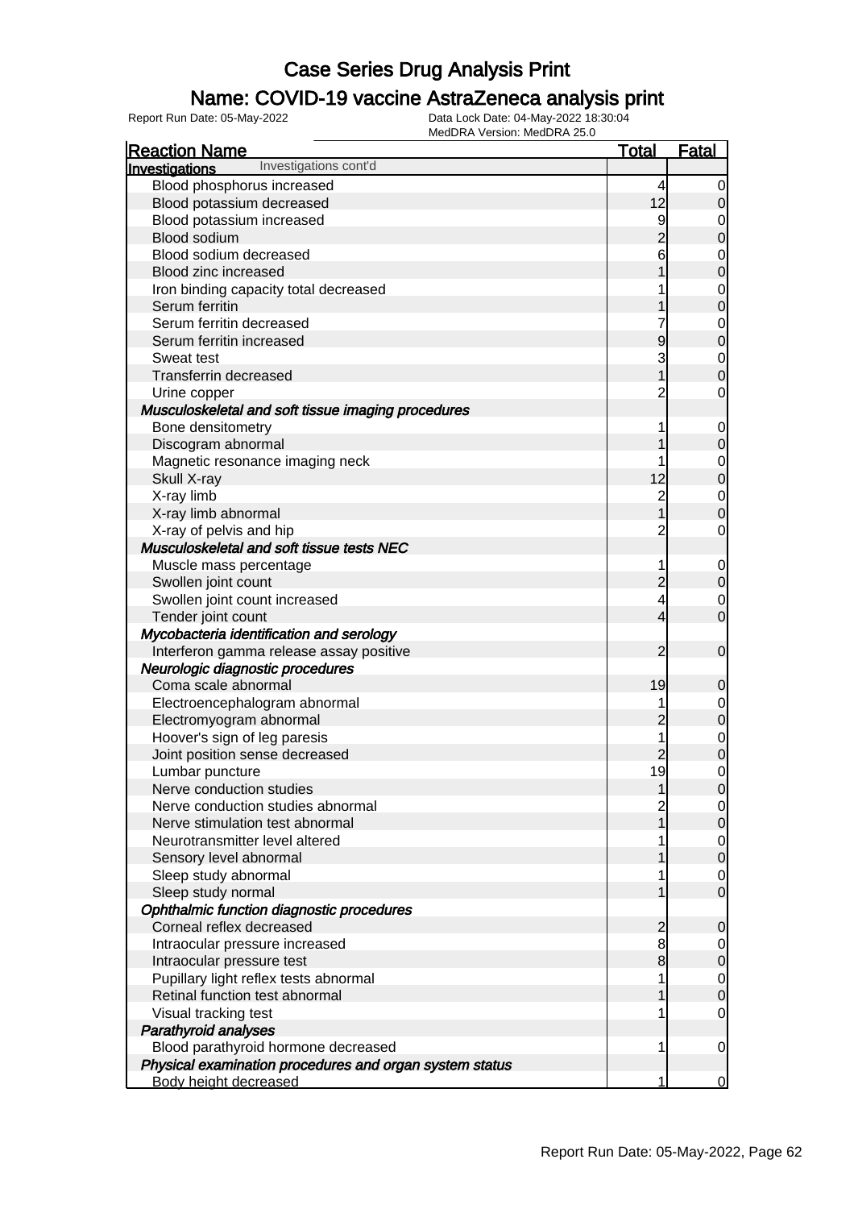# Case Series Drug Analysis Print

## Name: COVID-19 vaccine AstraZeneca analysis print

Report Run Date: 05-May-2022  Data Lock Date: 04-May-2022 18:30:04  MedDRA Version: MedDRA 25.0

| Reaction Name | Total | Fatal |
|---|---|---|
| **Investigations** Investigations cont'd | | |
| Blood phosphorus increased | 4 | 0 |
| Blood potassium decreased | 12 | 0 |
| Blood potassium increased | 9 | 0 |
| Blood sodium | 2 | 0 |
| Blood sodium decreased | 6 | 0 |
| Blood zinc increased | 1 | 0 |
| Iron binding capacity total decreased | 1 | 0 |
| Serum ferritin | 1 | 0 |
| Serum ferritin decreased | 7 | 0 |
| Serum ferritin increased | 9 | 0 |
| Sweat test | 3 | 0 |
| Transferrin decreased | 1 | 0 |
| Urine copper | 2 | 0 |
| ***Musculoskeletal and soft tissue imaging procedures*** | | |
| Bone densitometry | 1 | 0 |
| Discogram abnormal | 1 | 0 |
| Magnetic resonance imaging neck | 1 | 0 |
| Skull X-ray | 12 | 0 |
| X-ray limb | 2 | 0 |
| X-ray limb abnormal | 1 | 0 |
| X-ray of pelvis and hip | 2 | 0 |
| ***Musculoskeletal and soft tissue tests NEC*** | | |
| Muscle mass percentage | 1 | 0 |
| Swollen joint count | 2 | 0 |
| Swollen joint count increased | 4 | 0 |
| Tender joint count | 4 | 0 |
| ***Mycobacteria identification and serology*** | | |
| Interferon gamma release assay positive | 2 | 0 |
| ***Neurologic diagnostic procedures*** | | |
| Coma scale abnormal | 19 | 0 |
| Electroencephalogram abnormal | 1 | 0 |
| Electromyogram abnormal | 2 | 0 |
| Hoover's sign of leg paresis | 1 | 0 |
| Joint position sense decreased | 2 | 0 |
| Lumbar puncture | 19 | 0 |
| Nerve conduction studies | 1 | 0 |
| Nerve conduction studies abnormal | 2 | 0 |
| Nerve stimulation test abnormal | 1 | 0 |
| Neurotransmitter level altered | 1 | 0 |
| Sensory level abnormal | 1 | 0 |
| Sleep study abnormal | 1 | 0 |
| Sleep study normal | 1 | 0 |
| ***Ophthalmic function diagnostic procedures*** | | |
| Corneal reflex decreased | 2 | 0 |
| Intraocular pressure increased | 8 | 0 |
| Intraocular pressure test | 8 | 0 |
| Pupillary light reflex tests abnormal | 1 | 0 |
| Retinal function test abnormal | 1 | 0 |
| Visual tracking test | 1 | 0 |
| ***Parathyroid analyses*** | | |
| Blood parathyroid hormone decreased | 1 | 0 |
| ***Physical examination procedures and organ system status*** | | |
| Body height decreased | 1 | 0 |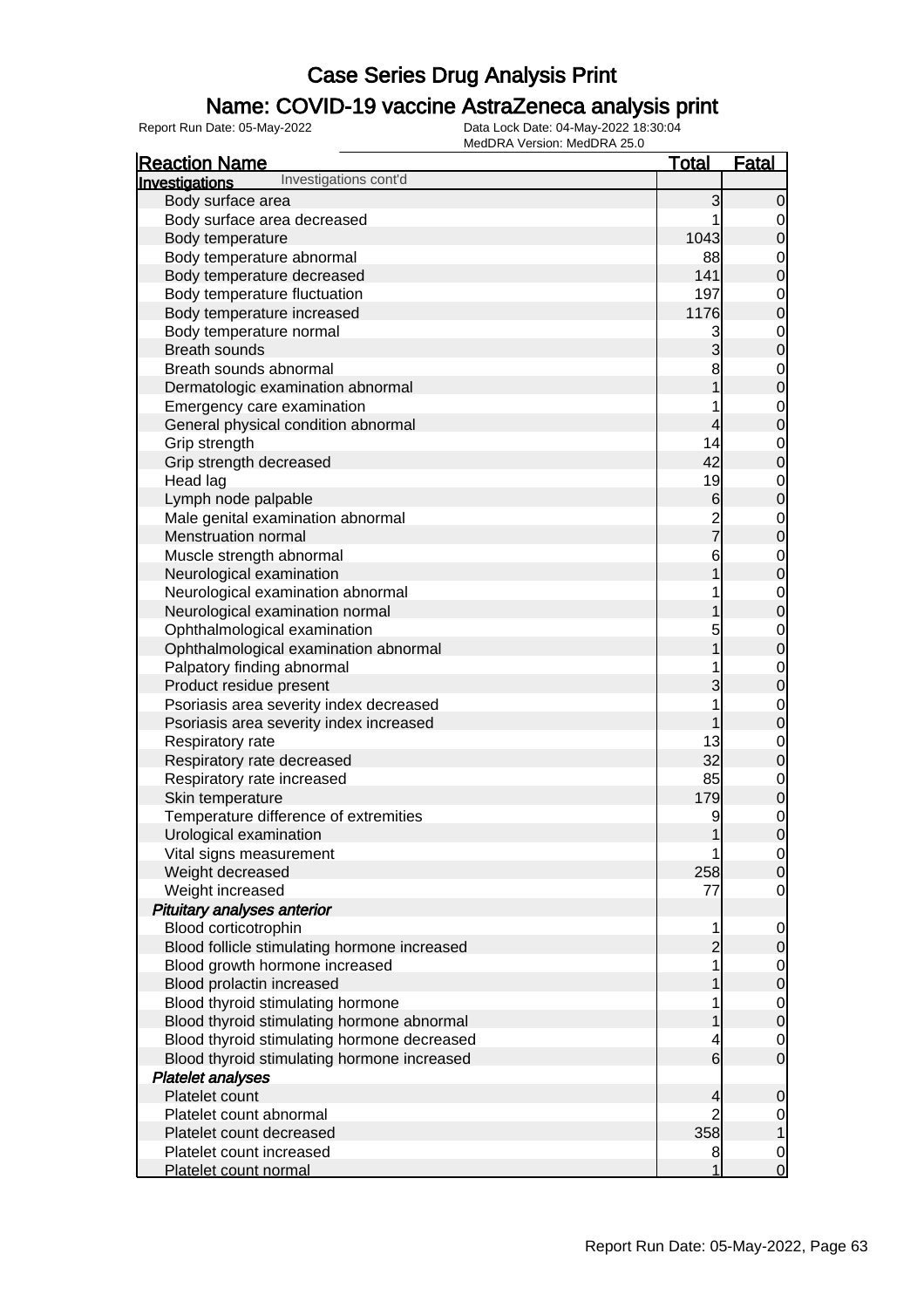# Case Series Drug Analysis Print

## Name: COVID-19 vaccine AstraZeneca analysis print

Report Run Date: 05-May-2022

Data Lock Date: 04-May-2022 18:30:04

MedDRA Version: MedDRA 25.0

| Reaction Name | Total | Fatal |
|---|---|---|
| **Investigations** Investigations cont'd | | |
| Body surface area | 3 | 0 |
| Body surface area decreased | 1 | 0 |
| Body temperature | 1043 | 0 |
| Body temperature abnormal | 88 | 0 |
| Body temperature decreased | 141 | 0 |
| Body temperature fluctuation | 197 | 0 |
| Body temperature increased | 1176 | 0 |
| Body temperature normal | 3 | 0 |
| Breath sounds | 3 | 0 |
| Breath sounds abnormal | 8 | 0 |
| Dermatologic examination abnormal | 1 | 0 |
| Emergency care examination | 1 | 0 |
| General physical condition abnormal | 4 | 0 |
| Grip strength | 14 | 0 |
| Grip strength decreased | 42 | 0 |
| Head lag | 19 | 0 |
| Lymph node palpable | 6 | 0 |
| Male genital examination abnormal | 2 | 0 |
| Menstruation normal | 7 | 0 |
| Muscle strength abnormal | 6 | 0 |
| Neurological examination | 1 | 0 |
| Neurological examination abnormal | 1 | 0 |
| Neurological examination normal | 1 | 0 |
| Ophthalmological examination | 5 | 0 |
| Ophthalmological examination abnormal | 1 | 0 |
| Palpatory finding abnormal | 1 | 0 |
| Product residue present | 3 | 0 |
| Psoriasis area severity index decreased | 1 | 0 |
| Psoriasis area severity index increased | 1 | 0 |
| Respiratory rate | 13 | 0 |
| Respiratory rate decreased | 32 | 0 |
| Respiratory rate increased | 85 | 0 |
| Skin temperature | 179 | 0 |
| Temperature difference of extremities | 9 | 0 |
| Urological examination | 1 | 0 |
| Vital signs measurement | 1 | 0 |
| Weight decreased | 258 | 0 |
| Weight increased | 77 | 0 |
| ***Pituitary analyses anterior*** | | |
| Blood corticotrophin | 1 | 0 |
| Blood follicle stimulating hormone increased | 2 | 0 |
| Blood growth hormone increased | 1 | 0 |
| Blood prolactin increased | 1 | 0 |
| Blood thyroid stimulating hormone | 1 | 0 |
| Blood thyroid stimulating hormone abnormal | 1 | 0 |
| Blood thyroid stimulating hormone decreased | 4 | 0 |
| Blood thyroid stimulating hormone increased | 6 | 0 |
| ***Platelet analyses*** | | |
| Platelet count | 4 | 0 |
| Platelet count abnormal | 2 | 0 |
| Platelet count decreased | 358 | 1 |
| Platelet count increased | 8 | 0 |
| Platelet count normal | 1 | 0 |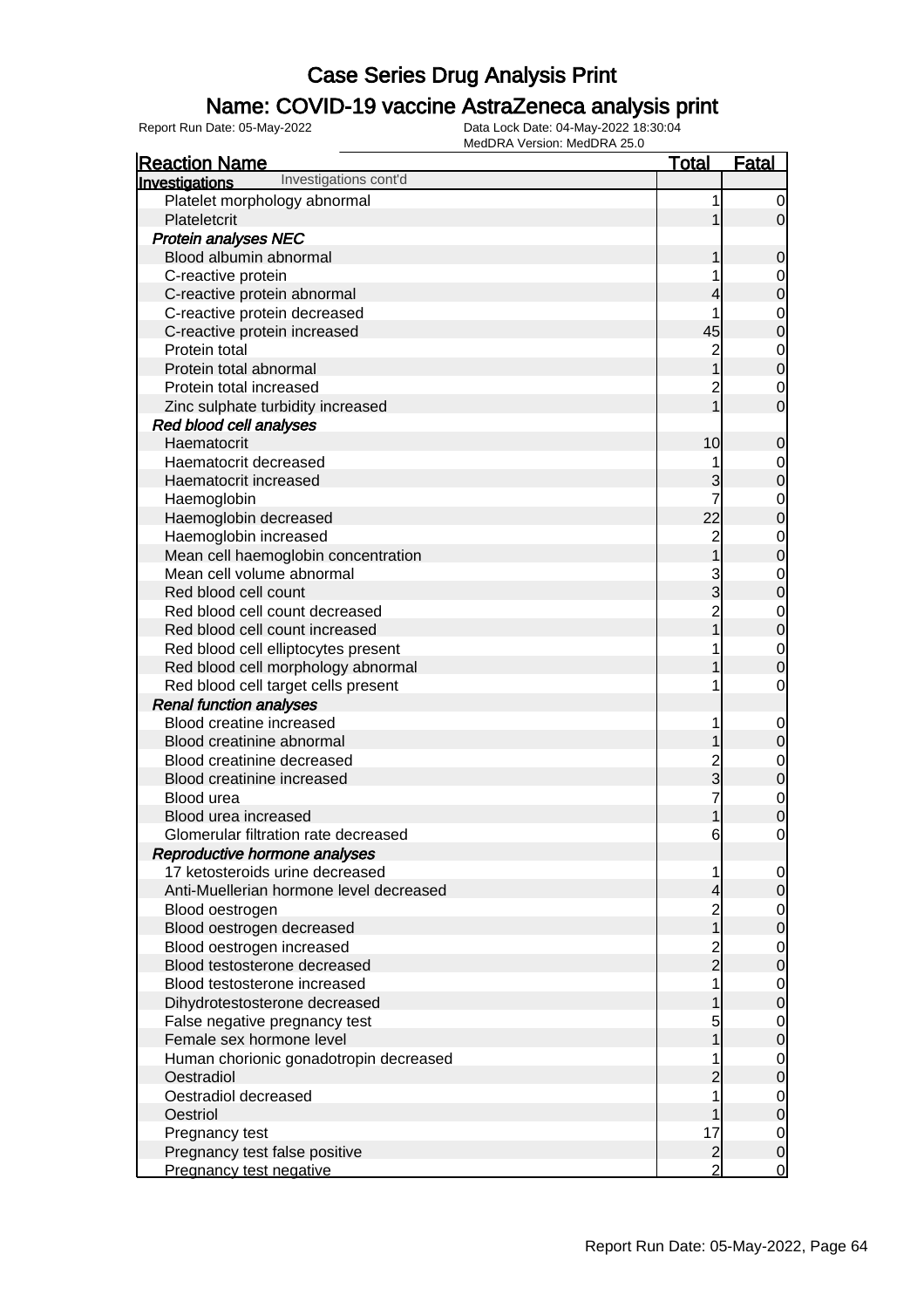# Case Series Drug Analysis Print

## Name: COVID-19 vaccine AstraZeneca analysis print

Report Run Date: 05-May-2022    Data Lock Date: 04-May-2022 18:30:04
MedDRA Version: MedDRA 25.0

| Reaction Name | Total | Fatal |
|---|---|---|
| **Investigations** Investigations cont'd | | |
| Platelet morphology abnormal | 1 | 0 |
| Plateletcrit | 1 | 0 |
| ***Protein analyses NEC*** | | |
| Blood albumin abnormal | 1 | 0 |
| C-reactive protein | 1 | 0 |
| C-reactive protein abnormal | 4 | 0 |
| C-reactive protein decreased | 1 | 0 |
| C-reactive protein increased | 45 | 0 |
| Protein total | 2 | 0 |
| Protein total abnormal | 1 | 0 |
| Protein total increased | 2 | 0 |
| Zinc sulphate turbidity increased | 1 | 0 |
| ***Red blood cell analyses*** | | |
| Haematocrit | 10 | 0 |
| Haematocrit decreased | 1 | 0 |
| Haematocrit increased | 3 | 0 |
| Haemoglobin | 7 | 0 |
| Haemoglobin decreased | 22 | 0 |
| Haemoglobin increased | 2 | 0 |
| Mean cell haemoglobin concentration | 1 | 0 |
| Mean cell volume abnormal | 3 | 0 |
| Red blood cell count | 3 | 0 |
| Red blood cell count decreased | 2 | 0 |
| Red blood cell count increased | 1 | 0 |
| Red blood cell elliptocytes present | 1 | 0 |
| Red blood cell morphology abnormal | 1 | 0 |
| Red blood cell target cells present | 1 | 0 |
| ***Renal function analyses*** | | |
| Blood creatine increased | 1 | 0 |
| Blood creatinine abnormal | 1 | 0 |
| Blood creatinine decreased | 2 | 0 |
| Blood creatinine increased | 3 | 0 |
| Blood urea | 7 | 0 |
| Blood urea increased | 1 | 0 |
| Glomerular filtration rate decreased | 6 | 0 |
| ***Reproductive hormone analyses*** | | |
| 17 ketosteroids urine decreased | 1 | 0 |
| Anti-Muellerian hormone level decreased | 4 | 0 |
| Blood oestrogen | 2 | 0 |
| Blood oestrogen decreased | 1 | 0 |
| Blood oestrogen increased | 2 | 0 |
| Blood testosterone decreased | 2 | 0 |
| Blood testosterone increased | 1 | 0 |
| Dihydrotestosterone decreased | 1 | 0 |
| False negative pregnancy test | 5 | 0 |
| Female sex hormone level | 1 | 0 |
| Human chorionic gonadotropin decreased | 1 | 0 |
| Oestradiol | 2 | 0 |
| Oestradiol decreased | 1 | 0 |
| Oestriol | 1 | 0 |
| Pregnancy test | 17 | 0 |
| Pregnancy test false positive | 2 | 0 |
| Pregnancy test negative | 2 | 0 |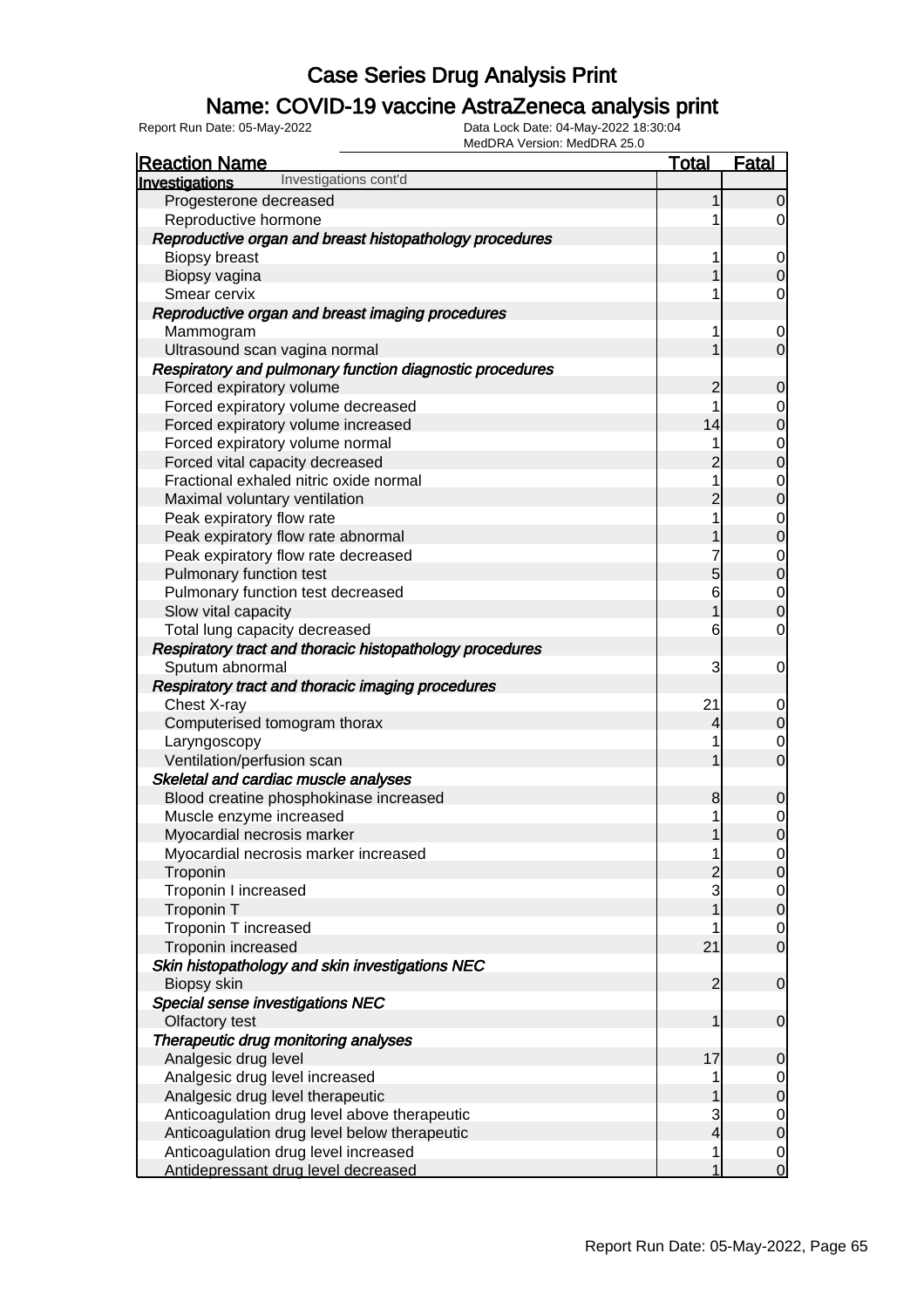# Case Series Drug Analysis Print

## Name: COVID-19 vaccine AstraZeneca analysis print

Report Run Date: 05-May-2022 | Data Lock Date: 04-May-2022 18:30:04 | MedDRA Version: MedDRA 25.0

| Reaction Name | Total | Fatal |
|---|---|---|
| **Investigations** Investigations cont'd | | |
| Progesterone decreased | 1 | 0 |
| Reproductive hormone | 1 | 0 |
| ***Reproductive organ and breast histopathology procedures*** | | |
| Biopsy breast | 1 | 0 |
| Biopsy vagina | 1 | 0 |
| Smear cervix | 1 | 0 |
| ***Reproductive organ and breast imaging procedures*** | | |
| Mammogram | 1 | 0 |
| Ultrasound scan vagina normal | 1 | 0 |
| ***Respiratory and pulmonary function diagnostic procedures*** | | |
| Forced expiratory volume | 2 | 0 |
| Forced expiratory volume decreased | 1 | 0 |
| Forced expiratory volume increased | 14 | 0 |
| Forced expiratory volume normal | 1 | 0 |
| Forced vital capacity decreased | 2 | 0 |
| Fractional exhaled nitric oxide normal | 1 | 0 |
| Maximal voluntary ventilation | 2 | 0 |
| Peak expiratory flow rate | 1 | 0 |
| Peak expiratory flow rate abnormal | 1 | 0 |
| Peak expiratory flow rate decreased | 7 | 0 |
| Pulmonary function test | 5 | 0 |
| Pulmonary function test decreased | 6 | 0 |
| Slow vital capacity | 1 | 0 |
| Total lung capacity decreased | 6 | 0 |
| ***Respiratory tract and thoracic histopathology procedures*** | | |
| Sputum abnormal | 3 | 0 |
| ***Respiratory tract and thoracic imaging procedures*** | | |
| Chest X-ray | 21 | 0 |
| Computerised tomogram thorax | 4 | 0 |
| Laryngoscopy | 1 | 0 |
| Ventilation/perfusion scan | 1 | 0 |
| ***Skeletal and cardiac muscle analyses*** | | |
| Blood creatine phosphokinase increased | 8 | 0 |
| Muscle enzyme increased | 1 | 0 |
| Myocardial necrosis marker | 1 | 0 |
| Myocardial necrosis marker increased | 1 | 0 |
| Troponin | 2 | 0 |
| Troponin I increased | 3 | 0 |
| Troponin T | 1 | 0 |
| Troponin T increased | 1 | 0 |
| Troponin increased | 21 | 0 |
| ***Skin histopathology and skin investigations NEC*** | | |
| Biopsy skin | 2 | 0 |
| ***Special sense investigations NEC*** | | |
| Olfactory test | 1 | 0 |
| ***Therapeutic drug monitoring analyses*** | | |
| Analgesic drug level | 17 | 0 |
| Analgesic drug level increased | 1 | 0 |
| Analgesic drug level therapeutic | 1 | 0 |
| Anticoagulation drug level above therapeutic | 3 | 0 |
| Anticoagulation drug level below therapeutic | 4 | 0 |
| Anticoagulation drug level increased | 1 | 0 |
| Antidepressant drug level decreased | 1 | 0 |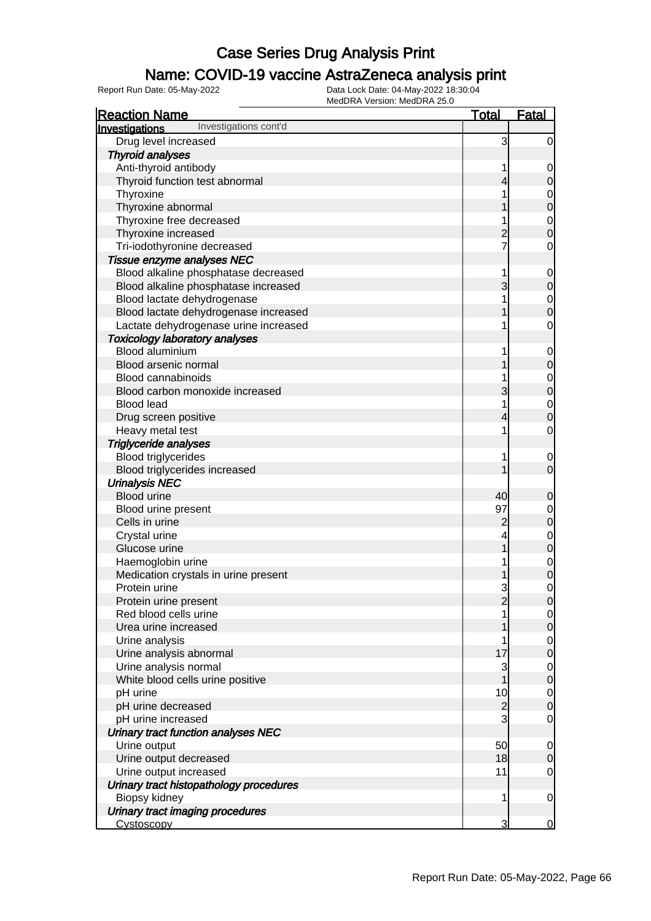# Case Series Drug Analysis Print

## Name: COVID-19 vaccine AstraZeneca analysis print

Report Run Date: 05-May-2022    Data Lock Date: 04-May-2022 18:30:04
MedDRA Version: MedDRA 25.0

| Reaction Name | Total | Fatal |
|---|---|---|
| **Investigations** Investigations cont'd | | |
| Drug level increased | 3 | 0 |
| ***Thyroid analyses*** | | |
| Anti-thyroid antibody | 1 | 0 |
| Thyroid function test abnormal | 4 | 0 |
| Thyroxine | 1 | 0 |
| Thyroxine abnormal | 1 | 0 |
| Thyroxine free decreased | 1 | 0 |
| Thyroxine increased | 2 | 0 |
| Tri-iodothyronine decreased | 7 | 0 |
| ***Tissue enzyme analyses NEC*** | | |
| Blood alkaline phosphatase decreased | 1 | 0 |
| Blood alkaline phosphatase increased | 3 | 0 |
| Blood lactate dehydrogenase | 1 | 0 |
| Blood lactate dehydrogenase increased | 1 | 0 |
| Lactate dehydrogenase urine increased | 1 | 0 |
| ***Toxicology laboratory analyses*** | | |
| Blood aluminium | 1 | 0 |
| Blood arsenic normal | 1 | 0 |
| Blood cannabinoids | 1 | 0 |
| Blood carbon monoxide increased | 3 | 0 |
| Blood lead | 1 | 0 |
| Drug screen positive | 4 | 0 |
| Heavy metal test | 1 | 0 |
| ***Triglyceride analyses*** | | |
| Blood triglycerides | 1 | 0 |
| Blood triglycerides increased | 1 | 0 |
| ***Urinalysis NEC*** | | |
| Blood urine | 40 | 0 |
| Blood urine present | 97 | 0 |
| Cells in urine | 2 | 0 |
| Crystal urine | 4 | 0 |
| Glucose urine | 1 | 0 |
| Haemoglobin urine | 1 | 0 |
| Medication crystals in urine present | 1 | 0 |
| Protein urine | 3 | 0 |
| Protein urine present | 2 | 0 |
| Red blood cells urine | 1 | 0 |
| Urea urine increased | 1 | 0 |
| Urine analysis | 1 | 0 |
| Urine analysis abnormal | 17 | 0 |
| Urine analysis normal | 3 | 0 |
| White blood cells urine positive | 1 | 0 |
| pH urine | 10 | 0 |
| pH urine decreased | 2 | 0 |
| pH urine increased | 3 | 0 |
| ***Urinary tract function analyses NEC*** | | |
| Urine output | 50 | 0 |
| Urine output decreased | 18 | 0 |
| Urine output increased | 11 | 0 |
| ***Urinary tract histopathology procedures*** | | |
| Biopsy kidney | 1 | 0 |
| ***Urinary tract imaging procedures*** | | |
| Cystoscopy | 3 | 0 |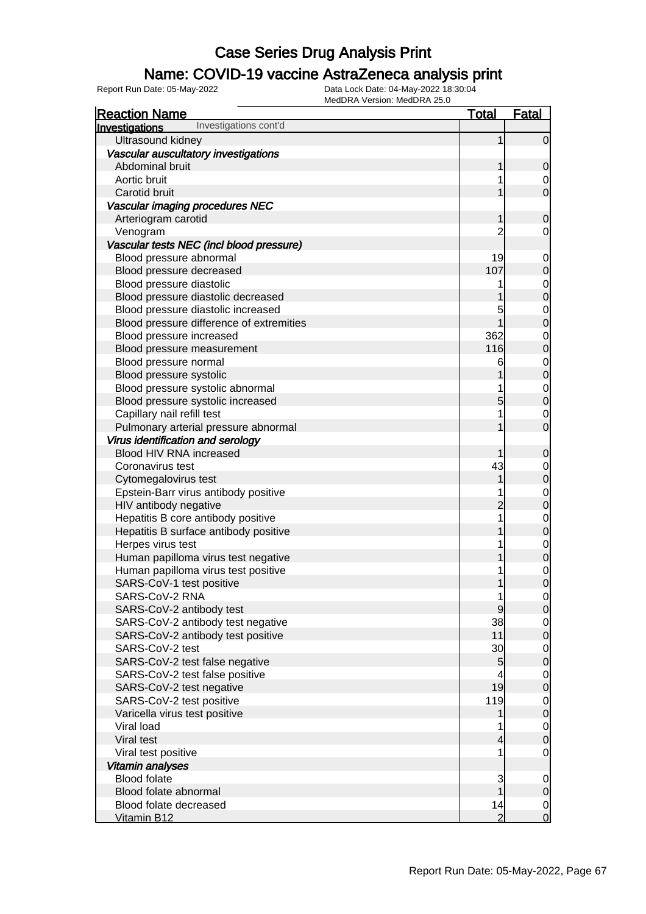# Case Series Drug Analysis Print

## Name: COVID-19 vaccine AstraZeneca analysis print

Report Run Date: 05-May-2022    Data Lock Date: 04-May-2022 18:30:04
MedDRA Version: MedDRA 25.0

| Reaction Name | Total | Fatal |
|---|---|---|
| **Investigations** Investigations cont'd | | |
| Ultrasound kidney | 1 | 0 |
| ***Vascular auscultatory investigations*** | | |
| Abdominal bruit | 1 | 0 |
| Aortic bruit | 1 | 0 |
| Carotid bruit | 1 | 0 |
| ***Vascular imaging procedures NEC*** | | |
| Arteriogram carotid | 1 | 0 |
| Venogram | 2 | 0 |
| ***Vascular tests NEC (incl blood pressure)*** | | |
| Blood pressure abnormal | 19 | 0 |
| Blood pressure decreased | 107 | 0 |
| Blood pressure diastolic | 1 | 0 |
| Blood pressure diastolic decreased | 1 | 0 |
| Blood pressure diastolic increased | 5 | 0 |
| Blood pressure difference of extremities | 1 | 0 |
| Blood pressure increased | 362 | 0 |
| Blood pressure measurement | 116 | 0 |
| Blood pressure normal | 6 | 0 |
| Blood pressure systolic | 1 | 0 |
| Blood pressure systolic abnormal | 1 | 0 |
| Blood pressure systolic increased | 5 | 0 |
| Capillary nail refill test | 1 | 0 |
| Pulmonary arterial pressure abnormal | 1 | 0 |
| ***Virus identification and serology*** | | |
| Blood HIV RNA increased | 1 | 0 |
| Coronavirus test | 43 | 0 |
| Cytomegalovirus test | 1 | 0 |
| Epstein-Barr virus antibody positive | 1 | 0 |
| HIV antibody negative | 2 | 0 |
| Hepatitis B core antibody positive | 1 | 0 |
| Hepatitis B surface antibody positive | 1 | 0 |
| Herpes virus test | 1 | 0 |
| Human papilloma virus test negative | 1 | 0 |
| Human papilloma virus test positive | 1 | 0 |
| SARS-CoV-1 test positive | 1 | 0 |
| SARS-CoV-2 RNA | 1 | 0 |
| SARS-CoV-2 antibody test | 9 | 0 |
| SARS-CoV-2 antibody test negative | 38 | 0 |
| SARS-CoV-2 antibody test positive | 11 | 0 |
| SARS-CoV-2 test | 30 | 0 |
| SARS-CoV-2 test false negative | 5 | 0 |
| SARS-CoV-2 test false positive | 4 | 0 |
| SARS-CoV-2 test negative | 19 | 0 |
| SARS-CoV-2 test positive | 119 | 0 |
| Varicella virus test positive | 1 | 0 |
| Viral load | 1 | 0 |
| Viral test | 4 | 0 |
| Viral test positive | 1 | 0 |
| ***Vitamin analyses*** | | |
| Blood folate | 3 | 0 |
| Blood folate abnormal | 1 | 0 |
| Blood folate decreased | 14 | 0 |
| Vitamin B12 | 2 | 0 |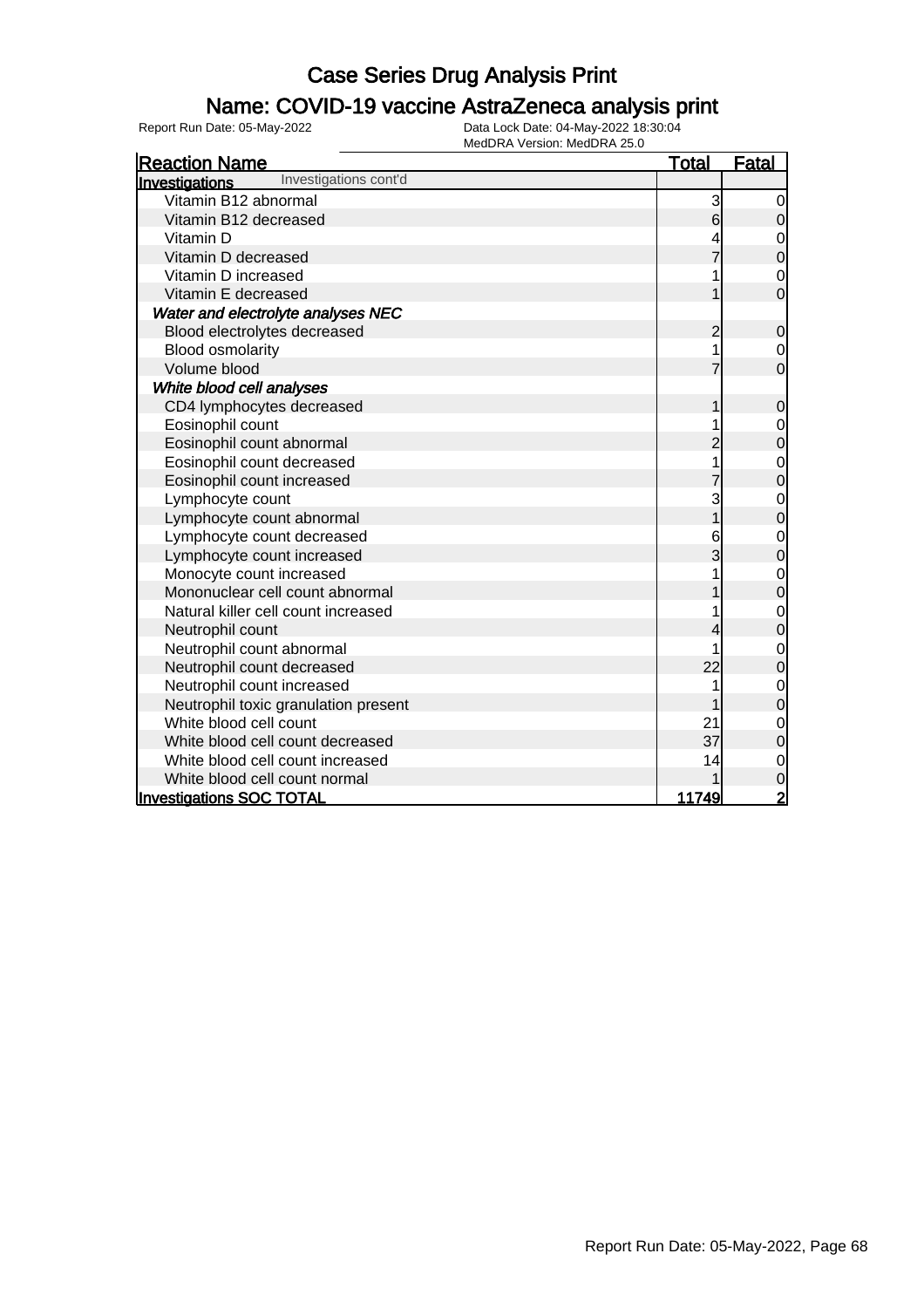# Case Series Drug Analysis Print

## Name: COVID-19 vaccine AstraZeneca analysis print

Report Run Date: 05-May-2022

Data Lock Date: 04-May-2022 18:30:04
MedDRA Version: MedDRA 25.0

| Reaction Name | Total | Fatal |
|---|---|---|
| **Investigations** Investigations cont'd | | |
| Vitamin B12 abnormal | 3 | 0 |
| Vitamin B12 decreased | 6 | 0 |
| Vitamin D | 4 | 0 |
| Vitamin D decreased | 7 | 0 |
| Vitamin D increased | 1 | 0 |
| Vitamin E decreased | 1 | 0 |
| ***Water and electrolyte analyses NEC*** | | |
| Blood electrolytes decreased | 2 | 0 |
| Blood osmolarity | 1 | 0 |
| Volume blood | 7 | 0 |
| ***White blood cell analyses*** | | |
| CD4 lymphocytes decreased | 1 | 0 |
| Eosinophil count | 1 | 0 |
| Eosinophil count abnormal | 2 | 0 |
| Eosinophil count decreased | 1 | 0 |
| Eosinophil count increased | 7 | 0 |
| Lymphocyte count | 3 | 0 |
| Lymphocyte count abnormal | 1 | 0 |
| Lymphocyte count decreased | 6 | 0 |
| Lymphocyte count increased | 3 | 0 |
| Monocyte count increased | 1 | 0 |
| Mononuclear cell count abnormal | 1 | 0 |
| Natural killer cell count increased | 1 | 0 |
| Neutrophil count | 4 | 0 |
| Neutrophil count abnormal | 1 | 0 |
| Neutrophil count decreased | 22 | 0 |
| Neutrophil count increased | 1 | 0 |
| Neutrophil toxic granulation present | 1 | 0 |
| White blood cell count | 21 | 0 |
| White blood cell count decreased | 37 | 0 |
| White blood cell count increased | 14 | 0 |
| White blood cell count normal | 1 | 0 |
| **Investigations SOC TOTAL** | **11749** | **2** |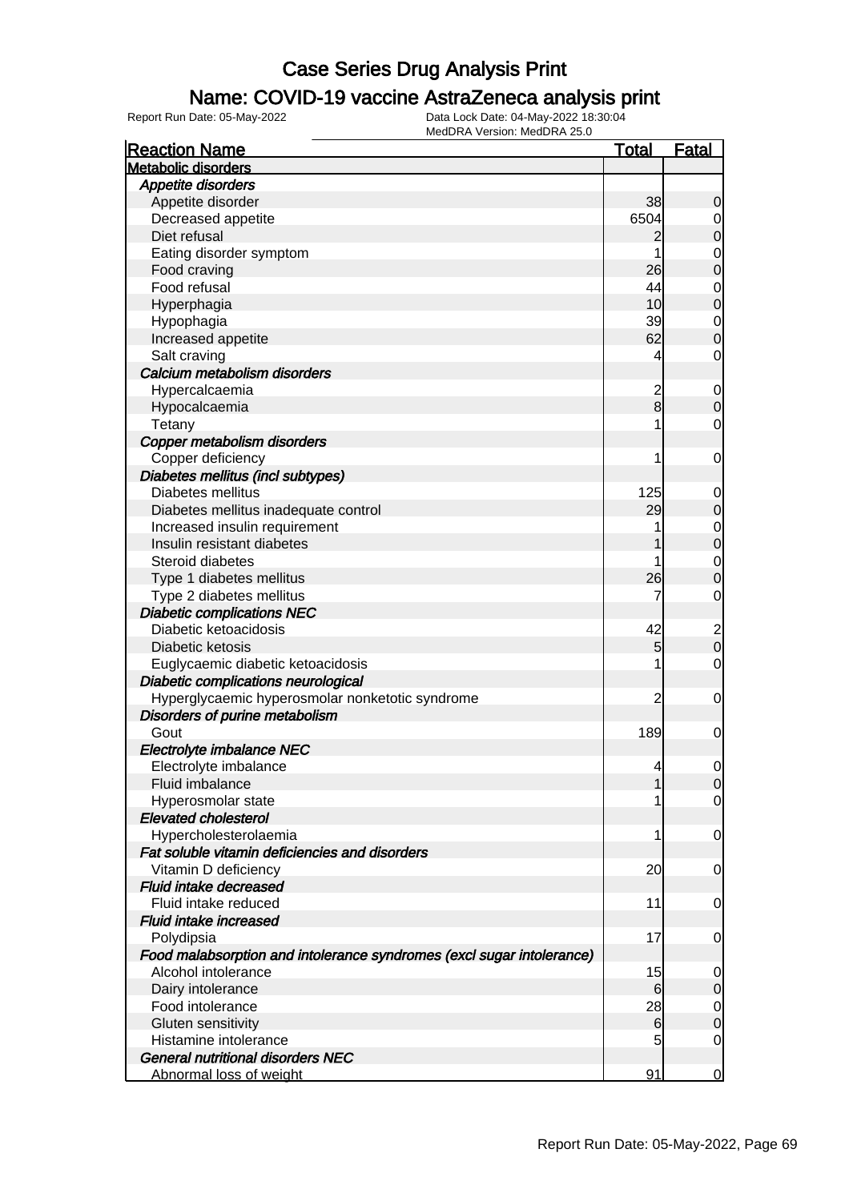# Case Series Drug Analysis Print

## Name: COVID-19 vaccine AstraZeneca analysis print

Report Run Date: 05-May-2022 | Data Lock Date: 04-May-2022 18:30:04 | MedDRA Version: MedDRA 25.0

| Reaction Name | Total | Fatal |
|---|---|---|
| **Metabolic disorders** | | |
| ***Appetite disorders*** | | |
| Appetite disorder | 38 | 0 |
| Decreased appetite | 6504 | 0 |
| Diet refusal | 2 | 0 |
| Eating disorder symptom | 1 | 0 |
| Food craving | 26 | 0 |
| Food refusal | 44 | 0 |
| Hyperphagia | 10 | 0 |
| Hypophagia | 39 | 0 |
| Increased appetite | 62 | 0 |
| Salt craving | 4 | 0 |
| ***Calcium metabolism disorders*** | | |
| Hypercalcaemia | 2 | 0 |
| Hypocalcaemia | 8 | 0 |
| Tetany | 1 | 0 |
| ***Copper metabolism disorders*** | | |
| Copper deficiency | 1 | 0 |
| ***Diabetes mellitus (incl subtypes)*** | | |
| Diabetes mellitus | 125 | 0 |
| Diabetes mellitus inadequate control | 29 | 0 |
| Increased insulin requirement | 1 | 0 |
| Insulin resistant diabetes | 1 | 0 |
| Steroid diabetes | 1 | 0 |
| Type 1 diabetes mellitus | 26 | 0 |
| Type 2 diabetes mellitus | 7 | 0 |
| ***Diabetic complications NEC*** | | |
| Diabetic ketoacidosis | 42 | 2 |
| Diabetic ketosis | 5 | 0 |
| Euglycaemic diabetic ketoacidosis | 1 | 0 |
| ***Diabetic complications neurological*** | | |
| Hyperglycaemic hyperosmolar nonketotic syndrome | 2 | 0 |
| ***Disorders of purine metabolism*** | | |
| Gout | 189 | 0 |
| ***Electrolyte imbalance NEC*** | | |
| Electrolyte imbalance | 4 | 0 |
| Fluid imbalance | 1 | 0 |
| Hyperosmolar state | 1 | 0 |
| ***Elevated cholesterol*** | | |
| Hypercholesterolaemia | 1 | 0 |
| ***Fat soluble vitamin deficiencies and disorders*** | | |
| Vitamin D deficiency | 20 | 0 |
| ***Fluid intake decreased*** | | |
| Fluid intake reduced | 11 | 0 |
| ***Fluid intake increased*** | | |
| Polydipsia | 17 | 0 |
| ***Food malabsorption and intolerance syndromes (excl sugar intolerance)*** | | |
| Alcohol intolerance | 15 | 0 |
| Dairy intolerance | 6 | 0 |
| Food intolerance | 28 | 0 |
| Gluten sensitivity | 6 | 0 |
| Histamine intolerance | 5 | 0 |
| ***General nutritional disorders NEC*** | | |
| Abnormal loss of weight | 91 | 0 |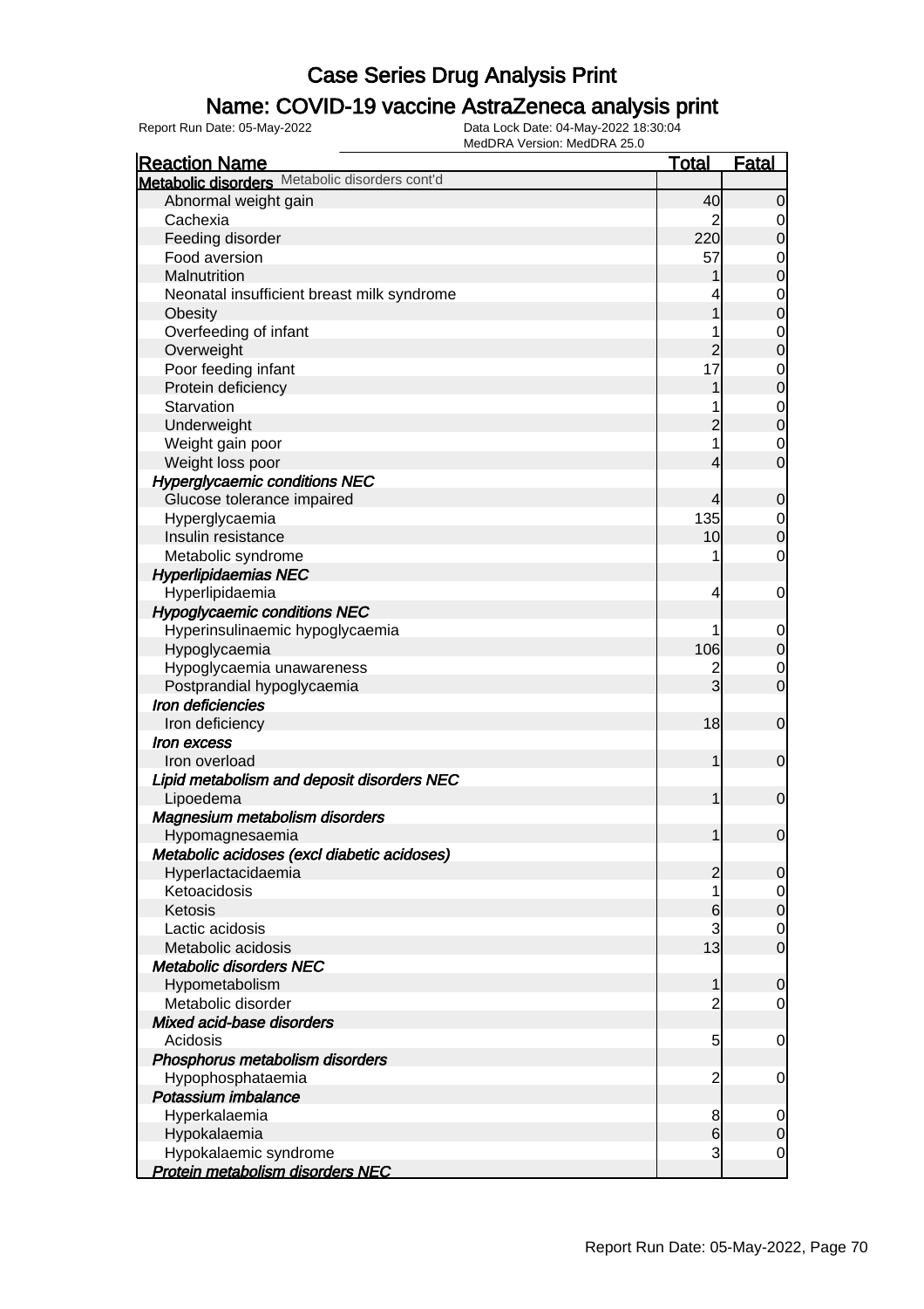# Case Series Drug Analysis Print

## Name: COVID-19 vaccine AstraZeneca analysis print

Report Run Date: 05-May-2022
Data Lock Date: 04-May-2022 18:30:04
MedDRA Version: MedDRA 25.0

| Reaction Name | Total | Fatal |
|---|---|---|
| **Metabolic disorders** Metabolic disorders cont'd | | |
| Abnormal weight gain | 40 | 0 |
| Cachexia | 2 | 0 |
| Feeding disorder | 220 | 0 |
| Food aversion | 57 | 0 |
| Malnutrition | 1 | 0 |
| Neonatal insufficient breast milk syndrome | 4 | 0 |
| Obesity | 1 | 0 |
| Overfeeding of infant | 1 | 0 |
| Overweight | 2 | 0 |
| Poor feeding infant | 17 | 0 |
| Protein deficiency | 1 | 0 |
| Starvation | 1 | 0 |
| Underweight | 2 | 0 |
| Weight gain poor | 1 | 0 |
| Weight loss poor | 4 | 0 |
| ***Hyperglycaemic conditions NEC*** | | |
| Glucose tolerance impaired | 4 | 0 |
| Hyperglycaemia | 135 | 0 |
| Insulin resistance | 10 | 0 |
| Metabolic syndrome | 1 | 0 |
| ***Hyperlipidaemias NEC*** | | |
| Hyperlipidaemia | 4 | 0 |
| ***Hypoglycaemic conditions NEC*** | | |
| Hyperinsulinaemic hypoglycaemia | 1 | 0 |
| Hypoglycaemia | 106 | 0 |
| Hypoglycaemia unawareness | 2 | 0 |
| Postprandial hypoglycaemia | 3 | 0 |
| ***Iron deficiencies*** | | |
| Iron deficiency | 18 | 0 |
| ***Iron excess*** | | |
| Iron overload | 1 | 0 |
| ***Lipid metabolism and deposit disorders NEC*** | | |
| Lipoedema | 1 | 0 |
| ***Magnesium metabolism disorders*** | | |
| Hypomagnesaemia | 1 | 0 |
| ***Metabolic acidoses (excl diabetic acidoses)*** | | |
| Hyperlactacidaemia | 2 | 0 |
| Ketoacidosis | 1 | 0 |
| Ketosis | 6 | 0 |
| Lactic acidosis | 3 | 0 |
| Metabolic acidosis | 13 | 0 |
| ***Metabolic disorders NEC*** | | |
| Hypometabolism | 1 | 0 |
| Metabolic disorder | 2 | 0 |
| ***Mixed acid-base disorders*** | | |
| Acidosis | 5 | 0 |
| ***Phosphorus metabolism disorders*** | | |
| Hypophosphataemia | 2 | 0 |
| ***Potassium imbalance*** | | |
| Hyperkalaemia | 8 | 0 |
| Hypokalaemia | 6 | 0 |
| Hypokalaemic syndrome | 3 | 0 |
| ***Protein metabolism disorders NEC*** | | |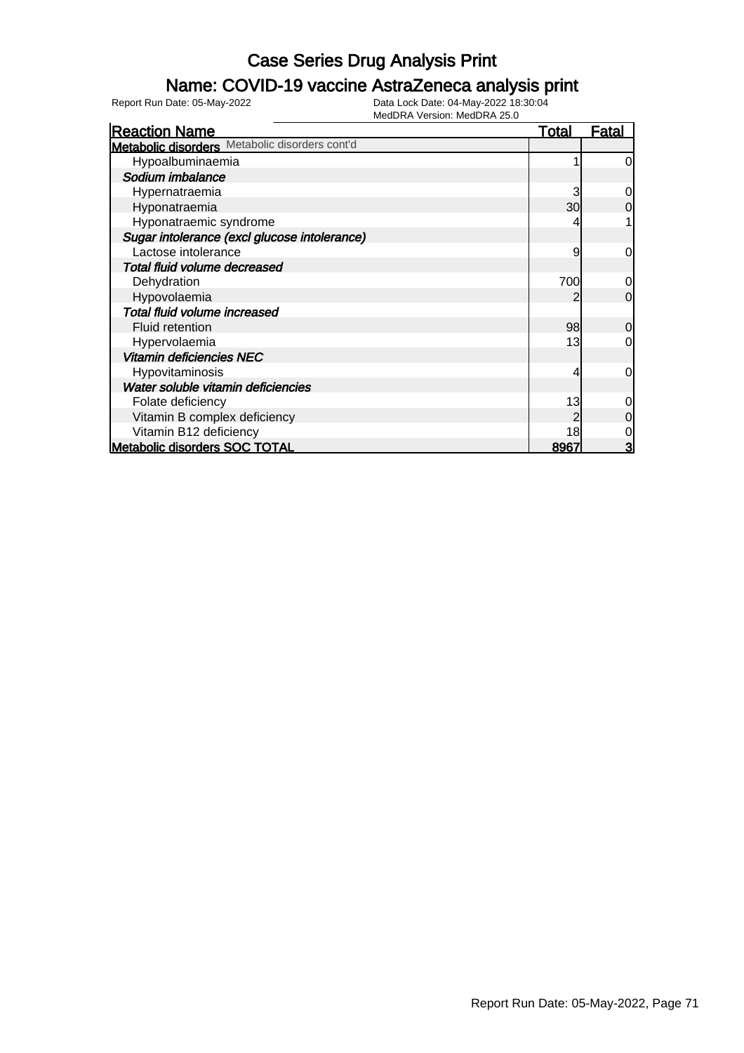# Case Series Drug Analysis Print

## Name: COVID-19 vaccine AstraZeneca analysis print

Report Run Date: 05-May-2022

Data Lock Date: 04-May-2022 18:30:04
MedDRA Version: MedDRA 25.0

| Reaction Name | Total | Fatal |
|---|---|---|
| **Metabolic disorders** Metabolic disorders cont'd | | |
| Hypoalbuminaemia | 1 | 0 |
| ***Sodium imbalance*** | | |
| Hypernatraemia | 3 | 0 |
| Hyponatraemia | 30 | 0 |
| Hyponatraemic syndrome | 4 | 1 |
| ***Sugar intolerance (excl glucose intolerance)*** | | |
| Lactose intolerance | 9 | 0 |
| ***Total fluid volume decreased*** | | |
| Dehydration | 700 | 0 |
| Hypovolaemia | 2 | 0 |
| ***Total fluid volume increased*** | | |
| Fluid retention | 98 | 0 |
| Hypervolaemia | 13 | 0 |
| ***Vitamin deficiencies NEC*** | | |
| Hypovitaminosis | 4 | 0 |
| ***Water soluble vitamin deficiencies*** | | |
| Folate deficiency | 13 | 0 |
| Vitamin B complex deficiency | 2 | 0 |
| Vitamin B12 deficiency | 18 | 0 |
| **Metabolic disorders SOC TOTAL** | **8967** | **3** |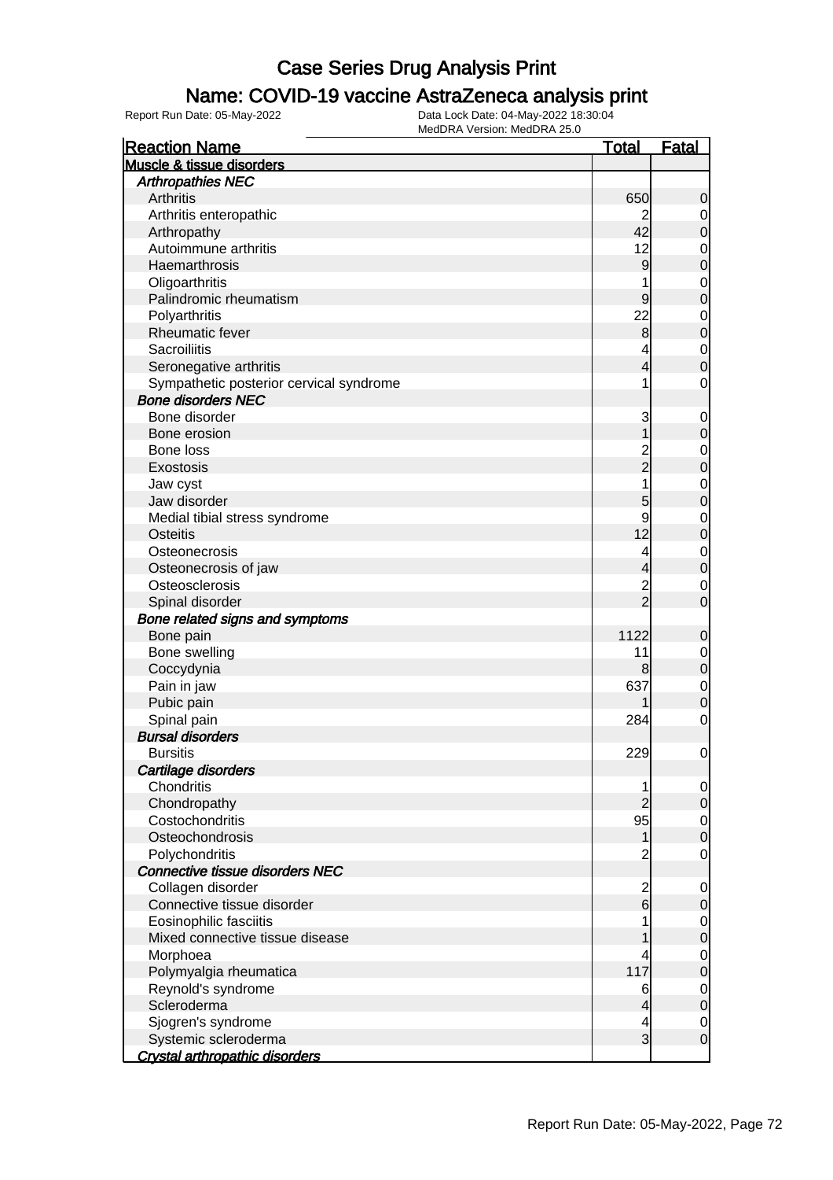# Case Series Drug Analysis Print

## Name: COVID-19 vaccine AstraZeneca analysis print

Report Run Date: 05-May-2022

Data Lock Date: 04-May-2022 18:30:04

MedDRA Version: MedDRA 25.0

| Reaction Name | Total | Fatal |
|---|---|---|
| **Muscle & tissue disorders** | | |
| ***Arthropathies NEC*** | | |
| Arthritis | 650 | 0 |
| Arthritis enteropathic | 2 | 0 |
| Arthropathy | 42 | 0 |
| Autoimmune arthritis | 12 | 0 |
| Haemarthrosis | 9 | 0 |
| Oligoarthritis | 1 | 0 |
| Palindromic rheumatism | 9 | 0 |
| Polyarthritis | 22 | 0 |
| Rheumatic fever | 8 | 0 |
| Sacroiliitis | 4 | 0 |
| Seronegative arthritis | 4 | 0 |
| Sympathetic posterior cervical syndrome | 1 | 0 |
| ***Bone disorders NEC*** | | |
| Bone disorder | 3 | 0 |
| Bone erosion | 1 | 0 |
| Bone loss | 2 | 0 |
| Exostosis | 2 | 0 |
| Jaw cyst | 1 | 0 |
| Jaw disorder | 5 | 0 |
| Medial tibial stress syndrome | 9 | 0 |
| Osteitis | 12 | 0 |
| Osteonecrosis | 4 | 0 |
| Osteonecrosis of jaw | 4 | 0 |
| Osteosclerosis | 2 | 0 |
| Spinal disorder | 2 | 0 |
| ***Bone related signs and symptoms*** | | |
| Bone pain | 1122 | 0 |
| Bone swelling | 11 | 0 |
| Coccydynia | 8 | 0 |
| Pain in jaw | 637 | 0 |
| Pubic pain | 1 | 0 |
| Spinal pain | 284 | 0 |
| ***Bursal disorders*** | | |
| Bursitis | 229 | 0 |
| ***Cartilage disorders*** | | |
| Chondritis | 1 | 0 |
| Chondropathy | 2 | 0 |
| Costochondritis | 95 | 0 |
| Osteochondrosis | 1 | 0 |
| Polychondritis | 2 | 0 |
| ***Connective tissue disorders NEC*** | | |
| Collagen disorder | 2 | 0 |
| Connective tissue disorder | 6 | 0 |
| Eosinophilic fasciitis | 1 | 0 |
| Mixed connective tissue disease | 1 | 0 |
| Morphoea | 4 | 0 |
| Polymyalgia rheumatica | 117 | 0 |
| Reynold's syndrome | 6 | 0 |
| Scleroderma | 4 | 0 |
| Sjogren's syndrome | 4 | 0 |
| Systemic scleroderma | 3 | 0 |
| ***Crystal arthropathic disorders*** | | |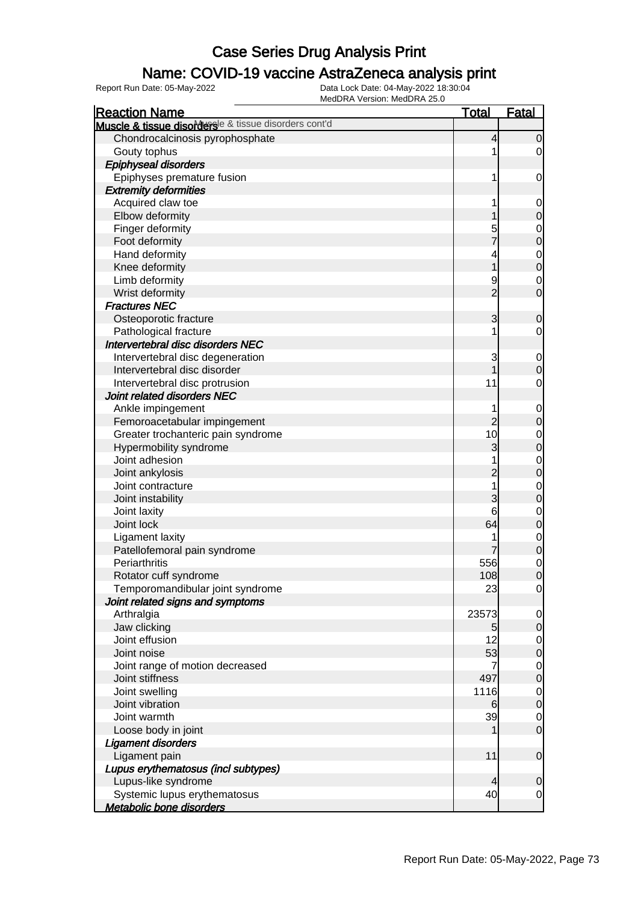# Case Series Drug Analysis Print

## Name: COVID-19 vaccine AstraZeneca analysis print

Report Run Date: 05-May-2022

Data Lock Date: 04-May-2022 18:30:04
MedDRA Version: MedDRA 25.0

| Reaction Name | Total | Fatal |
|---|---|---|
| **Muscle & tissue disorders** Muscle & tissue disorders cont'd | | |
| Chondrocalcinosis pyrophosphate | 4 | 0 |
| Gouty tophus | 1 | 0 |
| ***Epiphyseal disorders*** | | |
| Epiphyses premature fusion | 1 | 0 |
| ***Extremity deformities*** | | |
| Acquired claw toe | 1 | 0 |
| Elbow deformity | 1 | 0 |
| Finger deformity | 5 | 0 |
| Foot deformity | 7 | 0 |
| Hand deformity | 4 | 0 |
| Knee deformity | 1 | 0 |
| Limb deformity | 9 | 0 |
| Wrist deformity | 2 | 0 |
| ***Fractures NEC*** | | |
| Osteoporotic fracture | 3 | 0 |
| Pathological fracture | 1 | 0 |
| ***Intervertebral disc disorders NEC*** | | |
| Intervertebral disc degeneration | 3 | 0 |
| Intervertebral disc disorder | 1 | 0 |
| Intervertebral disc protrusion | 11 | 0 |
| ***Joint related disorders NEC*** | | |
| Ankle impingement | 1 | 0 |
| Femoroacetabular impingement | 2 | 0 |
| Greater trochanteric pain syndrome | 10 | 0 |
| Hypermobility syndrome | 3 | 0 |
| Joint adhesion | 1 | 0 |
| Joint ankylosis | 2 | 0 |
| Joint contracture | 1 | 0 |
| Joint instability | 3 | 0 |
| Joint laxity | 6 | 0 |
| Joint lock | 64 | 0 |
| Ligament laxity | 1 | 0 |
| Patellofemoral pain syndrome | 7 | 0 |
| Periarthritis | 556 | 0 |
| Rotator cuff syndrome | 108 | 0 |
| Temporomandibular joint syndrome | 23 | 0 |
| ***Joint related signs and symptoms*** | | |
| Arthralgia | 23573 | 0 |
| Jaw clicking | 5 | 0 |
| Joint effusion | 12 | 0 |
| Joint noise | 53 | 0 |
| Joint range of motion decreased | 7 | 0 |
| Joint stiffness | 497 | 0 |
| Joint swelling | 1116 | 0 |
| Joint vibration | 6 | 0 |
| Joint warmth | 39 | 0 |
| Loose body in joint | 1 | 0 |
| ***Ligament disorders*** | | |
| Ligament pain | 11 | 0 |
| ***Lupus erythematosus (incl subtypes)*** | | |
| Lupus-like syndrome | 4 | 0 |
| Systemic lupus erythematosus | 40 | 0 |
| ***Metabolic bone disorders*** | | |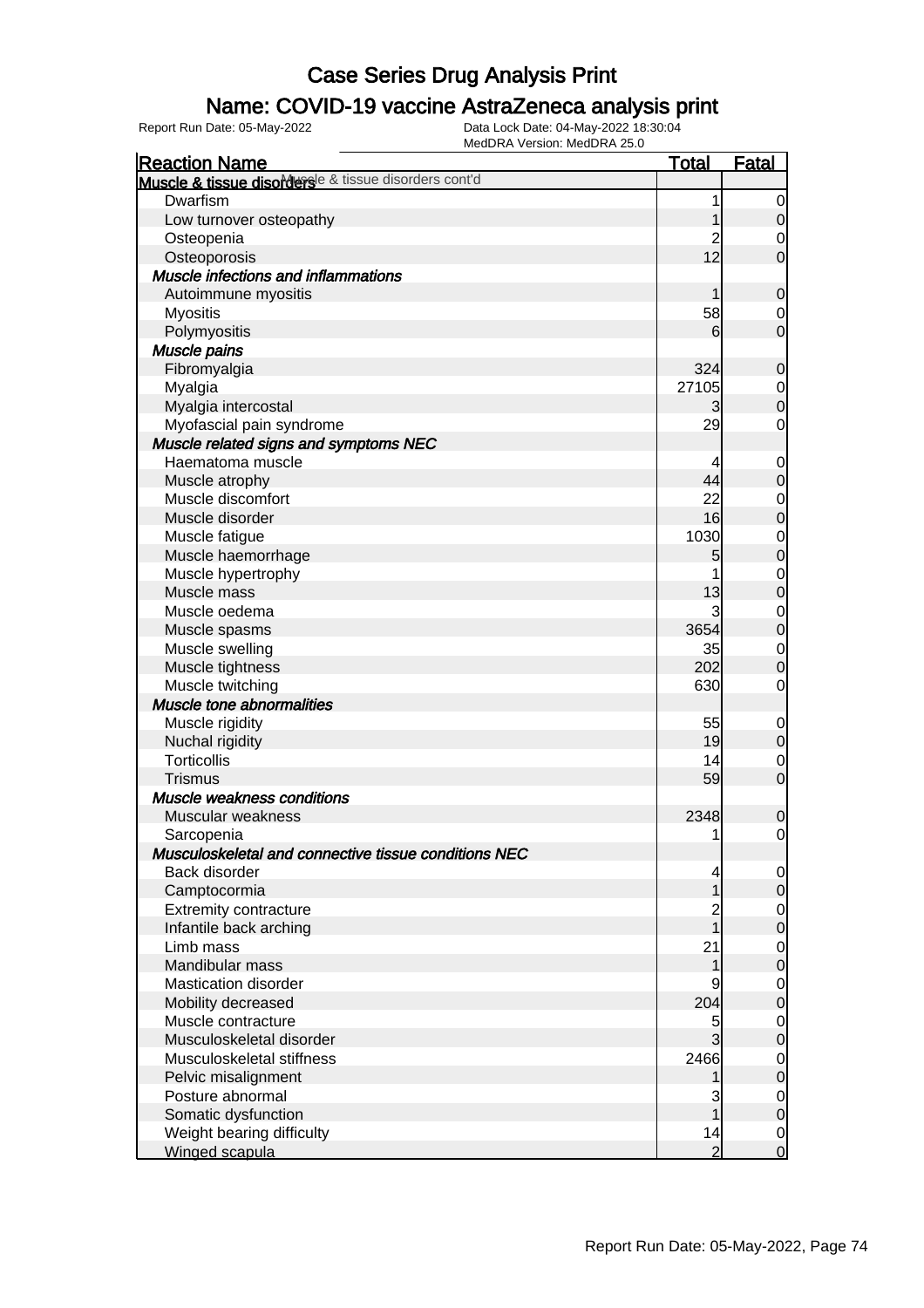# Case Series Drug Analysis Print

## Name: COVID-19 vaccine AstraZeneca analysis print

Report Run Date: 05-May-2022    Data Lock Date: 04-May-2022 18:30:04
MedDRA Version: MedDRA 25.0

| Reaction Name | Total | Fatal |
|---|---|---|
| **Muscle & tissue disorders** Muscle & tissue disorders cont'd | | |
| Dwarfism | 1 | 0 |
| Low turnover osteopathy | 1 | 0 |
| Osteopenia | 2 | 0 |
| Osteoporosis | 12 | 0 |
| ***Muscle infections and inflammations*** | | |
| Autoimmune myositis | 1 | 0 |
| Myositis | 58 | 0 |
| Polymyositis | 6 | 0 |
| ***Muscle pains*** | | |
| Fibromyalgia | 324 | 0 |
| Myalgia | 27105 | 0 |
| Myalgia intercostal | 3 | 0 |
| Myofascial pain syndrome | 29 | 0 |
| ***Muscle related signs and symptoms NEC*** | | |
| Haematoma muscle | 4 | 0 |
| Muscle atrophy | 44 | 0 |
| Muscle discomfort | 22 | 0 |
| Muscle disorder | 16 | 0 |
| Muscle fatigue | 1030 | 0 |
| Muscle haemorrhage | 5 | 0 |
| Muscle hypertrophy | 1 | 0 |
| Muscle mass | 13 | 0 |
| Muscle oedema | 3 | 0 |
| Muscle spasms | 3654 | 0 |
| Muscle swelling | 35 | 0 |
| Muscle tightness | 202 | 0 |
| Muscle twitching | 630 | 0 |
| ***Muscle tone abnormalities*** | | |
| Muscle rigidity | 55 | 0 |
| Nuchal rigidity | 19 | 0 |
| Torticollis | 14 | 0 |
| Trismus | 59 | 0 |
| ***Muscle weakness conditions*** | | |
| Muscular weakness | 2348 | 0 |
| Sarcopenia | 1 | 0 |
| ***Musculoskeletal and connective tissue conditions NEC*** | | |
| Back disorder | 4 | 0 |
| Camptocormia | 1 | 0 |
| Extremity contracture | 2 | 0 |
| Infantile back arching | 1 | 0 |
| Limb mass | 21 | 0 |
| Mandibular mass | 1 | 0 |
| Mastication disorder | 9 | 0 |
| Mobility decreased | 204 | 0 |
| Muscle contracture | 5 | 0 |
| Musculoskeletal disorder | 3 | 0 |
| Musculoskeletal stiffness | 2466 | 0 |
| Pelvic misalignment | 1 | 0 |
| Posture abnormal | 3 | 0 |
| Somatic dysfunction | 1 | 0 |
| Weight bearing difficulty | 14 | 0 |
| Winged scapula | 2 | 0 |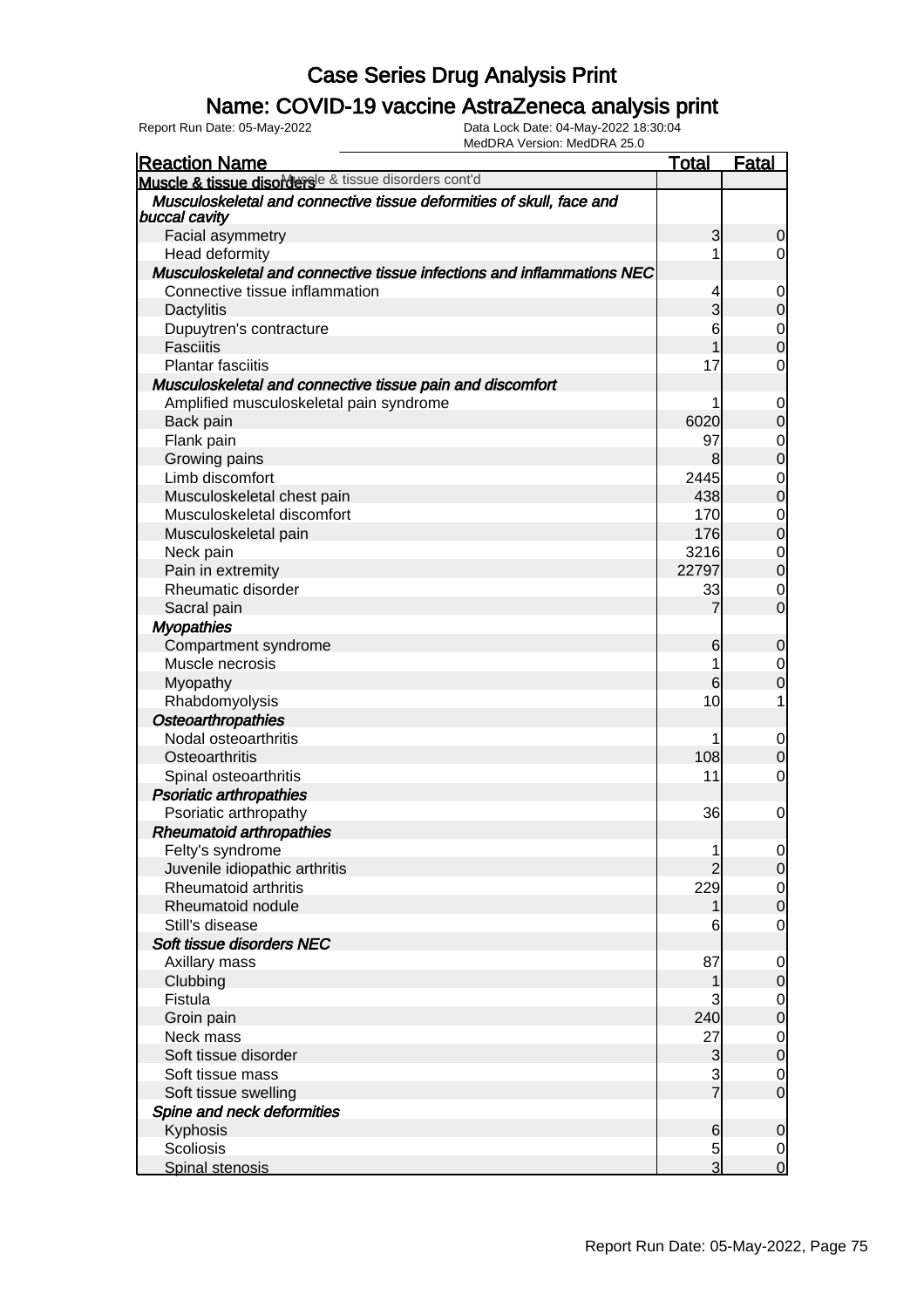# Case Series Drug Analysis Print

## Name: COVID-19 vaccine AstraZeneca analysis print

Report Run Date: 05-May-2022    Data Lock Date: 04-May-2022 18:30:04
MedDRA Version: MedDRA 25.0

| Reaction Name | Total | Fatal |
|---|---|---|
| **Muscle & tissue disorders** Muscle & tissue disorders cont'd | | |
| ***Musculoskeletal and connective tissue deformities of skull, face and buccal cavity*** | | |
| Facial asymmetry | 3 | 0 |
| Head deformity | 1 | 0 |
| ***Musculoskeletal and connective tissue infections and inflammations NEC*** | | |
| Connective tissue inflammation | 4 | 0 |
| Dactylitis | 3 | 0 |
| Dupuytren's contracture | 6 | 0 |
| Fasciitis | 1 | 0 |
| Plantar fasciitis | 17 | 0 |
| ***Musculoskeletal and connective tissue pain and discomfort*** | | |
| Amplified musculoskeletal pain syndrome | 1 | 0 |
| Back pain | 6020 | 0 |
| Flank pain | 97 | 0 |
| Growing pains | 8 | 0 |
| Limb discomfort | 2445 | 0 |
| Musculoskeletal chest pain | 438 | 0 |
| Musculoskeletal discomfort | 170 | 0 |
| Musculoskeletal pain | 176 | 0 |
| Neck pain | 3216 | 0 |
| Pain in extremity | 22797 | 0 |
| Rheumatic disorder | 33 | 0 |
| Sacral pain | 7 | 0 |
| ***Myopathies*** | | |
| Compartment syndrome | 6 | 0 |
| Muscle necrosis | 1 | 0 |
| Myopathy | 6 | 0 |
| Rhabdomyolysis | 10 | 1 |
| ***Osteoarthropathies*** | | |
| Nodal osteoarthritis | 1 | 0 |
| Osteoarthritis | 108 | 0 |
| Spinal osteoarthritis | 11 | 0 |
| ***Psoriatic arthropathies*** | | |
| Psoriatic arthropathy | 36 | 0 |
| ***Rheumatoid arthropathies*** | | |
| Felty's syndrome | 1 | 0 |
| Juvenile idiopathic arthritis | 2 | 0 |
| Rheumatoid arthritis | 229 | 0 |
| Rheumatoid nodule | 1 | 0 |
| Still's disease | 6 | 0 |
| ***Soft tissue disorders NEC*** | | |
| Axillary mass | 87 | 0 |
| Clubbing | 1 | 0 |
| Fistula | 3 | 0 |
| Groin pain | 240 | 0 |
| Neck mass | 27 | 0 |
| Soft tissue disorder | 3 | 0 |
| Soft tissue mass | 3 | 0 |
| Soft tissue swelling | 7 | 0 |
| ***Spine and neck deformities*** | | |
| Kyphosis | 6 | 0 |
| Scoliosis | 5 | 0 |
| Spinal stenosis | 3 | 0 |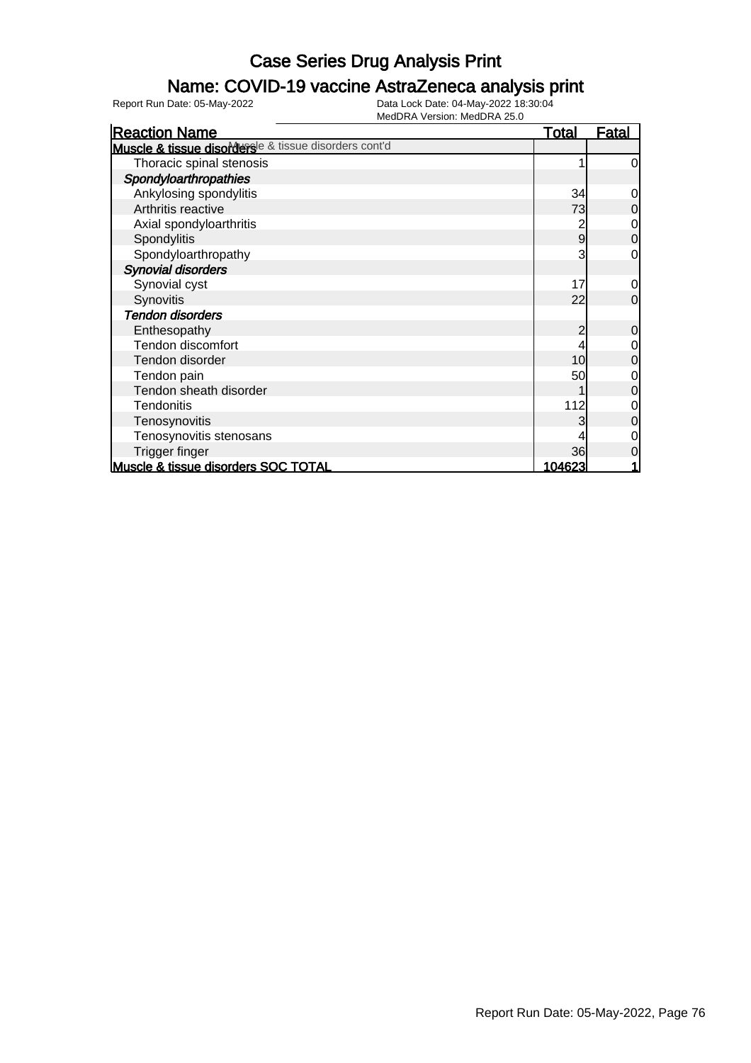# Case Series Drug Analysis Print

## Name: COVID-19 vaccine AstraZeneca analysis print

Report Run Date: 05-May-2022

Data Lock Date: 04-May-2022 18:30:04
MedDRA Version: MedDRA 25.0

| Reaction Name | Total | Fatal |
|---|---|---|
| **Muscle & tissue disorders** Muscle & tissue disorders cont'd | | |
| Thoracic spinal stenosis | 1 | 0 |
| ***Spondyloarthropathies*** | | |
| Ankylosing spondylitis | 34 | 0 |
| Arthritis reactive | 73 | 0 |
| Axial spondyloarthritis | 2 | 0 |
| Spondylitis | 9 | 0 |
| Spondyloarthropathy | 3 | 0 |
| ***Synovial disorders*** | | |
| Synovial cyst | 17 | 0 |
| Synovitis | 22 | 0 |
| ***Tendon disorders*** | | |
| Enthesopathy | 2 | 0 |
| Tendon discomfort | 4 | 0 |
| Tendon disorder | 10 | 0 |
| Tendon pain | 50 | 0 |
| Tendon sheath disorder | 1 | 0 |
| Tendonitis | 112 | 0 |
| Tenosynovitis | 3 | 0 |
| Tenosynovitis stenosans | 4 | 0 |
| Trigger finger | 36 | 0 |
| **Muscle & tissue disorders SOC TOTAL** | **104623** | **1** |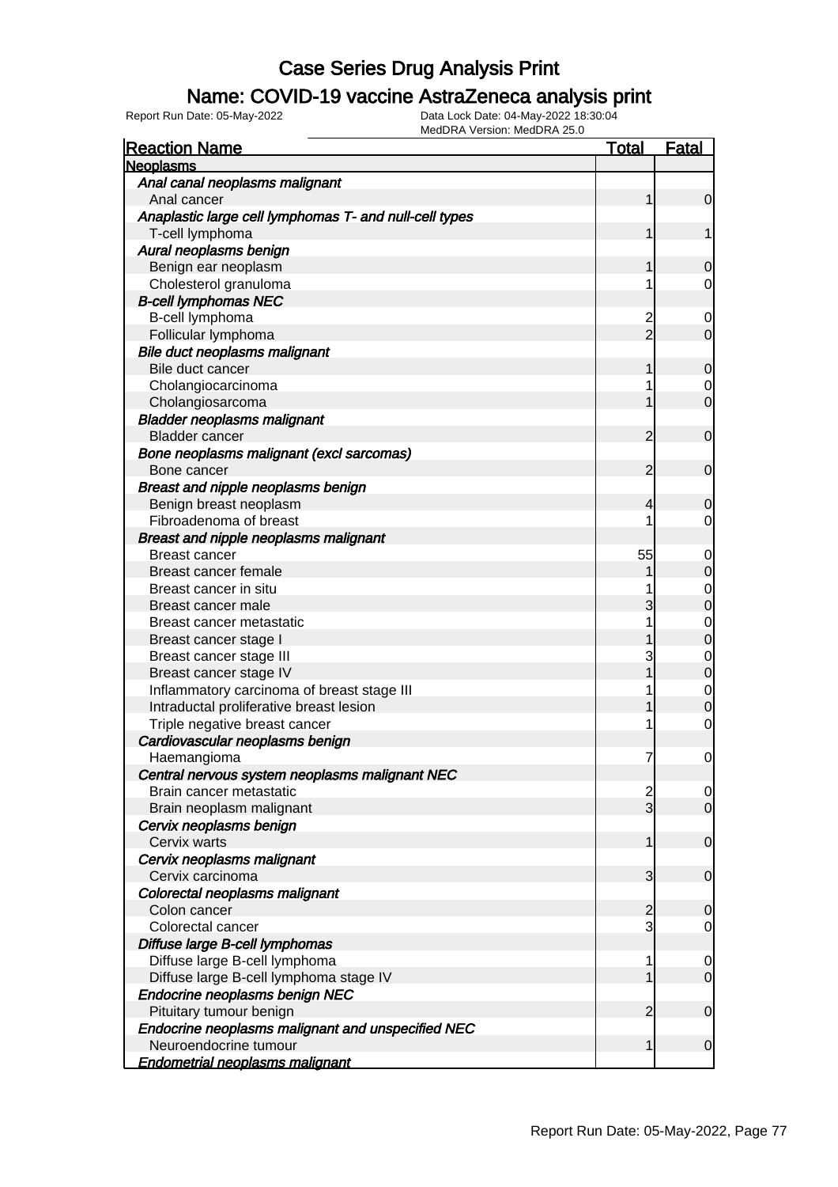# Case Series Drug Analysis Print

## Name: COVID-19 vaccine AstraZeneca analysis print

Report Run Date: 05-May-2022 | Data Lock Date: 04-May-2022 18:30:04 | MedDRA Version: MedDRA 25.0

| Reaction Name | Total | Fatal |
|---|---|---|
| **Neoplasms** | | |
| *Anal canal neoplasms malignant* | | |
| Anal cancer | 1 | 0 |
| *Anaplastic large cell lymphomas T- and null-cell types* | | |
| T-cell lymphoma | 1 | 1 |
| *Aural neoplasms benign* | | |
| Benign ear neoplasm | 1 | 0 |
| Cholesterol granuloma | 1 | 0 |
| *B-cell lymphomas NEC* | | |
| B-cell lymphoma | 2 | 0 |
| Follicular lymphoma | 2 | 0 |
| *Bile duct neoplasms malignant* | | |
| Bile duct cancer | 1 | 0 |
| Cholangiocarcinoma | 1 | 0 |
| Cholangiosarcoma | 1 | 0 |
| *Bladder neoplasms malignant* | | |
| Bladder cancer | 2 | 0 |
| *Bone neoplasms malignant (excl sarcomas)* | | |
| Bone cancer | 2 | 0 |
| *Breast and nipple neoplasms benign* | | |
| Benign breast neoplasm | 4 | 0 |
| Fibroadenoma of breast | 1 | 0 |
| *Breast and nipple neoplasms malignant* | | |
| Breast cancer | 55 | 0 |
| Breast cancer female | 1 | 0 |
| Breast cancer in situ | 1 | 0 |
| Breast cancer male | 3 | 0 |
| Breast cancer metastatic | 1 | 0 |
| Breast cancer stage I | 1 | 0 |
| Breast cancer stage III | 3 | 0 |
| Breast cancer stage IV | 1 | 0 |
| Inflammatory carcinoma of breast stage III | 1 | 0 |
| Intraductal proliferative breast lesion | 1 | 0 |
| Triple negative breast cancer | 1 | 0 |
| *Cardiovascular neoplasms benign* | | |
| Haemangioma | 7 | 0 |
| *Central nervous system neoplasms malignant NEC* | | |
| Brain cancer metastatic | 2 | 0 |
| Brain neoplasm malignant | 3 | 0 |
| *Cervix neoplasms benign* | | |
| Cervix warts | 1 | 0 |
| *Cervix neoplasms malignant* | | |
| Cervix carcinoma | 3 | 0 |
| *Colorectal neoplasms malignant* | | |
| Colon cancer | 2 | 0 |
| Colorectal cancer | 3 | 0 |
| *Diffuse large B-cell lymphomas* | | |
| Diffuse large B-cell lymphoma | 1 | 0 |
| Diffuse large B-cell lymphoma stage IV | 1 | 0 |
| *Endocrine neoplasms benign NEC* | | |
| Pituitary tumour benign | 2 | 0 |
| *Endocrine neoplasms malignant and unspecified NEC* | | |
| Neuroendocrine tumour | 1 | 0 |
| *Endometrial neoplasms malignant* | | |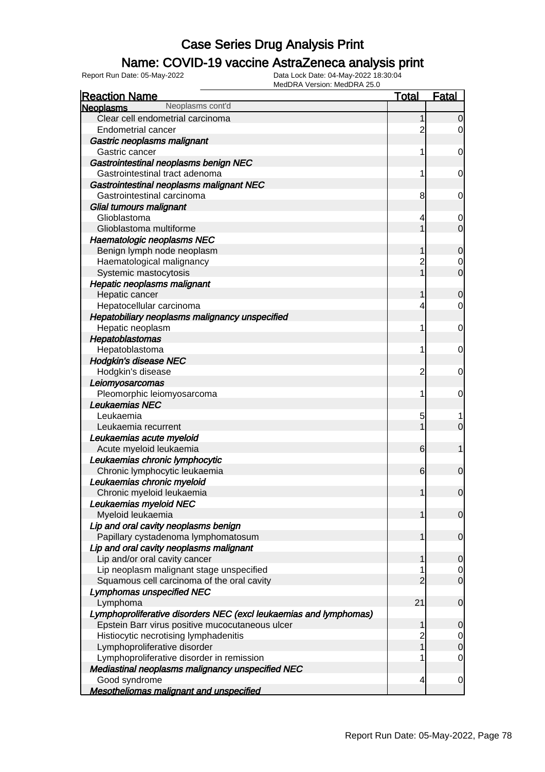# Case Series Drug Analysis Print

## Name: COVID-19 vaccine AstraZeneca analysis print

Report Run Date: 05-May-2022
Data Lock Date: 04-May-2022 18:30:04
MedDRA Version: MedDRA 25.0

| Reaction Name | Total | Fatal |
|---|---|---|
| **Neoplasms** Neoplasms cont'd | | |
| Clear cell endometrial carcinoma | 1 | 0 |
| Endometrial cancer | 2 | 0 |
| ***Gastric neoplasms malignant*** | | |
| Gastric cancer | 1 | 0 |
| ***Gastrointestinal neoplasms benign NEC*** | | |
| Gastrointestinal tract adenoma | 1 | 0 |
| ***Gastrointestinal neoplasms malignant NEC*** | | |
| Gastrointestinal carcinoma | 8 | 0 |
| ***Glial tumours malignant*** | | |
| Glioblastoma | 4 | 0 |
| Glioblastoma multiforme | 1 | 0 |
| ***Haematologic neoplasms NEC*** | | |
| Benign lymph node neoplasm | 1 | 0 |
| Haematological malignancy | 2 | 0 |
| Systemic mastocytosis | 1 | 0 |
| ***Hepatic neoplasms malignant*** | | |
| Hepatic cancer | 1 | 0 |
| Hepatocellular carcinoma | 4 | 0 |
| ***Hepatobiliary neoplasms malignancy unspecified*** | | |
| Hepatic neoplasm | 1 | 0 |
| ***Hepatoblastomas*** | | |
| Hepatoblastoma | 1 | 0 |
| ***Hodgkin's disease NEC*** | | |
| Hodgkin's disease | 2 | 0 |
| ***Leiomyosarcomas*** | | |
| Pleomorphic leiomyosarcoma | 1 | 0 |
| ***Leukaemias NEC*** | | |
| Leukaemia | 5 | 1 |
| Leukaemia recurrent | 1 | 0 |
| ***Leukaemias acute myeloid*** | | |
| Acute myeloid leukaemia | 6 | 1 |
| ***Leukaemias chronic lymphocytic*** | | |
| Chronic lymphocytic leukaemia | 6 | 0 |
| ***Leukaemias chronic myeloid*** | | |
| Chronic myeloid leukaemia | 1 | 0 |
| ***Leukaemias myeloid NEC*** | | |
| Myeloid leukaemia | 1 | 0 |
| ***Lip and oral cavity neoplasms benign*** | | |
| Papillary cystadenoma lymphomatosum | 1 | 0 |
| ***Lip and oral cavity neoplasms malignant*** | | |
| Lip and/or oral cavity cancer | 1 | 0 |
| Lip neoplasm malignant stage unspecified | 1 | 0 |
| Squamous cell carcinoma of the oral cavity | 2 | 0 |
| ***Lymphomas unspecified NEC*** | | |
| Lymphoma | 21 | 0 |
| ***Lymphoproliferative disorders NEC (excl leukaemias and lymphomas)*** | | |
| Epstein Barr virus positive mucocutaneous ulcer | 1 | 0 |
| Histiocytic necrotising lymphadenitis | 2 | 0 |
| Lymphoproliferative disorder | 1 | 0 |
| Lymphoproliferative disorder in remission | 1 | 0 |
| ***Mediastinal neoplasms malignancy unspecified NEC*** | | |
| Good syndrome | 4 | 0 |
| ***Mesotheliomas malignant and unspecified*** | | |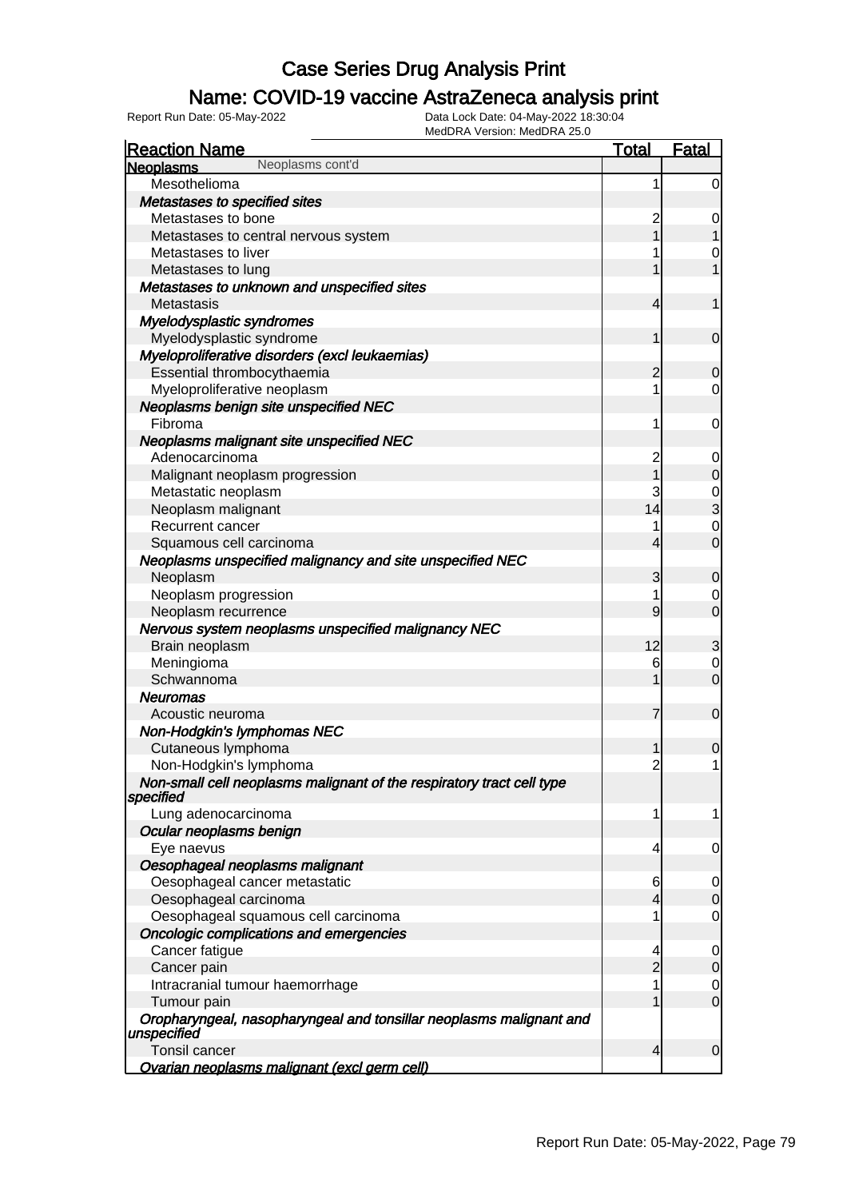# Case Series Drug Analysis Print

## Name: COVID-19 vaccine AstraZeneca analysis print

Report Run Date: 05-May-2022 | Data Lock Date: 04-May-2022 18:30:04 | MedDRA Version: MedDRA 25.0

| Reaction Name | Total | Fatal |
|---|---|---|
| **Neoplasms** Neoplasms cont'd | | |
| Mesothelioma | 1 | 0 |
| ***Metastases to specified sites*** | | |
| Metastases to bone | 2 | 0 |
| Metastases to central nervous system | 1 | 1 |
| Metastases to liver | 1 | 0 |
| Metastases to lung | 1 | 1 |
| ***Metastases to unknown and unspecified sites*** | | |
| Metastasis | 4 | 1 |
| ***Myelodysplastic syndromes*** | | |
| Myelodysplastic syndrome | 1 | 0 |
| ***Myeloproliferative disorders (excl leukaemias)*** | | |
| Essential thrombocythaemia | 2 | 0 |
| Myeloproliferative neoplasm | 1 | 0 |
| ***Neoplasms benign site unspecified NEC*** | | |
| Fibroma | 1 | 0 |
| ***Neoplasms malignant site unspecified NEC*** | | |
| Adenocarcinoma | 2 | 0 |
| Malignant neoplasm progression | 1 | 0 |
| Metastatic neoplasm | 3 | 0 |
| Neoplasm malignant | 14 | 3 |
| Recurrent cancer | 1 | 0 |
| Squamous cell carcinoma | 4 | 0 |
| ***Neoplasms unspecified malignancy and site unspecified NEC*** | | |
| Neoplasm | 3 | 0 |
| Neoplasm progression | 1 | 0 |
| Neoplasm recurrence | 9 | 0 |
| ***Nervous system neoplasms unspecified malignancy NEC*** | | |
| Brain neoplasm | 12 | 3 |
| Meningioma | 6 | 0 |
| Schwannoma | 1 | 0 |
| ***Neuromas*** | | |
| Acoustic neuroma | 7 | 0 |
| ***Non-Hodgkin's lymphomas NEC*** | | |
| Cutaneous lymphoma | 1 | 0 |
| Non-Hodgkin's lymphoma | 2 | 1 |
| ***Non-small cell neoplasms malignant of the respiratory tract cell type specified*** | | |
| Lung adenocarcinoma | 1 | 1 |
| ***Ocular neoplasms benign*** | | |
| Eye naevus | 4 | 0 |
| ***Oesophageal neoplasms malignant*** | | |
| Oesophageal cancer metastatic | 6 | 0 |
| Oesophageal carcinoma | 4 | 0 |
| Oesophageal squamous cell carcinoma | 1 | 0 |
| ***Oncologic complications and emergencies*** | | |
| Cancer fatigue | 4 | 0 |
| Cancer pain | 2 | 0 |
| Intracranial tumour haemorrhage | 1 | 0 |
| Tumour pain | 1 | 0 |
| ***Oropharyngeal, nasopharyngeal and tonsillar neoplasms malignant and unspecified*** | | |
| Tonsil cancer | 4 | 0 |
| ***Ovarian neoplasms malignant (excl germ cell)*** | | |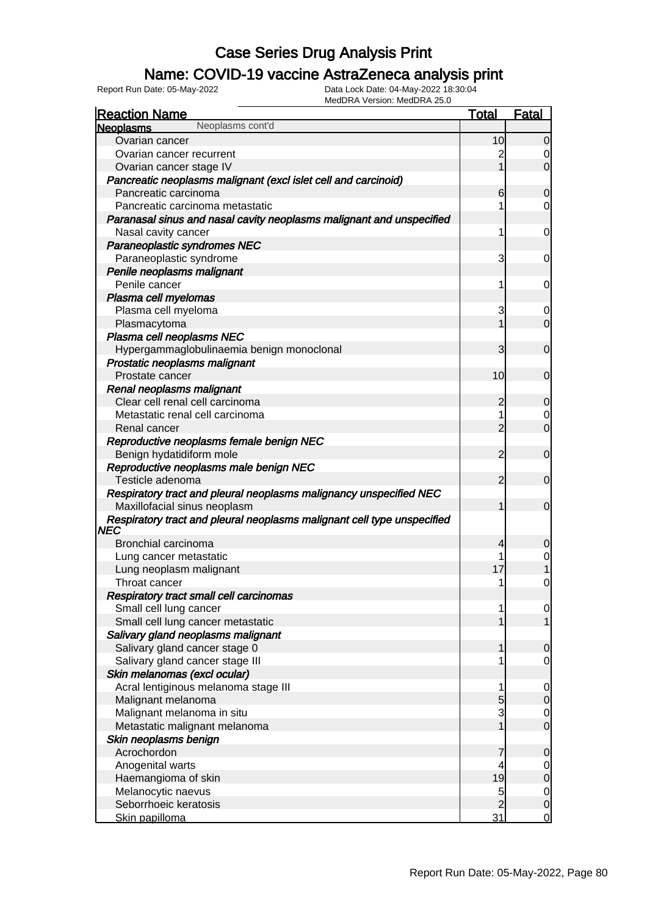# Case Series Drug Analysis Print

## Name: COVID-19 vaccine AstraZeneca analysis print

Report Run Date: 05-May-2022
Data Lock Date: 04-May-2022 18:30:04
MedDRA Version: MedDRA 25.0

| Reaction Name | Total | Fatal |
|---|---|---|
| **Neoplasms** Neoplasms cont'd | | |
| Ovarian cancer | 10 | 0 |
| Ovarian cancer recurrent | 2 | 0 |
| Ovarian cancer stage IV | 1 | 0 |
| ***Pancreatic neoplasms malignant (excl islet cell and carcinoid)*** | | |
| Pancreatic carcinoma | 6 | 0 |
| Pancreatic carcinoma metastatic | 1 | 0 |
| ***Paranasal sinus and nasal cavity neoplasms malignant and unspecified*** | | |
| Nasal cavity cancer | 1 | 0 |
| ***Paraneoplastic syndromes NEC*** | | |
| Paraneoplastic syndrome | 3 | 0 |
| ***Penile neoplasms malignant*** | | |
| Penile cancer | 1 | 0 |
| ***Plasma cell myelomas*** | | |
| Plasma cell myeloma | 3 | 0 |
| Plasmacytoma | 1 | 0 |
| ***Plasma cell neoplasms NEC*** | | |
| Hypergammaglobulinaemia benign monoclonal | 3 | 0 |
| ***Prostatic neoplasms malignant*** | | |
| Prostate cancer | 10 | 0 |
| ***Renal neoplasms malignant*** | | |
| Clear cell renal cell carcinoma | 2 | 0 |
| Metastatic renal cell carcinoma | 1 | 0 |
| Renal cancer | 2 | 0 |
| ***Reproductive neoplasms female benign NEC*** | | |
| Benign hydatidiform mole | 2 | 0 |
| ***Reproductive neoplasms male benign NEC*** | | |
| Testicle adenoma | 2 | 0 |
| ***Respiratory tract and pleural neoplasms malignancy unspecified NEC*** | | |
| Maxillofacial sinus neoplasm | 1 | 0 |
| ***Respiratory tract and pleural neoplasms malignant cell type unspecified NEC*** | | |
| Bronchial carcinoma | 4 | 0 |
| Lung cancer metastatic | 1 | 0 |
| Lung neoplasm malignant | 17 | 1 |
| Throat cancer | 1 | 0 |
| ***Respiratory tract small cell carcinomas*** | | |
| Small cell lung cancer | 1 | 0 |
| Small cell lung cancer metastatic | 1 | 1 |
| ***Salivary gland neoplasms malignant*** | | |
| Salivary gland cancer stage 0 | 1 | 0 |
| Salivary gland cancer stage III | 1 | 0 |
| ***Skin melanomas (excl ocular)*** | | |
| Acral lentiginous melanoma stage III | 1 | 0 |
| Malignant melanoma | 5 | 0 |
| Malignant melanoma in situ | 3 | 0 |
| Metastatic malignant melanoma | 1 | 0 |
| ***Skin neoplasms benign*** | | |
| Acrochordon | 7 | 0 |
| Anogenital warts | 4 | 0 |
| Haemangioma of skin | 19 | 0 |
| Melanocytic naevus | 5 | 0 |
| Seborrhoeic keratosis | 2 | 0 |
| Skin papilloma | 31 | 0 |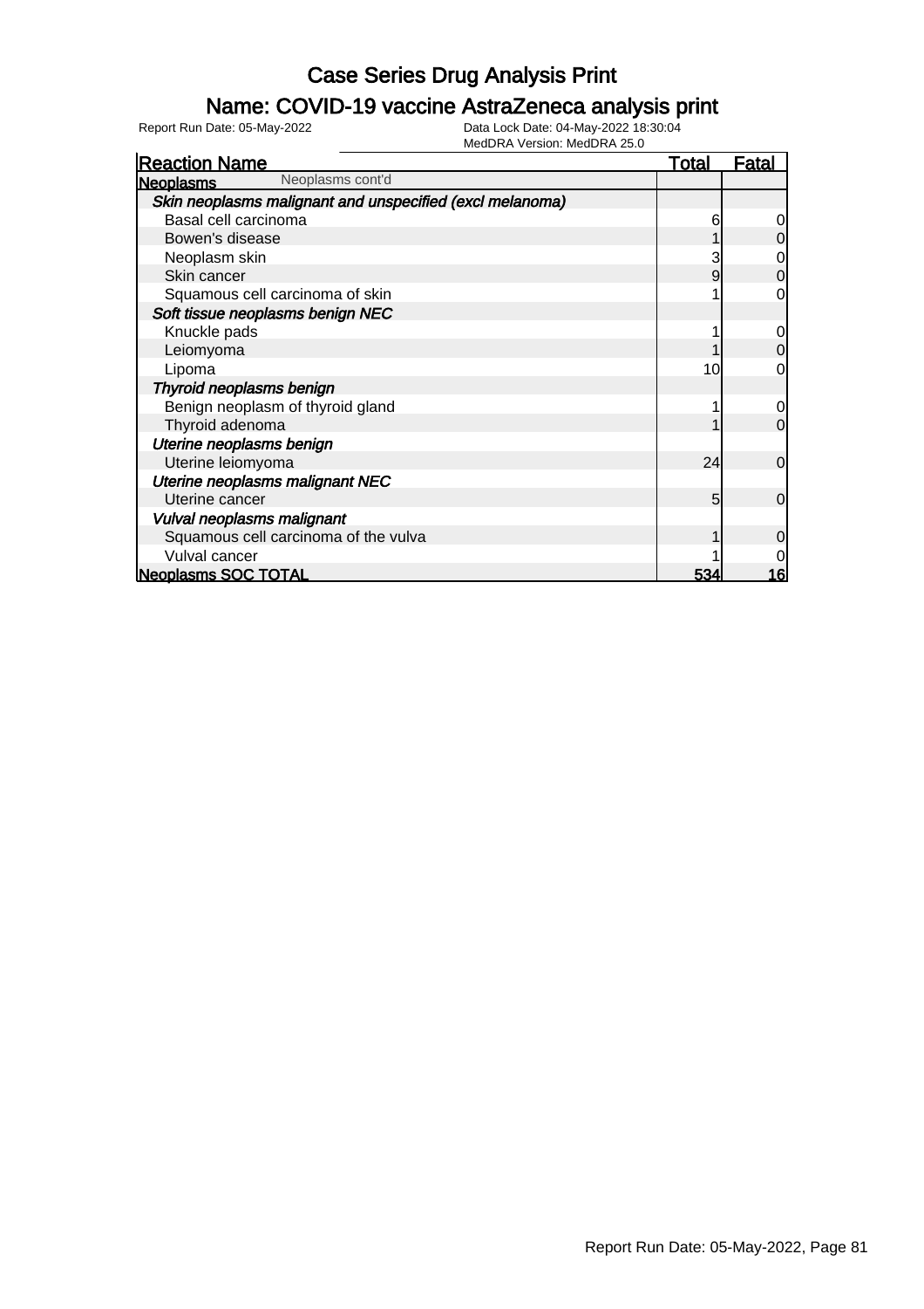# Case Series Drug Analysis Print

## Name: COVID-19 vaccine AstraZeneca analysis print

Report Run Date: 05-May-2022

Data Lock Date: 04-May-2022 18:30:04

MedDRA Version: MedDRA 25.0

| Reaction Name | Total | Fatal |
|---|---|---|
| **Neoplasms** Neoplasms cont'd | | |
| ***Skin neoplasms malignant and unspecified (excl melanoma)*** | | |
| Basal cell carcinoma | 6 | 0 |
| Bowen's disease | 1 | 0 |
| Neoplasm skin | 3 | 0 |
| Skin cancer | 9 | 0 |
| Squamous cell carcinoma of skin | 1 | 0 |
| ***Soft tissue neoplasms benign NEC*** | | |
| Knuckle pads | 1 | 0 |
| Leiomyoma | 1 | 0 |
| Lipoma | 10 | 0 |
| ***Thyroid neoplasms benign*** | | |
| Benign neoplasm of thyroid gland | 1 | 0 |
| Thyroid adenoma | 1 | 0 |
| ***Uterine neoplasms benign*** | | |
| Uterine leiomyoma | 24 | 0 |
| ***Uterine neoplasms malignant NEC*** | | |
| Uterine cancer | 5 | 0 |
| ***Vulval neoplasms malignant*** | | |
| Squamous cell carcinoma of the vulva | 1 | 0 |
| Vulval cancer | 1 | 0 |
| **Neoplasms SOC TOTAL** | **534** | **16** |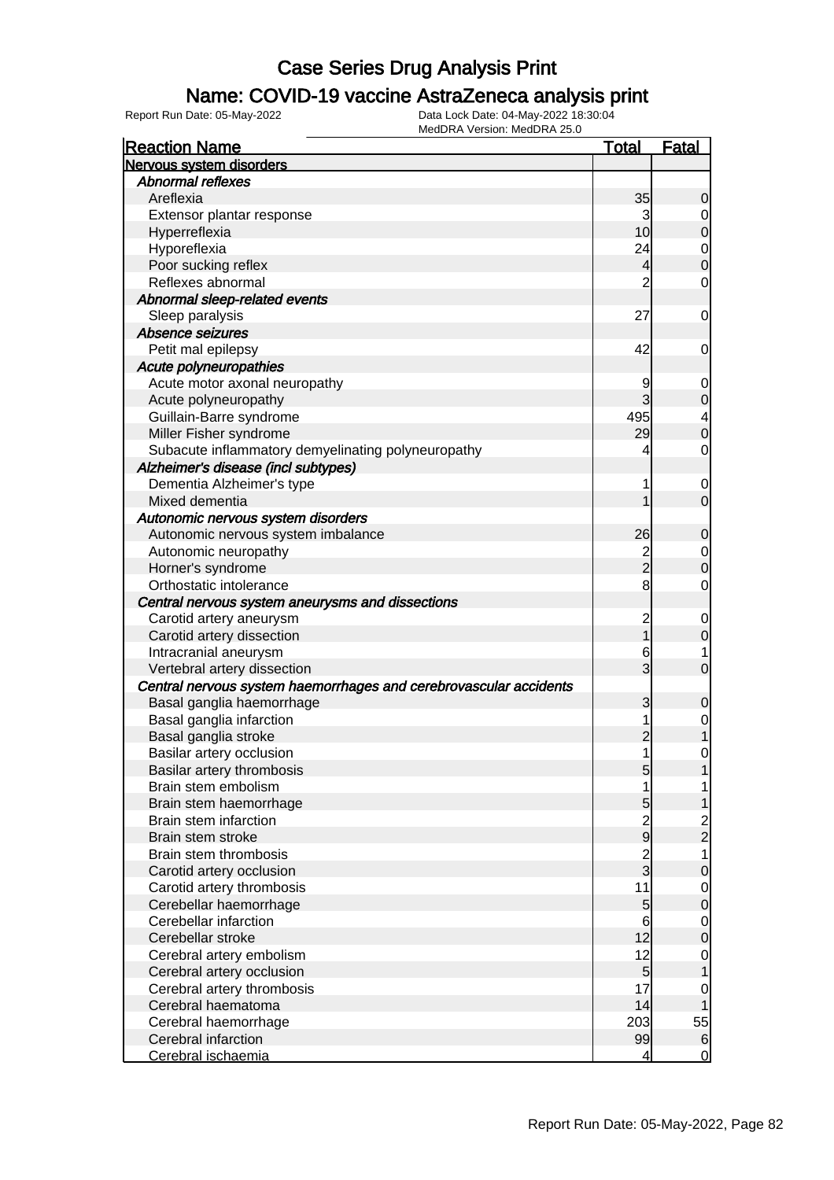# Case Series Drug Analysis Print

## Name: COVID-19 vaccine AstraZeneca analysis print

Report Run Date: 05-May-2022  Data Lock Date: 04-May-2022 18:30:04
MedDRA Version: MedDRA 25.0

| Reaction Name | Total | Fatal |
|---|---|---|
| **Nervous system disorders** | | |
| *Abnormal reflexes* | | |
| Areflexia | 35 | 0 |
| Extensor plantar response | 3 | 0 |
| Hyperreflexia | 10 | 0 |
| Hyporeflexia | 24 | 0 |
| Poor sucking reflex | 4 | 0 |
| Reflexes abnormal | 2 | 0 |
| *Abnormal sleep-related events* | | |
| Sleep paralysis | 27 | 0 |
| *Absence seizures* | | |
| Petit mal epilepsy | 42 | 0 |
| *Acute polyneuropathies* | | |
| Acute motor axonal neuropathy | 9 | 0 |
| Acute polyneuropathy | 3 | 0 |
| Guillain-Barre syndrome | 495 | 4 |
| Miller Fisher syndrome | 29 | 0 |
| Subacute inflammatory demyelinating polyneuropathy | 4 | 0 |
| *Alzheimer's disease (incl subtypes)* | | |
| Dementia Alzheimer's type | 1 | 0 |
| Mixed dementia | 1 | 0 |
| *Autonomic nervous system disorders* | | |
| Autonomic nervous system imbalance | 26 | 0 |
| Autonomic neuropathy | 2 | 0 |
| Horner's syndrome | 2 | 0 |
| Orthostatic intolerance | 8 | 0 |
| *Central nervous system aneurysms and dissections* | | |
| Carotid artery aneurysm | 2 | 0 |
| Carotid artery dissection | 1 | 0 |
| Intracranial aneurysm | 6 | 1 |
| Vertebral artery dissection | 3 | 0 |
| *Central nervous system haemorrhages and cerebrovascular accidents* | | |
| Basal ganglia haemorrhage | 3 | 0 |
| Basal ganglia infarction | 1 | 0 |
| Basal ganglia stroke | 2 | 1 |
| Basilar artery occlusion | 1 | 0 |
| Basilar artery thrombosis | 5 | 1 |
| Brain stem embolism | 1 | 1 |
| Brain stem haemorrhage | 5 | 1 |
| Brain stem infarction | 2 | 2 |
| Brain stem stroke | 9 | 2 |
| Brain stem thrombosis | 2 | 1 |
| Carotid artery occlusion | 3 | 0 |
| Carotid artery thrombosis | 11 | 0 |
| Cerebellar haemorrhage | 5 | 0 |
| Cerebellar infarction | 6 | 0 |
| Cerebellar stroke | 12 | 0 |
| Cerebral artery embolism | 12 | 0 |
| Cerebral artery occlusion | 5 | 1 |
| Cerebral artery thrombosis | 17 | 0 |
| Cerebral haematoma | 14 | 1 |
| Cerebral haemorrhage | 203 | 55 |
| Cerebral infarction | 99 | 6 |
| Cerebral ischaemia | 4 | 0 |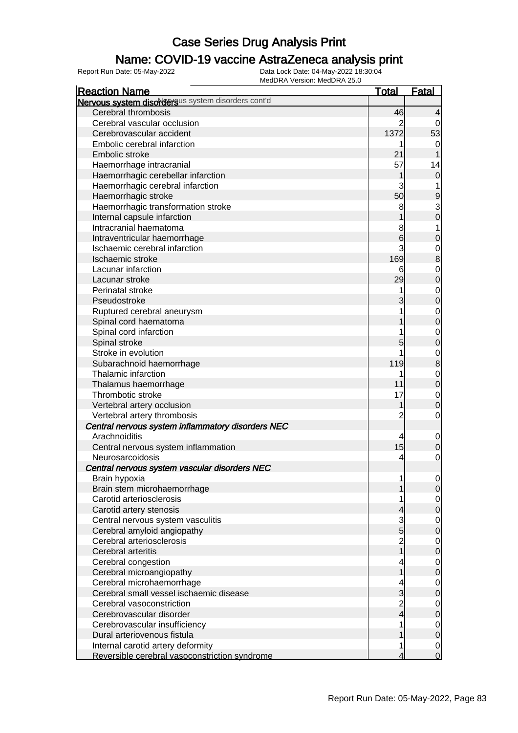# Case Series Drug Analysis Print

## Name: COVID-19 vaccine AstraZeneca analysis print

Report Run Date: 05-May-2022 | Data Lock Date: 04-May-2022 18:30:04 | MedDRA Version: MedDRA 25.0

| Reaction Name | Total | Fatal |
|---|---|---|
| **Nervous system disorders** Nervous system disorders cont'd | | |
| Cerebral thrombosis | 46 | 4 |
| Cerebral vascular occlusion | 2 | 0 |
| Cerebrovascular accident | 1372 | 53 |
| Embolic cerebral infarction | 1 | 0 |
| Embolic stroke | 21 | 1 |
| Haemorrhage intracranial | 57 | 14 |
| Haemorrhagic cerebellar infarction | 1 | 0 |
| Haemorrhagic cerebral infarction | 3 | 1 |
| Haemorrhagic stroke | 50 | 9 |
| Haemorrhagic transformation stroke | 8 | 3 |
| Internal capsule infarction | 1 | 0 |
| Intracranial haematoma | 8 | 1 |
| Intraventricular haemorrhage | 6 | 0 |
| Ischaemic cerebral infarction | 3 | 0 |
| Ischaemic stroke | 169 | 8 |
| Lacunar infarction | 6 | 0 |
| Lacunar stroke | 29 | 0 |
| Perinatal stroke | 1 | 0 |
| Pseudostroke | 3 | 0 |
| Ruptured cerebral aneurysm | 1 | 0 |
| Spinal cord haematoma | 1 | 0 |
| Spinal cord infarction | 1 | 0 |
| Spinal stroke | 5 | 0 |
| Stroke in evolution | 1 | 0 |
| Subarachnoid haemorrhage | 119 | 8 |
| Thalamic infarction | 1 | 0 |
| Thalamus haemorrhage | 11 | 0 |
| Thrombotic stroke | 17 | 0 |
| Vertebral artery occlusion | 1 | 0 |
| Vertebral artery thrombosis | 2 | 0 |
| ***Central nervous system inflammatory disorders NEC*** | | |
| Arachnoiditis | 4 | 0 |
| Central nervous system inflammation | 15 | 0 |
| Neurosarcoidosis | 4 | 0 |
| ***Central nervous system vascular disorders NEC*** | | |
| Brain hypoxia | 1 | 0 |
| Brain stem microhaemorrhage | 1 | 0 |
| Carotid arteriosclerosis | 1 | 0 |
| Carotid artery stenosis | 4 | 0 |
| Central nervous system vasculitis | 3 | 0 |
| Cerebral amyloid angiopathy | 5 | 0 |
| Cerebral arteriosclerosis | 2 | 0 |
| Cerebral arteritis | 1 | 0 |
| Cerebral congestion | 4 | 0 |
| Cerebral microangiopathy | 1 | 0 |
| Cerebral microhaemorrhage | 4 | 0 |
| Cerebral small vessel ischaemic disease | 3 | 0 |
| Cerebral vasoconstriction | 2 | 0 |
| Cerebrovascular disorder | 4 | 0 |
| Cerebrovascular insufficiency | 1 | 0 |
| Dural arteriovenous fistula | 1 | 0 |
| Internal carotid artery deformity | 1 | 0 |
| Reversible cerebral vasoconstriction syndrome | 4 | 0 |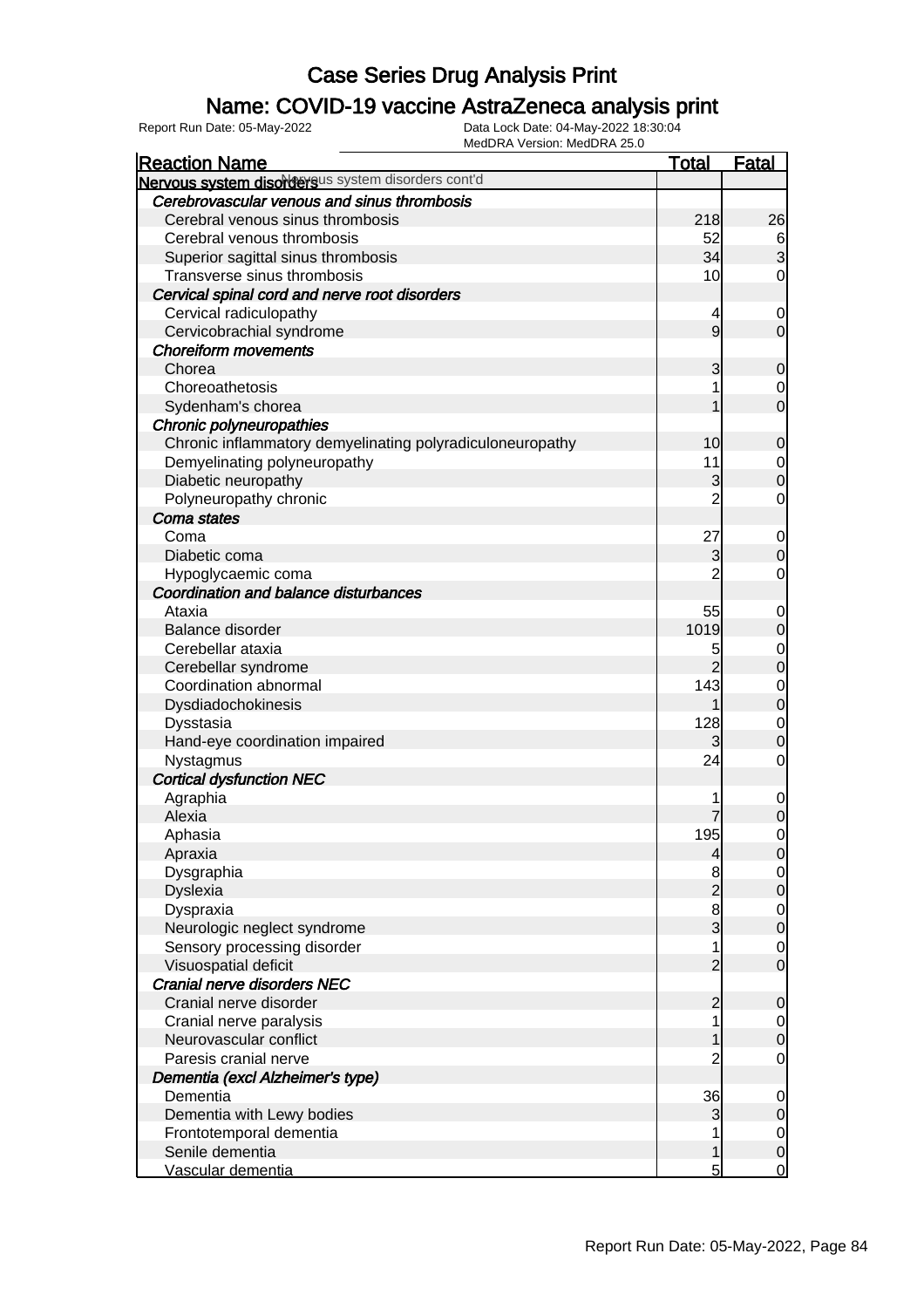# Case Series Drug Analysis Print

## Name: COVID-19 vaccine AstraZeneca analysis print

Report Run Date: 05-May-2022
Data Lock Date: 04-May-2022 18:30:04
MedDRA Version: MedDRA 25.0

| Reaction Name | Total | Fatal |
|---|---|---|
| **Nervous system disorders** Nervous system disorders cont'd | | |
| ***Cerebrovascular venous and sinus thrombosis*** | | |
| Cerebral venous sinus thrombosis | 218 | 26 |
| Cerebral venous thrombosis | 52 | 6 |
| Superior sagittal sinus thrombosis | 34 | 3 |
| Transverse sinus thrombosis | 10 | 0 |
| ***Cervical spinal cord and nerve root disorders*** | | |
| Cervical radiculopathy | 4 | 0 |
| Cervicobrachial syndrome | 9 | 0 |
| ***Choreiform movements*** | | |
| Chorea | 3 | 0 |
| Choreoathetosis | 1 | 0 |
| Sydenham's chorea | 1 | 0 |
| ***Chronic polyneuropathies*** | | |
| Chronic inflammatory demyelinating polyradiculoneuropathy | 10 | 0 |
| Demyelinating polyneuropathy | 11 | 0 |
| Diabetic neuropathy | 3 | 0 |
| Polyneuropathy chronic | 2 | 0 |
| ***Coma states*** | | |
| Coma | 27 | 0 |
| Diabetic coma | 3 | 0 |
| Hypoglycaemic coma | 2 | 0 |
| ***Coordination and balance disturbances*** | | |
| Ataxia | 55 | 0 |
| Balance disorder | 1019 | 0 |
| Cerebellar ataxia | 5 | 0 |
| Cerebellar syndrome | 2 | 0 |
| Coordination abnormal | 143 | 0 |
| Dysdiadochokinesis | 1 | 0 |
| Dysstasia | 128 | 0 |
| Hand-eye coordination impaired | 3 | 0 |
| Nystagmus | 24 | 0 |
| ***Cortical dysfunction NEC*** | | |
| Agraphia | 1 | 0 |
| Alexia | 7 | 0 |
| Aphasia | 195 | 0 |
| Apraxia | 4 | 0 |
| Dysgraphia | 8 | 0 |
| Dyslexia | 2 | 0 |
| Dyspraxia | 8 | 0 |
| Neurologic neglect syndrome | 3 | 0 |
| Sensory processing disorder | 1 | 0 |
| Visuospatial deficit | 2 | 0 |
| ***Cranial nerve disorders NEC*** | | |
| Cranial nerve disorder | 2 | 0 |
| Cranial nerve paralysis | 1 | 0 |
| Neurovascular conflict | 1 | 0 |
| Paresis cranial nerve | 2 | 0 |
| ***Dementia (excl Alzheimer's type)*** | | |
| Dementia | 36 | 0 |
| Dementia with Lewy bodies | 3 | 0 |
| Frontotemporal dementia | 1 | 0 |
| Senile dementia | 1 | 0 |
| Vascular dementia | 5 | 0 |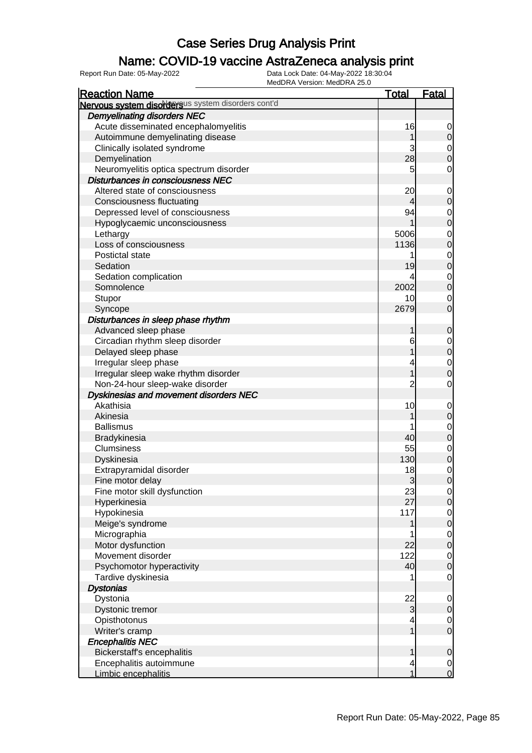# Case Series Drug Analysis Print

## Name: COVID-19 vaccine AstraZeneca analysis print

Report Run Date: 05-May-2022 | Data Lock Date: 04-May-2022 18:30:04 | MedDRA Version: MedDRA 25.0

| Reaction Name | Total | Fatal |
|---|---|---|
| **Nervous system disorders** Nervous system disorders cont'd | | |
| ***Demyelinating disorders NEC*** | | |
| Acute disseminated encephalomyelitis | 16 | 0 |
| Autoimmune demyelinating disease | 1 | 0 |
| Clinically isolated syndrome | 3 | 0 |
| Demyelination | 28 | 0 |
| Neuromyelitis optica spectrum disorder | 5 | 0 |
| ***Disturbances in consciousness NEC*** | | |
| Altered state of consciousness | 20 | 0 |
| Consciousness fluctuating | 4 | 0 |
| Depressed level of consciousness | 94 | 0 |
| Hypoglycaemic unconsciousness | 1 | 0 |
| Lethargy | 5006 | 0 |
| Loss of consciousness | 1136 | 0 |
| Postictal state | 1 | 0 |
| Sedation | 19 | 0 |
| Sedation complication | 4 | 0 |
| Somnolence | 2002 | 0 |
| Stupor | 10 | 0 |
| Syncope | 2679 | 0 |
| ***Disturbances in sleep phase rhythm*** | | |
| Advanced sleep phase | 1 | 0 |
| Circadian rhythm sleep disorder | 6 | 0 |
| Delayed sleep phase | 1 | 0 |
| Irregular sleep phase | 4 | 0 |
| Irregular sleep wake rhythm disorder | 1 | 0 |
| Non-24-hour sleep-wake disorder | 2 | 0 |
| ***Dyskinesias and movement disorders NEC*** | | |
| Akathisia | 10 | 0 |
| Akinesia | 1 | 0 |
| Ballismus | 1 | 0 |
| Bradykinesia | 40 | 0 |
| Clumsiness | 55 | 0 |
| Dyskinesia | 130 | 0 |
| Extrapyramidal disorder | 18 | 0 |
| Fine motor delay | 3 | 0 |
| Fine motor skill dysfunction | 23 | 0 |
| Hyperkinesia | 27 | 0 |
| Hypokinesia | 117 | 0 |
| Meige's syndrome | 1 | 0 |
| Micrographia | 1 | 0 |
| Motor dysfunction | 22 | 0 |
| Movement disorder | 122 | 0 |
| Psychomotor hyperactivity | 40 | 0 |
| Tardive dyskinesia | 1 | 0 |
| ***Dystonias*** | | |
| Dystonia | 22 | 0 |
| Dystonic tremor | 3 | 0 |
| Opisthotonus | 4 | 0 |
| Writer's cramp | 1 | 0 |
| ***Encephalitis NEC*** | | |
| Bickerstaff's encephalitis | 1 | 0 |
| Encephalitis autoimmune | 4 | 0 |
| Limbic encephalitis | 1 | 0 |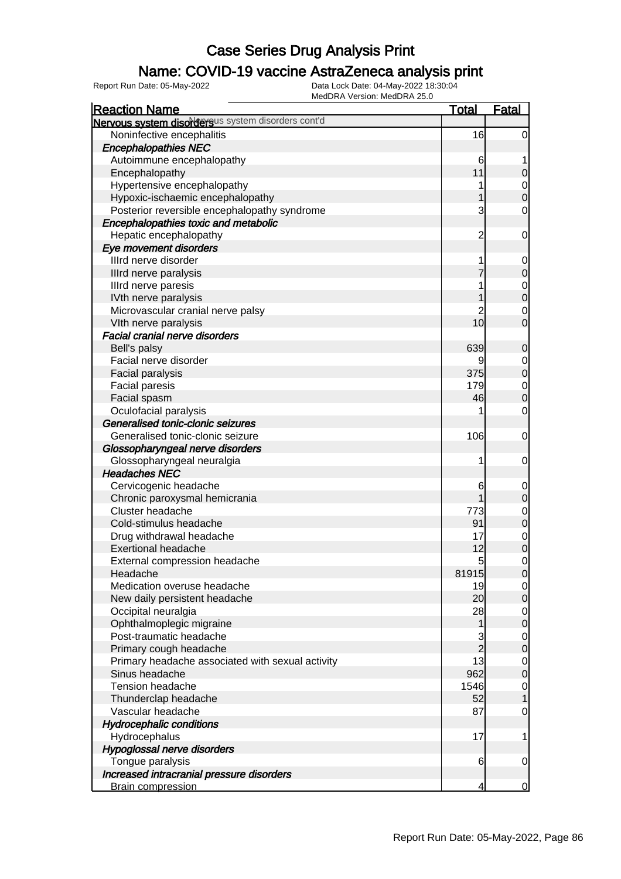# Case Series Drug Analysis Print

## Name: COVID-19 vaccine AstraZeneca analysis print

Report Run Date: 05-May-2022    Data Lock Date: 04-May-2022 18:30:04
MedDRA Version: MedDRA 25.0

| Reaction Name | Total | Fatal |
|---|---|---|
| **Nervous system disorders** Nervous system disorders cont'd | | |
| Noninfective encephalitis | 16 | 0 |
| ***Encephalopathies NEC*** | | |
| Autoimmune encephalopathy | 6 | 1 |
| Encephalopathy | 11 | 0 |
| Hypertensive encephalopathy | 1 | 0 |
| Hypoxic-ischaemic encephalopathy | 1 | 0 |
| Posterior reversible encephalopathy syndrome | 3 | 0 |
| ***Encephalopathies toxic and metabolic*** | | |
| Hepatic encephalopathy | 2 | 0 |
| ***Eye movement disorders*** | | |
| IIIrd nerve disorder | 1 | 0 |
| IIIrd nerve paralysis | 7 | 0 |
| IIIrd nerve paresis | 1 | 0 |
| IVth nerve paralysis | 1 | 0 |
| Microvascular cranial nerve palsy | 2 | 0 |
| VIth nerve paralysis | 10 | 0 |
| ***Facial cranial nerve disorders*** | | |
| Bell's palsy | 639 | 0 |
| Facial nerve disorder | 9 | 0 |
| Facial paralysis | 375 | 0 |
| Facial paresis | 179 | 0 |
| Facial spasm | 46 | 0 |
| Oculofacial paralysis | 1 | 0 |
| ***Generalised tonic-clonic seizures*** | | |
| Generalised tonic-clonic seizure | 106 | 0 |
| ***Glossopharyngeal nerve disorders*** | | |
| Glossopharyngeal neuralgia | 1 | 0 |
| ***Headaches NEC*** | | |
| Cervicogenic headache | 6 | 0 |
| Chronic paroxysmal hemicrania | 1 | 0 |
| Cluster headache | 773 | 0 |
| Cold-stimulus headache | 91 | 0 |
| Drug withdrawal headache | 17 | 0 |
| Exertional headache | 12 | 0 |
| External compression headache | 5 | 0 |
| Headache | 81915 | 0 |
| Medication overuse headache | 19 | 0 |
| New daily persistent headache | 20 | 0 |
| Occipital neuralgia | 28 | 0 |
| Ophthalmoplegic migraine | 1 | 0 |
| Post-traumatic headache | 3 | 0 |
| Primary cough headache | 2 | 0 |
| Primary headache associated with sexual activity | 13 | 0 |
| Sinus headache | 962 | 0 |
| Tension headache | 1546 | 0 |
| Thunderclap headache | 52 | 1 |
| Vascular headache | 87 | 0 |
| ***Hydrocephalic conditions*** | | |
| Hydrocephalus | 17 | 1 |
| ***Hypoglossal nerve disorders*** | | |
| Tongue paralysis | 6 | 0 |
| ***Increased intracranial pressure disorders*** | | |
| Brain compression | 4 | 0 |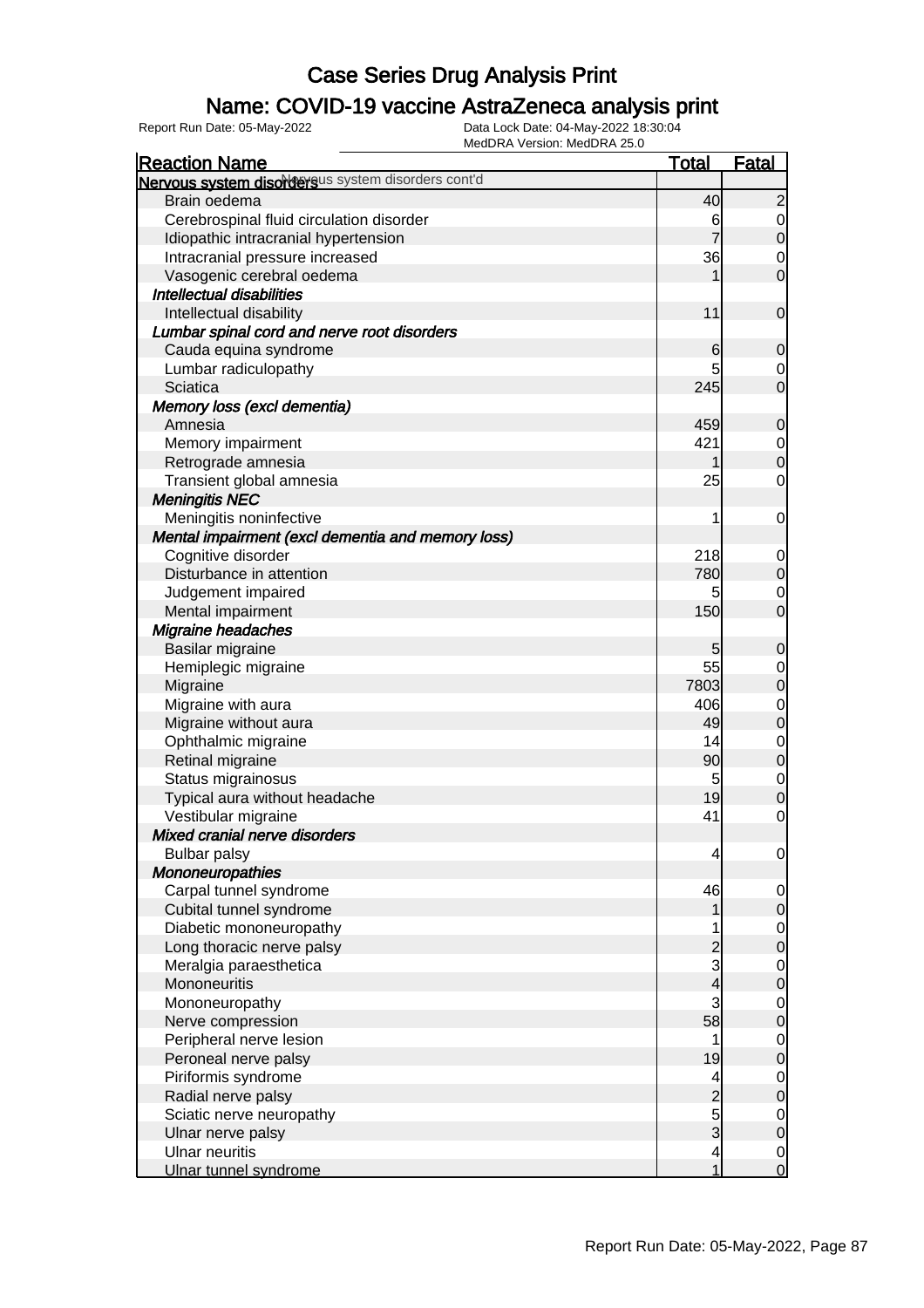# Case Series Drug Analysis Print

## Name: COVID-19 vaccine AstraZeneca analysis print

Report Run Date: 05-May-2022 | Data Lock Date: 04-May-2022 18:30:04 | MedDRA Version: MedDRA 25.0

| Reaction Name | Total | Fatal |
|---|---|---|
| **Nervous system disorders** Nervous system disorders cont'd | | |
| Brain oedema | 40 | 2 |
| Cerebrospinal fluid circulation disorder | 6 | 0 |
| Idiopathic intracranial hypertension | 7 | 0 |
| Intracranial pressure increased | 36 | 0 |
| Vasogenic cerebral oedema | 1 | 0 |
| ***Intellectual disabilities*** | | |
| Intellectual disability | 11 | 0 |
| ***Lumbar spinal cord and nerve root disorders*** | | |
| Cauda equina syndrome | 6 | 0 |
| Lumbar radiculopathy | 5 | 0 |
| Sciatica | 245 | 0 |
| ***Memory loss (excl dementia)*** | | |
| Amnesia | 459 | 0 |
| Memory impairment | 421 | 0 |
| Retrograde amnesia | 1 | 0 |
| Transient global amnesia | 25 | 0 |
| ***Meningitis NEC*** | | |
| Meningitis noninfective | 1 | 0 |
| ***Mental impairment (excl dementia and memory loss)*** | | |
| Cognitive disorder | 218 | 0 |
| Disturbance in attention | 780 | 0 |
| Judgement impaired | 5 | 0 |
| Mental impairment | 150 | 0 |
| ***Migraine headaches*** | | |
| Basilar migraine | 5 | 0 |
| Hemiplegic migraine | 55 | 0 |
| Migraine | 7803 | 0 |
| Migraine with aura | 406 | 0 |
| Migraine without aura | 49 | 0 |
| Ophthalmic migraine | 14 | 0 |
| Retinal migraine | 90 | 0 |
| Status migrainosus | 5 | 0 |
| Typical aura without headache | 19 | 0 |
| Vestibular migraine | 41 | 0 |
| ***Mixed cranial nerve disorders*** | | |
| Bulbar palsy | 4 | 0 |
| ***Mononeuropathies*** | | |
| Carpal tunnel syndrome | 46 | 0 |
| Cubital tunnel syndrome | 1 | 0 |
| Diabetic mononeuropathy | 1 | 0 |
| Long thoracic nerve palsy | 2 | 0 |
| Meralgia paraesthetica | 3 | 0 |
| Mononeuritis | 4 | 0 |
| Mononeuropathy | 3 | 0 |
| Nerve compression | 58 | 0 |
| Peripheral nerve lesion | 1 | 0 |
| Peroneal nerve palsy | 19 | 0 |
| Piriformis syndrome | 4 | 0 |
| Radial nerve palsy | 2 | 0 |
| Sciatic nerve neuropathy | 5 | 0 |
| Ulnar nerve palsy | 3 | 0 |
| Ulnar neuritis | 4 | 0 |
| Ulnar tunnel syndrome | 1 | 0 |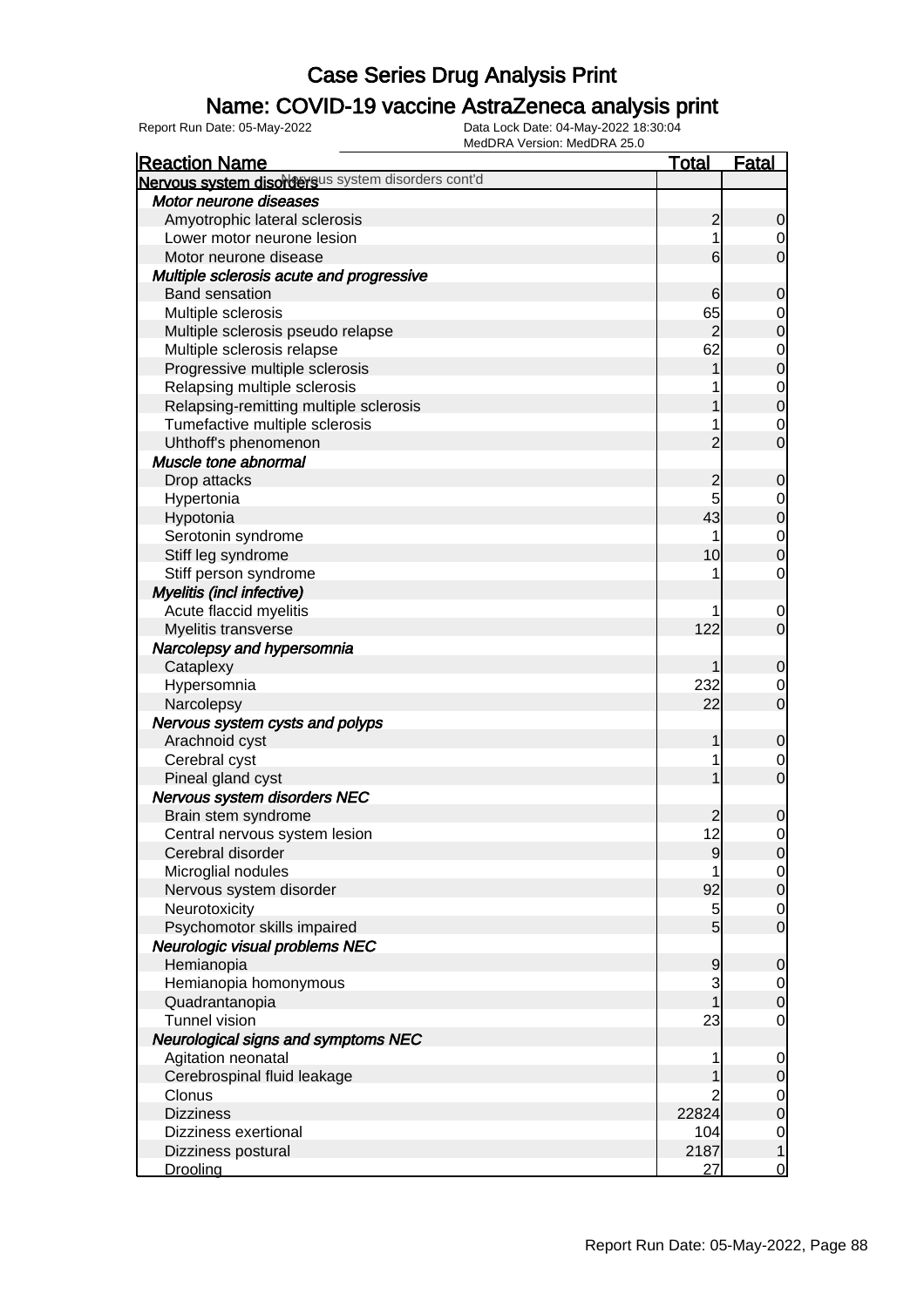# Case Series Drug Analysis Print

## Name: COVID-19 vaccine AstraZeneca analysis print

Report Run Date: 05-May-2022

Data Lock Date: 04-May-2022 18:30:04

MedDRA Version: MedDRA 25.0

| Reaction Name | Total | Fatal |
|---|---|---|
| **Nervous system disorders** Nervous system disorders cont'd | | |
| ***Motor neurone diseases*** | | |
| Amyotrophic lateral sclerosis | 2 | 0 |
| Lower motor neurone lesion | 1 | 0 |
| Motor neurone disease | 6 | 0 |
| ***Multiple sclerosis acute and progressive*** | | |
| Band sensation | 6 | 0 |
| Multiple sclerosis | 65 | 0 |
| Multiple sclerosis pseudo relapse | 2 | 0 |
| Multiple sclerosis relapse | 62 | 0 |
| Progressive multiple sclerosis | 1 | 0 |
| Relapsing multiple sclerosis | 1 | 0 |
| Relapsing-remitting multiple sclerosis | 1 | 0 |
| Tumefactive multiple sclerosis | 1 | 0 |
| Uhthoff's phenomenon | 2 | 0 |
| ***Muscle tone abnormal*** | | |
| Drop attacks | 2 | 0 |
| Hypertonia | 5 | 0 |
| Hypotonia | 43 | 0 |
| Serotonin syndrome | 1 | 0 |
| Stiff leg syndrome | 10 | 0 |
| Stiff person syndrome | 1 | 0 |
| ***Myelitis (incl infective)*** | | |
| Acute flaccid myelitis | 1 | 0 |
| Myelitis transverse | 122 | 0 |
| ***Narcolepsy and hypersomnia*** | | |
| Cataplexy | 1 | 0 |
| Hypersomnia | 232 | 0 |
| Narcolepsy | 22 | 0 |
| ***Nervous system cysts and polyps*** | | |
| Arachnoid cyst | 1 | 0 |
| Cerebral cyst | 1 | 0 |
| Pineal gland cyst | 1 | 0 |
| ***Nervous system disorders NEC*** | | |
| Brain stem syndrome | 2 | 0 |
| Central nervous system lesion | 12 | 0 |
| Cerebral disorder | 9 | 0 |
| Microglial nodules | 1 | 0 |
| Nervous system disorder | 92 | 0 |
| Neurotoxicity | 5 | 0 |
| Psychomotor skills impaired | 5 | 0 |
| ***Neurologic visual problems NEC*** | | |
| Hemianopia | 9 | 0 |
| Hemianopia homonymous | 3 | 0 |
| Quadrantanopia | 1 | 0 |
| Tunnel vision | 23 | 0 |
| ***Neurological signs and symptoms NEC*** | | |
| Agitation neonatal | 1 | 0 |
| Cerebrospinal fluid leakage | 1 | 0 |
| Clonus | 2 | 0 |
| Dizziness | 22824 | 0 |
| Dizziness exertional | 104 | 0 |
| Dizziness postural | 2187 | 1 |
| Drooling | 27 | 0 |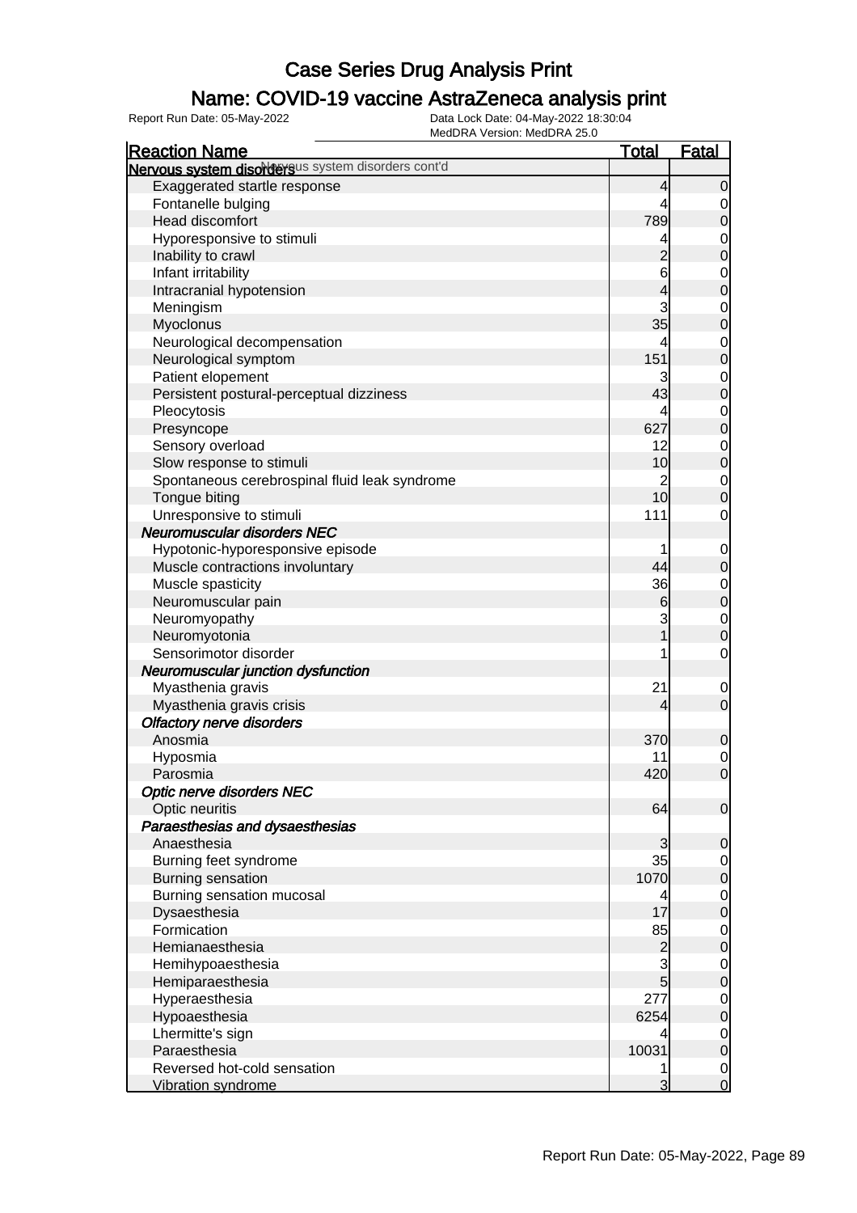# Case Series Drug Analysis Print

## Name: COVID-19 vaccine AstraZeneca analysis print

Report Run Date: 05-May-2022

Data Lock Date: 04-May-2022 18:30:04
MedDRA Version: MedDRA 25.0

| Reaction Name | Total | Fatal |
|---|---|---|
| **Nervous system disorders** Nervous system disorders cont'd | | |
| Exaggerated startle response | 4 | 0 |
| Fontanelle bulging | 4 | 0 |
| Head discomfort | 789 | 0 |
| Hyporesponsive to stimuli | 4 | 0 |
| Inability to crawl | 2 | 0 |
| Infant irritability | 6 | 0 |
| Intracranial hypotension | 4 | 0 |
| Meningism | 3 | 0 |
| Myoclonus | 35 | 0 |
| Neurological decompensation | 4 | 0 |
| Neurological symptom | 151 | 0 |
| Patient elopement | 3 | 0 |
| Persistent postural-perceptual dizziness | 43 | 0 |
| Pleocytosis | 4 | 0 |
| Presyncope | 627 | 0 |
| Sensory overload | 12 | 0 |
| Slow response to stimuli | 10 | 0 |
| Spontaneous cerebrospinal fluid leak syndrome | 2 | 0 |
| Tongue biting | 10 | 0 |
| Unresponsive to stimuli | 111 | 0 |
| ***Neuromuscular disorders NEC*** | | |
| Hypotonic-hyporesponsive episode | 1 | 0 |
| Muscle contractions involuntary | 44 | 0 |
| Muscle spasticity | 36 | 0 |
| Neuromuscular pain | 6 | 0 |
| Neuromyopathy | 3 | 0 |
| Neuromyotonia | 1 | 0 |
| Sensorimotor disorder | 1 | 0 |
| ***Neuromuscular junction dysfunction*** | | |
| Myasthenia gravis | 21 | 0 |
| Myasthenia gravis crisis | 4 | 0 |
| ***Olfactory nerve disorders*** | | |
| Anosmia | 370 | 0 |
| Hyposmia | 11 | 0 |
| Parosmia | 420 | 0 |
| ***Optic nerve disorders NEC*** | | |
| Optic neuritis | 64 | 0 |
| ***Paraesthesias and dysaesthesias*** | | |
| Anaesthesia | 3 | 0 |
| Burning feet syndrome | 35 | 0 |
| Burning sensation | 1070 | 0 |
| Burning sensation mucosal | 4 | 0 |
| Dysaesthesia | 17 | 0 |
| Formication | 85 | 0 |
| Hemianaesthesia | 2 | 0 |
| Hemihypoaesthesia | 3 | 0 |
| Hemiparaesthesia | 5 | 0 |
| Hyperaesthesia | 277 | 0 |
| Hypoaesthesia | 6254 | 0 |
| Lhermitte's sign | 4 | 0 |
| Paraesthesia | 10031 | 0 |
| Reversed hot-cold sensation | 1 | 0 |
| Vibration syndrome | 3 | 0 |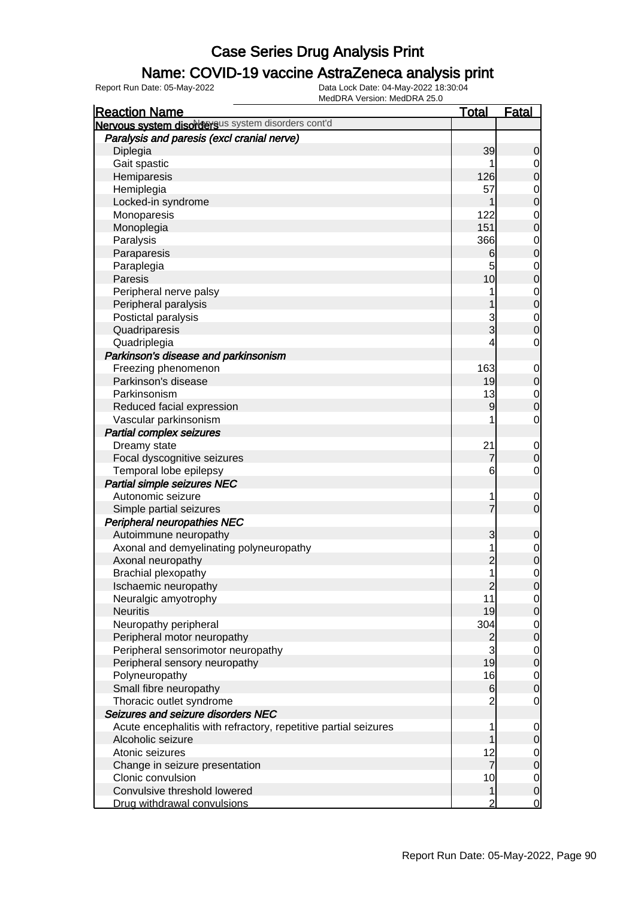# Case Series Drug Analysis Print

## Name: COVID-19 vaccine AstraZeneca analysis print

Report Run Date: 05-May-2022

Data Lock Date: 04-May-2022 18:30:04

MedDRA Version: MedDRA 25.0

| Reaction Name | Total | Fatal |
|---|---|---|
| **Nervous system disorders** Nervous system disorders cont'd | | |
| ***Paralysis and paresis (excl cranial nerve)*** | | |
| Diplegia | 39 | 0 |
| Gait spastic | 1 | 0 |
| Hemiparesis | 126 | 0 |
| Hemiplegia | 57 | 0 |
| Locked-in syndrome | 1 | 0 |
| Monoparesis | 122 | 0 |
| Monoplegia | 151 | 0 |
| Paralysis | 366 | 0 |
| Paraparesis | 6 | 0 |
| Paraplegia | 5 | 0 |
| Paresis | 10 | 0 |
| Peripheral nerve palsy | 1 | 0 |
| Peripheral paralysis | 1 | 0 |
| Postictal paralysis | 3 | 0 |
| Quadriparesis | 3 | 0 |
| Quadriplegia | 4 | 0 |
| ***Parkinson's disease and parkinsonism*** | | |
| Freezing phenomenon | 163 | 0 |
| Parkinson's disease | 19 | 0 |
| Parkinsonism | 13 | 0 |
| Reduced facial expression | 9 | 0 |
| Vascular parkinsonism | 1 | 0 |
| ***Partial complex seizures*** | | |
| Dreamy state | 21 | 0 |
| Focal dyscognitive seizures | 7 | 0 |
| Temporal lobe epilepsy | 6 | 0 |
| ***Partial simple seizures NEC*** | | |
| Autonomic seizure | 1 | 0 |
| Simple partial seizures | 7 | 0 |
| ***Peripheral neuropathies NEC*** | | |
| Autoimmune neuropathy | 3 | 0 |
| Axonal and demyelinating polyneuropathy | 1 | 0 |
| Axonal neuropathy | 2 | 0 |
| Brachial plexopathy | 1 | 0 |
| Ischaemic neuropathy | 2 | 0 |
| Neuralgic amyotrophy | 11 | 0 |
| Neuritis | 19 | 0 |
| Neuropathy peripheral | 304 | 0 |
| Peripheral motor neuropathy | 2 | 0 |
| Peripheral sensorimotor neuropathy | 3 | 0 |
| Peripheral sensory neuropathy | 19 | 0 |
| Polyneuropathy | 16 | 0 |
| Small fibre neuropathy | 6 | 0 |
| Thoracic outlet syndrome | 2 | 0 |
| ***Seizures and seizure disorders NEC*** | | |
| Acute encephalitis with refractory, repetitive partial seizures | 1 | 0 |
| Alcoholic seizure | 1 | 0 |
| Atonic seizures | 12 | 0 |
| Change in seizure presentation | 7 | 0 |
| Clonic convulsion | 10 | 0 |
| Convulsive threshold lowered | 1 | 0 |
| Drug withdrawal convulsions | 2 | 0 |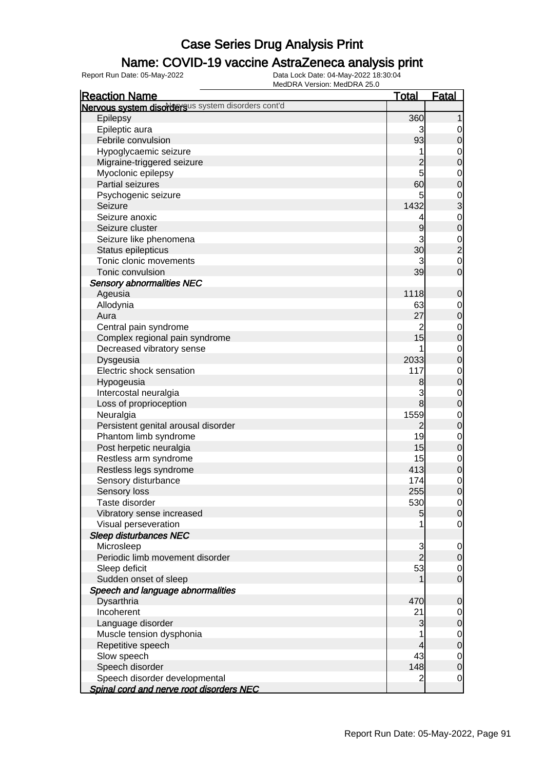# Case Series Drug Analysis Print

## Name: COVID-19 vaccine AstraZeneca analysis print

Report Run Date: 05-May-2022

Data Lock Date: 04-May-2022 18:30:04
MedDRA Version: MedDRA 25.0

| Reaction Name | Total | Fatal |
|---|---|---|
| **Nervous system disorders** Nervous system disorders cont'd | | |
| Epilepsy | 360 | 1 |
| Epileptic aura | 3 | 0 |
| Febrile convulsion | 93 | 0 |
| Hypoglycaemic seizure | 1 | 0 |
| Migraine-triggered seizure | 2 | 0 |
| Myoclonic epilepsy | 5 | 0 |
| Partial seizures | 60 | 0 |
| Psychogenic seizure | 5 | 0 |
| Seizure | 1432 | 3 |
| Seizure anoxic | 4 | 0 |
| Seizure cluster | 9 | 0 |
| Seizure like phenomena | 3 | 0 |
| Status epilepticus | 30 | 2 |
| Tonic clonic movements | 3 | 0 |
| Tonic convulsion | 39 | 0 |
| ***Sensory abnormalities NEC*** | | |
| Ageusia | 1118 | 0 |
| Allodynia | 63 | 0 |
| Aura | 27 | 0 |
| Central pain syndrome | 2 | 0 |
| Complex regional pain syndrome | 15 | 0 |
| Decreased vibratory sense | 1 | 0 |
| Dysgeusia | 2033 | 0 |
| Electric shock sensation | 117 | 0 |
| Hypogeusia | 8 | 0 |
| Intercostal neuralgia | 3 | 0 |
| Loss of proprioception | 8 | 0 |
| Neuralgia | 1559 | 0 |
| Persistent genital arousal disorder | 2 | 0 |
| Phantom limb syndrome | 19 | 0 |
| Post herpetic neuralgia | 15 | 0 |
| Restless arm syndrome | 15 | 0 |
| Restless legs syndrome | 413 | 0 |
| Sensory disturbance | 174 | 0 |
| Sensory loss | 255 | 0 |
| Taste disorder | 530 | 0 |
| Vibratory sense increased | 5 | 0 |
| Visual perseveration | 1 | 0 |
| ***Sleep disturbances NEC*** | | |
| Microsleep | 3 | 0 |
| Periodic limb movement disorder | 2 | 0 |
| Sleep deficit | 53 | 0 |
| Sudden onset of sleep | 1 | 0 |
| ***Speech and language abnormalities*** | | |
| Dysarthria | 470 | 0 |
| Incoherent | 21 | 0 |
| Language disorder | 3 | 0 |
| Muscle tension dysphonia | 1 | 0 |
| Repetitive speech | 4 | 0 |
| Slow speech | 43 | 0 |
| Speech disorder | 148 | 0 |
| Speech disorder developmental | 2 | 0 |
| ***Spinal cord and nerve root disorders NEC*** | | |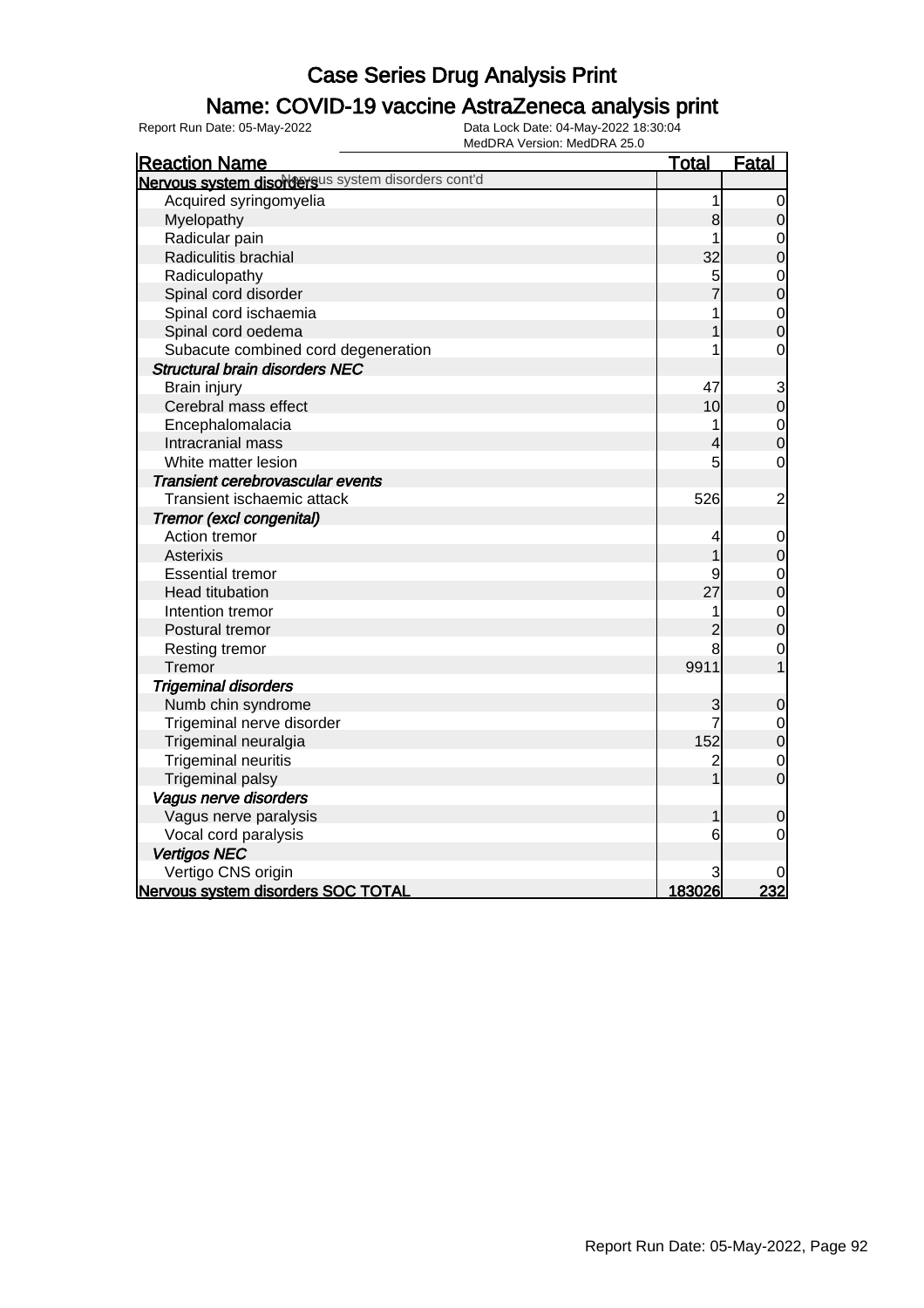# Case Series Drug Analysis Print

## Name: COVID-19 vaccine AstraZeneca analysis print

Report Run Date: 05-May-2022 | Data Lock Date: 04-May-2022 18:30:04 | MedDRA Version: MedDRA 25.0

| Reaction Name | Total | Fatal |
|---|---|---|
| **Nervous system disorders** Nervous system disorders cont'd | | |
| Acquired syringomyelia | 1 | 0 |
| Myelopathy | 8 | 0 |
| Radicular pain | 1 | 0 |
| Radiculitis brachial | 32 | 0 |
| Radiculopathy | 5 | 0 |
| Spinal cord disorder | 7 | 0 |
| Spinal cord ischaemia | 1 | 0 |
| Spinal cord oedema | 1 | 0 |
| Subacute combined cord degeneration | 1 | 0 |
| ***Structural brain disorders NEC*** | | |
| Brain injury | 47 | 3 |
| Cerebral mass effect | 10 | 0 |
| Encephalomalacia | 1 | 0 |
| Intracranial mass | 4 | 0 |
| White matter lesion | 5 | 0 |
| ***Transient cerebrovascular events*** | | |
| Transient ischaemic attack | 526 | 2 |
| ***Tremor (excl congenital)*** | | |
| Action tremor | 4 | 0 |
| Asterixis | 1 | 0 |
| Essential tremor | 9 | 0 |
| Head titubation | 27 | 0 |
| Intention tremor | 1 | 0 |
| Postural tremor | 2 | 0 |
| Resting tremor | 8 | 0 |
| Tremor | 9911 | 1 |
| ***Trigeminal disorders*** | | |
| Numb chin syndrome | 3 | 0 |
| Trigeminal nerve disorder | 7 | 0 |
| Trigeminal neuralgia | 152 | 0 |
| Trigeminal neuritis | 2 | 0 |
| Trigeminal palsy | 1 | 0 |
| ***Vagus nerve disorders*** | | |
| Vagus nerve paralysis | 1 | 0 |
| Vocal cord paralysis | 6 | 0 |
| ***Vertigos NEC*** | | |
| Vertigo CNS origin | 3 | 0 |
| **Nervous system disorders SOC TOTAL** | **183026** | **232** |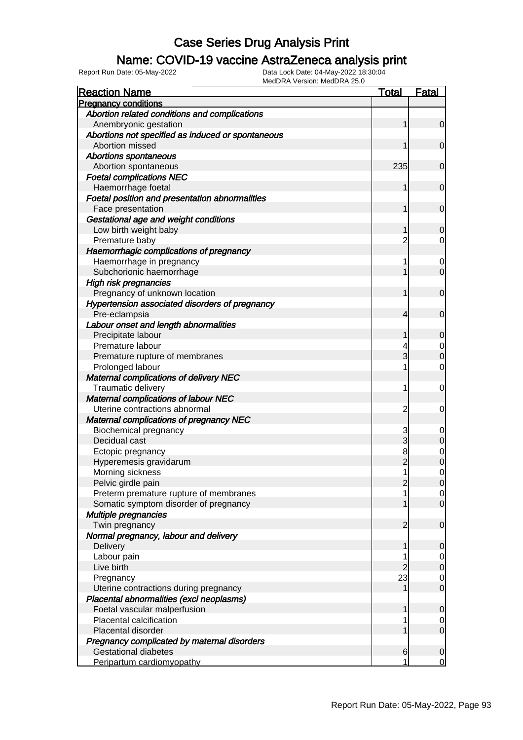# Case Series Drug Analysis Print

## Name: COVID-19 vaccine AstraZeneca analysis print

Report Run Date: 05-May-2022 | Data Lock Date: 04-May-2022 18:30:04 | MedDRA Version: MedDRA 25.0

| Reaction Name | Total | Fatal |
|---|---|---|
| **Pregnancy conditions** | | |
| *Abortion related conditions and complications* | | |
| Anembryonic gestation | 1 | 0 |
| *Abortions not specified as induced or spontaneous* | | |
| Abortion missed | 1 | 0 |
| *Abortions spontaneous* | | |
| Abortion spontaneous | 235 | 0 |
| *Foetal complications NEC* | | |
| Haemorrhage foetal | 1 | 0 |
| *Foetal position and presentation abnormalities* | | |
| Face presentation | 1 | 0 |
| *Gestational age and weight conditions* | | |
| Low birth weight baby | 1 | 0 |
| Premature baby | 2 | 0 |
| *Haemorrhagic complications of pregnancy* | | |
| Haemorrhage in pregnancy | 1 | 0 |
| Subchorionic haemorrhage | 1 | 0 |
| *High risk pregnancies* | | |
| Pregnancy of unknown location | 1 | 0 |
| *Hypertension associated disorders of pregnancy* | | |
| Pre-eclampsia | 4 | 0 |
| *Labour onset and length abnormalities* | | |
| Precipitate labour | 1 | 0 |
| Premature labour | 4 | 0 |
| Premature rupture of membranes | 3 | 0 |
| Prolonged labour | 1 | 0 |
| *Maternal complications of delivery NEC* | | |
| Traumatic delivery | 1 | 0 |
| *Maternal complications of labour NEC* | | |
| Uterine contractions abnormal | 2 | 0 |
| *Maternal complications of pregnancy NEC* | | |
| Biochemical pregnancy | 3 | 0 |
| Decidual cast | 3 | 0 |
| Ectopic pregnancy | 8 | 0 |
| Hyperemesis gravidarum | 2 | 0 |
| Morning sickness | 1 | 0 |
| Pelvic girdle pain | 2 | 0 |
| Preterm premature rupture of membranes | 1 | 0 |
| Somatic symptom disorder of pregnancy | 1 | 0 |
| *Multiple pregnancies* | | |
| Twin pregnancy | 2 | 0 |
| *Normal pregnancy, labour and delivery* | | |
| Delivery | 1 | 0 |
| Labour pain | 1 | 0 |
| Live birth | 2 | 0 |
| Pregnancy | 23 | 0 |
| Uterine contractions during pregnancy | 1 | 0 |
| *Placental abnormalities (excl neoplasms)* | | |
| Foetal vascular malperfusion | 1 | 0 |
| Placental calcification | 1 | 0 |
| Placental disorder | 1 | 0 |
| *Pregnancy complicated by maternal disorders* | | |
| Gestational diabetes | 6 | 0 |
| Peripartum cardiomyopathy | 1 | 0 |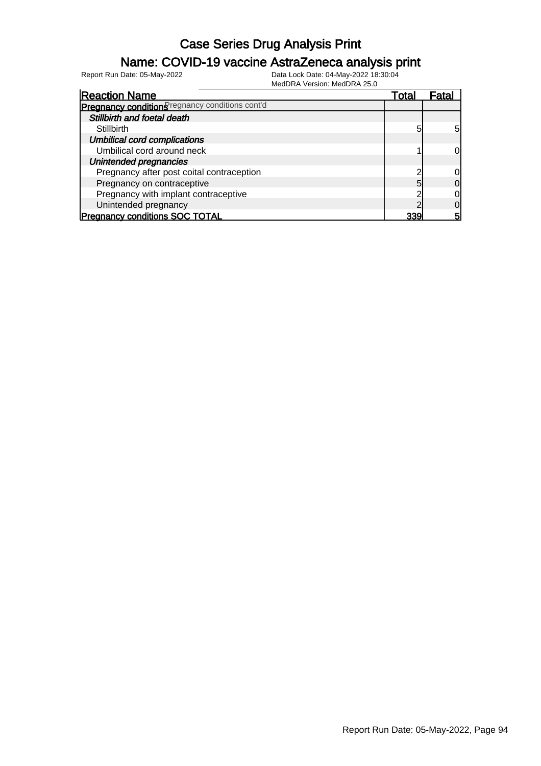# Case Series Drug Analysis Print

## Name: COVID-19 vaccine AstraZeneca analysis print

Report Run Date: 05-May-2022

Data Lock Date: 04-May-2022 18:30:04

MedDRA Version: MedDRA 25.0

| Reaction Name | Total | Fatal |
|---|---|---|
| **Pregnancy conditions** Pregnancy conditions cont'd | | |
| ***Stillbirth and foetal death*** | | |
| Stillbirth | 5 | 5 |
| ***Umbilical cord complications*** | | |
| Umbilical cord around neck | 1 | 0 |
| ***Unintended pregnancies*** | | |
| Pregnancy after post coital contraception | 2 | 0 |
| Pregnancy on contraceptive | 5 | 0 |
| Pregnancy with implant contraceptive | 2 | 0 |
| Unintended pregnancy | 2 | 0 |
| **Pregnancy conditions SOC TOTAL** | **339** | **5** |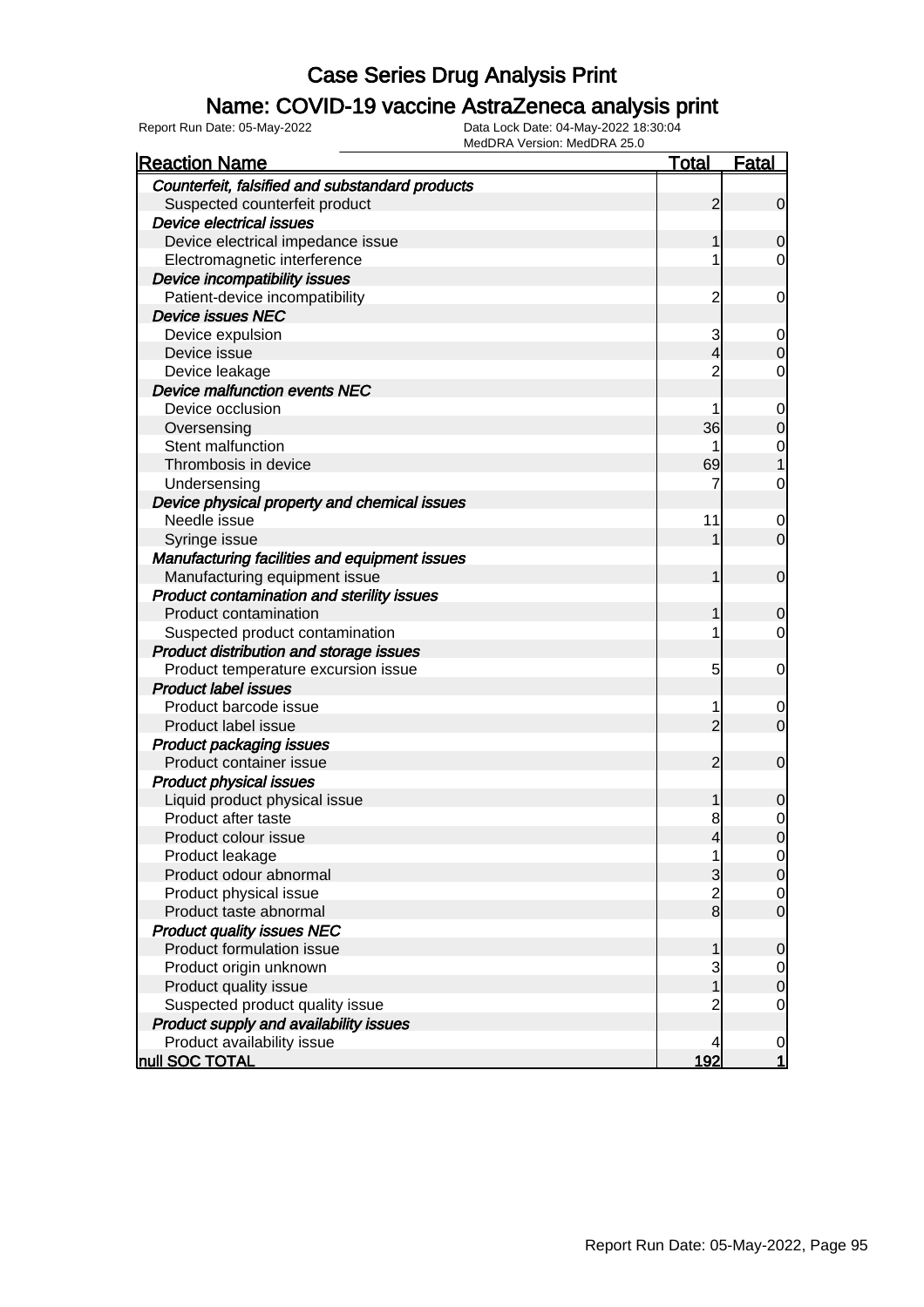# Case Series Drug Analysis Print

## Name: COVID-19 vaccine AstraZeneca analysis print

Report Run Date: 05-May-2022

Data Lock Date: 04-May-2022 18:30:04
MedDRA Version: MedDRA 25.0

| Reaction Name | Total | Fatal |
|---|---|---|
| ***Counterfeit, falsified and substandard products*** | | |
| Suspected counterfeit product | 2 | 0 |
| ***Device electrical issues*** | | |
| Device electrical impedance issue | 1 | 0 |
| Electromagnetic interference | 1 | 0 |
| ***Device incompatibility issues*** | | |
| Patient-device incompatibility | 2 | 0 |
| ***Device issues NEC*** | | |
| Device expulsion | 3 | 0 |
| Device issue | 4 | 0 |
| Device leakage | 2 | 0 |
| ***Device malfunction events NEC*** | | |
| Device occlusion | 1 | 0 |
| Oversensing | 36 | 0 |
| Stent malfunction | 1 | 0 |
| Thrombosis in device | 69 | 1 |
| Undersensing | 7 | 0 |
| ***Device physical property and chemical issues*** | | |
| Needle issue | 11 | 0 |
| Syringe issue | 1 | 0 |
| ***Manufacturing facilities and equipment issues*** | | |
| Manufacturing equipment issue | 1 | 0 |
| ***Product contamination and sterility issues*** | | |
| Product contamination | 1 | 0 |
| Suspected product contamination | 1 | 0 |
| ***Product distribution and storage issues*** | | |
| Product temperature excursion issue | 5 | 0 |
| ***Product label issues*** | | |
| Product barcode issue | 1 | 0 |
| Product label issue | 2 | 0 |
| ***Product packaging issues*** | | |
| Product container issue | 2 | 0 |
| ***Product physical issues*** | | |
| Liquid product physical issue | 1 | 0 |
| Product after taste | 8 | 0 |
| Product colour issue | 4 | 0 |
| Product leakage | 1 | 0 |
| Product odour abnormal | 3 | 0 |
| Product physical issue | 2 | 0 |
| Product taste abnormal | 8 | 0 |
| ***Product quality issues NEC*** | | |
| Product formulation issue | 1 | 0 |
| Product origin unknown | 3 | 0 |
| Product quality issue | 1 | 0 |
| Suspected product quality issue | 2 | 0 |
| ***Product supply and availability issues*** | | |
| Product availability issue | 4 | 0 |
| **null SOC TOTAL** | **192** | **1** |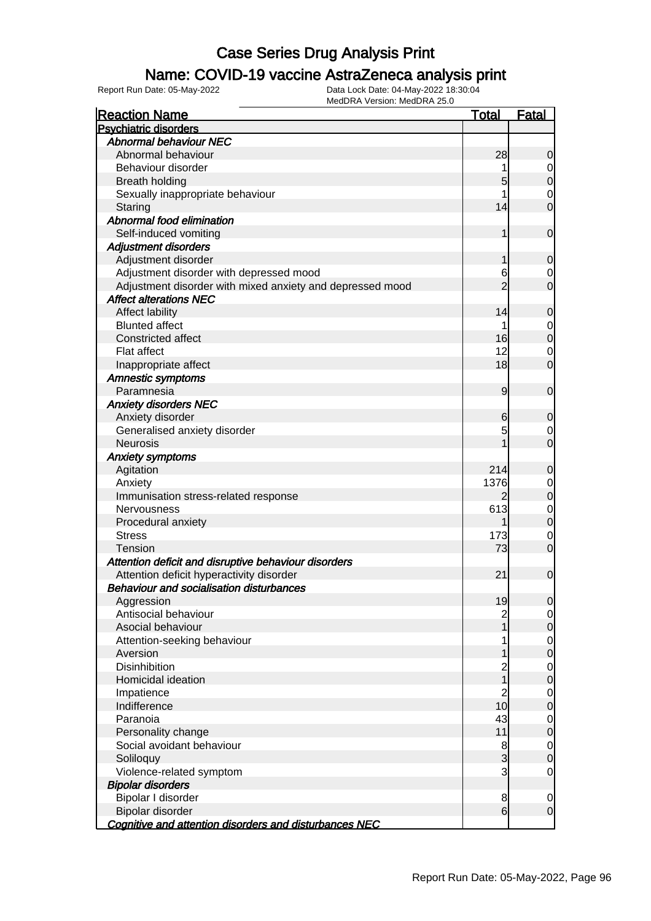# Case Series Drug Analysis Print

## Name: COVID-19 vaccine AstraZeneca analysis print

Report Run Date: 05-May-2022
Data Lock Date: 04-May-2022 18:30:04
MedDRA Version: MedDRA 25.0

| Reaction Name | Total | Fatal |
|---|---|---|
| **Psychiatric disorders** | | |
| ***Abnormal behaviour NEC*** | | |
| Abnormal behaviour | 28 | 0 |
| Behaviour disorder | 1 | 0 |
| Breath holding | 5 | 0 |
| Sexually inappropriate behaviour | 1 | 0 |
| Staring | 14 | 0 |
| ***Abnormal food elimination*** | | |
| Self-induced vomiting | 1 | 0 |
| ***Adjustment disorders*** | | |
| Adjustment disorder | 1 | 0 |
| Adjustment disorder with depressed mood | 6 | 0 |
| Adjustment disorder with mixed anxiety and depressed mood | 2 | 0 |
| ***Affect alterations NEC*** | | |
| Affect lability | 14 | 0 |
| Blunted affect | 1 | 0 |
| Constricted affect | 16 | 0 |
| Flat affect | 12 | 0 |
| Inappropriate affect | 18 | 0 |
| ***Amnestic symptoms*** | | |
| Paramnesia | 9 | 0 |
| ***Anxiety disorders NEC*** | | |
| Anxiety disorder | 6 | 0 |
| Generalised anxiety disorder | 5 | 0 |
| Neurosis | 1 | 0 |
| ***Anxiety symptoms*** | | |
| Agitation | 214 | 0 |
| Anxiety | 1376 | 0 |
| Immunisation stress-related response | 2 | 0 |
| Nervousness | 613 | 0 |
| Procedural anxiety | 1 | 0 |
| Stress | 173 | 0 |
| Tension | 73 | 0 |
| ***Attention deficit and disruptive behaviour disorders*** | | |
| Attention deficit hyperactivity disorder | 21 | 0 |
| ***Behaviour and socialisation disturbances*** | | |
| Aggression | 19 | 0 |
| Antisocial behaviour | 2 | 0 |
| Asocial behaviour | 1 | 0 |
| Attention-seeking behaviour | 1 | 0 |
| Aversion | 1 | 0 |
| Disinhibition | 2 | 0 |
| Homicidal ideation | 1 | 0 |
| Impatience | 2 | 0 |
| Indifference | 10 | 0 |
| Paranoia | 43 | 0 |
| Personality change | 11 | 0 |
| Social avoidant behaviour | 8 | 0 |
| Soliloquy | 3 | 0 |
| Violence-related symptom | 3 | 0 |
| ***Bipolar disorders*** | | |
| Bipolar I disorder | 8 | 0 |
| Bipolar disorder | 6 | 0 |
| ***Cognitive and attention disorders and disturbances NEC*** | | |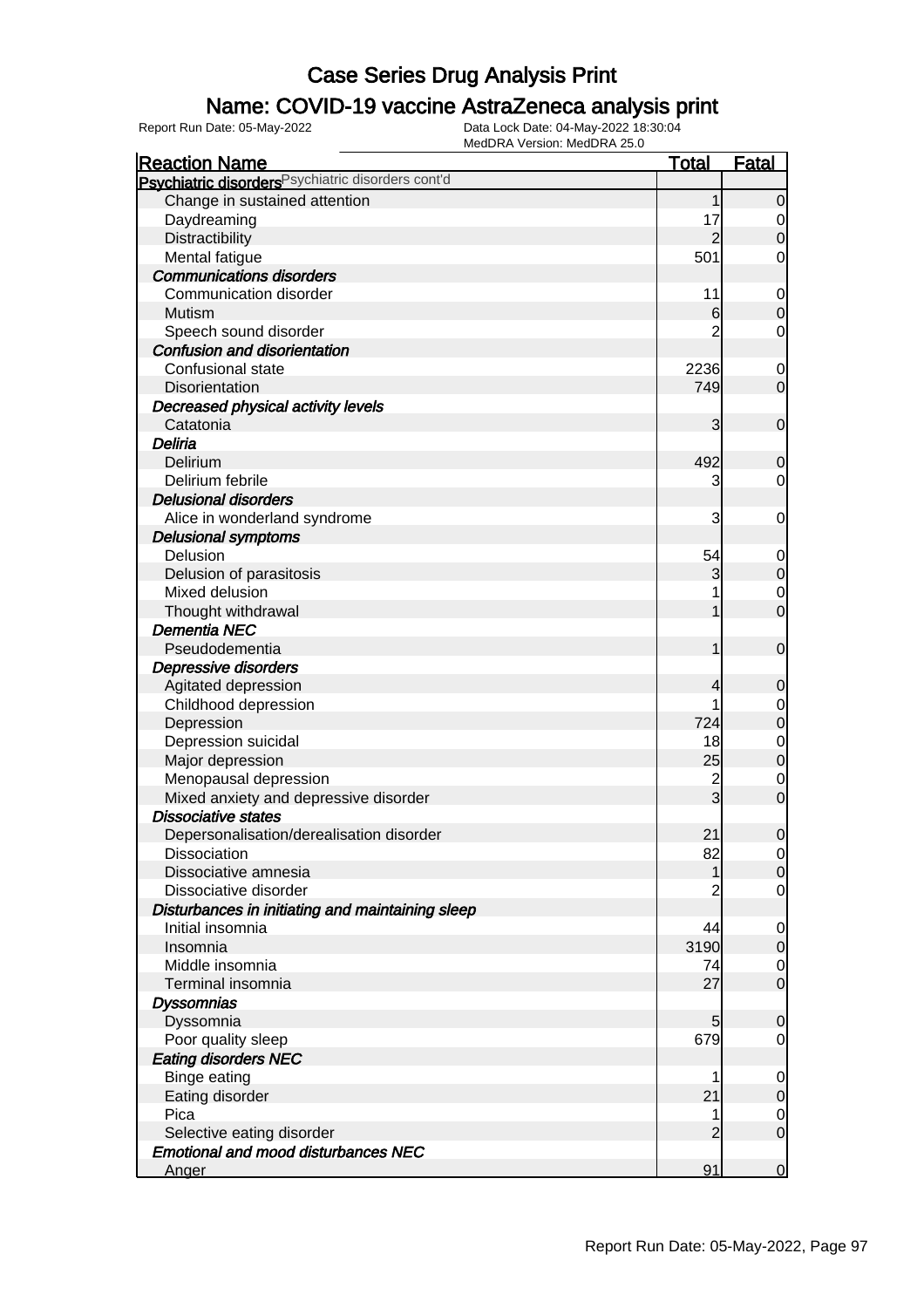# Case Series Drug Analysis Print

## Name: COVID-19 vaccine AstraZeneca analysis print

Report Run Date: 05-May-2022

Data Lock Date: 04-May-2022 18:30:04
MedDRA Version: MedDRA 25.0

| Reaction Name | Total | Fatal |
|---|---|---|
| **Psychiatric disorders** Psychiatric disorders cont'd | | |
| Change in sustained attention | 1 | 0 |
| Daydreaming | 17 | 0 |
| Distractibility | 2 | 0 |
| Mental fatigue | 501 | 0 |
| ***Communications disorders*** | | |
| Communication disorder | 11 | 0 |
| Mutism | 6 | 0 |
| Speech sound disorder | 2 | 0 |
| ***Confusion and disorientation*** | | |
| Confusional state | 2236 | 0 |
| Disorientation | 749 | 0 |
| ***Decreased physical activity levels*** | | |
| Catatonia | 3 | 0 |
| ***Deliria*** | | |
| Delirium | 492 | 0 |
| Delirium febrile | 3 | 0 |
| ***Delusional disorders*** | | |
| Alice in wonderland syndrome | 3 | 0 |
| ***Delusional symptoms*** | | |
| Delusion | 54 | 0 |
| Delusion of parasitosis | 3 | 0 |
| Mixed delusion | 1 | 0 |
| Thought withdrawal | 1 | 0 |
| ***Dementia NEC*** | | |
| Pseudodementia | 1 | 0 |
| ***Depressive disorders*** | | |
| Agitated depression | 4 | 0 |
| Childhood depression | 1 | 0 |
| Depression | 724 | 0 |
| Depression suicidal | 18 | 0 |
| Major depression | 25 | 0 |
| Menopausal depression | 2 | 0 |
| Mixed anxiety and depressive disorder | 3 | 0 |
| ***Dissociative states*** | | |
| Depersonalisation/derealisation disorder | 21 | 0 |
| Dissociation | 82 | 0 |
| Dissociative amnesia | 1 | 0 |
| Dissociative disorder | 2 | 0 |
| ***Disturbances in initiating and maintaining sleep*** | | |
| Initial insomnia | 44 | 0 |
| Insomnia | 3190 | 0 |
| Middle insomnia | 74 | 0 |
| Terminal insomnia | 27 | 0 |
| ***Dyssomnias*** | | |
| Dyssomnia | 5 | 0 |
| Poor quality sleep | 679 | 0 |
| ***Eating disorders NEC*** | | |
| Binge eating | 1 | 0 |
| Eating disorder | 21 | 0 |
| Pica | 1 | 0 |
| Selective eating disorder | 2 | 0 |
| ***Emotional and mood disturbances NEC*** | | |
| Anger | 91 | 0 |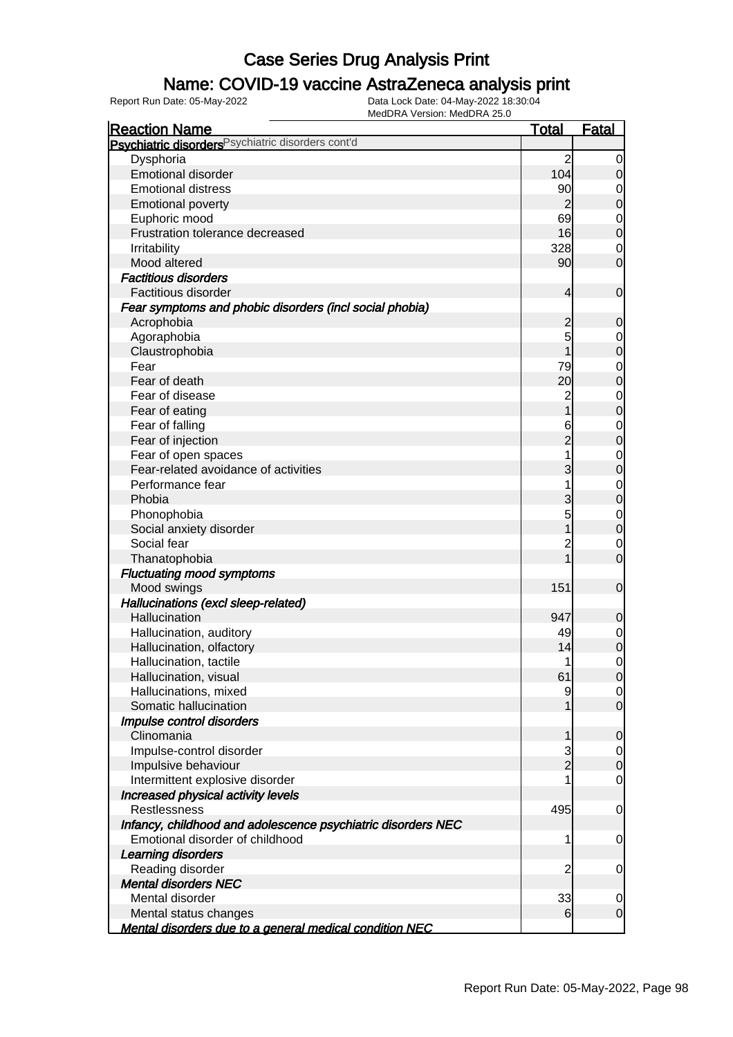# Case Series Drug Analysis Print

## Name: COVID-19 vaccine AstraZeneca analysis print

Report Run Date: 05-May-2022

Data Lock Date: 04-May-2022 18:30:04
MedDRA Version: MedDRA 25.0

| Reaction Name | Total | Fatal |
|---|---|---|
| **Psychiatric disorders** Psychiatric disorders cont'd | | |
| Dysphoria | 2 | 0 |
| Emotional disorder | 104 | 0 |
| Emotional distress | 90 | 0 |
| Emotional poverty | 2 | 0 |
| Euphoric mood | 69 | 0 |
| Frustration tolerance decreased | 16 | 0 |
| Irritability | 328 | 0 |
| Mood altered | 90 | 0 |
| ***Factitious disorders*** | | |
| Factitious disorder | 4 | 0 |
| ***Fear symptoms and phobic disorders (incl social phobia)*** | | |
| Acrophobia | 2 | 0 |
| Agoraphobia | 5 | 0 |
| Claustrophobia | 1 | 0 |
| Fear | 79 | 0 |
| Fear of death | 20 | 0 |
| Fear of disease | 2 | 0 |
| Fear of eating | 1 | 0 |
| Fear of falling | 6 | 0 |
| Fear of injection | 2 | 0 |
| Fear of open spaces | 1 | 0 |
| Fear-related avoidance of activities | 3 | 0 |
| Performance fear | 1 | 0 |
| Phobia | 3 | 0 |
| Phonophobia | 5 | 0 |
| Social anxiety disorder | 1 | 0 |
| Social fear | 2 | 0 |
| Thanatophobia | 1 | 0 |
| ***Fluctuating mood symptoms*** | | |
| Mood swings | 151 | 0 |
| ***Hallucinations (excl sleep-related)*** | | |
| Hallucination | 947 | 0 |
| Hallucination, auditory | 49 | 0 |
| Hallucination, olfactory | 14 | 0 |
| Hallucination, tactile | 1 | 0 |
| Hallucination, visual | 61 | 0 |
| Hallucinations, mixed | 9 | 0 |
| Somatic hallucination | 1 | 0 |
| ***Impulse control disorders*** | | |
| Clinomania | 1 | 0 |
| Impulse-control disorder | 3 | 0 |
| Impulsive behaviour | 2 | 0 |
| Intermittent explosive disorder | 1 | 0 |
| ***Increased physical activity levels*** | | |
| Restlessness | 495 | 0 |
| ***Infancy, childhood and adolescence psychiatric disorders NEC*** | | |
| Emotional disorder of childhood | 1 | 0 |
| ***Learning disorders*** | | |
| Reading disorder | 2 | 0 |
| ***Mental disorders NEC*** | | |
| Mental disorder | 33 | 0 |
| Mental status changes | 6 | 0 |
| ***Mental disorders due to a general medical condition NEC*** | | |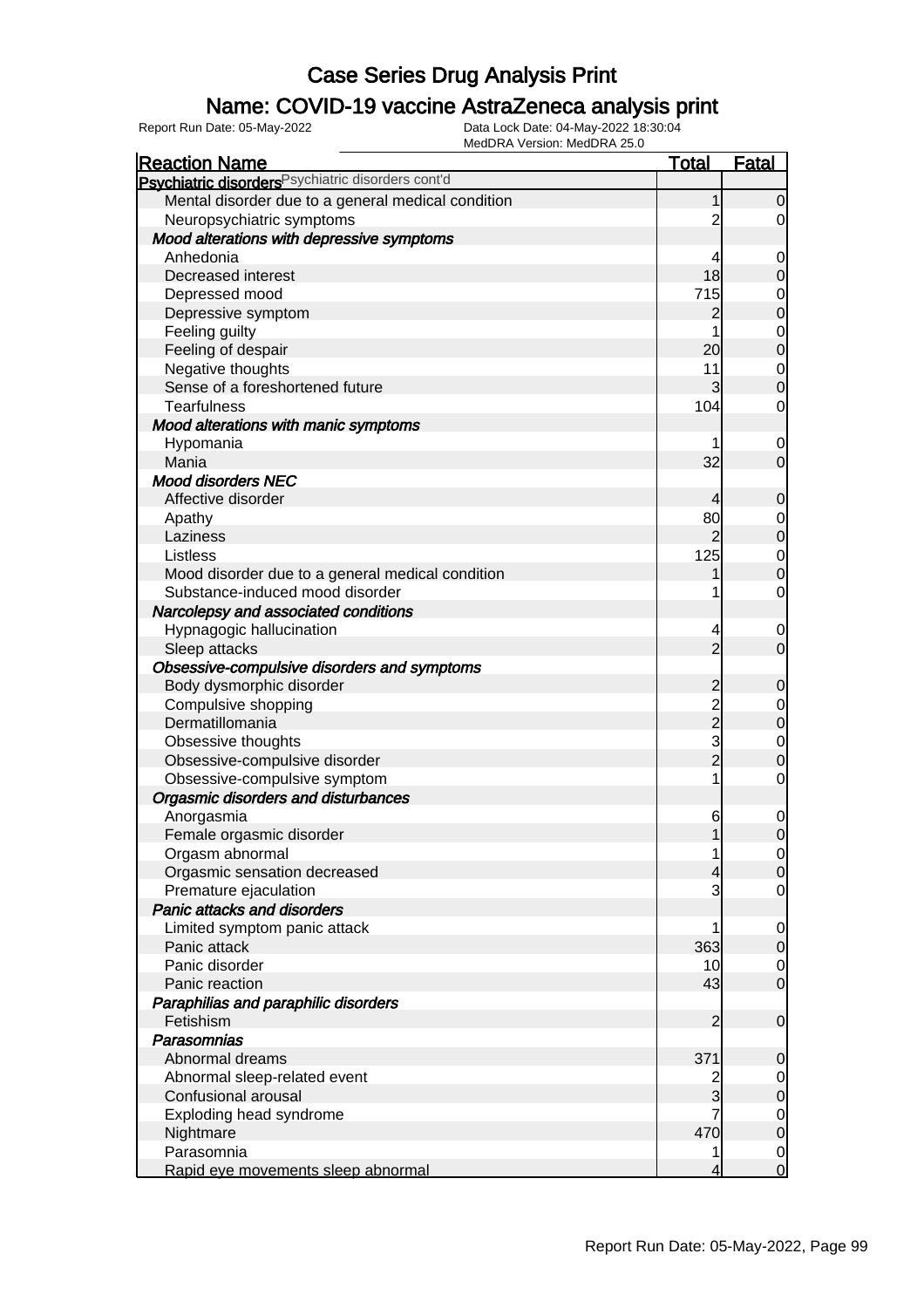# Case Series Drug Analysis Print

## Name: COVID-19 vaccine AstraZeneca analysis print

Report Run Date: 05-May-2022

Data Lock Date: 04-May-2022 18:30:04

MedDRA Version: MedDRA 25.0

| Reaction Name | Total | Fatal |
|---|---|---|
| **Psychiatric disorders** Psychiatric disorders cont'd | | |
| Mental disorder due to a general medical condition | 1 | 0 |
| Neuropsychiatric symptoms | 2 | 0 |
| ***Mood alterations with depressive symptoms*** | | |
| Anhedonia | 4 | 0 |
| Decreased interest | 18 | 0 |
| Depressed mood | 715 | 0 |
| Depressive symptom | 2 | 0 |
| Feeling guilty | 1 | 0 |
| Feeling of despair | 20 | 0 |
| Negative thoughts | 11 | 0 |
| Sense of a foreshortened future | 3 | 0 |
| Tearfulness | 104 | 0 |
| ***Mood alterations with manic symptoms*** | | |
| Hypomania | 1 | 0 |
| Mania | 32 | 0 |
| ***Mood disorders NEC*** | | |
| Affective disorder | 4 | 0 |
| Apathy | 80 | 0 |
| Laziness | 2 | 0 |
| Listless | 125 | 0 |
| Mood disorder due to a general medical condition | 1 | 0 |
| Substance-induced mood disorder | 1 | 0 |
| ***Narcolepsy and associated conditions*** | | |
| Hypnagogic hallucination | 4 | 0 |
| Sleep attacks | 2 | 0 |
| ***Obsessive-compulsive disorders and symptoms*** | | |
| Body dysmorphic disorder | 2 | 0 |
| Compulsive shopping | 2 | 0 |
| Dermatillomania | 2 | 0 |
| Obsessive thoughts | 3 | 0 |
| Obsessive-compulsive disorder | 2 | 0 |
| Obsessive-compulsive symptom | 1 | 0 |
| ***Orgasmic disorders and disturbances*** | | |
| Anorgasmia | 6 | 0 |
| Female orgasmic disorder | 1 | 0 |
| Orgasm abnormal | 1 | 0 |
| Orgasmic sensation decreased | 4 | 0 |
| Premature ejaculation | 3 | 0 |
| ***Panic attacks and disorders*** | | |
| Limited symptom panic attack | 1 | 0 |
| Panic attack | 363 | 0 |
| Panic disorder | 10 | 0 |
| Panic reaction | 43 | 0 |
| ***Paraphilias and paraphilic disorders*** | | |
| Fetishism | 2 | 0 |
| ***Parasomnias*** | | |
| Abnormal dreams | 371 | 0 |
| Abnormal sleep-related event | 2 | 0 |
| Confusional arousal | 3 | 0 |
| Exploding head syndrome | 7 | 0 |
| Nightmare | 470 | 0 |
| Parasomnia | 1 | 0 |
| Rapid eye movements sleep abnormal | 4 | 0 |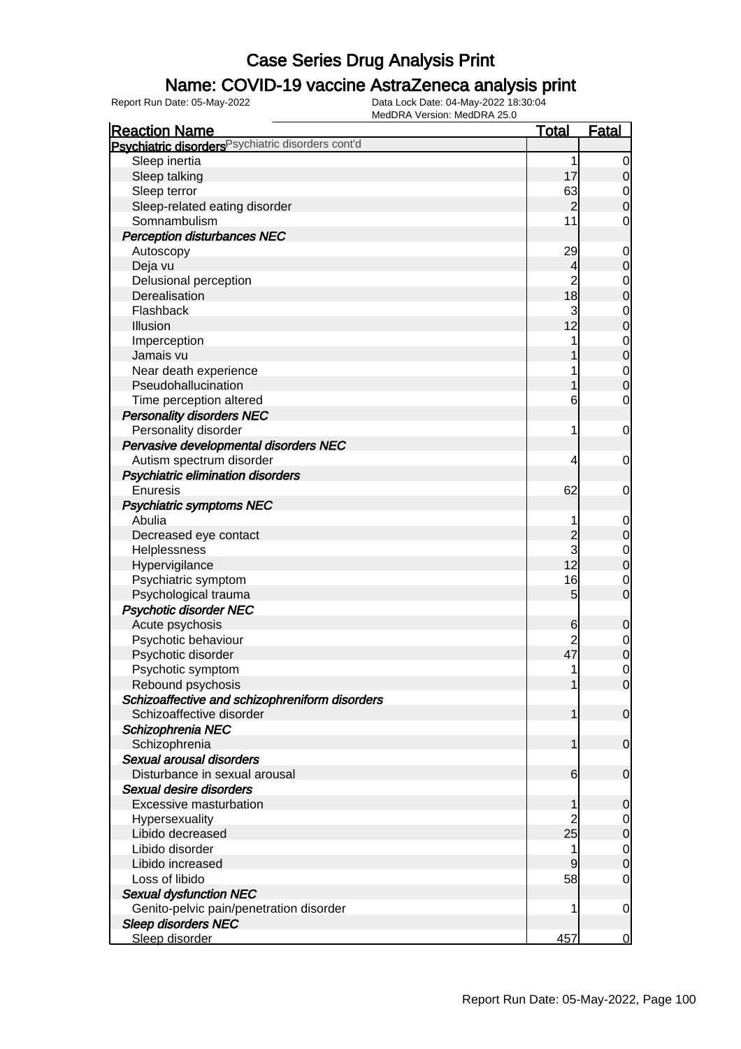# Case Series Drug Analysis Print

## Name: COVID-19 vaccine AstraZeneca analysis print

Report Run Date: 05-May-2022

Data Lock Date: 04-May-2022 18:30:04

MedDRA Version: MedDRA 25.0

| Reaction Name | Total | Fatal |
|---|---|---|
| **Psychiatric disorders** Psychiatric disorders cont'd | | |
| Sleep inertia | 1 | 0 |
| Sleep talking | 17 | 0 |
| Sleep terror | 63 | 0 |
| Sleep-related eating disorder | 2 | 0 |
| Somnambulism | 11 | 0 |
| ***Perception disturbances NEC*** | | |
| Autoscopy | 29 | 0 |
| Deja vu | 4 | 0 |
| Delusional perception | 2 | 0 |
| Derealisation | 18 | 0 |
| Flashback | 3 | 0 |
| Illusion | 12 | 0 |
| Imperception | 1 | 0 |
| Jamais vu | 1 | 0 |
| Near death experience | 1 | 0 |
| Pseudohallucination | 1 | 0 |
| Time perception altered | 6 | 0 |
| ***Personality disorders NEC*** | | |
| Personality disorder | 1 | 0 |
| ***Pervasive developmental disorders NEC*** | | |
| Autism spectrum disorder | 4 | 0 |
| ***Psychiatric elimination disorders*** | | |
| Enuresis | 62 | 0 |
| ***Psychiatric symptoms NEC*** | | |
| Abulia | 1 | 0 |
| Decreased eye contact | 2 | 0 |
| Helplessness | 3 | 0 |
| Hypervigilance | 12 | 0 |
| Psychiatric symptom | 16 | 0 |
| Psychological trauma | 5 | 0 |
| ***Psychotic disorder NEC*** | | |
| Acute psychosis | 6 | 0 |
| Psychotic behaviour | 2 | 0 |
| Psychotic disorder | 47 | 0 |
| Psychotic symptom | 1 | 0 |
| Rebound psychosis | 1 | 0 |
| ***Schizoaffective and schizophreniform disorders*** | | |
| Schizoaffective disorder | 1 | 0 |
| ***Schizophrenia NEC*** | | |
| Schizophrenia | 1 | 0 |
| ***Sexual arousal disorders*** | | |
| Disturbance in sexual arousal | 6 | 0 |
| ***Sexual desire disorders*** | | |
| Excessive masturbation | 1 | 0 |
| Hypersexuality | 2 | 0 |
| Libido decreased | 25 | 0 |
| Libido disorder | 1 | 0 |
| Libido increased | 9 | 0 |
| Loss of libido | 58 | 0 |
| ***Sexual dysfunction NEC*** | | |
| Genito-pelvic pain/penetration disorder | 1 | 0 |
| ***Sleep disorders NEC*** | | |
| Sleep disorder | 457 | 0 |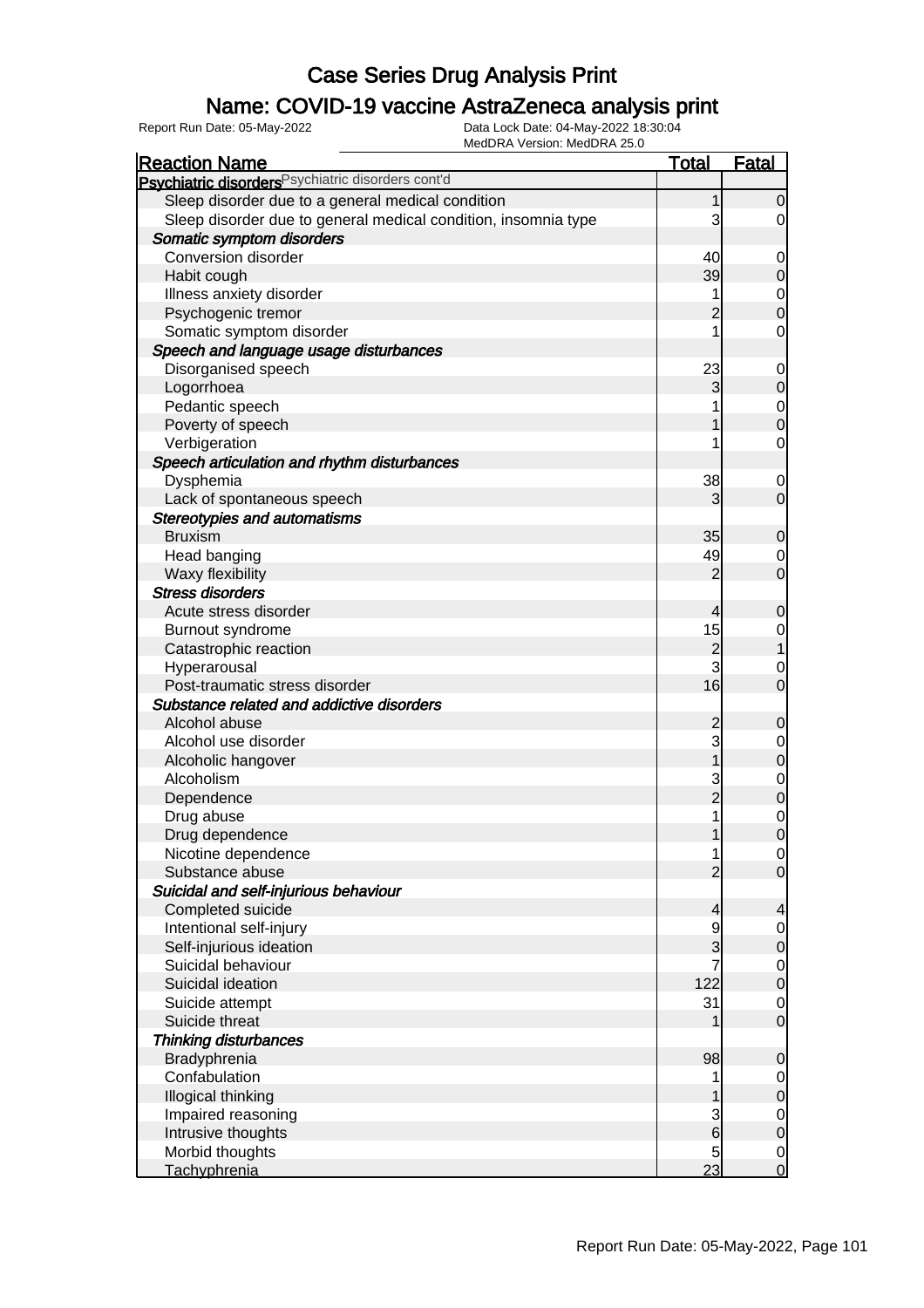# Case Series Drug Analysis Print

## Name: COVID-19 vaccine AstraZeneca analysis print

Report Run Date: 05-May-2022    Data Lock Date: 04-May-2022 18:30:04
MedDRA Version: MedDRA 25.0

| Reaction Name | Total | Fatal |
|---|---|---|
| **Psychiatric disorders** Psychiatric disorders cont'd | | |
| Sleep disorder due to a general medical condition | 1 | 0 |
| Sleep disorder due to general medical condition, insomnia type | 3 | 0 |
| ***Somatic symptom disorders*** | | |
| Conversion disorder | 40 | 0 |
| Habit cough | 39 | 0 |
| Illness anxiety disorder | 1 | 0 |
| Psychogenic tremor | 2 | 0 |
| Somatic symptom disorder | 1 | 0 |
| ***Speech and language usage disturbances*** | | |
| Disorganised speech | 23 | 0 |
| Logorrhoea | 3 | 0 |
| Pedantic speech | 1 | 0 |
| Poverty of speech | 1 | 0 |
| Verbigeration | 1 | 0 |
| ***Speech articulation and rhythm disturbances*** | | |
| Dysphemia | 38 | 0 |
| Lack of spontaneous speech | 3 | 0 |
| ***Stereotypies and automatisms*** | | |
| Bruxism | 35 | 0 |
| Head banging | 49 | 0 |
| Waxy flexibility | 2 | 0 |
| ***Stress disorders*** | | |
| Acute stress disorder | 4 | 0 |
| Burnout syndrome | 15 | 0 |
| Catastrophic reaction | 2 | 1 |
| Hyperarousal | 3 | 0 |
| Post-traumatic stress disorder | 16 | 0 |
| ***Substance related and addictive disorders*** | | |
| Alcohol abuse | 2 | 0 |
| Alcohol use disorder | 3 | 0 |
| Alcoholic hangover | 1 | 0 |
| Alcoholism | 3 | 0 |
| Dependence | 2 | 0 |
| Drug abuse | 1 | 0 |
| Drug dependence | 1 | 0 |
| Nicotine dependence | 1 | 0 |
| Substance abuse | 2 | 0 |
| ***Suicidal and self-injurious behaviour*** | | |
| Completed suicide | 4 | 4 |
| Intentional self-injury | 9 | 0 |
| Self-injurious ideation | 3 | 0 |
| Suicidal behaviour | 7 | 0 |
| Suicidal ideation | 122 | 0 |
| Suicide attempt | 31 | 0 |
| Suicide threat | 1 | 0 |
| ***Thinking disturbances*** | | |
| Bradyphrenia | 98 | 0 |
| Confabulation | 1 | 0 |
| Illogical thinking | 1 | 0 |
| Impaired reasoning | 3 | 0 |
| Intrusive thoughts | 6 | 0 |
| Morbid thoughts | 5 | 0 |
| Tachyphrenia | 23 | 0 |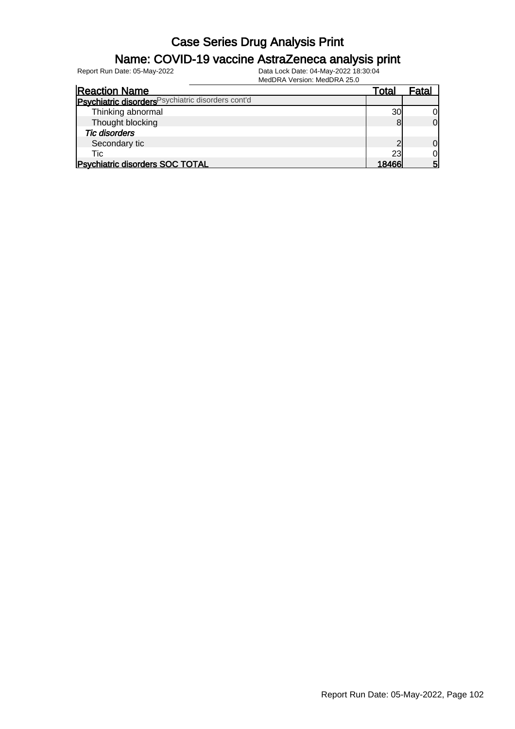# Case Series Drug Analysis Print

## Name: COVID-19 vaccine AstraZeneca analysis print

Report Run Date: 05-May-2022

Data Lock Date: 04-May-2022 18:30:04
MedDRA Version: MedDRA 25.0

| Reaction Name | Total | Fatal |
|---|---|---|
| **Psychiatric disorders** Psychiatric disorders cont'd | | |
| Thinking abnormal | 30 | 0 |
| Thought blocking | 8 | 0 |
| *Tic disorders* | | |
| Secondary tic | 2 | 0 |
| Tic | 23 | 0 |
| **Psychiatric disorders SOC TOTAL** | **18466** | **5** |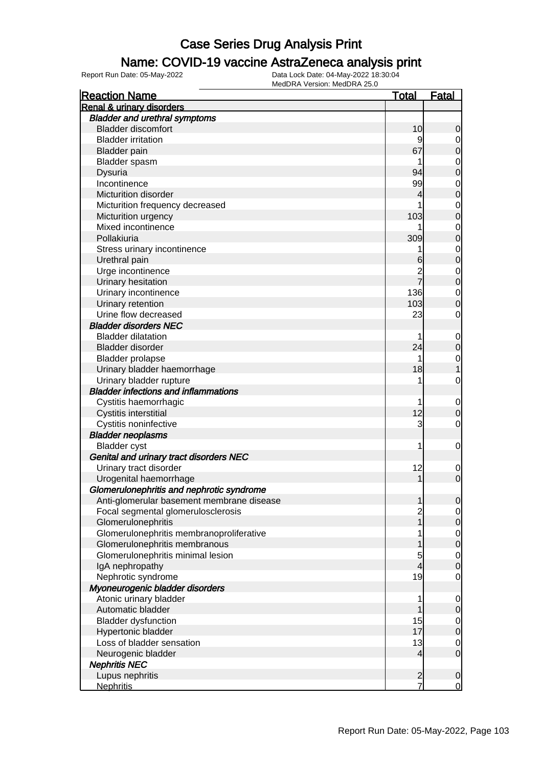# Case Series Drug Analysis Print

## Name: COVID-19 vaccine AstraZeneca analysis print

Report Run Date: 05-May-2022

Data Lock Date: 04-May-2022 18:30:04

MedDRA Version: MedDRA 25.0

| Reaction Name | Total | Fatal |
|---|---|---|
| **Renal & urinary disorders** | | |
| ***Bladder and urethral symptoms*** | | |
| Bladder discomfort | 10 | 0 |
| Bladder irritation | 9 | 0 |
| Bladder pain | 67 | 0 |
| Bladder spasm | 1 | 0 |
| Dysuria | 94 | 0 |
| Incontinence | 99 | 0 |
| Micturition disorder | 4 | 0 |
| Micturition frequency decreased | 1 | 0 |
| Micturition urgency | 103 | 0 |
| Mixed incontinence | 1 | 0 |
| Pollakiuria | 309 | 0 |
| Stress urinary incontinence | 1 | 0 |
| Urethral pain | 6 | 0 |
| Urge incontinence | 2 | 0 |
| Urinary hesitation | 7 | 0 |
| Urinary incontinence | 136 | 0 |
| Urinary retention | 103 | 0 |
| Urine flow decreased | 23 | 0 |
| ***Bladder disorders NEC*** | | |
| Bladder dilatation | 1 | 0 |
| Bladder disorder | 24 | 0 |
| Bladder prolapse | 1 | 0 |
| Urinary bladder haemorrhage | 18 | 1 |
| Urinary bladder rupture | 1 | 0 |
| ***Bladder infections and inflammations*** | | |
| Cystitis haemorrhagic | 1 | 0 |
| Cystitis interstitial | 12 | 0 |
| Cystitis noninfective | 3 | 0 |
| ***Bladder neoplasms*** | | |
| Bladder cyst | 1 | 0 |
| ***Genital and urinary tract disorders NEC*** | | |
| Urinary tract disorder | 12 | 0 |
| Urogenital haemorrhage | 1 | 0 |
| ***Glomerulonephritis and nephrotic syndrome*** | | |
| Anti-glomerular basement membrane disease | 1 | 0 |
| Focal segmental glomerulosclerosis | 2 | 0 |
| Glomerulonephritis | 1 | 0 |
| Glomerulonephritis membranoproliferative | 1 | 0 |
| Glomerulonephritis membranous | 1 | 0 |
| Glomerulonephritis minimal lesion | 5 | 0 |
| IgA nephropathy | 4 | 0 |
| Nephrotic syndrome | 19 | 0 |
| ***Myoneurogenic bladder disorders*** | | |
| Atonic urinary bladder | 1 | 0 |
| Automatic bladder | 1 | 0 |
| Bladder dysfunction | 15 | 0 |
| Hypertonic bladder | 17 | 0 |
| Loss of bladder sensation | 13 | 0 |
| Neurogenic bladder | 4 | 0 |
| ***Nephritis NEC*** | | |
| Lupus nephritis | 2 | 0 |
| Nephritis | 7 | 0 |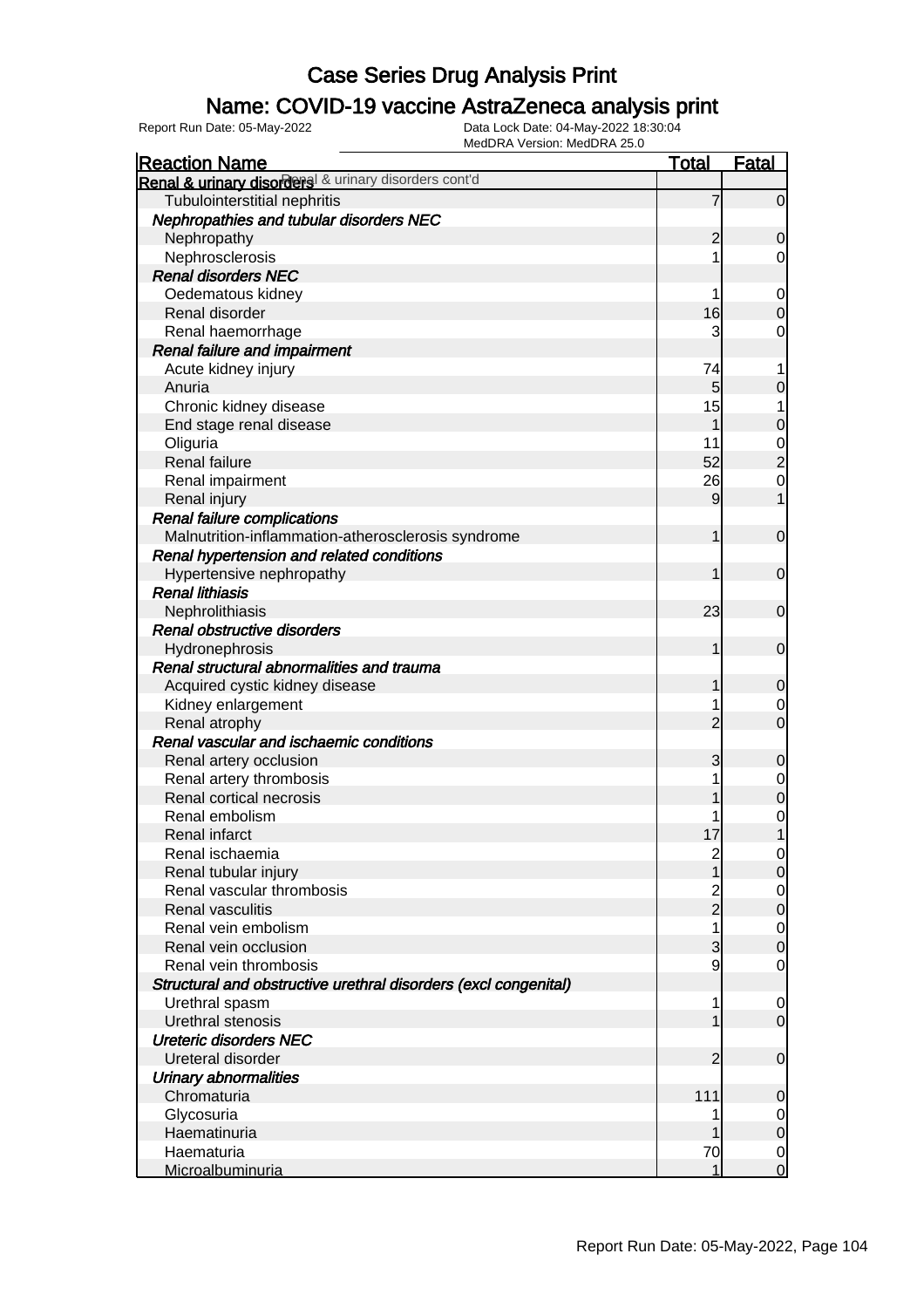# Case Series Drug Analysis Print

## Name: COVID-19 vaccine AstraZeneca analysis print

Report Run Date: 05-May-2022

Data Lock Date: 04-May-2022 18:30:04

MedDRA Version: MedDRA 25.0

| Reaction Name | Total | Fatal |
|---|---|---|
| **Renal & urinary disorders** Renal & urinary disorders cont'd | | |
| Tubulointerstitial nephritis | 7 | 0 |
| ***Nephropathies and tubular disorders NEC*** | | |
| Nephropathy | 2 | 0 |
| Nephrosclerosis | 1 | 0 |
| ***Renal disorders NEC*** | | |
| Oedematous kidney | 1 | 0 |
| Renal disorder | 16 | 0 |
| Renal haemorrhage | 3 | 0 |
| ***Renal failure and impairment*** | | |
| Acute kidney injury | 74 | 1 |
| Anuria | 5 | 0 |
| Chronic kidney disease | 15 | 1 |
| End stage renal disease | 1 | 0 |
| Oliguria | 11 | 0 |
| Renal failure | 52 | 2 |
| Renal impairment | 26 | 0 |
| Renal injury | 9 | 1 |
| ***Renal failure complications*** | | |
| Malnutrition-inflammation-atherosclerosis syndrome | 1 | 0 |
| ***Renal hypertension and related conditions*** | | |
| Hypertensive nephropathy | 1 | 0 |
| ***Renal lithiasis*** | | |
| Nephrolithiasis | 23 | 0 |
| ***Renal obstructive disorders*** | | |
| Hydronephrosis | 1 | 0 |
| ***Renal structural abnormalities and trauma*** | | |
| Acquired cystic kidney disease | 1 | 0 |
| Kidney enlargement | 1 | 0 |
| Renal atrophy | 2 | 0 |
| ***Renal vascular and ischaemic conditions*** | | |
| Renal artery occlusion | 3 | 0 |
| Renal artery thrombosis | 1 | 0 |
| Renal cortical necrosis | 1 | 0 |
| Renal embolism | 1 | 0 |
| Renal infarct | 17 | 1 |
| Renal ischaemia | 2 | 0 |
| Renal tubular injury | 1 | 0 |
| Renal vascular thrombosis | 2 | 0 |
| Renal vasculitis | 2 | 0 |
| Renal vein embolism | 1 | 0 |
| Renal vein occlusion | 3 | 0 |
| Renal vein thrombosis | 9 | 0 |
| ***Structural and obstructive urethral disorders (excl congenital)*** | | |
| Urethral spasm | 1 | 0 |
| Urethral stenosis | 1 | 0 |
| ***Ureteric disorders NEC*** | | |
| Ureteral disorder | 2 | 0 |
| ***Urinary abnormalities*** | | |
| Chromaturia | 111 | 0 |
| Glycosuria | 1 | 0 |
| Haematinuria | 1 | 0 |
| Haematuria | 70 | 0 |
| Microalbuminuria | 1 | 0 |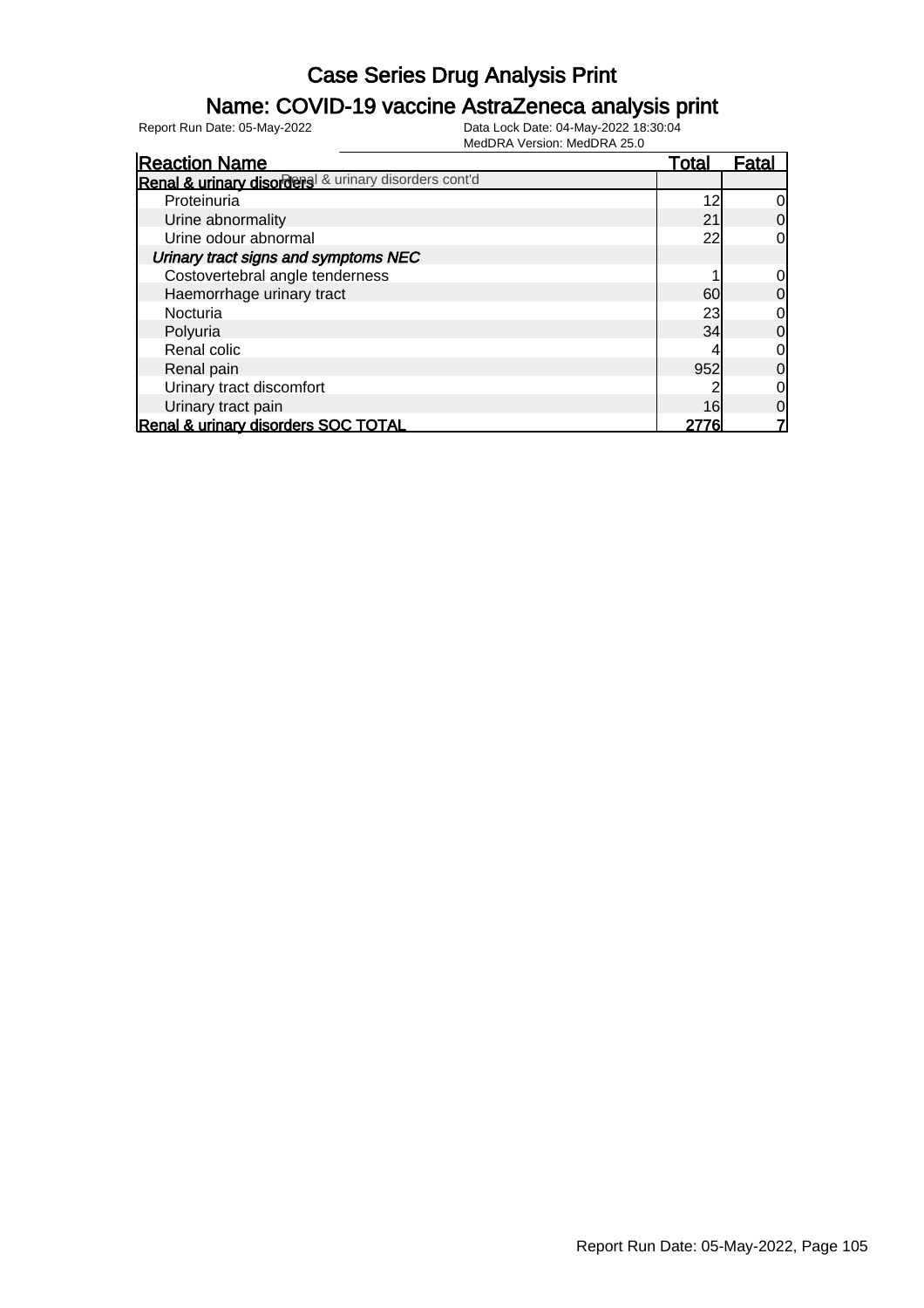# Case Series Drug Analysis Print

## Name: COVID-19 vaccine AstraZeneca analysis print

Report Run Date: 05-May-2022

Data Lock Date: 04-May-2022 18:30:04
MedDRA Version: MedDRA 25.0

| Reaction Name | Total | Fatal |
|---|---|---|
| **Renal & urinary disorders** Renal & urinary disorders cont'd | | |
| Proteinuria | 12 | 0 |
| Urine abnormality | 21 | 0 |
| Urine odour abnormal | 22 | 0 |
| ***Urinary tract signs and symptoms NEC*** | | |
| Costovertebral angle tenderness | 1 | 0 |
| Haemorrhage urinary tract | 60 | 0 |
| Nocturia | 23 | 0 |
| Polyuria | 34 | 0 |
| Renal colic | 4 | 0 |
| Renal pain | 952 | 0 |
| Urinary tract discomfort | 2 | 0 |
| Urinary tract pain | 16 | 0 |
| **Renal & urinary disorders SOC TOTAL** | **2776** | **7** |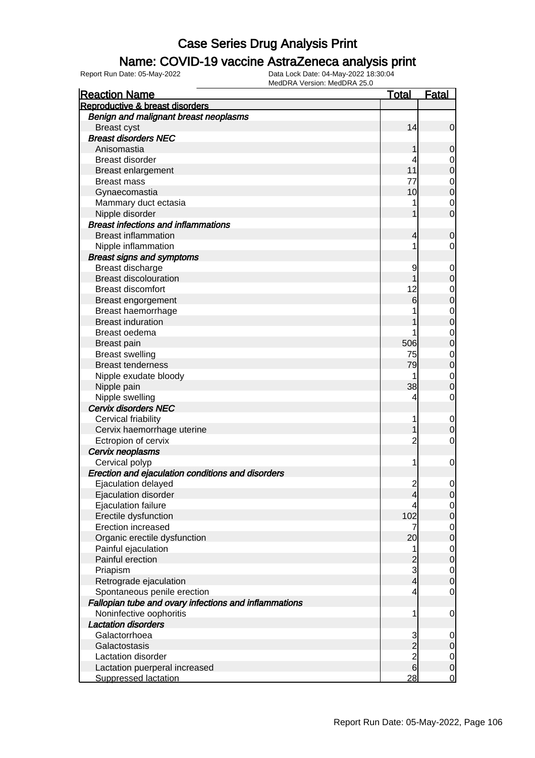# Case Series Drug Analysis Print

## Name: COVID-19 vaccine AstraZeneca analysis print

Report Run Date: 05-May-2022 | Data Lock Date: 04-May-2022 18:30:04 | MedDRA Version: MedDRA 25.0

| Reaction Name | Total | Fatal |
|---|---|---|
| **Reproductive & breast disorders** | | |
| ***Benign and malignant breast neoplasms*** | | |
| Breast cyst | 14 | 0 |
| ***Breast disorders NEC*** | | |
| Anisomastia | 1 | 0 |
| Breast disorder | 4 | 0 |
| Breast enlargement | 11 | 0 |
| Breast mass | 77 | 0 |
| Gynaecomastia | 10 | 0 |
| Mammary duct ectasia | 1 | 0 |
| Nipple disorder | 1 | 0 |
| ***Breast infections and inflammations*** | | |
| Breast inflammation | 4 | 0 |
| Nipple inflammation | 1 | 0 |
| ***Breast signs and symptoms*** | | |
| Breast discharge | 9 | 0 |
| Breast discolouration | 1 | 0 |
| Breast discomfort | 12 | 0 |
| Breast engorgement | 6 | 0 |
| Breast haemorrhage | 1 | 0 |
| Breast induration | 1 | 0 |
| Breast oedema | 1 | 0 |
| Breast pain | 506 | 0 |
| Breast swelling | 75 | 0 |
| Breast tenderness | 79 | 0 |
| Nipple exudate bloody | 1 | 0 |
| Nipple pain | 38 | 0 |
| Nipple swelling | 4 | 0 |
| ***Cervix disorders NEC*** | | |
| Cervical friability | 1 | 0 |
| Cervix haemorrhage uterine | 1 | 0 |
| Ectropion of cervix | 2 | 0 |
| ***Cervix neoplasms*** | | |
| Cervical polyp | 1 | 0 |
| ***Erection and ejaculation conditions and disorders*** | | |
| Ejaculation delayed | 2 | 0 |
| Ejaculation disorder | 4 | 0 |
| Ejaculation failure | 4 | 0 |
| Erectile dysfunction | 102 | 0 |
| Erection increased | 7 | 0 |
| Organic erectile dysfunction | 20 | 0 |
| Painful ejaculation | 1 | 0 |
| Painful erection | 2 | 0 |
| Priapism | 3 | 0 |
| Retrograde ejaculation | 4 | 0 |
| Spontaneous penile erection | 4 | 0 |
| ***Fallopian tube and ovary infections and inflammations*** | | |
| Noninfective oophoritis | 1 | 0 |
| ***Lactation disorders*** | | |
| Galactorrhoea | 3 | 0 |
| Galactostasis | 2 | 0 |
| Lactation disorder | 2 | 0 |
| Lactation puerperal increased | 6 | 0 |
| Suppressed lactation | 28 | 0 |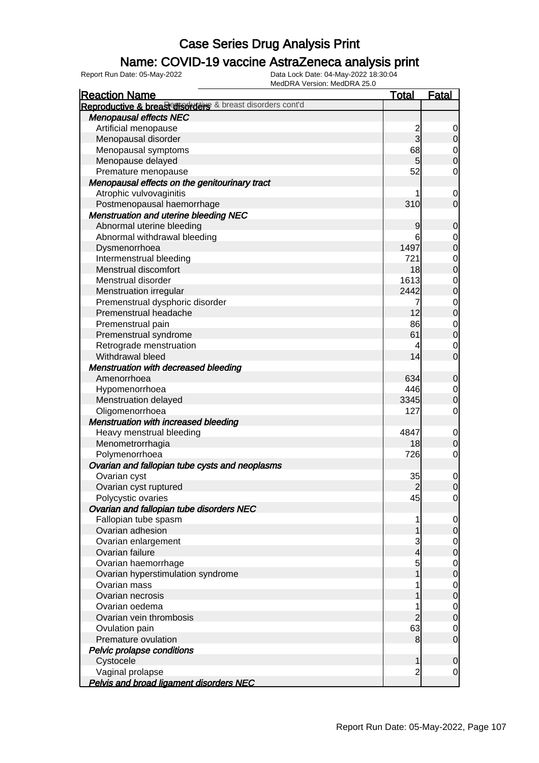# Case Series Drug Analysis Print

## Name: COVID-19 vaccine AstraZeneca analysis print

Report Run Date: 05-May-2022    Data Lock Date: 04-May-2022 18:30:04
MedDRA Version: MedDRA 25.0

| Reaction Name | Total | Fatal |
|---|---|---|
| **Reproductive & breast disorders** Reproductive & breast disorders cont'd | | |
| ***Menopausal effects NEC*** | | |
| Artificial menopause | 2 | 0 |
| Menopausal disorder | 3 | 0 |
| Menopausal symptoms | 68 | 0 |
| Menopause delayed | 5 | 0 |
| Premature menopause | 52 | 0 |
| ***Menopausal effects on the genitourinary tract*** | | |
| Atrophic vulvovaginitis | 1 | 0 |
| Postmenopausal haemorrhage | 310 | 0 |
| ***Menstruation and uterine bleeding NEC*** | | |
| Abnormal uterine bleeding | 9 | 0 |
| Abnormal withdrawal bleeding | 6 | 0 |
| Dysmenorrhoea | 1497 | 0 |
| Intermenstrual bleeding | 721 | 0 |
| Menstrual discomfort | 18 | 0 |
| Menstrual disorder | 1613 | 0 |
| Menstruation irregular | 2442 | 0 |
| Premenstrual dysphoric disorder | 7 | 0 |
| Premenstrual headache | 12 | 0 |
| Premenstrual pain | 86 | 0 |
| Premenstrual syndrome | 61 | 0 |
| Retrograde menstruation | 4 | 0 |
| Withdrawal bleed | 14 | 0 |
| ***Menstruation with decreased bleeding*** | | |
| Amenorrhoea | 634 | 0 |
| Hypomenorrhoea | 446 | 0 |
| Menstruation delayed | 3345 | 0 |
| Oligomenorrhoea | 127 | 0 |
| ***Menstruation with increased bleeding*** | | |
| Heavy menstrual bleeding | 4847 | 0 |
| Menometrorrhagia | 18 | 0 |
| Polymenorrhoea | 726 | 0 |
| ***Ovarian and fallopian tube cysts and neoplasms*** | | |
| Ovarian cyst | 35 | 0 |
| Ovarian cyst ruptured | 2 | 0 |
| Polycystic ovaries | 45 | 0 |
| ***Ovarian and fallopian tube disorders NEC*** | | |
| Fallopian tube spasm | 1 | 0 |
| Ovarian adhesion | 1 | 0 |
| Ovarian enlargement | 3 | 0 |
| Ovarian failure | 4 | 0 |
| Ovarian haemorrhage | 5 | 0 |
| Ovarian hyperstimulation syndrome | 1 | 0 |
| Ovarian mass | 1 | 0 |
| Ovarian necrosis | 1 | 0 |
| Ovarian oedema | 1 | 0 |
| Ovarian vein thrombosis | 2 | 0 |
| Ovulation pain | 63 | 0 |
| Premature ovulation | 8 | 0 |
| ***Pelvic prolapse conditions*** | | |
| Cystocele | 1 | 0 |
| Vaginal prolapse | 2 | 0 |
| ***Pelvis and broad ligament disorders NEC*** | | |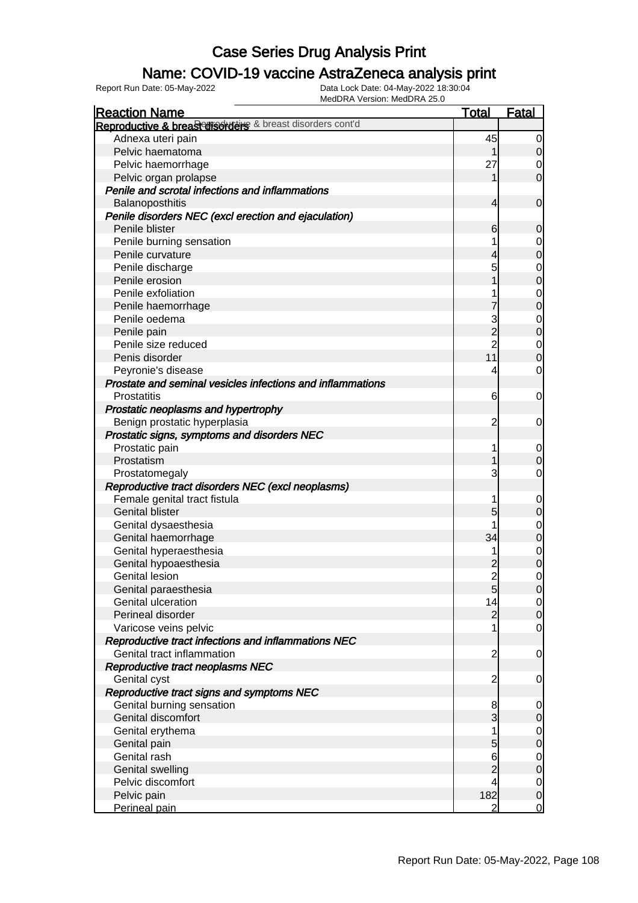# Case Series Drug Analysis Print

## Name: COVID-19 vaccine AstraZeneca analysis print

Report Run Date: 05-May-2022

Data Lock Date: 04-May-2022 18:30:04

MedDRA Version: MedDRA 25.0

| Reaction Name | Total | Fatal |
|---|---|---|
| **Reproductive & breast disorders** Reproductive & breast disorders cont'd | | |
| Adnexa uteri pain | 45 | 0 |
| Pelvic haematoma | 1 | 0 |
| Pelvic haemorrhage | 27 | 0 |
| Pelvic organ prolapse | 1 | 0 |
| ***Penile and scrotal infections and inflammations*** | | |
| Balanoposthitis | 4 | 0 |
| ***Penile disorders NEC (excl erection and ejaculation)*** | | |
| Penile blister | 6 | 0 |
| Penile burning sensation | 1 | 0 |
| Penile curvature | 4 | 0 |
| Penile discharge | 5 | 0 |
| Penile erosion | 1 | 0 |
| Penile exfoliation | 1 | 0 |
| Penile haemorrhage | 7 | 0 |
| Penile oedema | 3 | 0 |
| Penile pain | 2 | 0 |
| Penile size reduced | 2 | 0 |
| Penis disorder | 11 | 0 |
| Peyronie's disease | 4 | 0 |
| ***Prostate and seminal vesicles infections and inflammations*** | | |
| Prostatitis | 6 | 0 |
| ***Prostatic neoplasms and hypertrophy*** | | |
| Benign prostatic hyperplasia | 2 | 0 |
| ***Prostatic signs, symptoms and disorders NEC*** | | |
| Prostatic pain | 1 | 0 |
| Prostatism | 1 | 0 |
| Prostatomegaly | 3 | 0 |
| ***Reproductive tract disorders NEC (excl neoplasms)*** | | |
| Female genital tract fistula | 1 | 0 |
| Genital blister | 5 | 0 |
| Genital dysaesthesia | 1 | 0 |
| Genital haemorrhage | 34 | 0 |
| Genital hyperaesthesia | 1 | 0 |
| Genital hypoaesthesia | 2 | 0 |
| Genital lesion | 2 | 0 |
| Genital paraesthesia | 5 | 0 |
| Genital ulceration | 14 | 0 |
| Perineal disorder | 2 | 0 |
| Varicose veins pelvic | 1 | 0 |
| ***Reproductive tract infections and inflammations NEC*** | | |
| Genital tract inflammation | 2 | 0 |
| ***Reproductive tract neoplasms NEC*** | | |
| Genital cyst | 2 | 0 |
| ***Reproductive tract signs and symptoms NEC*** | | |
| Genital burning sensation | 8 | 0 |
| Genital discomfort | 3 | 0 |
| Genital erythema | 1 | 0 |
| Genital pain | 5 | 0 |
| Genital rash | 6 | 0 |
| Genital swelling | 2 | 0 |
| Pelvic discomfort | 4 | 0 |
| Pelvic pain | 182 | 0 |
| Perineal pain | 2 | 0 |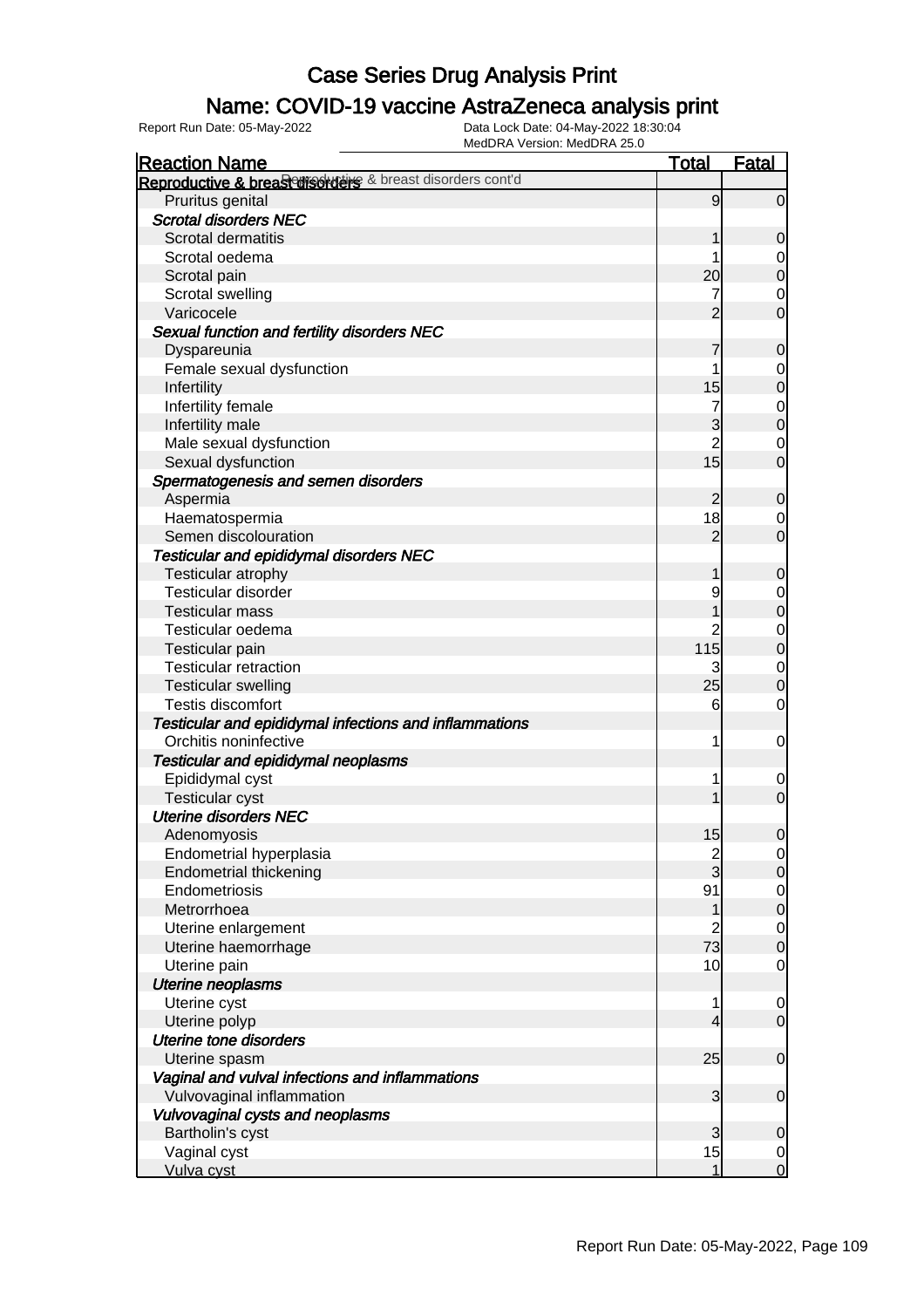# Case Series Drug Analysis Print

## Name: COVID-19 vaccine AstraZeneca analysis print

Report Run Date: 05-May-2022

Data Lock Date: 04-May-2022 18:30:04

MedDRA Version: MedDRA 25.0

| Reaction Name | Total | Fatal |
|---|---|---|
| **Reproductive & breast disorders** Reproductive & breast disorders cont'd | | |
| Pruritus genital | 9 | 0 |
| ***Scrotal disorders NEC*** | | |
| Scrotal dermatitis | 1 | 0 |
| Scrotal oedema | 1 | 0 |
| Scrotal pain | 20 | 0 |
| Scrotal swelling | 7 | 0 |
| Varicocele | 2 | 0 |
| ***Sexual function and fertility disorders NEC*** | | |
| Dyspareunia | 7 | 0 |
| Female sexual dysfunction | 1 | 0 |
| Infertility | 15 | 0 |
| Infertility female | 7 | 0 |
| Infertility male | 3 | 0 |
| Male sexual dysfunction | 2 | 0 |
| Sexual dysfunction | 15 | 0 |
| ***Spermatogenesis and semen disorders*** | | |
| Aspermia | 2 | 0 |
| Haematospermia | 18 | 0 |
| Semen discolouration | 2 | 0 |
| ***Testicular and epididymal disorders NEC*** | | |
| Testicular atrophy | 1 | 0 |
| Testicular disorder | 9 | 0 |
| Testicular mass | 1 | 0 |
| Testicular oedema | 2 | 0 |
| Testicular pain | 115 | 0 |
| Testicular retraction | 3 | 0 |
| Testicular swelling | 25 | 0 |
| Testis discomfort | 6 | 0 |
| ***Testicular and epididymal infections and inflammations*** | | |
| Orchitis noninfective | 1 | 0 |
| ***Testicular and epididymal neoplasms*** | | |
| Epididymal cyst | 1 | 0 |
| Testicular cyst | 1 | 0 |
| ***Uterine disorders NEC*** | | |
| Adenomyosis | 15 | 0 |
| Endometrial hyperplasia | 2 | 0 |
| Endometrial thickening | 3 | 0 |
| Endometriosis | 91 | 0 |
| Metrorrhoea | 1 | 0 |
| Uterine enlargement | 2 | 0 |
| Uterine haemorrhage | 73 | 0 |
| Uterine pain | 10 | 0 |
| ***Uterine neoplasms*** | | |
| Uterine cyst | 1 | 0 |
| Uterine polyp | 4 | 0 |
| ***Uterine tone disorders*** | | |
| Uterine spasm | 25 | 0 |
| ***Vaginal and vulval infections and inflammations*** | | |
| Vulvovaginal inflammation | 3 | 0 |
| ***Vulvovaginal cysts and neoplasms*** | | |
| Bartholin's cyst | 3 | 0 |
| Vaginal cyst | 15 | 0 |
| Vulva cyst | 1 | 0 |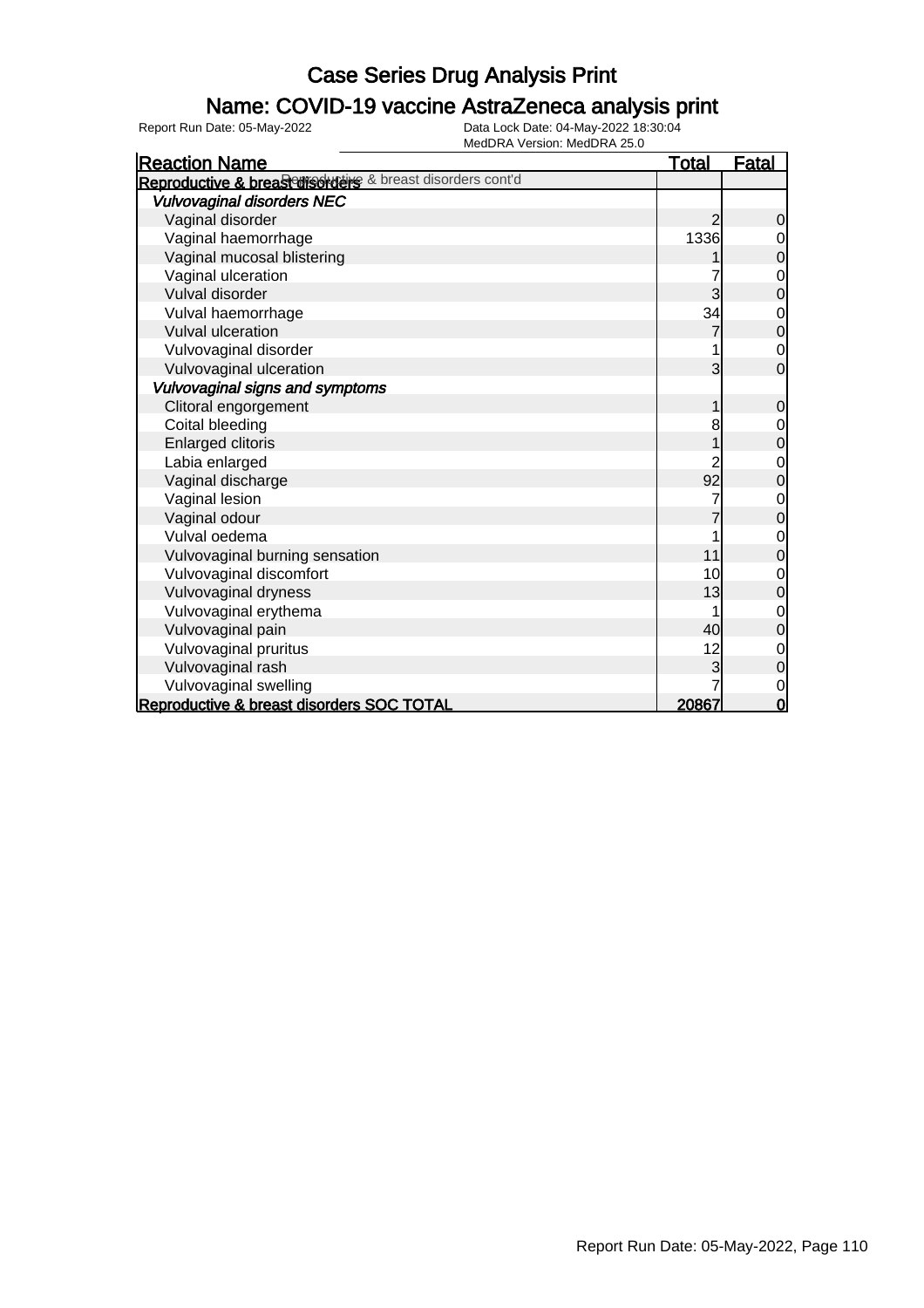# Case Series Drug Analysis Print

## Name: COVID-19 vaccine AstraZeneca analysis print

Report Run Date: 05-May-2022 | Data Lock Date: 04-May-2022 18:30:04 | MedDRA Version: MedDRA 25.0

| Reaction Name | Total | Fatal |
|---|---|---|
| **Reproductive & breast disorders** Reproductive & breast disorders cont'd | | |
| ***Vulvovaginal disorders NEC*** | | |
| Vaginal disorder | 2 | 0 |
| Vaginal haemorrhage | 1336 | 0 |
| Vaginal mucosal blistering | 1 | 0 |
| Vaginal ulceration | 7 | 0 |
| Vulval disorder | 3 | 0 |
| Vulval haemorrhage | 34 | 0 |
| Vulval ulceration | 7 | 0 |
| Vulvovaginal disorder | 1 | 0 |
| Vulvovaginal ulceration | 3 | 0 |
| ***Vulvovaginal signs and symptoms*** | | |
| Clitoral engorgement | 1 | 0 |
| Coital bleeding | 8 | 0 |
| Enlarged clitoris | 1 | 0 |
| Labia enlarged | 2 | 0 |
| Vaginal discharge | 92 | 0 |
| Vaginal lesion | 7 | 0 |
| Vaginal odour | 7 | 0 |
| Vulval oedema | 1 | 0 |
| Vulvovaginal burning sensation | 11 | 0 |
| Vulvovaginal discomfort | 10 | 0 |
| Vulvovaginal dryness | 13 | 0 |
| Vulvovaginal erythema | 1 | 0 |
| Vulvovaginal pain | 40 | 0 |
| Vulvovaginal pruritus | 12 | 0 |
| Vulvovaginal rash | 3 | 0 |
| Vulvovaginal swelling | 7 | 0 |
| **Reproductive & breast disorders SOC TOTAL** | **20867** | **0** |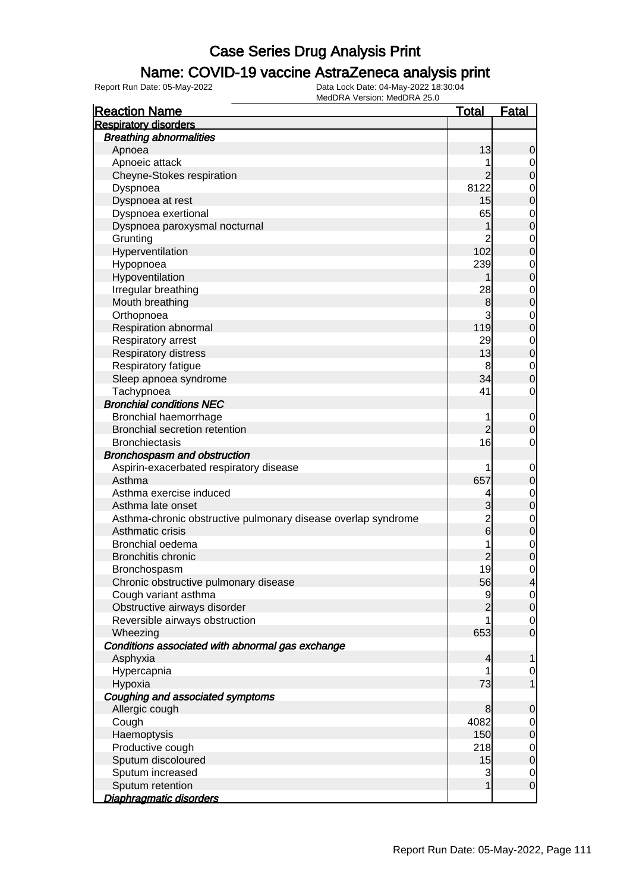# Case Series Drug Analysis Print

## Name: COVID-19 vaccine AstraZeneca analysis print

Report Run Date: 05-May-2022

Data Lock Date: 04-May-2022 18:30:04
MedDRA Version: MedDRA 25.0

| Reaction Name | Total | Fatal |
|---|---|---|
| **Respiratory disorders** | | |
| ***Breathing abnormalities*** | | |
| Apnoea | 13 | 0 |
| Apnoeic attack | 1 | 0 |
| Cheyne-Stokes respiration | 2 | 0 |
| Dyspnoea | 8122 | 0 |
| Dyspnoea at rest | 15 | 0 |
| Dyspnoea exertional | 65 | 0 |
| Dyspnoea paroxysmal nocturnal | 1 | 0 |
| Grunting | 2 | 0 |
| Hyperventilation | 102 | 0 |
| Hypopnoea | 239 | 0 |
| Hypoventilation | 1 | 0 |
| Irregular breathing | 28 | 0 |
| Mouth breathing | 8 | 0 |
| Orthopnoea | 3 | 0 |
| Respiration abnormal | 119 | 0 |
| Respiratory arrest | 29 | 0 |
| Respiratory distress | 13 | 0 |
| Respiratory fatigue | 8 | 0 |
| Sleep apnoea syndrome | 34 | 0 |
| Tachypnoea | 41 | 0 |
| ***Bronchial conditions NEC*** | | |
| Bronchial haemorrhage | 1 | 0 |
| Bronchial secretion retention | 2 | 0 |
| Bronchiectasis | 16 | 0 |
| ***Bronchospasm and obstruction*** | | |
| Aspirin-exacerbated respiratory disease | 1 | 0 |
| Asthma | 657 | 0 |
| Asthma exercise induced | 4 | 0 |
| Asthma late onset | 3 | 0 |
| Asthma-chronic obstructive pulmonary disease overlap syndrome | 2 | 0 |
| Asthmatic crisis | 6 | 0 |
| Bronchial oedema | 1 | 0 |
| Bronchitis chronic | 2 | 0 |
| Bronchospasm | 19 | 0 |
| Chronic obstructive pulmonary disease | 56 | 4 |
| Cough variant asthma | 9 | 0 |
| Obstructive airways disorder | 2 | 0 |
| Reversible airways obstruction | 1 | 0 |
| Wheezing | 653 | 0 |
| ***Conditions associated with abnormal gas exchange*** | | |
| Asphyxia | 4 | 1 |
| Hypercapnia | 1 | 0 |
| Hypoxia | 73 | 1 |
| ***Coughing and associated symptoms*** | | |
| Allergic cough | 8 | 0 |
| Cough | 4082 | 0 |
| Haemoptysis | 150 | 0 |
| Productive cough | 218 | 0 |
| Sputum discoloured | 15 | 0 |
| Sputum increased | 3 | 0 |
| Sputum retention | 1 | 0 |
| ***Diaphragmatic disorders*** | | |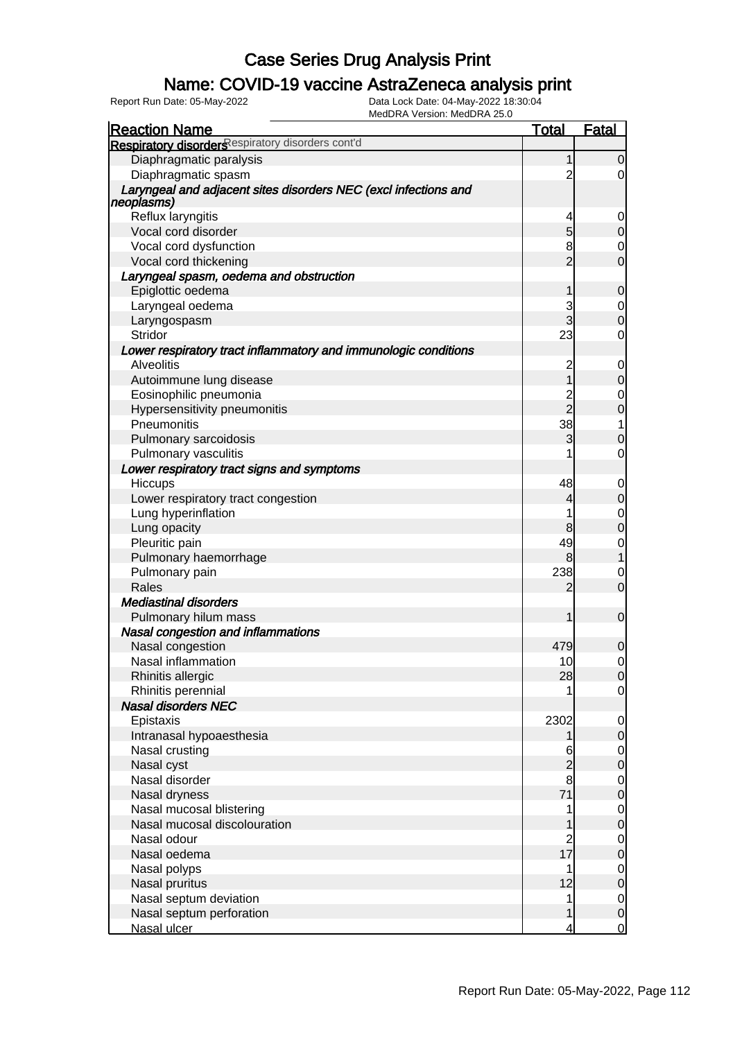# Case Series Drug Analysis Print

## Name: COVID-19 vaccine AstraZeneca analysis print

Report Run Date: 05-May-2022

Data Lock Date: 04-May-2022 18:30:04
MedDRA Version: MedDRA 25.0

| Reaction Name | Total | Fatal |
|---|---|---|
| **Respiratory disorders** Respiratory disorders cont'd | | |
| Diaphragmatic paralysis | 1 | 0 |
| Diaphragmatic spasm | 2 | 0 |
| ***Laryngeal and adjacent sites disorders NEC (excl infections and neoplasms)*** | | |
| Reflux laryngitis | 4 | 0 |
| Vocal cord disorder | 5 | 0 |
| Vocal cord dysfunction | 8 | 0 |
| Vocal cord thickening | 2 | 0 |
| ***Laryngeal spasm, oedema and obstruction*** | | |
| Epiglottic oedema | 1 | 0 |
| Laryngeal oedema | 3 | 0 |
| Laryngospasm | 3 | 0 |
| Stridor | 23 | 0 |
| ***Lower respiratory tract inflammatory and immunologic conditions*** | | |
| Alveolitis | 2 | 0 |
| Autoimmune lung disease | 1 | 0 |
| Eosinophilic pneumonia | 2 | 0 |
| Hypersensitivity pneumonitis | 2 | 0 |
| Pneumonitis | 38 | 1 |
| Pulmonary sarcoidosis | 3 | 0 |
| Pulmonary vasculitis | 1 | 0 |
| ***Lower respiratory tract signs and symptoms*** | | |
| Hiccups | 48 | 0 |
| Lower respiratory tract congestion | 4 | 0 |
| Lung hyperinflation | 1 | 0 |
| Lung opacity | 8 | 0 |
| Pleuritic pain | 49 | 0 |
| Pulmonary haemorrhage | 8 | 1 |
| Pulmonary pain | 238 | 0 |
| Rales | 2 | 0 |
| ***Mediastinal disorders*** | | |
| Pulmonary hilum mass | 1 | 0 |
| ***Nasal congestion and inflammations*** | | |
| Nasal congestion | 479 | 0 |
| Nasal inflammation | 10 | 0 |
| Rhinitis allergic | 28 | 0 |
| Rhinitis perennial | 1 | 0 |
| ***Nasal disorders NEC*** | | |
| Epistaxis | 2302 | 0 |
| Intranasal hypoaesthesia | 1 | 0 |
| Nasal crusting | 6 | 0 |
| Nasal cyst | 2 | 0 |
| Nasal disorder | 8 | 0 |
| Nasal dryness | 71 | 0 |
| Nasal mucosal blistering | 1 | 0 |
| Nasal mucosal discolouration | 1 | 0 |
| Nasal odour | 2 | 0 |
| Nasal oedema | 17 | 0 |
| Nasal polyps | 1 | 0 |
| Nasal pruritus | 12 | 0 |
| Nasal septum deviation | 1 | 0 |
| Nasal septum perforation | 1 | 0 |
| Nasal ulcer | 4 | 0 |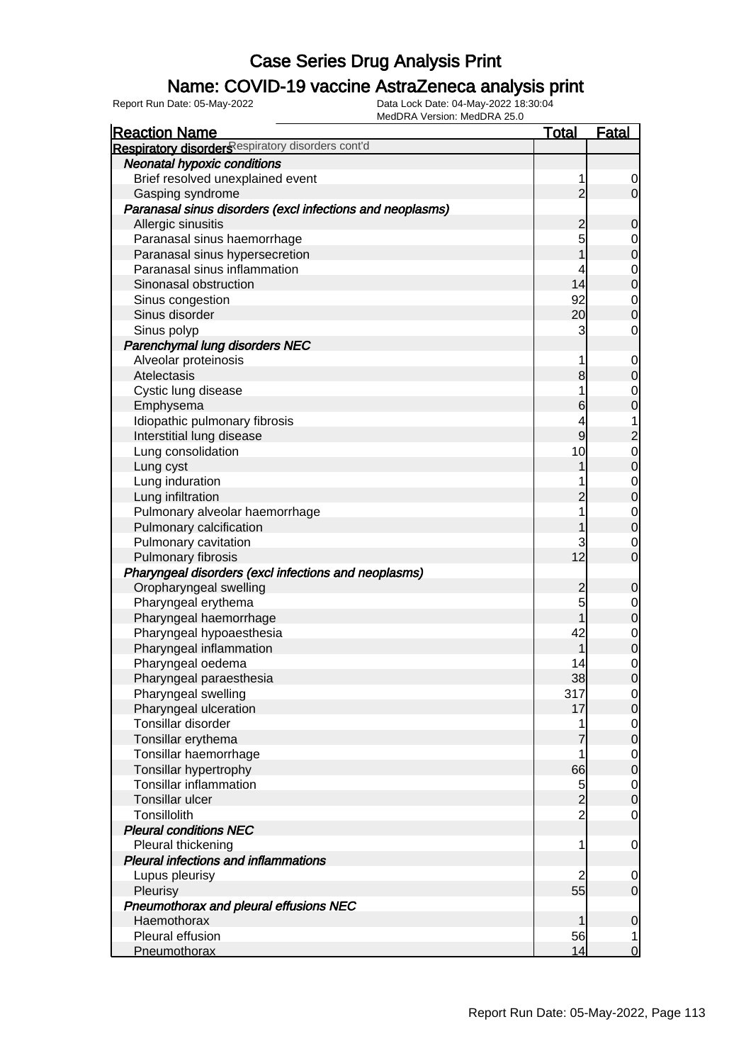# Case Series Drug Analysis Print

## Name: COVID-19 vaccine AstraZeneca analysis print

Report Run Date: 05-May-2022

Data Lock Date: 04-May-2022 18:30:04

MedDRA Version: MedDRA 25.0

| Reaction Name | Total | Fatal |
|---|---|---|
| **Respiratory disorders** Respiratory disorders cont'd | | |
| ***Neonatal hypoxic conditions*** | | |
| Brief resolved unexplained event | 1 | 0 |
| Gasping syndrome | 2 | 0 |
| ***Paranasal sinus disorders (excl infections and neoplasms)*** | | |
| Allergic sinusitis | 2 | 0 |
| Paranasal sinus haemorrhage | 5 | 0 |
| Paranasal sinus hypersecretion | 1 | 0 |
| Paranasal sinus inflammation | 4 | 0 |
| Sinonasal obstruction | 14 | 0 |
| Sinus congestion | 92 | 0 |
| Sinus disorder | 20 | 0 |
| Sinus polyp | 3 | 0 |
| ***Parenchymal lung disorders NEC*** | | |
| Alveolar proteinosis | 1 | 0 |
| Atelectasis | 8 | 0 |
| Cystic lung disease | 1 | 0 |
| Emphysema | 6 | 0 |
| Idiopathic pulmonary fibrosis | 4 | 1 |
| Interstitial lung disease | 9 | 2 |
| Lung consolidation | 10 | 0 |
| Lung cyst | 1 | 0 |
| Lung induration | 1 | 0 |
| Lung infiltration | 2 | 0 |
| Pulmonary alveolar haemorrhage | 1 | 0 |
| Pulmonary calcification | 1 | 0 |
| Pulmonary cavitation | 3 | 0 |
| Pulmonary fibrosis | 12 | 0 |
| ***Pharyngeal disorders (excl infections and neoplasms)*** | | |
| Oropharyngeal swelling | 2 | 0 |
| Pharyngeal erythema | 5 | 0 |
| Pharyngeal haemorrhage | 1 | 0 |
| Pharyngeal hypoaesthesia | 42 | 0 |
| Pharyngeal inflammation | 1 | 0 |
| Pharyngeal oedema | 14 | 0 |
| Pharyngeal paraesthesia | 38 | 0 |
| Pharyngeal swelling | 317 | 0 |
| Pharyngeal ulceration | 17 | 0 |
| Tonsillar disorder | 1 | 0 |
| Tonsillar erythema | 7 | 0 |
| Tonsillar haemorrhage | 1 | 0 |
| Tonsillar hypertrophy | 66 | 0 |
| Tonsillar inflammation | 5 | 0 |
| Tonsillar ulcer | 2 | 0 |
| Tonsillolith | 2 | 0 |
| ***Pleural conditions NEC*** | | |
| Pleural thickening | 1 | 0 |
| ***Pleural infections and inflammations*** | | |
| Lupus pleurisy | 2 | 0 |
| Pleurisy | 55 | 0 |
| ***Pneumothorax and pleural effusions NEC*** | | |
| Haemothorax | 1 | 0 |
| Pleural effusion | 56 | 1 |
| Pneumothorax | 14 | 0 |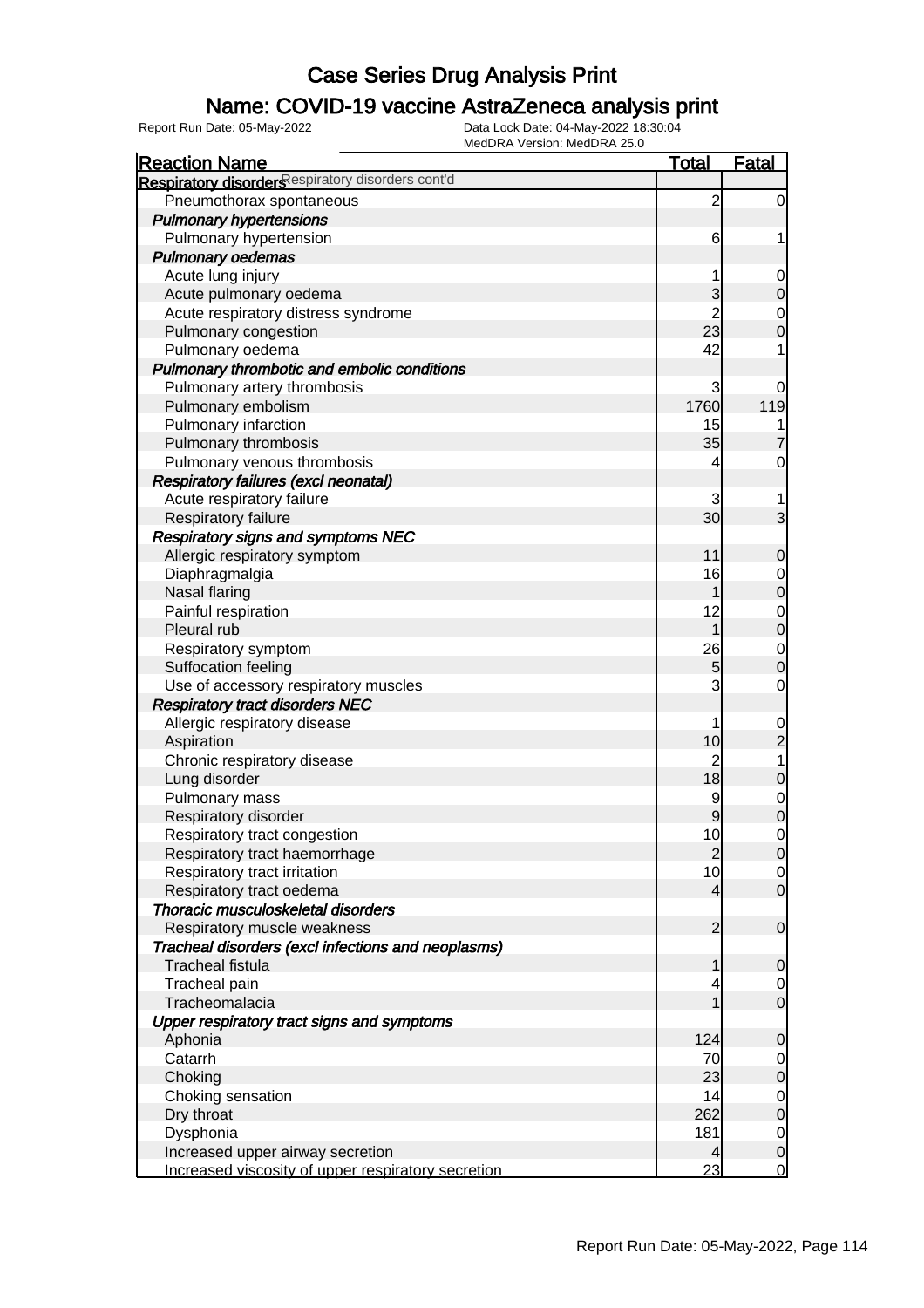# Case Series Drug Analysis Print

## Name: COVID-19 vaccine AstraZeneca analysis print

Report Run Date: 05-May-2022    Data Lock Date: 04-May-2022 18:30:04
MedDRA Version: MedDRA 25.0

| Reaction Name | Total | Fatal |
|---|---|---|
| **Respiratory disorders** Respiratory disorders cont'd | | |
| Pneumothorax spontaneous | 2 | 0 |
| ***Pulmonary hypertensions*** | | |
| Pulmonary hypertension | 6 | 1 |
| ***Pulmonary oedemas*** | | |
| Acute lung injury | 1 | 0 |
| Acute pulmonary oedema | 3 | 0 |
| Acute respiratory distress syndrome | 2 | 0 |
| Pulmonary congestion | 23 | 0 |
| Pulmonary oedema | 42 | 1 |
| ***Pulmonary thrombotic and embolic conditions*** | | |
| Pulmonary artery thrombosis | 3 | 0 |
| Pulmonary embolism | 1760 | 119 |
| Pulmonary infarction | 15 | 1 |
| Pulmonary thrombosis | 35 | 7 |
| Pulmonary venous thrombosis | 4 | 0 |
| ***Respiratory failures (excl neonatal)*** | | |
| Acute respiratory failure | 3 | 1 |
| Respiratory failure | 30 | 3 |
| ***Respiratory signs and symptoms NEC*** | | |
| Allergic respiratory symptom | 11 | 0 |
| Diaphragmalgia | 16 | 0 |
| Nasal flaring | 1 | 0 |
| Painful respiration | 12 | 0 |
| Pleural rub | 1 | 0 |
| Respiratory symptom | 26 | 0 |
| Suffocation feeling | 5 | 0 |
| Use of accessory respiratory muscles | 3 | 0 |
| ***Respiratory tract disorders NEC*** | | |
| Allergic respiratory disease | 1 | 0 |
| Aspiration | 10 | 2 |
| Chronic respiratory disease | 2 | 1 |
| Lung disorder | 18 | 0 |
| Pulmonary mass | 9 | 0 |
| Respiratory disorder | 9 | 0 |
| Respiratory tract congestion | 10 | 0 |
| Respiratory tract haemorrhage | 2 | 0 |
| Respiratory tract irritation | 10 | 0 |
| Respiratory tract oedema | 4 | 0 |
| ***Thoracic musculoskeletal disorders*** | | |
| Respiratory muscle weakness | 2 | 0 |
| ***Tracheal disorders (excl infections and neoplasms)*** | | |
| Tracheal fistula | 1 | 0 |
| Tracheal pain | 4 | 0 |
| Tracheomalacia | 1 | 0 |
| ***Upper respiratory tract signs and symptoms*** | | |
| Aphonia | 124 | 0 |
| Catarrh | 70 | 0 |
| Choking | 23 | 0 |
| Choking sensation | 14 | 0 |
| Dry throat | 262 | 0 |
| Dysphonia | 181 | 0 |
| Increased upper airway secretion | 4 | 0 |
| Increased viscosity of upper respiratory secretion | 23 | 0 |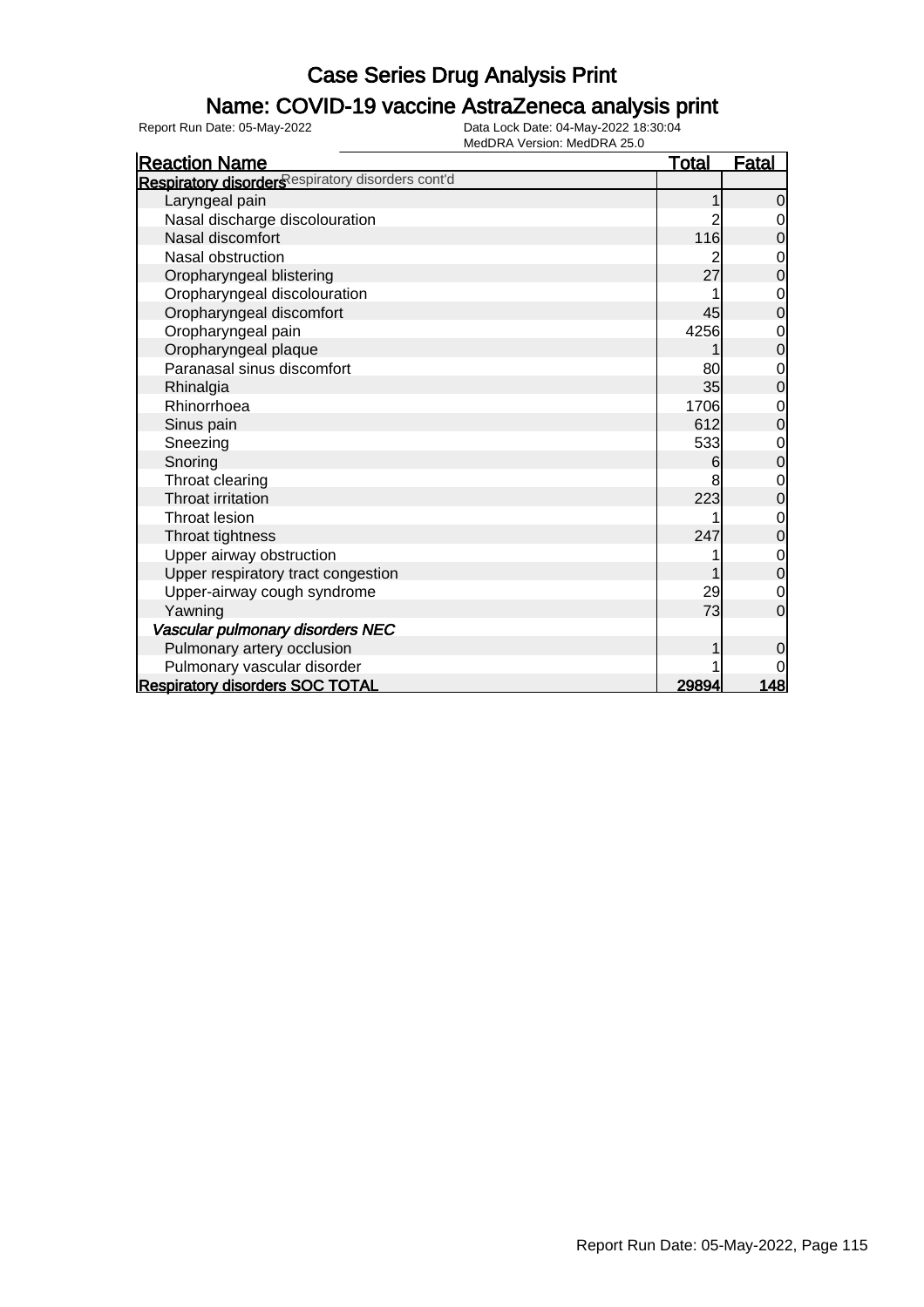# Case Series Drug Analysis Print

## Name: COVID-19 vaccine AstraZeneca analysis print

Report Run Date: 05-May-2022    Data Lock Date: 04-May-2022 18:30:04
MedDRA Version: MedDRA 25.0

| Reaction Name | Total | Fatal |
|---|---|---|
| **Respiratory disorders** Respiratory disorders cont'd | | |
| Laryngeal pain | 1 | 0 |
| Nasal discharge discolouration | 2 | 0 |
| Nasal discomfort | 116 | 0 |
| Nasal obstruction | 2 | 0 |
| Oropharyngeal blistering | 27 | 0 |
| Oropharyngeal discolouration | 1 | 0 |
| Oropharyngeal discomfort | 45 | 0 |
| Oropharyngeal pain | 4256 | 0 |
| Oropharyngeal plaque | 1 | 0 |
| Paranasal sinus discomfort | 80 | 0 |
| Rhinalgia | 35 | 0 |
| Rhinorrhoea | 1706 | 0 |
| Sinus pain | 612 | 0 |
| Sneezing | 533 | 0 |
| Snoring | 6 | 0 |
| Throat clearing | 8 | 0 |
| Throat irritation | 223 | 0 |
| Throat lesion | 1 | 0 |
| Throat tightness | 247 | 0 |
| Upper airway obstruction | 1 | 0 |
| Upper respiratory tract congestion | 1 | 0 |
| Upper-airway cough syndrome | 29 | 0 |
| Yawning | 73 | 0 |
| ***Vascular pulmonary disorders NEC*** | | |
| Pulmonary artery occlusion | 1 | 0 |
| Pulmonary vascular disorder | 1 | 0 |
| **Respiratory disorders SOC TOTAL** | **29894** | **148** |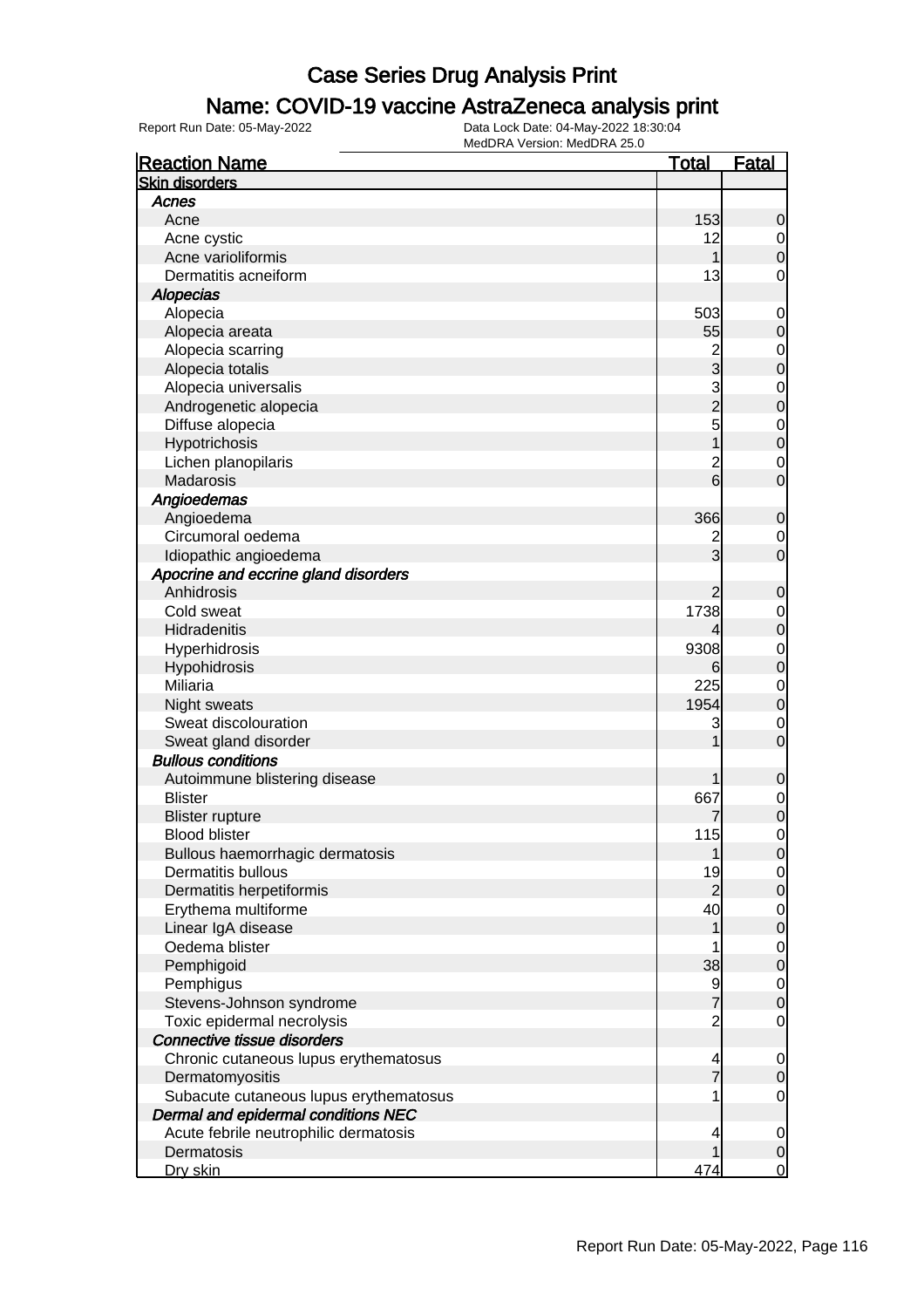# Case Series Drug Analysis Print

## Name: COVID-19 vaccine AstraZeneca analysis print

Report Run Date: 05-May-2022    Data Lock Date: 04-May-2022 18:30:04
MedDRA Version: MedDRA 25.0

| Reaction Name | Total | Fatal |
|---|---|---|
| **Skin disorders** | | |
| *Acnes* | | |
| Acne | 153 | 0 |
| Acne cystic | 12 | 0 |
| Acne varioliformis | 1 | 0 |
| Dermatitis acneiform | 13 | 0 |
| *Alopecias* | | |
| Alopecia | 503 | 0 |
| Alopecia areata | 55 | 0 |
| Alopecia scarring | 2 | 0 |
| Alopecia totalis | 3 | 0 |
| Alopecia universalis | 3 | 0 |
| Androgenetic alopecia | 2 | 0 |
| Diffuse alopecia | 5 | 0 |
| Hypotrichosis | 1 | 0 |
| Lichen planopilaris | 2 | 0 |
| Madarosis | 6 | 0 |
| *Angioedemas* | | |
| Angioedema | 366 | 0 |
| Circumoral oedema | 2 | 0 |
| Idiopathic angioedema | 3 | 0 |
| *Apocrine and eccrine gland disorders* | | |
| Anhidrosis | 2 | 0 |
| Cold sweat | 1738 | 0 |
| Hidradenitis | 4 | 0 |
| Hyperhidrosis | 9308 | 0 |
| Hypohidrosis | 6 | 0 |
| Miliaria | 225 | 0 |
| Night sweats | 1954 | 0 |
| Sweat discolouration | 3 | 0 |
| Sweat gland disorder | 1 | 0 |
| *Bullous conditions* | | |
| Autoimmune blistering disease | 1 | 0 |
| Blister | 667 | 0 |
| Blister rupture | 7 | 0 |
| Blood blister | 115 | 0 |
| Bullous haemorrhagic dermatosis | 1 | 0 |
| Dermatitis bullous | 19 | 0 |
| Dermatitis herpetiformis | 2 | 0 |
| Erythema multiforme | 40 | 0 |
| Linear IgA disease | 1 | 0 |
| Oedema blister | 1 | 0 |
| Pemphigoid | 38 | 0 |
| Pemphigus | 9 | 0 |
| Stevens-Johnson syndrome | 7 | 0 |
| Toxic epidermal necrolysis | 2 | 0 |
| *Connective tissue disorders* | | |
| Chronic cutaneous lupus erythematosus | 4 | 0 |
| Dermatomyositis | 7 | 0 |
| Subacute cutaneous lupus erythematosus | 1 | 0 |
| *Dermal and epidermal conditions NEC* | | |
| Acute febrile neutrophilic dermatosis | 4 | 0 |
| Dermatosis | 1 | 0 |
| Dry skin | 474 | 0 |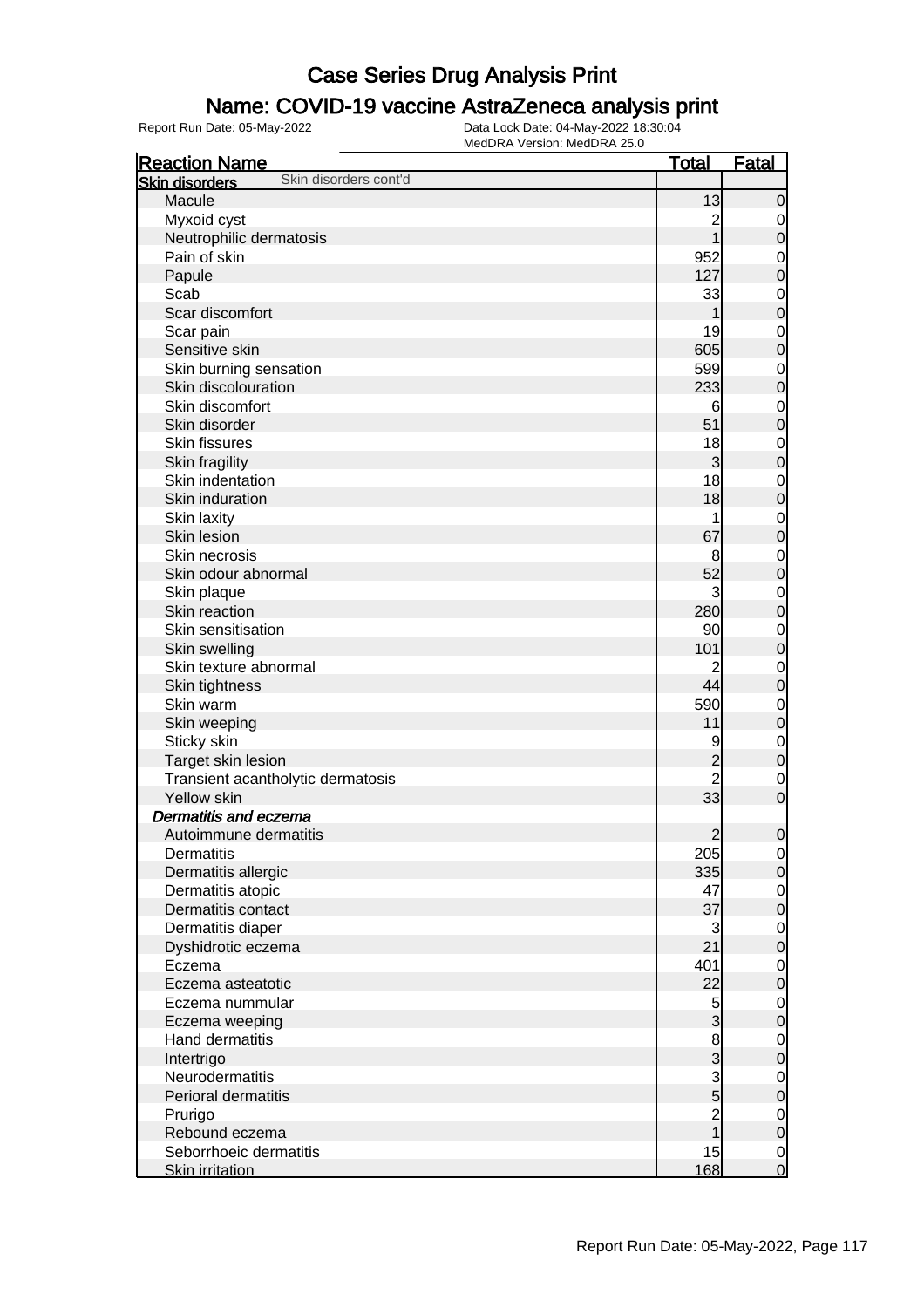# Case Series Drug Analysis Print

## Name: COVID-19 vaccine AstraZeneca analysis print

Report Run Date: 05-May-2022
Data Lock Date: 04-May-2022 18:30:04
MedDRA Version: MedDRA 25.0

| Reaction Name | Total | Fatal |
|---|---|---|
| **Skin disorders** Skin disorders cont'd | | |
| Macule | 13 | 0 |
| Myxoid cyst | 2 | 0 |
| Neutrophilic dermatosis | 1 | 0 |
| Pain of skin | 952 | 0 |
| Papule | 127 | 0 |
| Scab | 33 | 0 |
| Scar discomfort | 1 | 0 |
| Scar pain | 19 | 0 |
| Sensitive skin | 605 | 0 |
| Skin burning sensation | 599 | 0 |
| Skin discolouration | 233 | 0 |
| Skin discomfort | 6 | 0 |
| Skin disorder | 51 | 0 |
| Skin fissures | 18 | 0 |
| Skin fragility | 3 | 0 |
| Skin indentation | 18 | 0 |
| Skin induration | 18 | 0 |
| Skin laxity | 1 | 0 |
| Skin lesion | 67 | 0 |
| Skin necrosis | 8 | 0 |
| Skin odour abnormal | 52 | 0 |
| Skin plaque | 3 | 0 |
| Skin reaction | 280 | 0 |
| Skin sensitisation | 90 | 0 |
| Skin swelling | 101 | 0 |
| Skin texture abnormal | 2 | 0 |
| Skin tightness | 44 | 0 |
| Skin warm | 590 | 0 |
| Skin weeping | 11 | 0 |
| Sticky skin | 9 | 0 |
| Target skin lesion | 2 | 0 |
| Transient acantholytic dermatosis | 2 | 0 |
| Yellow skin | 33 | 0 |
| ***Dermatitis and eczema*** | | |
| Autoimmune dermatitis | 2 | 0 |
| Dermatitis | 205 | 0 |
| Dermatitis allergic | 335 | 0 |
| Dermatitis atopic | 47 | 0 |
| Dermatitis contact | 37 | 0 |
| Dermatitis diaper | 3 | 0 |
| Dyshidrotic eczema | 21 | 0 |
| Eczema | 401 | 0 |
| Eczema asteatotic | 22 | 0 |
| Eczema nummular | 5 | 0 |
| Eczema weeping | 3 | 0 |
| Hand dermatitis | 8 | 0 |
| Intertrigo | 3 | 0 |
| Neurodermatitis | 3 | 0 |
| Perioral dermatitis | 5 | 0 |
| Prurigo | 2 | 0 |
| Rebound eczema | 1 | 0 |
| Seborrhoeic dermatitis | 15 | 0 |
| Skin irritation | 168 | 0 |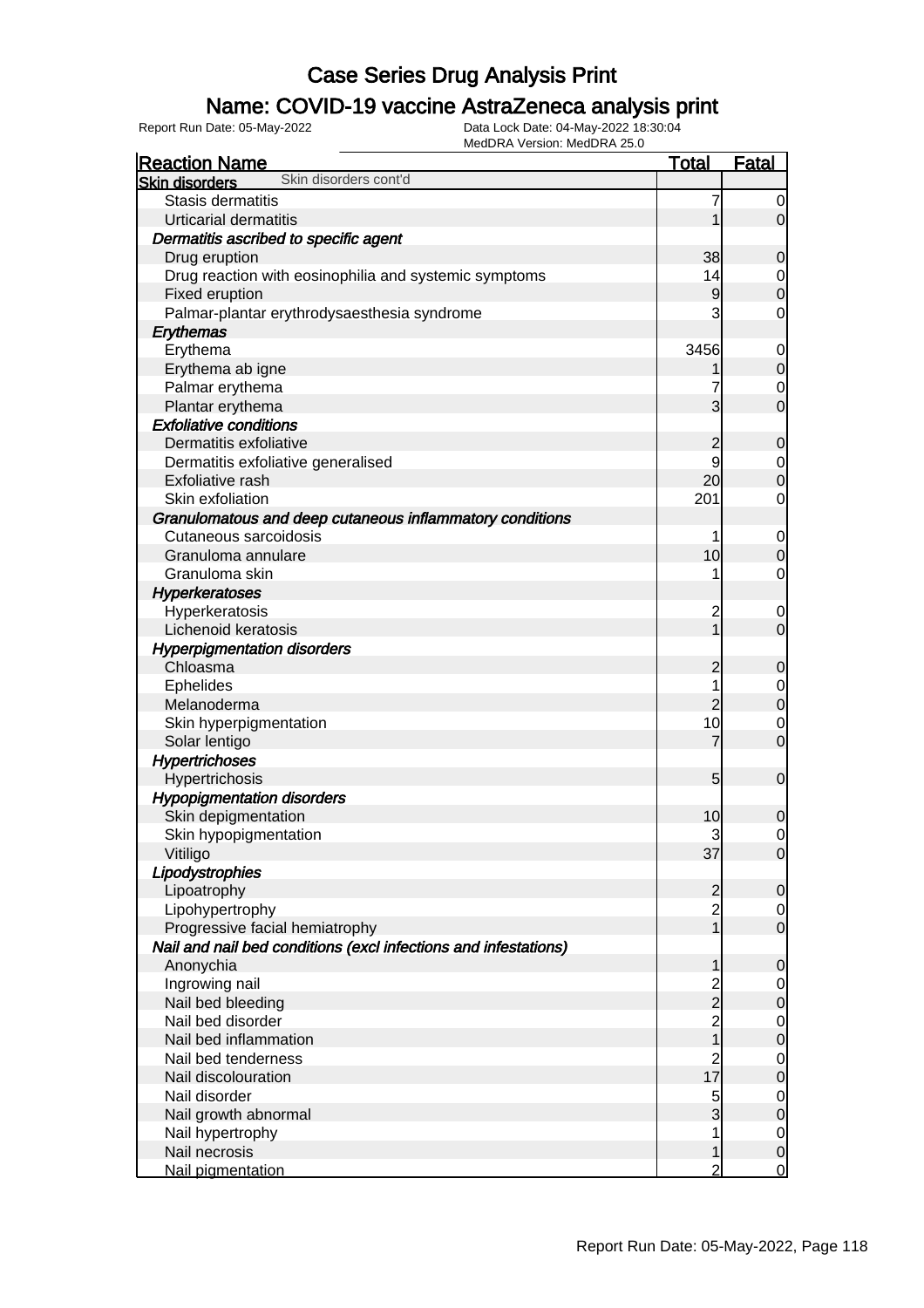# Case Series Drug Analysis Print

## Name: COVID-19 vaccine AstraZeneca analysis print

Report Run Date: 05-May-2022    Data Lock Date: 04-May-2022 18:30:04
MedDRA Version: MedDRA 25.0

| Reaction Name | Total | Fatal |
|---|---|---|
| **Skin disorders** Skin disorders cont'd | | |
| Stasis dermatitis | 7 | 0 |
| Urticarial dermatitis | 1 | 0 |
| ***Dermatitis ascribed to specific agent*** | | |
| Drug eruption | 38 | 0 |
| Drug reaction with eosinophilia and systemic symptoms | 14 | 0 |
| Fixed eruption | 9 | 0 |
| Palmar-plantar erythrodysaesthesia syndrome | 3 | 0 |
| ***Erythemas*** | | |
| Erythema | 3456 | 0 |
| Erythema ab igne | 1 | 0 |
| Palmar erythema | 7 | 0 |
| Plantar erythema | 3 | 0 |
| ***Exfoliative conditions*** | | |
| Dermatitis exfoliative | 2 | 0 |
| Dermatitis exfoliative generalised | 9 | 0 |
| Exfoliative rash | 20 | 0 |
| Skin exfoliation | 201 | 0 |
| ***Granulomatous and deep cutaneous inflammatory conditions*** | | |
| Cutaneous sarcoidosis | 1 | 0 |
| Granuloma annulare | 10 | 0 |
| Granuloma skin | 1 | 0 |
| ***Hyperkeratoses*** | | |
| Hyperkeratosis | 2 | 0 |
| Lichenoid keratosis | 1 | 0 |
| ***Hyperpigmentation disorders*** | | |
| Chloasma | 2 | 0 |
| Ephelides | 1 | 0 |
| Melanoderma | 2 | 0 |
| Skin hyperpigmentation | 10 | 0 |
| Solar lentigo | 7 | 0 |
| ***Hypertrichoses*** | | |
| Hypertrichosis | 5 | 0 |
| ***Hypopigmentation disorders*** | | |
| Skin depigmentation | 10 | 0 |
| Skin hypopigmentation | 3 | 0 |
| Vitiligo | 37 | 0 |
| ***Lipodystrophies*** | | |
| Lipoatrophy | 2 | 0 |
| Lipohypertrophy | 2 | 0 |
| Progressive facial hemiatrophy | 1 | 0 |
| ***Nail and nail bed conditions (excl infections and infestations)*** | | |
| Anonychia | 1 | 0 |
| Ingrowing nail | 2 | 0 |
| Nail bed bleeding | 2 | 0 |
| Nail bed disorder | 2 | 0 |
| Nail bed inflammation | 1 | 0 |
| Nail bed tenderness | 2 | 0 |
| Nail discolouration | 17 | 0 |
| Nail disorder | 5 | 0 |
| Nail growth abnormal | 3 | 0 |
| Nail hypertrophy | 1 | 0 |
| Nail necrosis | 1 | 0 |
| Nail pigmentation | 2 | 0 |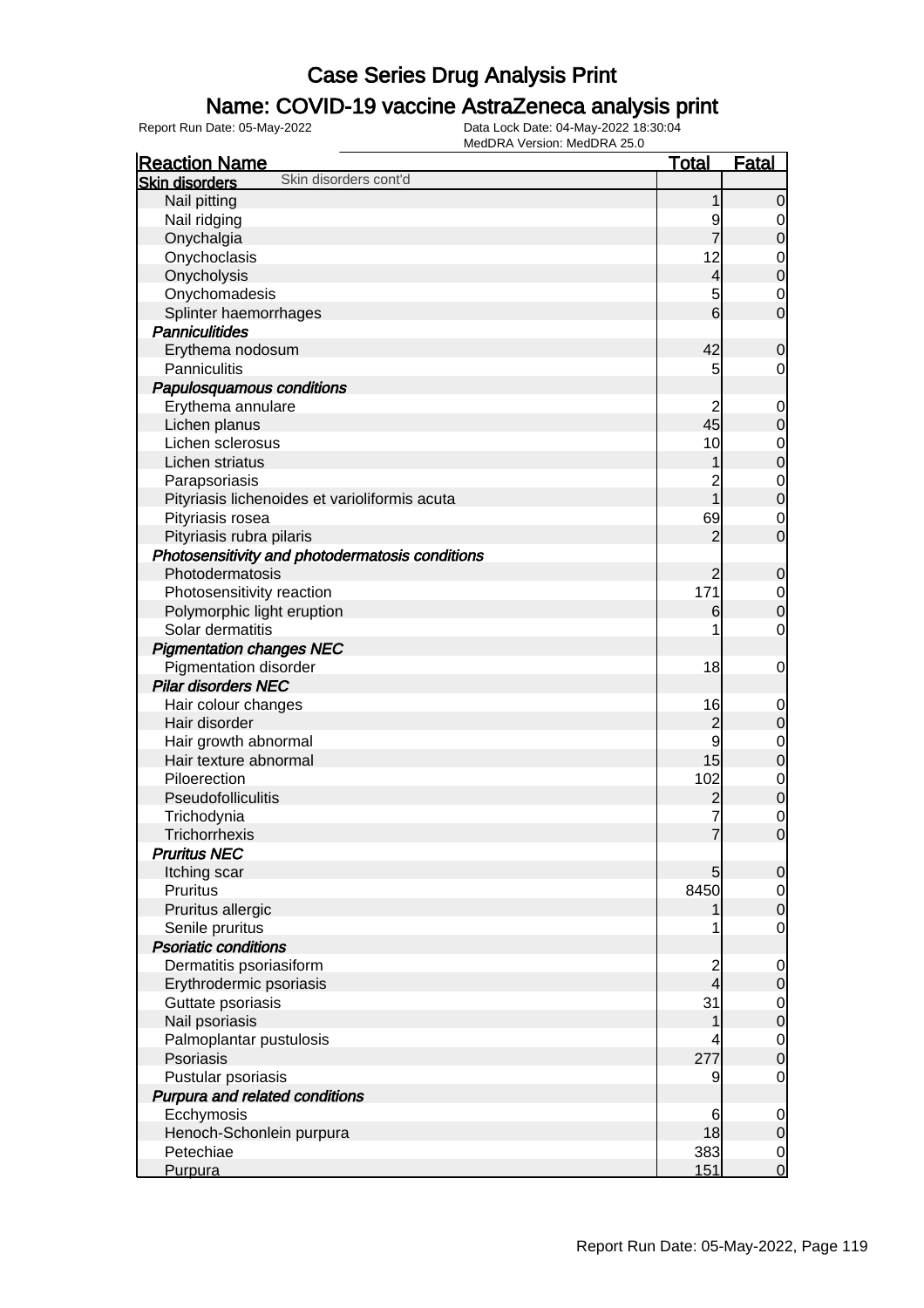# Case Series Drug Analysis Print

## Name: COVID-19 vaccine AstraZeneca analysis print

Report Run Date: 05-May-2022 | Data Lock Date: 04-May-2022 18:30:04 | MedDRA Version: MedDRA 25.0

| Reaction Name | Total | Fatal |
|---|---|---|
| **Skin disorders** Skin disorders cont'd | | |
| Nail pitting | 1 | 0 |
| Nail ridging | 9 | 0 |
| Onychalgia | 7 | 0 |
| Onychoclasis | 12 | 0 |
| Onycholysis | 4 | 0 |
| Onychomadesis | 5 | 0 |
| Splinter haemorrhages | 6 | 0 |
| ***Panniculitides*** | | |
| Erythema nodosum | 42 | 0 |
| Panniculitis | 5 | 0 |
| ***Papulosquamous conditions*** | | |
| Erythema annulare | 2 | 0 |
| Lichen planus | 45 | 0 |
| Lichen sclerosus | 10 | 0 |
| Lichen striatus | 1 | 0 |
| Parapsoriasis | 2 | 0 |
| Pityriasis lichenoides et varioliformis acuta | 1 | 0 |
| Pityriasis rosea | 69 | 0 |
| Pityriasis rubra pilaris | 2 | 0 |
| ***Photosensitivity and photodermatosis conditions*** | | |
| Photodermatosis | 2 | 0 |
| Photosensitivity reaction | 171 | 0 |
| Polymorphic light eruption | 6 | 0 |
| Solar dermatitis | 1 | 0 |
| ***Pigmentation changes NEC*** | | |
| Pigmentation disorder | 18 | 0 |
| ***Pilar disorders NEC*** | | |
| Hair colour changes | 16 | 0 |
| Hair disorder | 2 | 0 |
| Hair growth abnormal | 9 | 0 |
| Hair texture abnormal | 15 | 0 |
| Piloerection | 102 | 0 |
| Pseudofolliculitis | 2 | 0 |
| Trichodynia | 7 | 0 |
| Trichorrhexis | 7 | 0 |
| ***Pruritus NEC*** | | |
| Itching scar | 5 | 0 |
| Pruritus | 8450 | 0 |
| Pruritus allergic | 1 | 0 |
| Senile pruritus | 1 | 0 |
| ***Psoriatic conditions*** | | |
| Dermatitis psoriasiform | 2 | 0 |
| Erythrodermic psoriasis | 4 | 0 |
| Guttate psoriasis | 31 | 0 |
| Nail psoriasis | 1 | 0 |
| Palmoplantar pustulosis | 4 | 0 |
| Psoriasis | 277 | 0 |
| Pustular psoriasis | 9 | 0 |
| ***Purpura and related conditions*** | | |
| Ecchymosis | 6 | 0 |
| Henoch-Schonlein purpura | 18 | 0 |
| Petechiae | 383 | 0 |
| Purpura | 151 | 0 |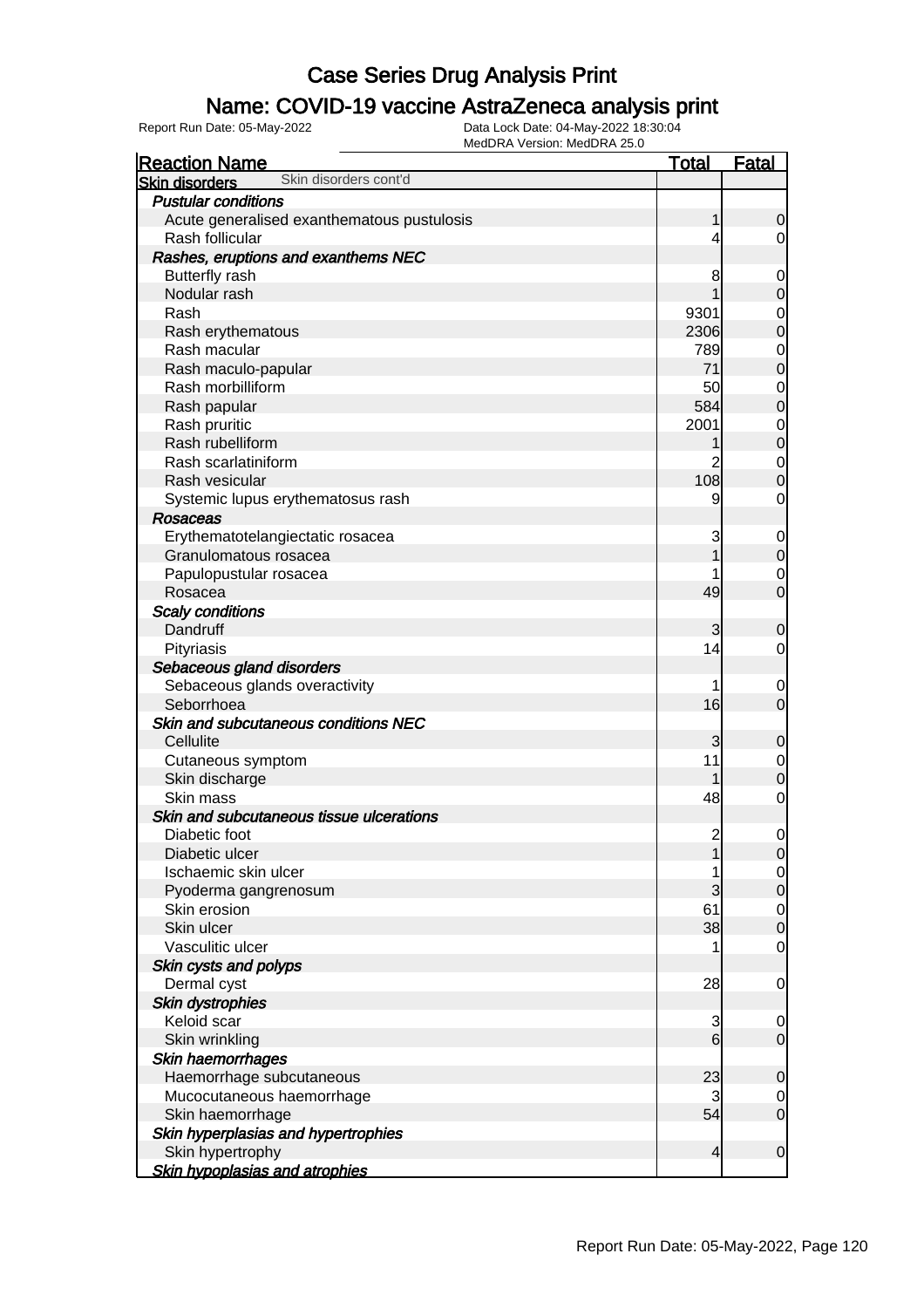# Case Series Drug Analysis Print

## Name: COVID-19 vaccine AstraZeneca analysis print

Report Run Date: 05-May-2022 | Data Lock Date: 04-May-2022 18:30:04 | MedDRA Version: MedDRA 25.0

| Reaction Name | Total | Fatal |
|---|---|---|
| **Skin disorders** Skin disorders cont'd | | |
| ***Pustular conditions*** | | |
| Acute generalised exanthematous pustulosis | 1 | 0 |
| Rash follicular | 4 | 0 |
| ***Rashes, eruptions and exanthems NEC*** | | |
| Butterfly rash | 8 | 0 |
| Nodular rash | 1 | 0 |
| Rash | 9301 | 0 |
| Rash erythematous | 2306 | 0 |
| Rash macular | 789 | 0 |
| Rash maculo-papular | 71 | 0 |
| Rash morbilliform | 50 | 0 |
| Rash papular | 584 | 0 |
| Rash pruritic | 2001 | 0 |
| Rash rubelliform | 1 | 0 |
| Rash scarlatiniform | 2 | 0 |
| Rash vesicular | 108 | 0 |
| Systemic lupus erythematosus rash | 9 | 0 |
| ***Rosaceas*** | | |
| Erythematotelangiectatic rosacea | 3 | 0 |
| Granulomatous rosacea | 1 | 0 |
| Papulopustular rosacea | 1 | 0 |
| Rosacea | 49 | 0 |
| ***Scaly conditions*** | | |
| Dandruff | 3 | 0 |
| Pityriasis | 14 | 0 |
| ***Sebaceous gland disorders*** | | |
| Sebaceous glands overactivity | 1 | 0 |
| Seborrhoea | 16 | 0 |
| ***Skin and subcutaneous conditions NEC*** | | |
| Cellulite | 3 | 0 |
| Cutaneous symptom | 11 | 0 |
| Skin discharge | 1 | 0 |
| Skin mass | 48 | 0 |
| ***Skin and subcutaneous tissue ulcerations*** | | |
| Diabetic foot | 2 | 0 |
| Diabetic ulcer | 1 | 0 |
| Ischaemic skin ulcer | 1 | 0 |
| Pyoderma gangrenosum | 3 | 0 |
| Skin erosion | 61 | 0 |
| Skin ulcer | 38 | 0 |
| Vasculitic ulcer | 1 | 0 |
| ***Skin cysts and polyps*** | | |
| Dermal cyst | 28 | 0 |
| ***Skin dystrophies*** | | |
| Keloid scar | 3 | 0 |
| Skin wrinkling | 6 | 0 |
| ***Skin haemorrhages*** | | |
| Haemorrhage subcutaneous | 23 | 0 |
| Mucocutaneous haemorrhage | 3 | 0 |
| Skin haemorrhage | 54 | 0 |
| ***Skin hyperplasias and hypertrophies*** | | |
| Skin hypertrophy | 4 | 0 |
| ***Skin hypoplasias and atrophies*** | | |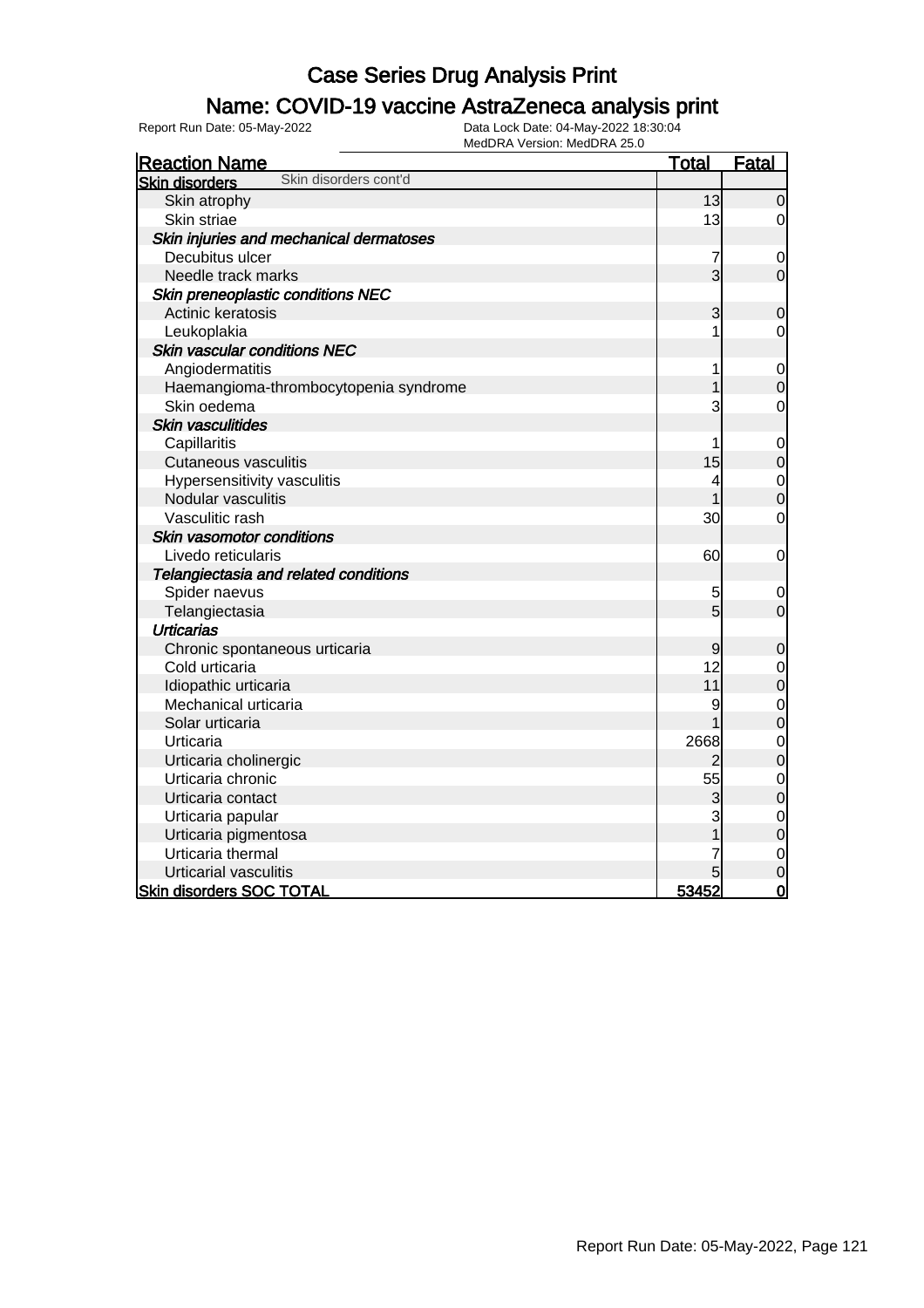# Case Series Drug Analysis Print

## Name: COVID-19 vaccine AstraZeneca analysis print

Report Run Date: 05-May-2022

Data Lock Date: 04-May-2022 18:30:04
MedDRA Version: MedDRA 25.0

| Reaction Name | Total | Fatal |
|---|---|---|
| **Skin disorders** Skin disorders cont'd | | |
| Skin atrophy | 13 | 0 |
| Skin striae | 13 | 0 |
| ***Skin injuries and mechanical dermatoses*** | | |
| Decubitus ulcer | 7 | 0 |
| Needle track marks | 3 | 0 |
| ***Skin preneoplastic conditions NEC*** | | |
| Actinic keratosis | 3 | 0 |
| Leukoplakia | 1 | 0 |
| ***Skin vascular conditions NEC*** | | |
| Angiodermatitis | 1 | 0 |
| Haemangioma-thrombocytopenia syndrome | 1 | 0 |
| Skin oedema | 3 | 0 |
| ***Skin vasculitides*** | | |
| Capillaritis | 1 | 0 |
| Cutaneous vasculitis | 15 | 0 |
| Hypersensitivity vasculitis | 4 | 0 |
| Nodular vasculitis | 1 | 0 |
| Vasculitic rash | 30 | 0 |
| ***Skin vasomotor conditions*** | | |
| Livedo reticularis | 60 | 0 |
| ***Telangiectasia and related conditions*** | | |
| Spider naevus | 5 | 0 |
| Telangiectasia | 5 | 0 |
| ***Urticarias*** | | |
| Chronic spontaneous urticaria | 9 | 0 |
| Cold urticaria | 12 | 0 |
| Idiopathic urticaria | 11 | 0 |
| Mechanical urticaria | 9 | 0 |
| Solar urticaria | 1 | 0 |
| Urticaria | 2668 | 0 |
| Urticaria cholinergic | 2 | 0 |
| Urticaria chronic | 55 | 0 |
| Urticaria contact | 3 | 0 |
| Urticaria papular | 3 | 0 |
| Urticaria pigmentosa | 1 | 0 |
| Urticaria thermal | 7 | 0 |
| Urticarial vasculitis | 5 | 0 |
| **Skin disorders SOC TOTAL** | **53452** | **0** |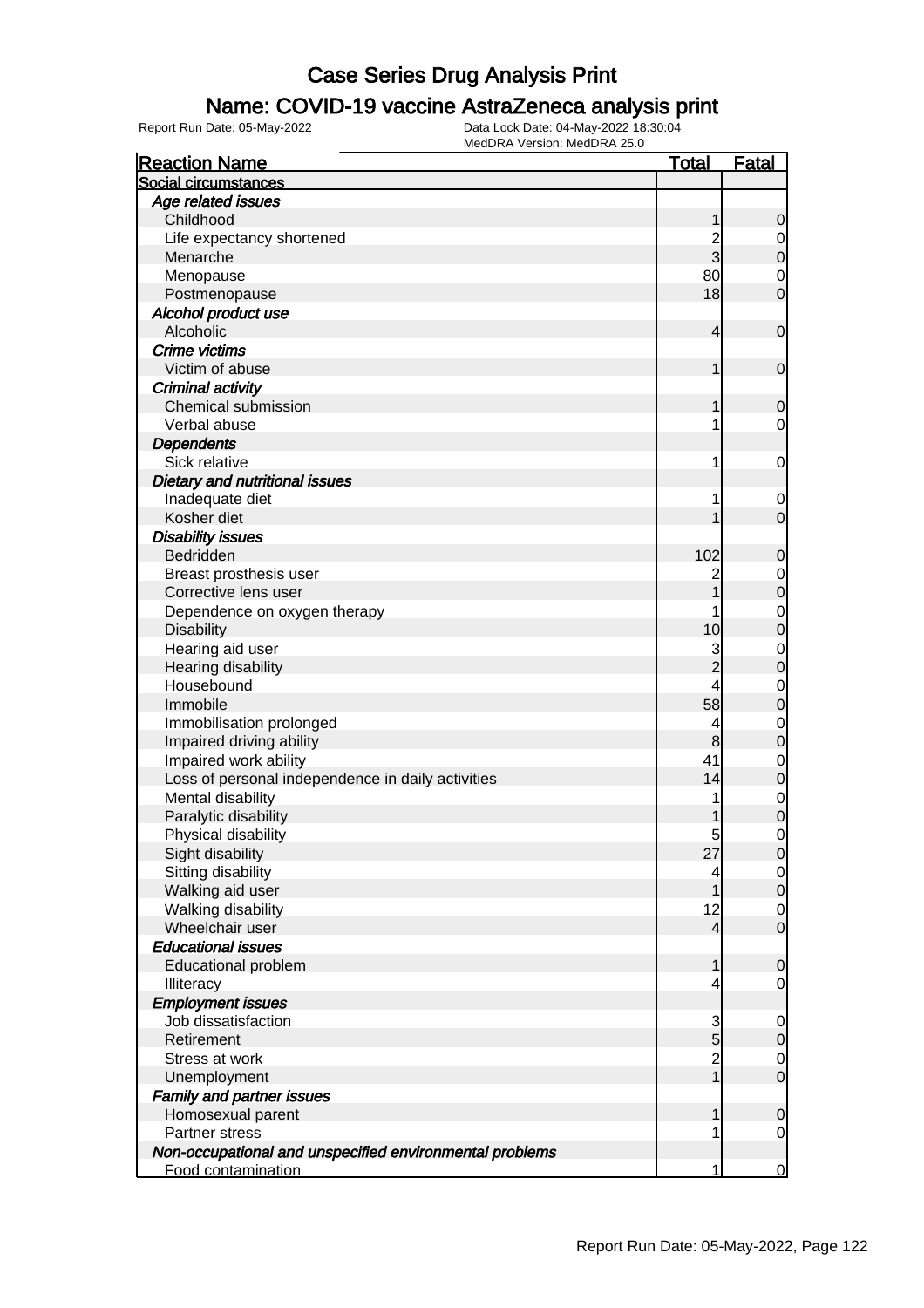# Case Series Drug Analysis Print

## Name: COVID-19 vaccine AstraZeneca analysis print

Report Run Date: 05-May-2022    Data Lock Date: 04-May-2022 18:30:04
MedDRA Version: MedDRA 25.0

| Reaction Name | Total | Fatal |
|---|---|---|
| **Social circumstances** | | |
| ***Age related issues*** | | |
| Childhood | 1 | 0 |
| Life expectancy shortened | 2 | 0 |
| Menarche | 3 | 0 |
| Menopause | 80 | 0 |
| Postmenopause | 18 | 0 |
| ***Alcohol product use*** | | |
| Alcoholic | 4 | 0 |
| ***Crime victims*** | | |
| Victim of abuse | 1 | 0 |
| ***Criminal activity*** | | |
| Chemical submission | 1 | 0 |
| Verbal abuse | 1 | 0 |
| ***Dependents*** | | |
| Sick relative | 1 | 0 |
| ***Dietary and nutritional issues*** | | |
| Inadequate diet | 1 | 0 |
| Kosher diet | 1 | 0 |
| ***Disability issues*** | | |
| Bedridden | 102 | 0 |
| Breast prosthesis user | 2 | 0 |
| Corrective lens user | 1 | 0 |
| Dependence on oxygen therapy | 1 | 0 |
| Disability | 10 | 0 |
| Hearing aid user | 3 | 0 |
| Hearing disability | 2 | 0 |
| Housebound | 4 | 0 |
| Immobile | 58 | 0 |
| Immobilisation prolonged | 4 | 0 |
| Impaired driving ability | 8 | 0 |
| Impaired work ability | 41 | 0 |
| Loss of personal independence in daily activities | 14 | 0 |
| Mental disability | 1 | 0 |
| Paralytic disability | 1 | 0 |
| Physical disability | 5 | 0 |
| Sight disability | 27 | 0 |
| Sitting disability | 4 | 0 |
| Walking aid user | 1 | 0 |
| Walking disability | 12 | 0 |
| Wheelchair user | 4 | 0 |
| ***Educational issues*** | | |
| Educational problem | 1 | 0 |
| Illiteracy | 4 | 0 |
| ***Employment issues*** | | |
| Job dissatisfaction | 3 | 0 |
| Retirement | 5 | 0 |
| Stress at work | 2 | 0 |
| Unemployment | 1 | 0 |
| ***Family and partner issues*** | | |
| Homosexual parent | 1 | 0 |
| Partner stress | 1 | 0 |
| ***Non-occupational and unspecified environmental problems*** | | |
| Food contamination | 1 | 0 |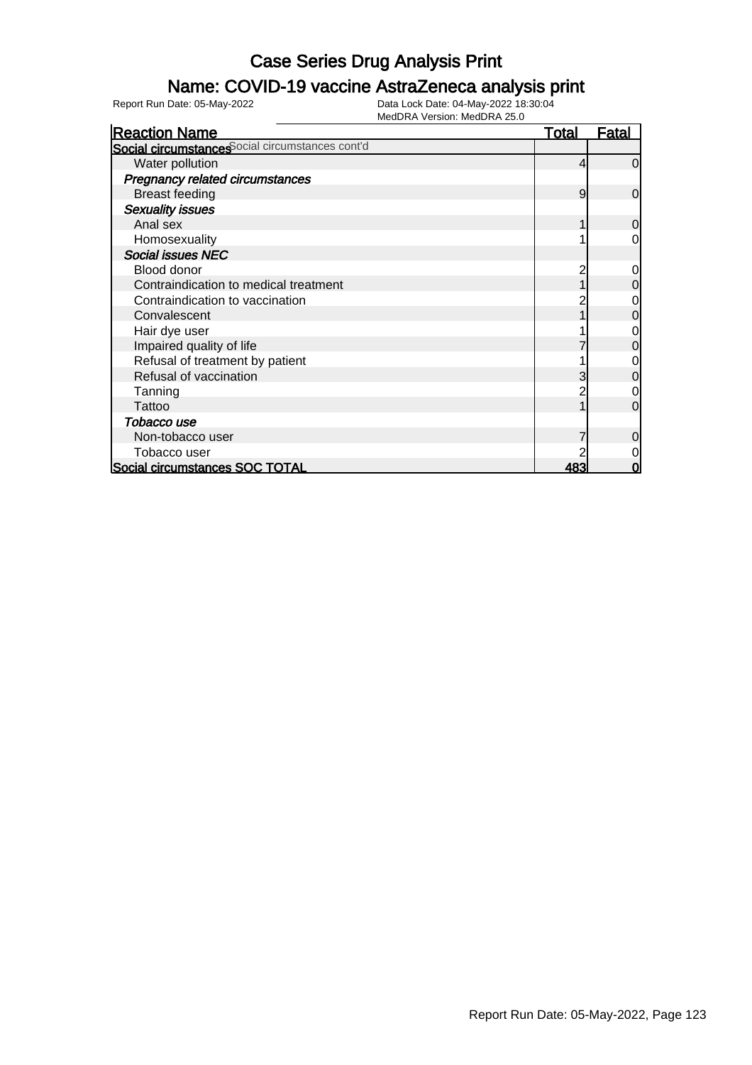# Case Series Drug Analysis Print

## Name: COVID-19 vaccine AstraZeneca analysis print

Report Run Date: 05-May-2022

Data Lock Date: 04-May-2022 18:30:04

MedDRA Version: MedDRA 25.0

| Reaction Name | Total | Fatal |
|---|---|---|
| **Social circumstances** Social circumstances cont'd | | |
| Water pollution | 4 | 0 |
| ***Pregnancy related circumstances*** | | |
| Breast feeding | 9 | 0 |
| ***Sexuality issues*** | | |
| Anal sex | 1 | 0 |
| Homosexuality | 1 | 0 |
| ***Social issues NEC*** | | |
| Blood donor | 2 | 0 |
| Contraindication to medical treatment | 1 | 0 |
| Contraindication to vaccination | 2 | 0 |
| Convalescent | 1 | 0 |
| Hair dye user | 1 | 0 |
| Impaired quality of life | 7 | 0 |
| Refusal of treatment by patient | 1 | 0 |
| Refusal of vaccination | 3 | 0 |
| Tanning | 2 | 0 |
| Tattoo | 1 | 0 |
| ***Tobacco use*** | | |
| Non-tobacco user | 7 | 0 |
| Tobacco user | 2 | 0 |
| **Social circumstances SOC TOTAL** | **483** | **0** |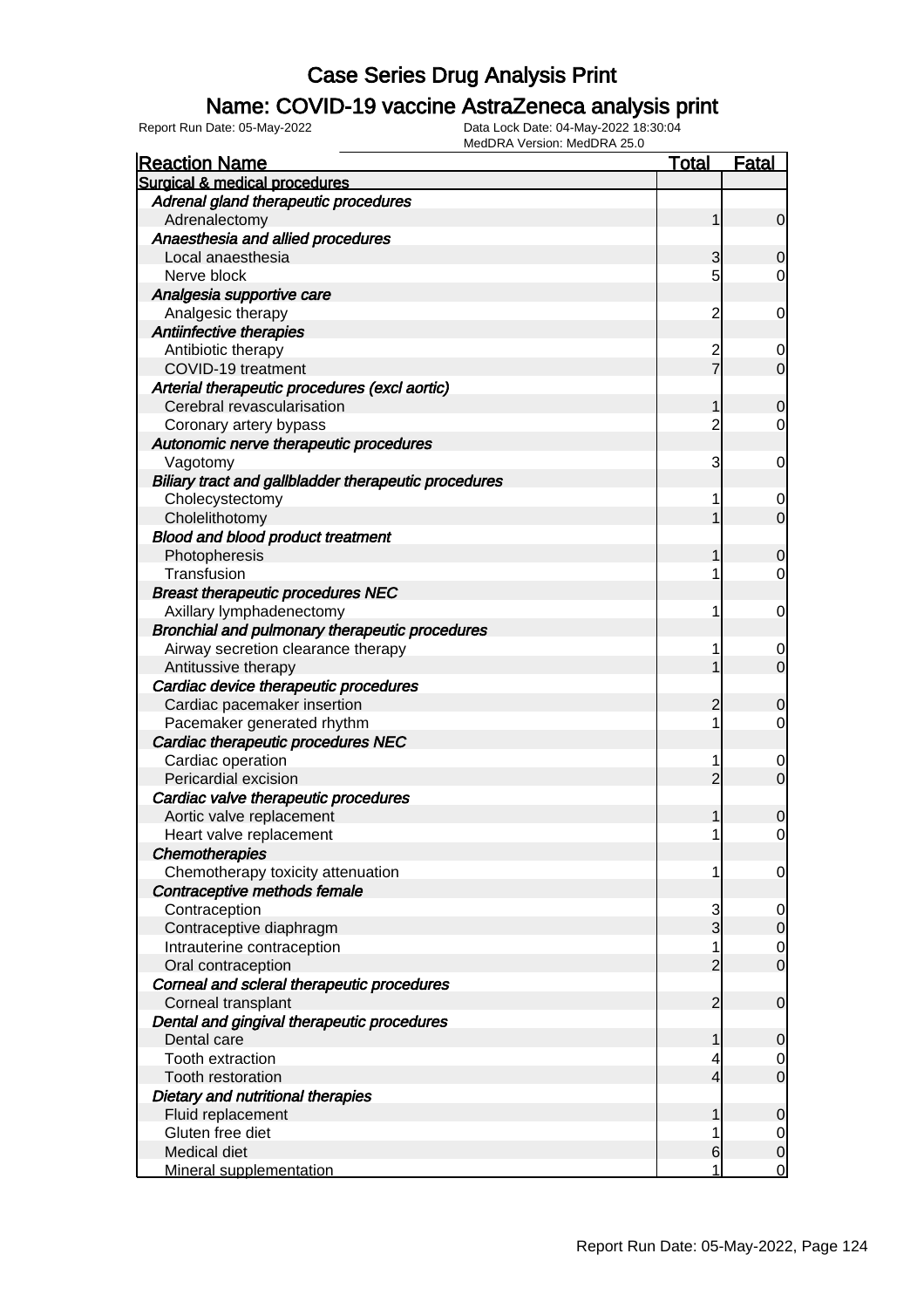# Case Series Drug Analysis Print

## Name: COVID-19 vaccine AstraZeneca analysis print

Report Run Date: 05-May-2022    Data Lock Date: 04-May-2022 18:30:04
MedDRA Version: MedDRA 25.0

| Reaction Name | Total | Fatal |
|---|---|---|
| **Surgical & medical procedures** | | |
| ***Adrenal gland therapeutic procedures*** | | |
| Adrenalectomy | 1 | 0 |
| ***Anaesthesia and allied procedures*** | | |
| Local anaesthesia | 3 | 0 |
| Nerve block | 5 | 0 |
| ***Analgesia supportive care*** | | |
| Analgesic therapy | 2 | 0 |
| ***Antiinfective therapies*** | | |
| Antibiotic therapy | 2 | 0 |
| COVID-19 treatment | 7 | 0 |
| ***Arterial therapeutic procedures (excl aortic)*** | | |
| Cerebral revascularisation | 1 | 0 |
| Coronary artery bypass | 2 | 0 |
| ***Autonomic nerve therapeutic procedures*** | | |
| Vagotomy | 3 | 0 |
| ***Biliary tract and gallbladder therapeutic procedures*** | | |
| Cholecystectomy | 1 | 0 |
| Cholelithotomy | 1 | 0 |
| ***Blood and blood product treatment*** | | |
| Photopheresis | 1 | 0 |
| Transfusion | 1 | 0 |
| ***Breast therapeutic procedures NEC*** | | |
| Axillary lymphadenectomy | 1 | 0 |
| ***Bronchial and pulmonary therapeutic procedures*** | | |
| Airway secretion clearance therapy | 1 | 0 |
| Antitussive therapy | 1 | 0 |
| ***Cardiac device therapeutic procedures*** | | |
| Cardiac pacemaker insertion | 2 | 0 |
| Pacemaker generated rhythm | 1 | 0 |
| ***Cardiac therapeutic procedures NEC*** | | |
| Cardiac operation | 1 | 0 |
| Pericardial excision | 2 | 0 |
| ***Cardiac valve therapeutic procedures*** | | |
| Aortic valve replacement | 1 | 0 |
| Heart valve replacement | 1 | 0 |
| ***Chemotherapies*** | | |
| Chemotherapy toxicity attenuation | 1 | 0 |
| ***Contraceptive methods female*** | | |
| Contraception | 3 | 0 |
| Contraceptive diaphragm | 3 | 0 |
| Intrauterine contraception | 1 | 0 |
| Oral contraception | 2 | 0 |
| ***Corneal and scleral therapeutic procedures*** | | |
| Corneal transplant | 2 | 0 |
| ***Dental and gingival therapeutic procedures*** | | |
| Dental care | 1 | 0 |
| Tooth extraction | 4 | 0 |
| Tooth restoration | 4 | 0 |
| ***Dietary and nutritional therapies*** | | |
| Fluid replacement | 1 | 0 |
| Gluten free diet | 1 | 0 |
| Medical diet | 6 | 0 |
| Mineral supplementation | 1 | 0 |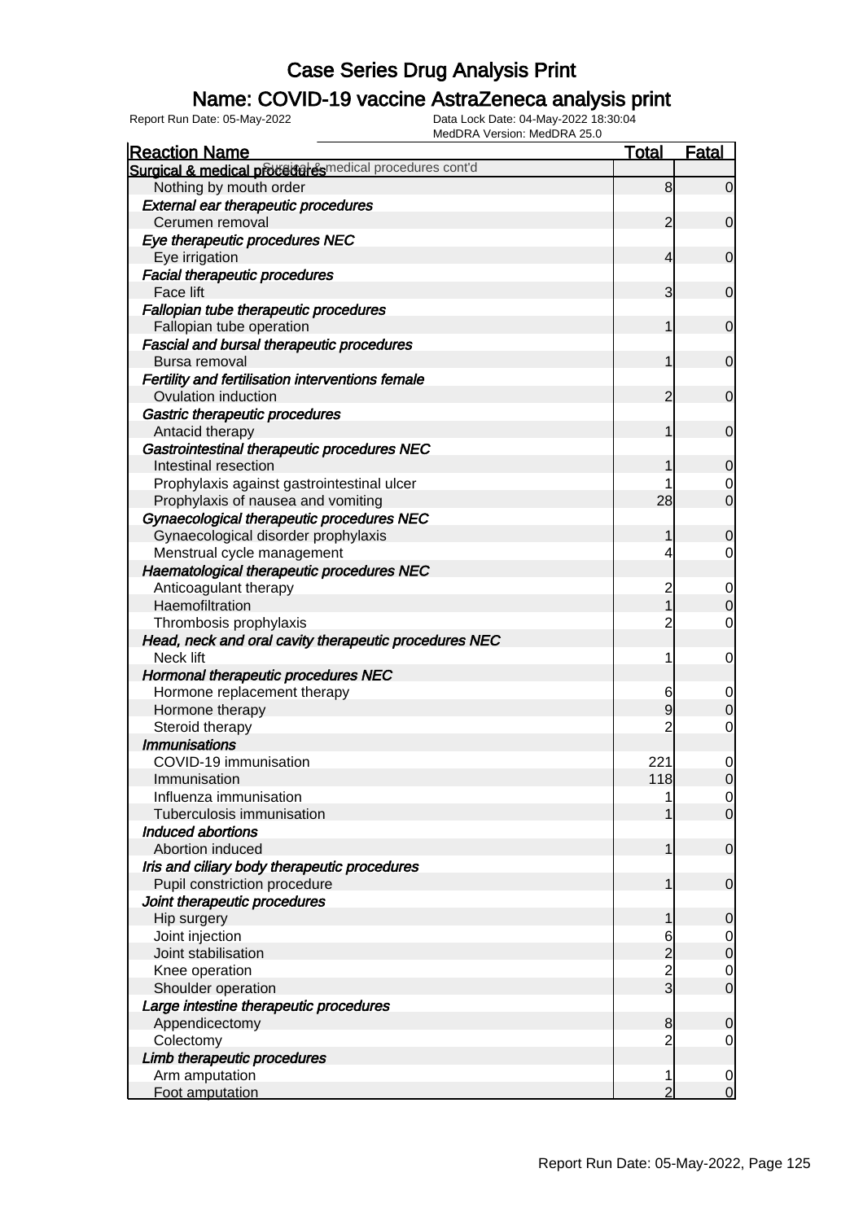# Case Series Drug Analysis Print

## Name: COVID-19 vaccine AstraZeneca analysis print

Report Run Date: 05-May-2022    Data Lock Date: 04-May-2022 18:30:04
MedDRA Version: MedDRA 25.0

| Reaction Name | Total | Fatal |
|---|---|---|
| **Surgical & medical procedures** Surgical & medical procedures cont'd | | |
| Nothing by mouth order | 8 | 0 |
| *External ear therapeutic procedures* | | |
| Cerumen removal | 2 | 0 |
| *Eye therapeutic procedures NEC* | | |
| Eye irrigation | 4 | 0 |
| *Facial therapeutic procedures* | | |
| Face lift | 3 | 0 |
| *Fallopian tube therapeutic procedures* | | |
| Fallopian tube operation | 1 | 0 |
| *Fascial and bursal therapeutic procedures* | | |
| Bursa removal | 1 | 0 |
| *Fertility and fertilisation interventions female* | | |
| Ovulation induction | 2 | 0 |
| *Gastric therapeutic procedures* | | |
| Antacid therapy | 1 | 0 |
| *Gastrointestinal therapeutic procedures NEC* | | |
| Intestinal resection | 1 | 0 |
| Prophylaxis against gastrointestinal ulcer | 1 | 0 |
| Prophylaxis of nausea and vomiting | 28 | 0 |
| *Gynaecological therapeutic procedures NEC* | | |
| Gynaecological disorder prophylaxis | 1 | 0 |
| Menstrual cycle management | 4 | 0 |
| *Haematological therapeutic procedures NEC* | | |
| Anticoagulant therapy | 2 | 0 |
| Haemofiltration | 1 | 0 |
| Thrombosis prophylaxis | 2 | 0 |
| *Head, neck and oral cavity therapeutic procedures NEC* | | |
| Neck lift | 1 | 0 |
| *Hormonal therapeutic procedures NEC* | | |
| Hormone replacement therapy | 6 | 0 |
| Hormone therapy | 9 | 0 |
| Steroid therapy | 2 | 0 |
| *Immunisations* | | |
| COVID-19 immunisation | 221 | 0 |
| Immunisation | 118 | 0 |
| Influenza immunisation | 1 | 0 |
| Tuberculosis immunisation | 1 | 0 |
| *Induced abortions* | | |
| Abortion induced | 1 | 0 |
| *Iris and ciliary body therapeutic procedures* | | |
| Pupil constriction procedure | 1 | 0 |
| *Joint therapeutic procedures* | | |
| Hip surgery | 1 | 0 |
| Joint injection | 6 | 0 |
| Joint stabilisation | 2 | 0 |
| Knee operation | 2 | 0 |
| Shoulder operation | 3 | 0 |
| *Large intestine therapeutic procedures* | | |
| Appendicectomy | 8 | 0 |
| Colectomy | 2 | 0 |
| *Limb therapeutic procedures* | | |
| Arm amputation | 1 | 0 |
| Foot amputation | 2 | 0 |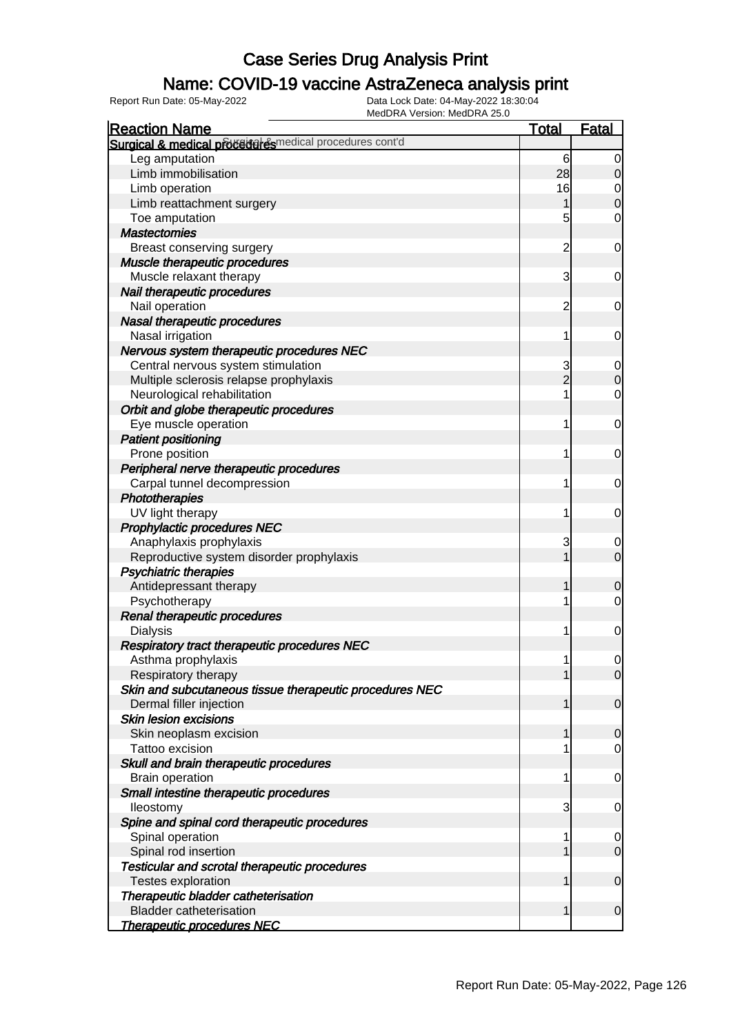# Case Series Drug Analysis Print

## Name: COVID-19 vaccine AstraZeneca analysis print

Report Run Date: 05-May-2022 | Data Lock Date: 04-May-2022 18:30:04 | MedDRA Version: MedDRA 25.0

| Reaction Name | Total | Fatal |
|---|---|---|
| **Surgical & medical procedures** Surgical & medical procedures cont'd | | |
| Leg amputation | 6 | 0 |
| Limb immobilisation | 28 | 0 |
| Limb operation | 16 | 0 |
| Limb reattachment surgery | 1 | 0 |
| Toe amputation | 5 | 0 |
| ***Mastectomies*** | | |
| Breast conserving surgery | 2 | 0 |
| ***Muscle therapeutic procedures*** | | |
| Muscle relaxant therapy | 3 | 0 |
| ***Nail therapeutic procedures*** | | |
| Nail operation | 2 | 0 |
| ***Nasal therapeutic procedures*** | | |
| Nasal irrigation | 1 | 0 |
| ***Nervous system therapeutic procedures NEC*** | | |
| Central nervous system stimulation | 3 | 0 |
| Multiple sclerosis relapse prophylaxis | 2 | 0 |
| Neurological rehabilitation | 1 | 0 |
| ***Orbit and globe therapeutic procedures*** | | |
| Eye muscle operation | 1 | 0 |
| ***Patient positioning*** | | |
| Prone position | 1 | 0 |
| ***Peripheral nerve therapeutic procedures*** | | |
| Carpal tunnel decompression | 1 | 0 |
| ***Phototherapies*** | | |
| UV light therapy | 1 | 0 |
| ***Prophylactic procedures NEC*** | | |
| Anaphylaxis prophylaxis | 3 | 0 |
| Reproductive system disorder prophylaxis | 1 | 0 |
| ***Psychiatric therapies*** | | |
| Antidepressant therapy | 1 | 0 |
| Psychotherapy | 1 | 0 |
| ***Renal therapeutic procedures*** | | |
| Dialysis | 1 | 0 |
| ***Respiratory tract therapeutic procedures NEC*** | | |
| Asthma prophylaxis | 1 | 0 |
| Respiratory therapy | 1 | 0 |
| ***Skin and subcutaneous tissue therapeutic procedures NEC*** | | |
| Dermal filler injection | 1 | 0 |
| ***Skin lesion excisions*** | | |
| Skin neoplasm excision | 1 | 0 |
| Tattoo excision | 1 | 0 |
| ***Skull and brain therapeutic procedures*** | | |
| Brain operation | 1 | 0 |
| ***Small intestine therapeutic procedures*** | | |
| Ileostomy | 3 | 0 |
| ***Spine and spinal cord therapeutic procedures*** | | |
| Spinal operation | 1 | 0 |
| Spinal rod insertion | 1 | 0 |
| ***Testicular and scrotal therapeutic procedures*** | | |
| Testes exploration | 1 | 0 |
| ***Therapeutic bladder catheterisation*** | | |
| Bladder catheterisation | 1 | 0 |
| ***Therapeutic procedures NEC*** | | |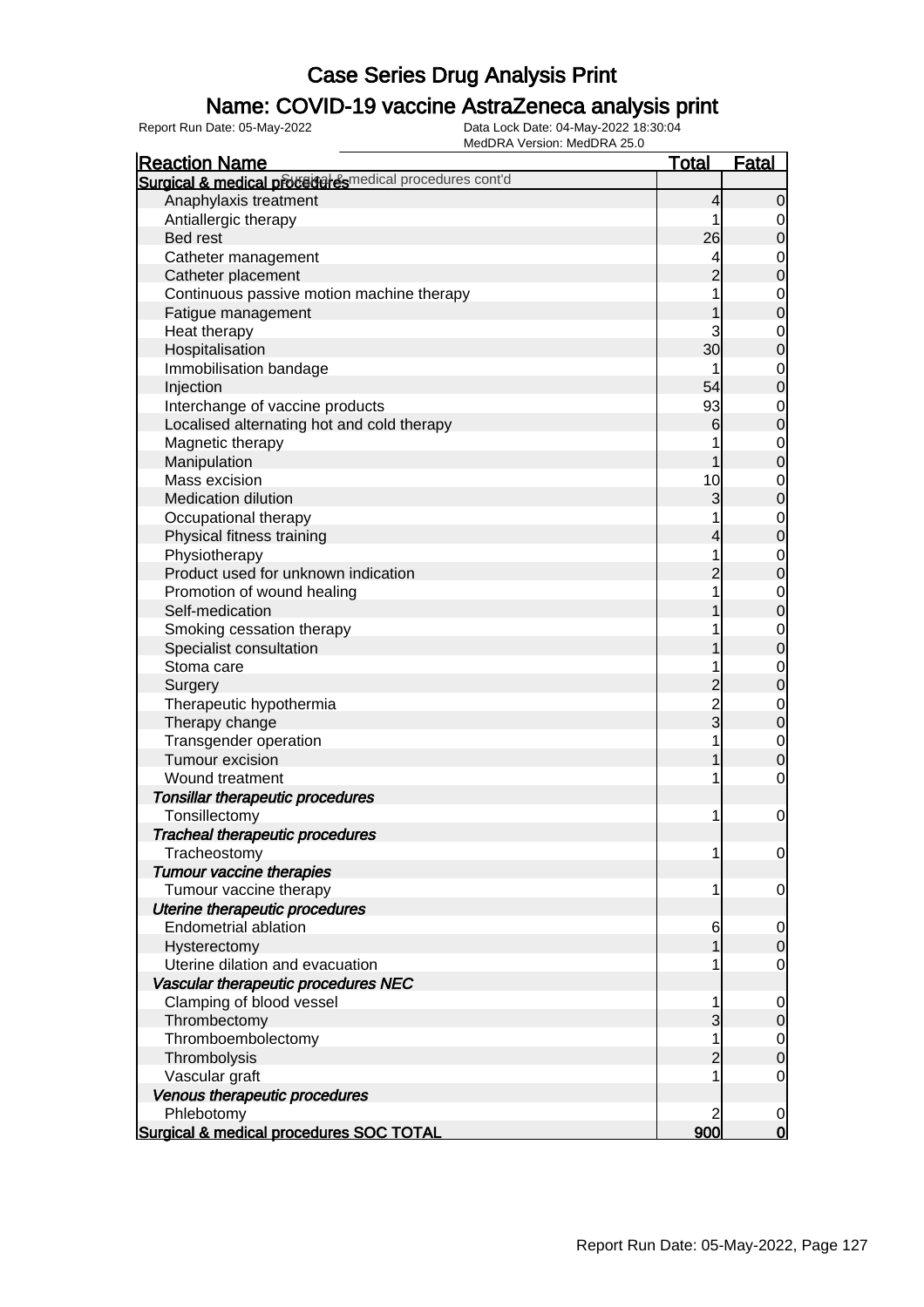# Case Series Drug Analysis Print

## Name: COVID-19 vaccine AstraZeneca analysis print

Report Run Date: 05-May-2022

Data Lock Date: 04-May-2022 18:30:04

MedDRA Version: MedDRA 25.0

| Reaction Name | Total | Fatal |
|---|---|---|
| **Surgical & medical procedures** Surgical & medical procedures cont'd | | |
| Anaphylaxis treatment | 4 | 0 |
| Antiallergic therapy | 1 | 0 |
| Bed rest | 26 | 0 |
| Catheter management | 4 | 0 |
| Catheter placement | 2 | 0 |
| Continuous passive motion machine therapy | 1 | 0 |
| Fatigue management | 1 | 0 |
| Heat therapy | 3 | 0 |
| Hospitalisation | 30 | 0 |
| Immobilisation bandage | 1 | 0 |
| Injection | 54 | 0 |
| Interchange of vaccine products | 93 | 0 |
| Localised alternating hot and cold therapy | 6 | 0 |
| Magnetic therapy | 1 | 0 |
| Manipulation | 1 | 0 |
| Mass excision | 10 | 0 |
| Medication dilution | 3 | 0 |
| Occupational therapy | 1 | 0 |
| Physical fitness training | 4 | 0 |
| Physiotherapy | 1 | 0 |
| Product used for unknown indication | 2 | 0 |
| Promotion of wound healing | 1 | 0 |
| Self-medication | 1 | 0 |
| Smoking cessation therapy | 1 | 0 |
| Specialist consultation | 1 | 0 |
| Stoma care | 1 | 0 |
| Surgery | 2 | 0 |
| Therapeutic hypothermia | 2 | 0 |
| Therapy change | 3 | 0 |
| Transgender operation | 1 | 0 |
| Tumour excision | 1 | 0 |
| Wound treatment | 1 | 0 |
| ***Tonsillar therapeutic procedures*** | | |
| Tonsillectomy | 1 | 0 |
| ***Tracheal therapeutic procedures*** | | |
| Tracheostomy | 1 | 0 |
| ***Tumour vaccine therapies*** | | |
| Tumour vaccine therapy | 1 | 0 |
| ***Uterine therapeutic procedures*** | | |
| Endometrial ablation | 6 | 0 |
| Hysterectomy | 1 | 0 |
| Uterine dilation and evacuation | 1 | 0 |
| ***Vascular therapeutic procedures NEC*** | | |
| Clamping of blood vessel | 1 | 0 |
| Thrombectomy | 3 | 0 |
| Thromboembolectomy | 1 | 0 |
| Thrombolysis | 2 | 0 |
| Vascular graft | 1 | 0 |
| ***Venous therapeutic procedures*** | | |
| Phlebotomy | 2 | 0 |
| **Surgical & medical procedures SOC TOTAL** | **900** | **0** |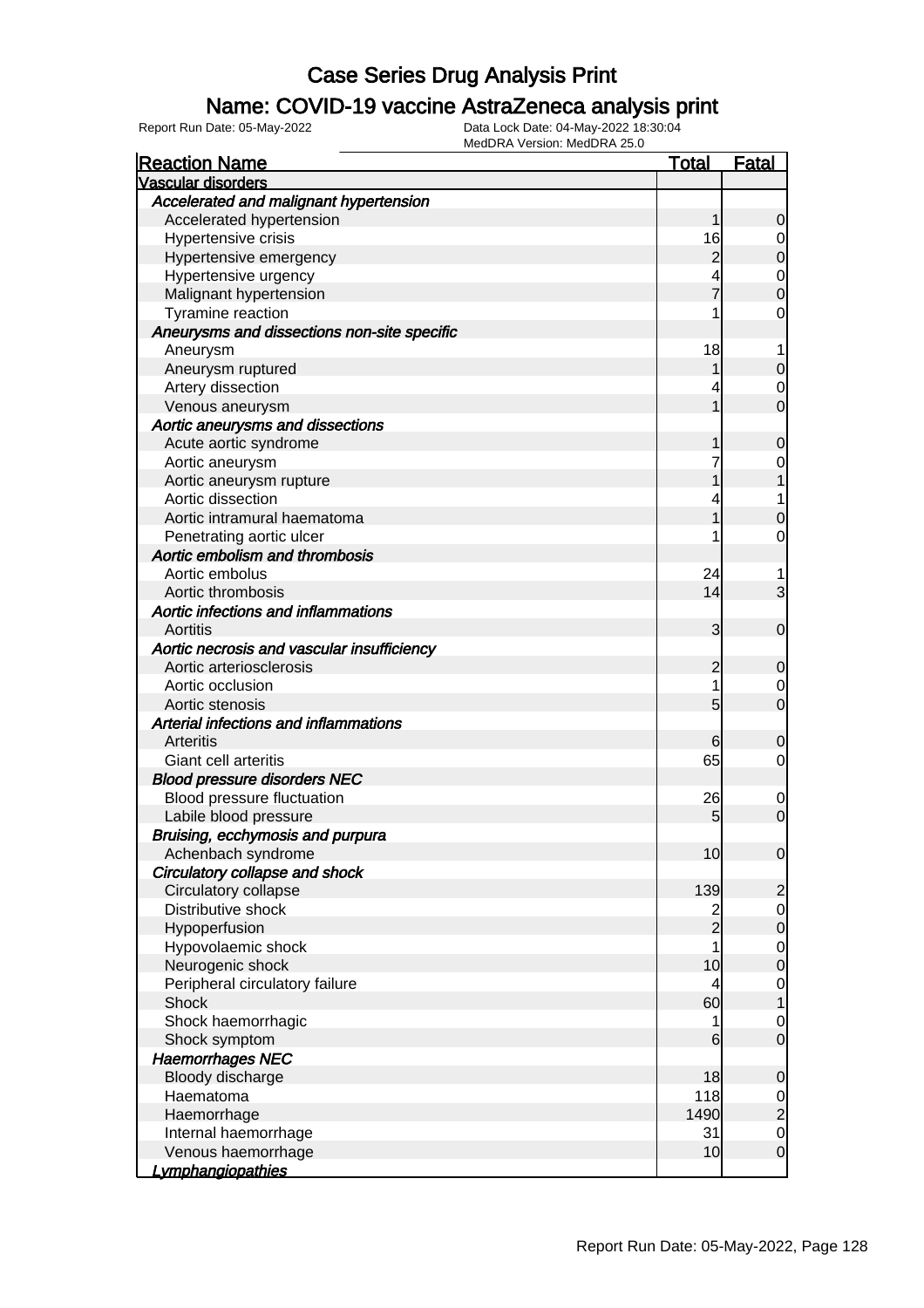# Case Series Drug Analysis Print

## Name: COVID-19 vaccine AstraZeneca analysis print

Report Run Date: 05-May-2022    Data Lock Date: 04-May-2022 18:30:04
MedDRA Version: MedDRA 25.0

| Reaction Name | Total | Fatal |
|---|---|---|
| **Vascular disorders** | | |
| *Accelerated and malignant hypertension* | | |
| Accelerated hypertension | 1 | 0 |
| Hypertensive crisis | 16 | 0 |
| Hypertensive emergency | 2 | 0 |
| Hypertensive urgency | 4 | 0 |
| Malignant hypertension | 7 | 0 |
| Tyramine reaction | 1 | 0 |
| *Aneurysms and dissections non-site specific* | | |
| Aneurysm | 18 | 1 |
| Aneurysm ruptured | 1 | 0 |
| Artery dissection | 4 | 0 |
| Venous aneurysm | 1 | 0 |
| *Aortic aneurysms and dissections* | | |
| Acute aortic syndrome | 1 | 0 |
| Aortic aneurysm | 7 | 0 |
| Aortic aneurysm rupture | 1 | 1 |
| Aortic dissection | 4 | 1 |
| Aortic intramural haematoma | 1 | 0 |
| Penetrating aortic ulcer | 1 | 0 |
| *Aortic embolism and thrombosis* | | |
| Aortic embolus | 24 | 1 |
| Aortic thrombosis | 14 | 3 |
| *Aortic infections and inflammations* | | |
| Aortitis | 3 | 0 |
| *Aortic necrosis and vascular insufficiency* | | |
| Aortic arteriosclerosis | 2 | 0 |
| Aortic occlusion | 1 | 0 |
| Aortic stenosis | 5 | 0 |
| *Arterial infections and inflammations* | | |
| Arteritis | 6 | 0 |
| Giant cell arteritis | 65 | 0 |
| *Blood pressure disorders NEC* | | |
| Blood pressure fluctuation | 26 | 0 |
| Labile blood pressure | 5 | 0 |
| *Bruising, ecchymosis and purpura* | | |
| Achenbach syndrome | 10 | 0 |
| *Circulatory collapse and shock* | | |
| Circulatory collapse | 139 | 2 |
| Distributive shock | 2 | 0 |
| Hypoperfusion | 2 | 0 |
| Hypovolaemic shock | 1 | 0 |
| Neurogenic shock | 10 | 0 |
| Peripheral circulatory failure | 4 | 0 |
| Shock | 60 | 1 |
| Shock haemorrhagic | 1 | 0 |
| Shock symptom | 6 | 0 |
| *Haemorrhages NEC* | | |
| Bloody discharge | 18 | 0 |
| Haematoma | 118 | 0 |
| Haemorrhage | 1490 | 2 |
| Internal haemorrhage | 31 | 0 |
| Venous haemorrhage | 10 | 0 |
| *Lymphangiopathies* | | |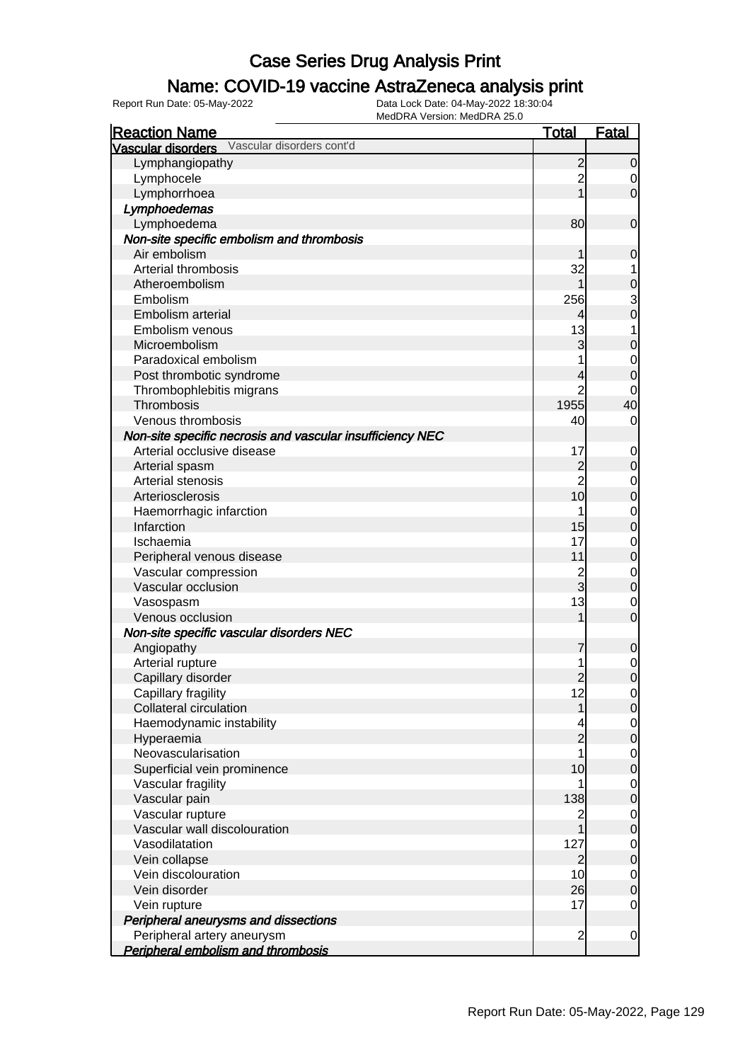# Case Series Drug Analysis Print

## Name: COVID-19 vaccine AstraZeneca analysis print

Report Run Date: 05-May-2022

Data Lock Date: 04-May-2022 18:30:04

MedDRA Version: MedDRA 25.0

| Reaction Name | Total | Fatal |
|---|---|---|
| **Vascular disorders** Vascular disorders cont'd | | |
| Lymphangiopathy | 2 | 0 |
| Lymphocele | 2 | 0 |
| Lymphorrhoea | 1 | 0 |
| ***Lymphoedemas*** | | |
| Lymphoedema | 80 | 0 |
| ***Non-site specific embolism and thrombosis*** | | |
| Air embolism | 1 | 0 |
| Arterial thrombosis | 32 | 1 |
| Atheroembolism | 1 | 0 |
| Embolism | 256 | 3 |
| Embolism arterial | 4 | 0 |
| Embolism venous | 13 | 1 |
| Microembolism | 3 | 0 |
| Paradoxical embolism | 1 | 0 |
| Post thrombotic syndrome | 4 | 0 |
| Thrombophlebitis migrans | 2 | 0 |
| Thrombosis | 1955 | 40 |
| Venous thrombosis | 40 | 0 |
| ***Non-site specific necrosis and vascular insufficiency NEC*** | | |
| Arterial occlusive disease | 17 | 0 |
| Arterial spasm | 2 | 0 |
| Arterial stenosis | 2 | 0 |
| Arteriosclerosis | 10 | 0 |
| Haemorrhagic infarction | 1 | 0 |
| Infarction | 15 | 0 |
| Ischaemia | 17 | 0 |
| Peripheral venous disease | 11 | 0 |
| Vascular compression | 2 | 0 |
| Vascular occlusion | 3 | 0 |
| Vasospasm | 13 | 0 |
| Venous occlusion | 1 | 0 |
| ***Non-site specific vascular disorders NEC*** | | |
| Angiopathy | 7 | 0 |
| Arterial rupture | 1 | 0 |
| Capillary disorder | 2 | 0 |
| Capillary fragility | 12 | 0 |
| Collateral circulation | 1 | 0 |
| Haemodynamic instability | 4 | 0 |
| Hyperaemia | 2 | 0 |
| Neovascularisation | 1 | 0 |
| Superficial vein prominence | 10 | 0 |
| Vascular fragility | 1 | 0 |
| Vascular pain | 138 | 0 |
| Vascular rupture | 2 | 0 |
| Vascular wall discolouration | 1 | 0 |
| Vasodilatation | 127 | 0 |
| Vein collapse | 2 | 0 |
| Vein discolouration | 10 | 0 |
| Vein disorder | 26 | 0 |
| Vein rupture | 17 | 0 |
| ***Peripheral aneurysms and dissections*** | | |
| Peripheral artery aneurysm | 2 | 0 |
| ***Peripheral embolism and thrombosis*** | | |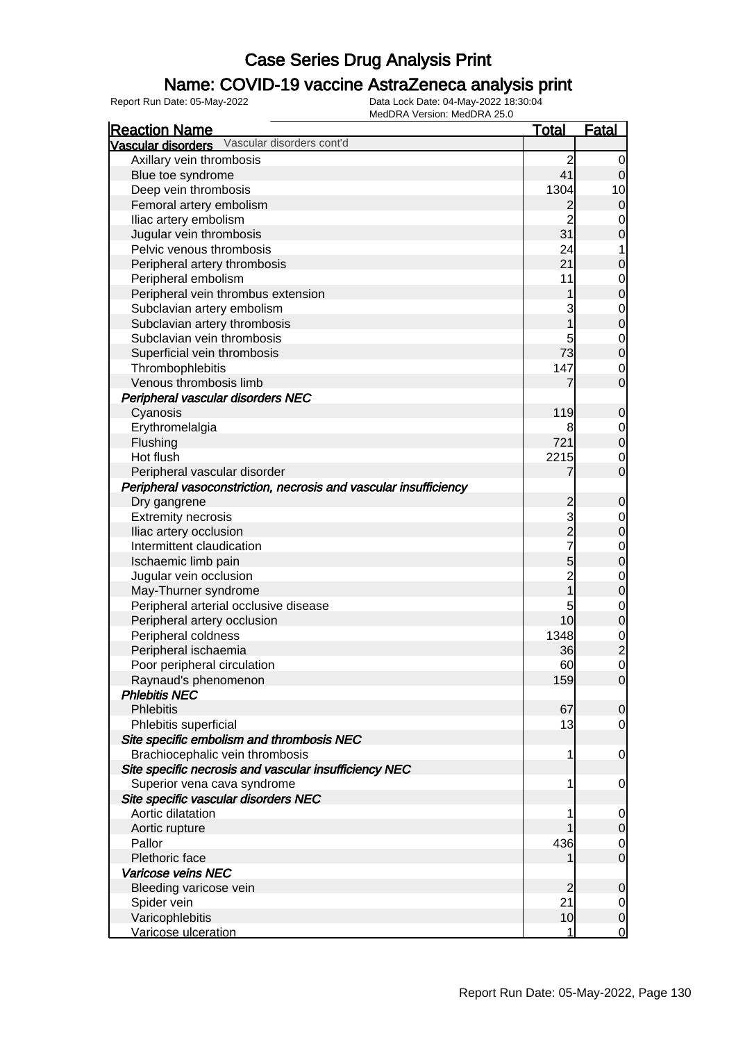# Case Series Drug Analysis Print

## Name: COVID-19 vaccine AstraZeneca analysis print

Report Run Date: 05-May-2022    Data Lock Date: 04-May-2022 18:30:04
MedDRA Version: MedDRA 25.0

| Reaction Name | Total | Fatal |
|---|---|---|
| **Vascular disorders** Vascular disorders cont'd | | |
| Axillary vein thrombosis | 2 | 0 |
| Blue toe syndrome | 41 | 0 |
| Deep vein thrombosis | 1304 | 10 |
| Femoral artery embolism | 2 | 0 |
| Iliac artery embolism | 2 | 0 |
| Jugular vein thrombosis | 31 | 0 |
| Pelvic venous thrombosis | 24 | 1 |
| Peripheral artery thrombosis | 21 | 0 |
| Peripheral embolism | 11 | 0 |
| Peripheral vein thrombus extension | 1 | 0 |
| Subclavian artery embolism | 3 | 0 |
| Subclavian artery thrombosis | 1 | 0 |
| Subclavian vein thrombosis | 5 | 0 |
| Superficial vein thrombosis | 73 | 0 |
| Thrombophlebitis | 147 | 0 |
| Venous thrombosis limb | 7 | 0 |
| ***Peripheral vascular disorders NEC*** | | |
| Cyanosis | 119 | 0 |
| Erythromelalgia | 8 | 0 |
| Flushing | 721 | 0 |
| Hot flush | 2215 | 0 |
| Peripheral vascular disorder | 7 | 0 |
| ***Peripheral vasoconstriction, necrosis and vascular insufficiency*** | | |
| Dry gangrene | 2 | 0 |
| Extremity necrosis | 3 | 0 |
| Iliac artery occlusion | 2 | 0 |
| Intermittent claudication | 7 | 0 |
| Ischaemic limb pain | 5 | 0 |
| Jugular vein occlusion | 2 | 0 |
| May-Thurner syndrome | 1 | 0 |
| Peripheral arterial occlusive disease | 5 | 0 |
| Peripheral artery occlusion | 10 | 0 |
| Peripheral coldness | 1348 | 0 |
| Peripheral ischaemia | 36 | 2 |
| Poor peripheral circulation | 60 | 0 |
| Raynaud's phenomenon | 159 | 0 |
| ***Phlebitis NEC*** | | |
| Phlebitis | 67 | 0 |
| Phlebitis superficial | 13 | 0 |
| ***Site specific embolism and thrombosis NEC*** | | |
| Brachiocephalic vein thrombosis | 1 | 0 |
| ***Site specific necrosis and vascular insufficiency NEC*** | | |
| Superior vena cava syndrome | 1 | 0 |
| ***Site specific vascular disorders NEC*** | | |
| Aortic dilatation | 1 | 0 |
| Aortic rupture | 1 | 0 |
| Pallor | 436 | 0 |
| Plethoric face | 1 | 0 |
| ***Varicose veins NEC*** | | |
| Bleeding varicose vein | 2 | 0 |
| Spider vein | 21 | 0 |
| Varicophlebitis | 10 | 0 |
| Varicose ulceration | 1 | 0 |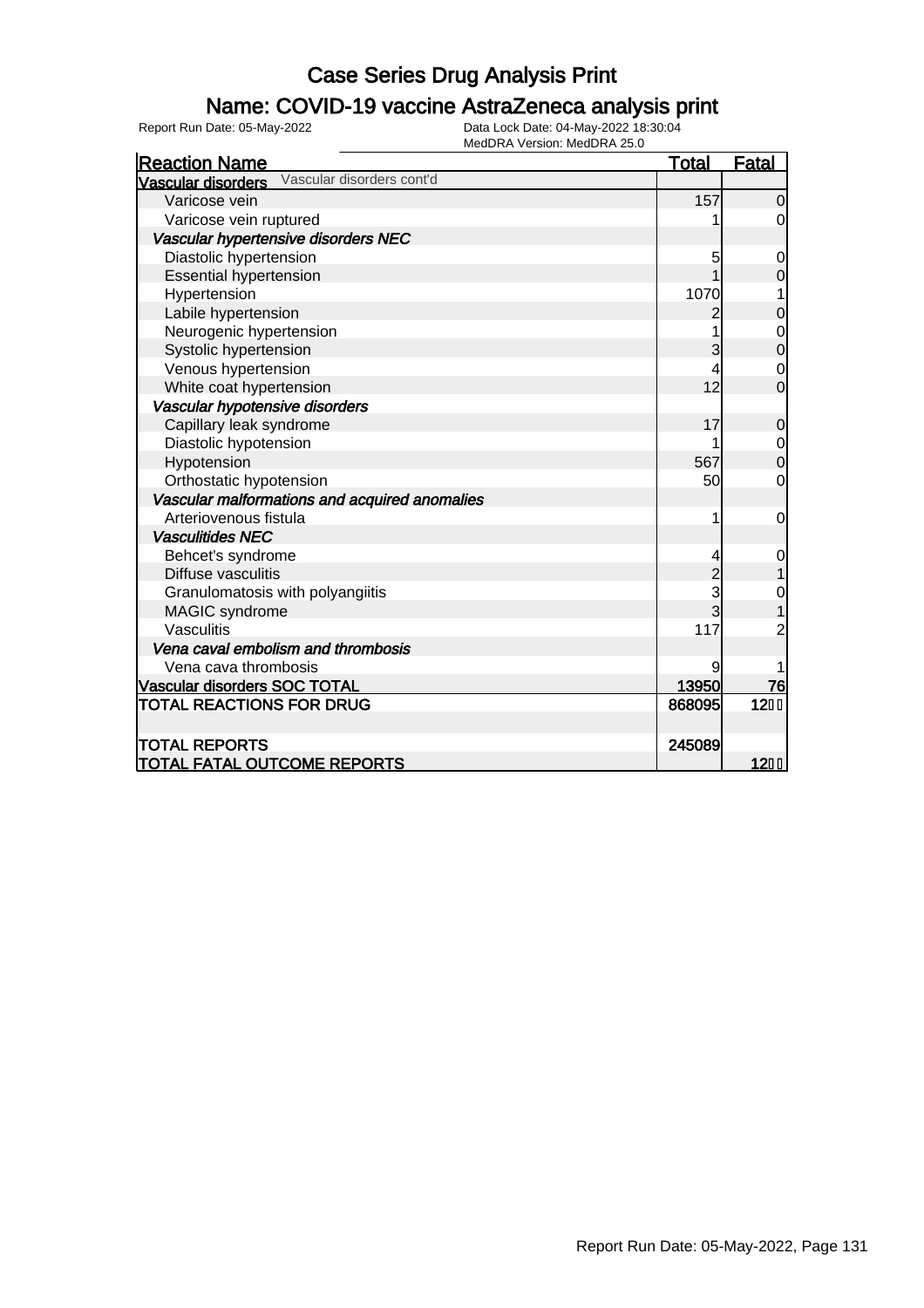# Case Series Drug Analysis Print

## Name: COVID-19 vaccine AstraZeneca analysis print

Report Run Date: 05-May-2022

Data Lock Date: 04-May-2022 18:30:04

MedDRA Version: MedDRA 25.0

| Reaction Name | Total | Fatal |
|---|---|---|
| **Vascular disorders** Vascular disorders cont'd | | |
| Varicose vein | 157 | 0 |
| Varicose vein ruptured | 1 | 0 |
| ***Vascular hypertensive disorders NEC*** | | |
| Diastolic hypertension | 5 | 0 |
| Essential hypertension | 1 | 0 |
| Hypertension | 1070 | 1 |
| Labile hypertension | 2 | 0 |
| Neurogenic hypertension | 1 | 0 |
| Systolic hypertension | 3 | 0 |
| Venous hypertension | 4 | 0 |
| White coat hypertension | 12 | 0 |
| ***Vascular hypotensive disorders*** | | |
| Capillary leak syndrome | 17 | 0 |
| Diastolic hypotension | 1 | 0 |
| Hypotension | 567 | 0 |
| Orthostatic hypotension | 50 | 0 |
| ***Vascular malformations and acquired anomalies*** | | |
| Arteriovenous fistula | 1 | 0 |
| ***Vasculitides NEC*** | | |
| Behcet's syndrome | 4 | 0 |
| Diffuse vasculitis | 2 | 1 |
| Granulomatosis with polyangiitis | 3 | 0 |
| MAGIC syndrome | 3 | 1 |
| Vasculitis | 117 | 2 |
| ***Vena caval embolism and thrombosis*** | | |
| Vena cava thrombosis | 9 | 1 |
| **Vascular disorders SOC TOTAL** | **13950** | **76** |
| **TOTAL REACTIONS FOR DRUG** | **868095** | **12□□** |
| | | |
| **TOTAL REPORTS** | **245089** | |
| **TOTAL FATAL OUTCOME REPORTS** | | **12□□** |